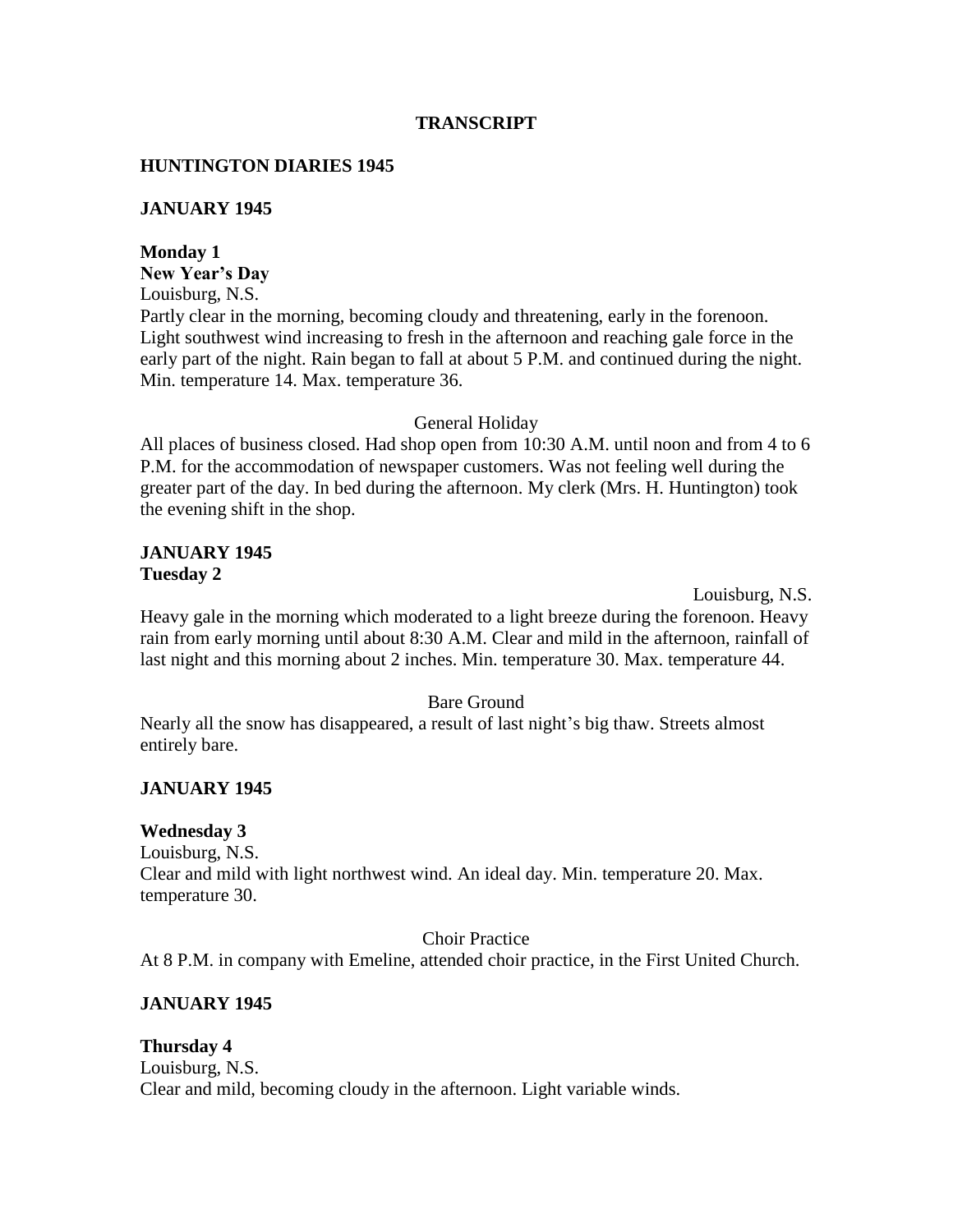**TRANSCRIPT**

**HUNTINGTON DIARIES 1945**

**JANUARY 1945**

**Monday 1**
**New Year's Day**
Louisburg, N.S.
Partly clear in the morning, becoming cloudy and threatening, early in the forenoon. Light southwest wind increasing to fresh in the afternoon and reaching gale force in the early part of the night. Rain began to fall at about 5 P.M. and continued during the night. Min. temperature 14. Max. temperature 36.

General Holiday
All places of business closed. Had shop open from 10:30 A.M. until noon and from 4 to 6 P.M. for the accommodation of newspaper customers. Was not feeling well during the greater part of the day. In bed during the afternoon. My clerk (Mrs. H. Huntington) took the evening shift in the shop.

**JANUARY 1945**
**Tuesday 2**
Louisburg, N.S.
Heavy gale in the morning which moderated to a light breeze during the forenoon. Heavy rain from early morning until about 8:30 A.M. Clear and mild in the afternoon, rainfall of last night and this morning about 2 inches. Min. temperature 30. Max. temperature 44.

Bare Ground
Nearly all the snow has disappeared, a result of last night's big thaw. Streets almost entirely bare.

**JANUARY 1945**

**Wednesday 3**
Louisburg, N.S.
Clear and mild with light northwest wind. An ideal day. Min. temperature 20. Max. temperature 30.

Choir Practice
At 8 P.M. in company with Emeline, attended choir practice, in the First United Church.

**JANUARY 1945**

**Thursday 4**
Louisburg, N.S.
Clear and mild, becoming cloudy in the afternoon. Light variable winds.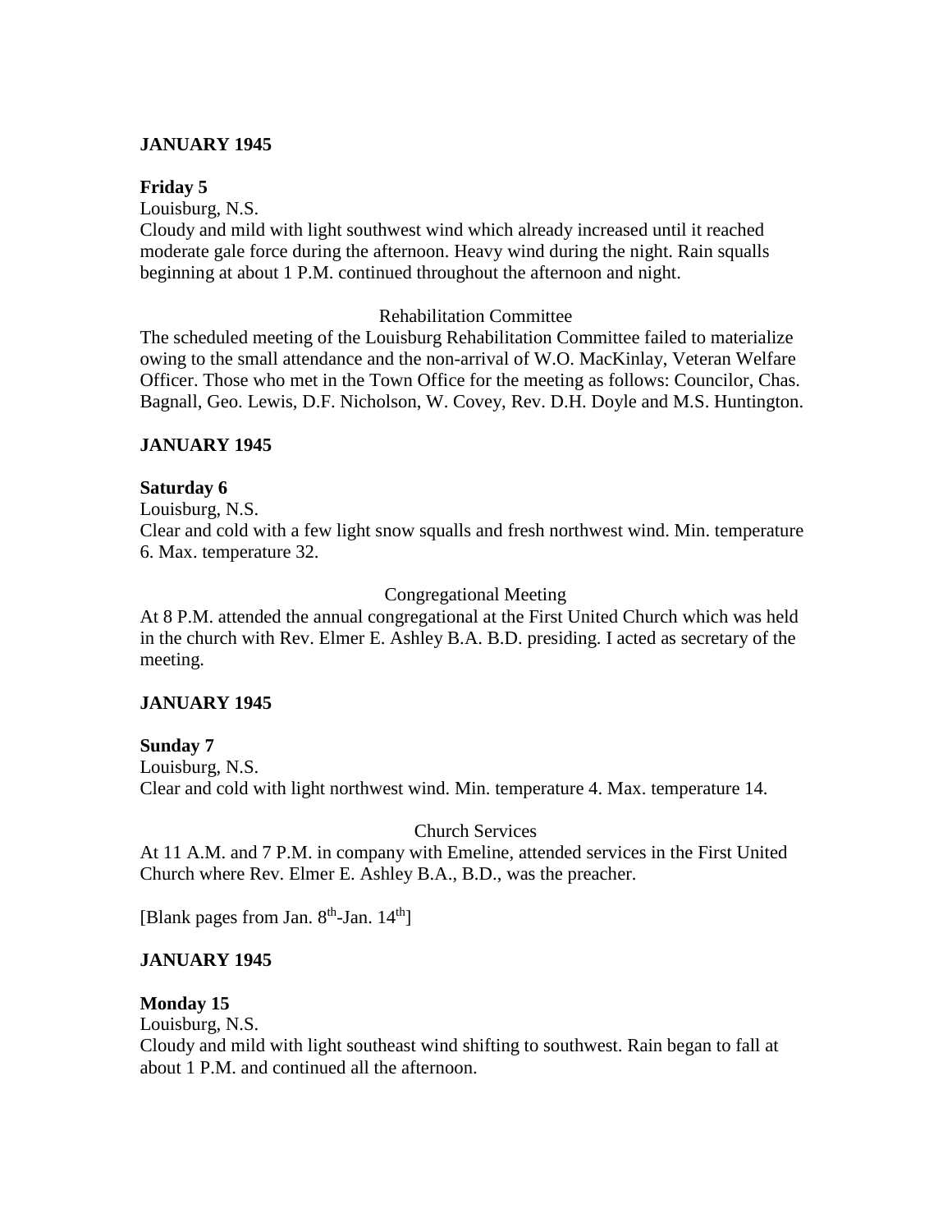**JANUARY 1945**

**Friday 5**

Louisburg, N.S.

Cloudy and mild with light southwest wind which already increased until it reached moderate gale force during the afternoon. Heavy wind during the night. Rain squalls beginning at about 1 P.M. continued throughout the afternoon and night.

Rehabilitation Committee

The scheduled meeting of the Louisburg Rehabilitation Committee failed to materialize owing to the small attendance and the non-arrival of W.O. MacKinlay, Veteran Welfare Officer. Those who met in the Town Office for the meeting as follows: Councilor, Chas. Bagnall, Geo. Lewis, D.F. Nicholson, W. Covey, Rev. D.H. Doyle and M.S. Huntington.

**JANUARY 1945**

**Saturday 6**

Louisburg, N.S.

Clear and cold with a few light snow squalls and fresh northwest wind. Min. temperature 6. Max. temperature 32.

Congregational Meeting

At 8 P.M. attended the annual congregational at the First United Church which was held in the church with Rev. Elmer E. Ashley B.A. B.D. presiding. I acted as secretary of the meeting.

**JANUARY 1945**

**Sunday 7**

Louisburg, N.S.

Clear and cold with light northwest wind. Min. temperature 4. Max. temperature 14.

Church Services

At 11 A.M. and 7 P.M. in company with Emeline, attended services in the First United Church where Rev. Elmer E. Ashley B.A., B.D., was the preacher.

[Blank pages from Jan. 8th-Jan. 14th]

**JANUARY 1945**

**Monday 15**

Louisburg, N.S.

Cloudy and mild with light southeast wind shifting to southwest. Rain began to fall at about 1 P.M. and continued all the afternoon.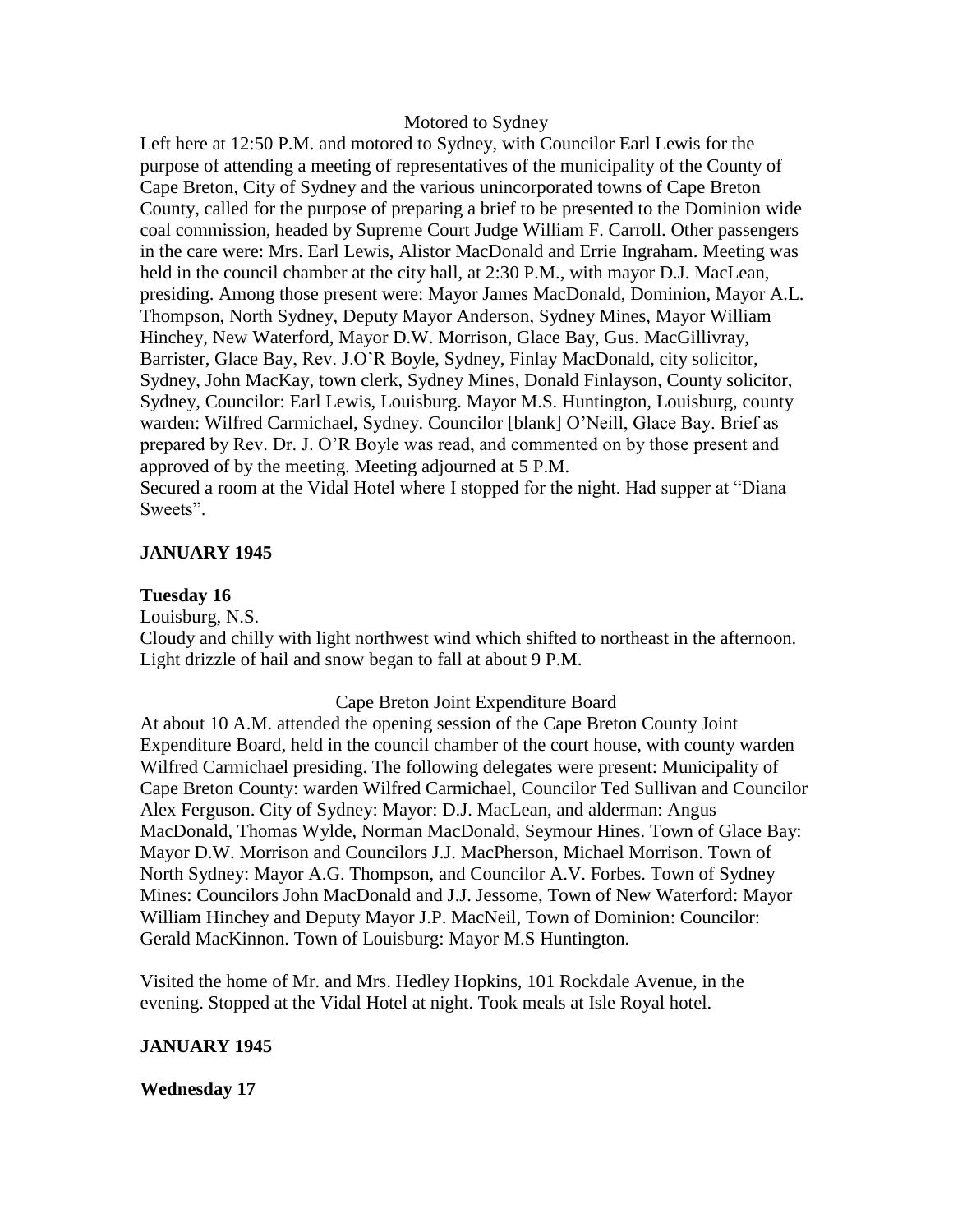Motored to Sydney

Left here at 12:50 P.M. and motored to Sydney, with Councilor Earl Lewis for the purpose of attending a meeting of representatives of the municipality of the County of Cape Breton, City of Sydney and the various unincorporated towns of Cape Breton County, called for the purpose of preparing a brief to be presented to the Dominion wide coal commission, headed by Supreme Court Judge William F. Carroll. Other passengers in the care were: Mrs. Earl Lewis, Alistor MacDonald and Errie Ingraham. Meeting was held in the council chamber at the city hall, at 2:30 P.M., with mayor D.J. MacLean, presiding. Among those present were: Mayor James MacDonald, Dominion, Mayor A.L. Thompson, North Sydney, Deputy Mayor Anderson, Sydney Mines, Mayor William Hinchey, New Waterford, Mayor D.W. Morrison, Glace Bay, Gus. MacGillivray, Barrister, Glace Bay, Rev. J.O'R Boyle, Sydney, Finlay MacDonald, city solicitor, Sydney, John MacKay, town clerk, Sydney Mines, Donald Finlayson, County solicitor, Sydney, Councilor: Earl Lewis, Louisburg. Mayor M.S. Huntington, Louisburg, county warden: Wilfred Carmichael, Sydney. Councilor [blank] O'Neill, Glace Bay. Brief as prepared by Rev. Dr. J. O'R Boyle was read, and commented on by those present and approved of by the meeting. Meeting adjourned at 5 P.M.

Secured a room at the Vidal Hotel where I stopped for the night. Had supper at "Diana Sweets".

**JANUARY 1945**

**Tuesday 16**

Louisburg, N.S.

Cloudy and chilly with light northwest wind which shifted to northeast in the afternoon. Light drizzle of hail and snow began to fall at about 9 P.M.

Cape Breton Joint Expenditure Board

At about 10 A.M. attended the opening session of the Cape Breton County Joint Expenditure Board, held in the council chamber of the court house, with county warden Wilfred Carmichael presiding. The following delegates were present: Municipality of Cape Breton County: warden Wilfred Carmichael, Councilor Ted Sullivan and Councilor Alex Ferguson. City of Sydney: Mayor: D.J. MacLean, and alderman: Angus MacDonald, Thomas Wylde, Norman MacDonald, Seymour Hines. Town of Glace Bay: Mayor D.W. Morrison and Councilors J.J. MacPherson, Michael Morrison. Town of North Sydney: Mayor A.G. Thompson, and Councilor A.V. Forbes. Town of Sydney Mines: Councilors John MacDonald and J.J. Jessome, Town of New Waterford: Mayor William Hinchey and Deputy Mayor J.P. MacNeil, Town of Dominion: Councilor: Gerald MacKinnon. Town of Louisburg: Mayor M.S Huntington.

Visited the home of Mr. and Mrs. Hedley Hopkins, 101 Rockdale Avenue, in the evening. Stopped at the Vidal Hotel at night. Took meals at Isle Royal hotel.

**JANUARY 1945**

**Wednesday 17**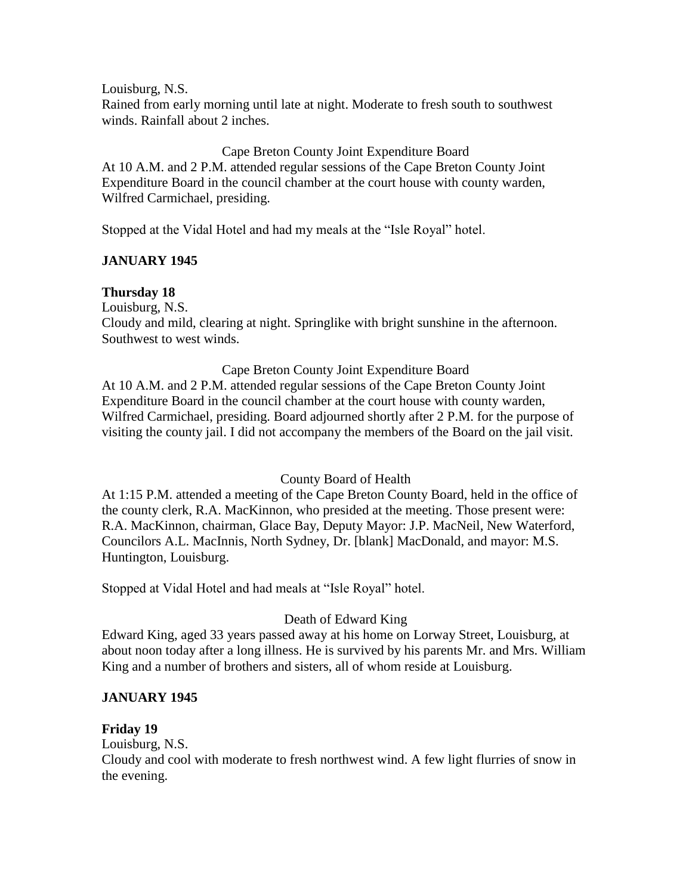Louisburg, N.S.
Rained from early morning until late at night. Moderate to fresh south to southwest winds. Rainfall about 2 inches.

Cape Breton County Joint Expenditure Board

At 10 A.M. and 2 P.M. attended regular sessions of the Cape Breton County Joint Expenditure Board in the council chamber at the court house with county warden, Wilfred Carmichael, presiding.

Stopped at the Vidal Hotel and had my meals at the "Isle Royal" hotel.

**JANUARY 1945**

**Thursday 18**

Louisburg, N.S.
Cloudy and mild, clearing at night. Springlike with bright sunshine in the afternoon. Southwest to west winds.

Cape Breton County Joint Expenditure Board

At 10 A.M. and 2 P.M. attended regular sessions of the Cape Breton County Joint Expenditure Board in the council chamber at the court house with county warden, Wilfred Carmichael, presiding. Board adjourned shortly after 2 P.M. for the purpose of visiting the county jail. I did not accompany the members of the Board on the jail visit.

County Board of Health

At 1:15 P.M. attended a meeting of the Cape Breton County Board, held in the office of the county clerk, R.A. MacKinnon, who presided at the meeting. Those present were: R.A. MacKinnon, chairman, Glace Bay, Deputy Mayor: J.P. MacNeil, New Waterford, Councilors A.L. MacInnis, North Sydney, Dr. [blank] MacDonald, and mayor: M.S. Huntington, Louisburg.

Stopped at Vidal Hotel and had meals at "Isle Royal" hotel.

Death of Edward King

Edward King, aged 33 years passed away at his home on Lorway Street, Louisburg, at about noon today after a long illness. He is survived by his parents Mr. and Mrs. William King and a number of brothers and sisters, all of whom reside at Louisburg.

**JANUARY 1945**

**Friday 19**

Louisburg, N.S.
Cloudy and cool with moderate to fresh northwest wind. A few light flurries of snow in the evening.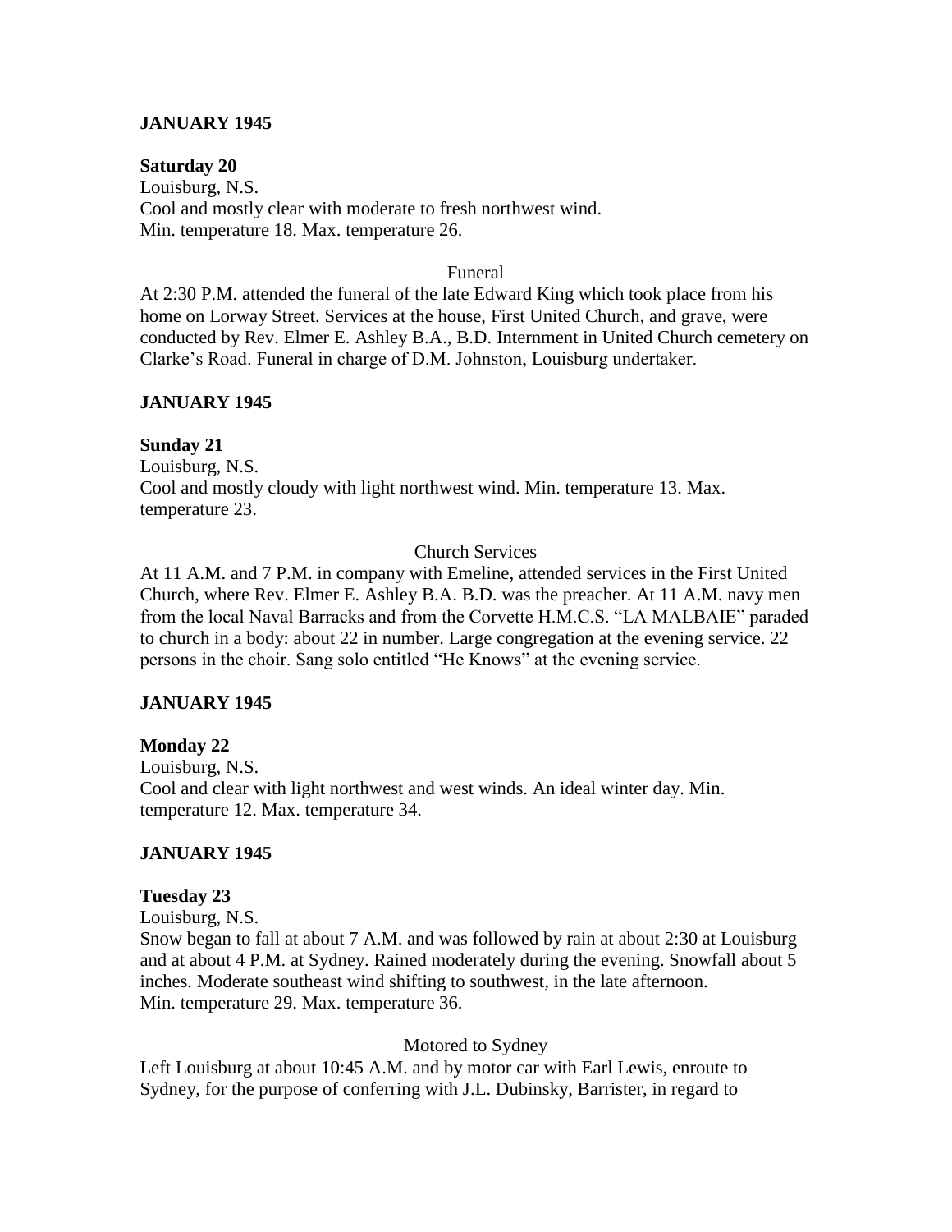## JANUARY 1945

**Saturday 20**

Louisburg, N.S.
Cool and mostly clear with moderate to fresh northwest wind.
Min. temperature 18. Max. temperature 26.

Funeral

At 2:30 P.M. attended the funeral of the late Edward King which took place from his home on Lorway Street. Services at the house, First United Church, and grave, were conducted by Rev. Elmer E. Ashley B.A., B.D. Internment in United Church cemetery on Clarke's Road. Funeral in charge of D.M. Johnston, Louisburg undertaker.

## JANUARY 1945

**Sunday 21**

Louisburg, N.S.
Cool and mostly cloudy with light northwest wind. Min. temperature 13. Max. temperature 23.

Church Services

At 11 A.M. and 7 P.M. in company with Emeline, attended services in the First United Church, where Rev. Elmer E. Ashley B.A. B.D. was the preacher. At 11 A.M. navy men from the local Naval Barracks and from the Corvette H.M.C.S. "LA MALBAIE" paraded to church in a body: about 22 in number. Large congregation at the evening service. 22 persons in the choir. Sang solo entitled "He Knows" at the evening service.

## JANUARY 1945

**Monday 22**

Louisburg, N.S.
Cool and clear with light northwest and west winds. An ideal winter day. Min. temperature 12. Max. temperature 34.

## JANUARY 1945

**Tuesday 23**

Louisburg, N.S.
Snow began to fall at about 7 A.M. and was followed by rain at about 2:30 at Louisburg and at about 4 P.M. at Sydney. Rained moderately during the evening. Snowfall about 5 inches. Moderate southeast wind shifting to southwest, in the late afternoon.
Min. temperature 29. Max. temperature 36.

Motored to Sydney

Left Louisburg at about 10:45 A.M. and by motor car with Earl Lewis, enroute to Sydney, for the purpose of conferring with J.L. Dubinsky, Barrister, in regard to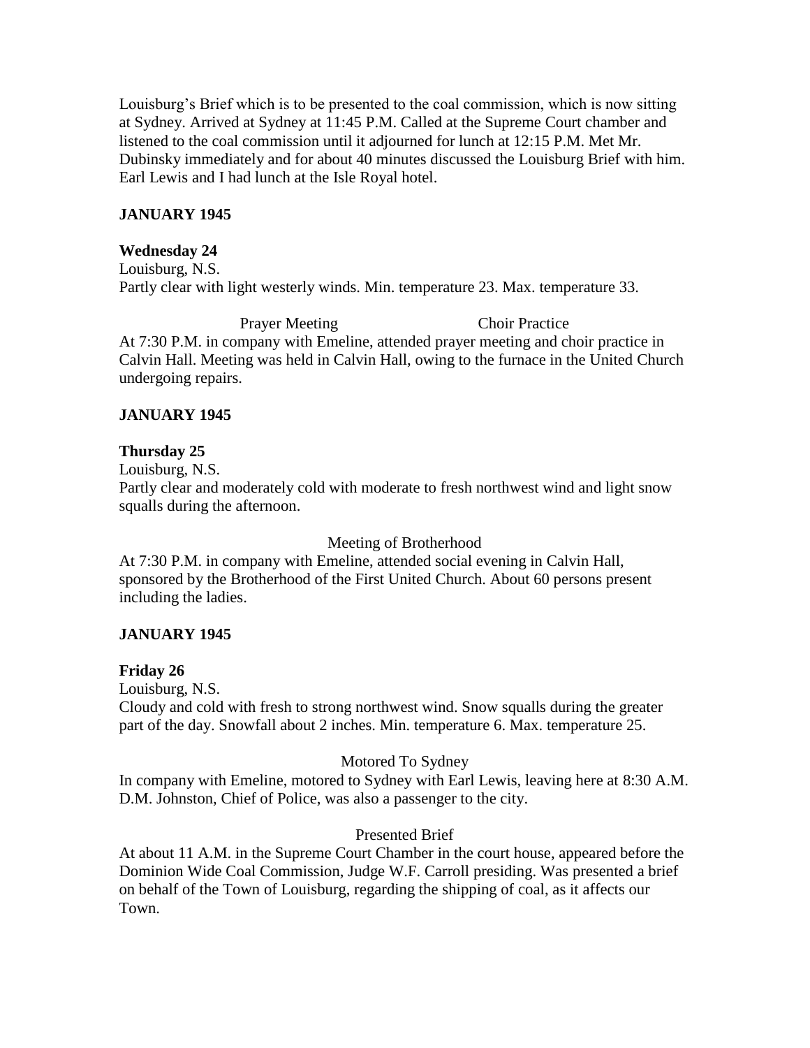Louisburg's Brief which is to be presented to the coal commission, which is now sitting at Sydney. Arrived at Sydney at 11:45 P.M. Called at the Supreme Court chamber and listened to the coal commission until it adjourned for lunch at 12:15 P.M. Met Mr. Dubinsky immediately and for about 40 minutes discussed the Louisburg Brief with him. Earl Lewis and I had lunch at the Isle Royal hotel.

**JANUARY 1945**

**Wednesday 24**
Louisburg, N.S.
Partly clear with light westerly winds. Min. temperature 23. Max. temperature 33.

Prayer Meeting Choir Practice

At 7:30 P.M. in company with Emeline, attended prayer meeting and choir practice in Calvin Hall. Meeting was held in Calvin Hall, owing to the furnace in the United Church undergoing repairs.

**JANUARY 1945**

**Thursday 25**
Louisburg, N.S.
Partly clear and moderately cold with moderate to fresh northwest wind and light snow squalls during the afternoon.

Meeting of Brotherhood

At 7:30 P.M. in company with Emeline, attended social evening in Calvin Hall, sponsored by the Brotherhood of the First United Church. About 60 persons present including the ladies.

**JANUARY 1945**

**Friday 26**
Louisburg, N.S.
Cloudy and cold with fresh to strong northwest wind. Snow squalls during the greater part of the day. Snowfall about 2 inches. Min. temperature 6. Max. temperature 25.

Motored To Sydney

In company with Emeline, motored to Sydney with Earl Lewis, leaving here at 8:30 A.M. D.M. Johnston, Chief of Police, was also a passenger to the city.

Presented Brief

At about 11 A.M. in the Supreme Court Chamber in the court house, appeared before the Dominion Wide Coal Commission, Judge W.F. Carroll presiding. Was presented a brief on behalf of the Town of Louisburg, regarding the shipping of coal, as it affects our Town.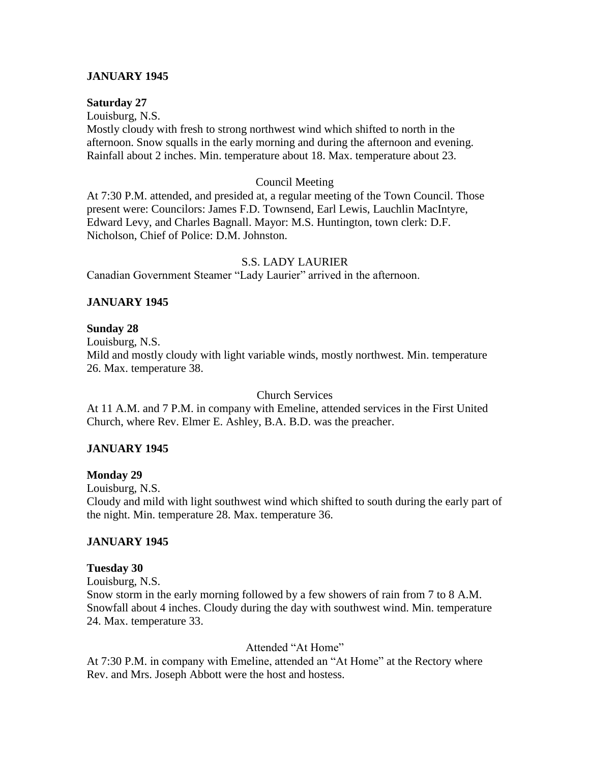**JANUARY 1945**

**Saturday 27**

Louisburg, N.S.

Mostly cloudy with fresh to strong northwest wind which shifted to north in the afternoon. Snow squalls in the early morning and during the afternoon and evening. Rainfall about 2 inches. Min. temperature about 18. Max. temperature about 23.

Council Meeting

At 7:30 P.M. attended, and presided at, a regular meeting of the Town Council. Those present were: Councilors: James F.D. Townsend, Earl Lewis, Lauchlin MacIntyre, Edward Levy, and Charles Bagnall. Mayor: M.S. Huntington, town clerk: D.F. Nicholson, Chief of Police: D.M. Johnston.

S.S. LADY LAURIER

Canadian Government Steamer "Lady Laurier" arrived in the afternoon.

**JANUARY 1945**

**Sunday 28**

Louisburg, N.S.

Mild and mostly cloudy with light variable winds, mostly northwest. Min. temperature 26. Max. temperature 38.

Church Services

At 11 A.M. and 7 P.M. in company with Emeline, attended services in the First United Church, where Rev. Elmer E. Ashley, B.A. B.D. was the preacher.

**JANUARY 1945**

**Monday 29**

Louisburg, N.S.

Cloudy and mild with light southwest wind which shifted to south during the early part of the night. Min. temperature 28. Max. temperature 36.

**JANUARY 1945**

**Tuesday 30**

Louisburg, N.S.

Snow storm in the early morning followed by a few showers of rain from 7 to 8 A.M. Snowfall about 4 inches. Cloudy during the day with southwest wind. Min. temperature 24. Max. temperature 33.

Attended "At Home"

At 7:30 P.M. in company with Emeline, attended an "At Home" at the Rectory where Rev. and Mrs. Joseph Abbott were the host and hostess.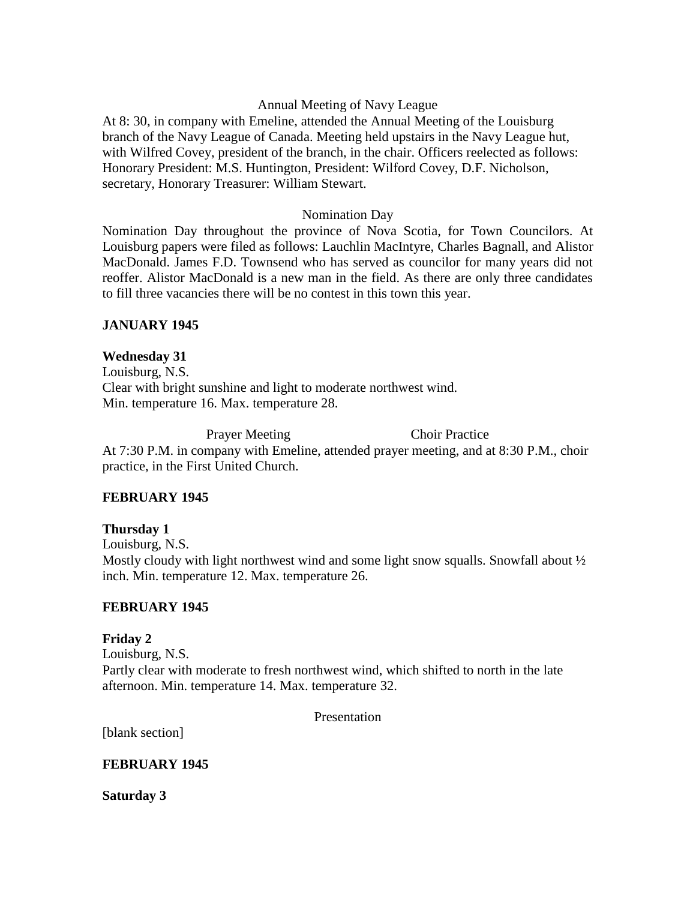Annual Meeting of Navy League

At 8: 30, in company with Emeline, attended the Annual Meeting of the Louisburg branch of the Navy League of Canada. Meeting held upstairs in the Navy League hut, with Wilfred Covey, president of the branch, in the chair. Officers reelected as follows: Honorary President: M.S. Huntington, President: Wilford Covey, D.F. Nicholson, secretary, Honorary Treasurer: William Stewart.

Nomination Day

Nomination Day throughout the province of Nova Scotia, for Town Councilors. At Louisburg papers were filed as follows: Lauchlin MacIntyre, Charles Bagnall, and Alistor MacDonald. James F.D. Townsend who has served as councilor for many years did not reoffer. Alistor MacDonald is a new man in the field. As there are only three candidates to fill three vacancies there will be no contest in this town this year.

**JANUARY 1945**

**Wednesday 31**

Louisburg, N.S.
Clear with bright sunshine and light to moderate northwest wind.
Min. temperature 16. Max. temperature 28.

Prayer Meeting Choir Practice

At 7:30 P.M. in company with Emeline, attended prayer meeting, and at 8:30 P.M., choir practice, in the First United Church.

**FEBRUARY 1945**

**Thursday 1**

Louisburg, N.S.
Mostly cloudy with light northwest wind and some light snow squalls. Snowfall about ½ inch. Min. temperature 12. Max. temperature 26.

**FEBRUARY 1945**

**Friday 2**

Louisburg, N.S.
Partly clear with moderate to fresh northwest wind, which shifted to north in the late afternoon. Min. temperature 14. Max. temperature 32.

Presentation

[blank section]

**FEBRUARY 1945**

**Saturday 3**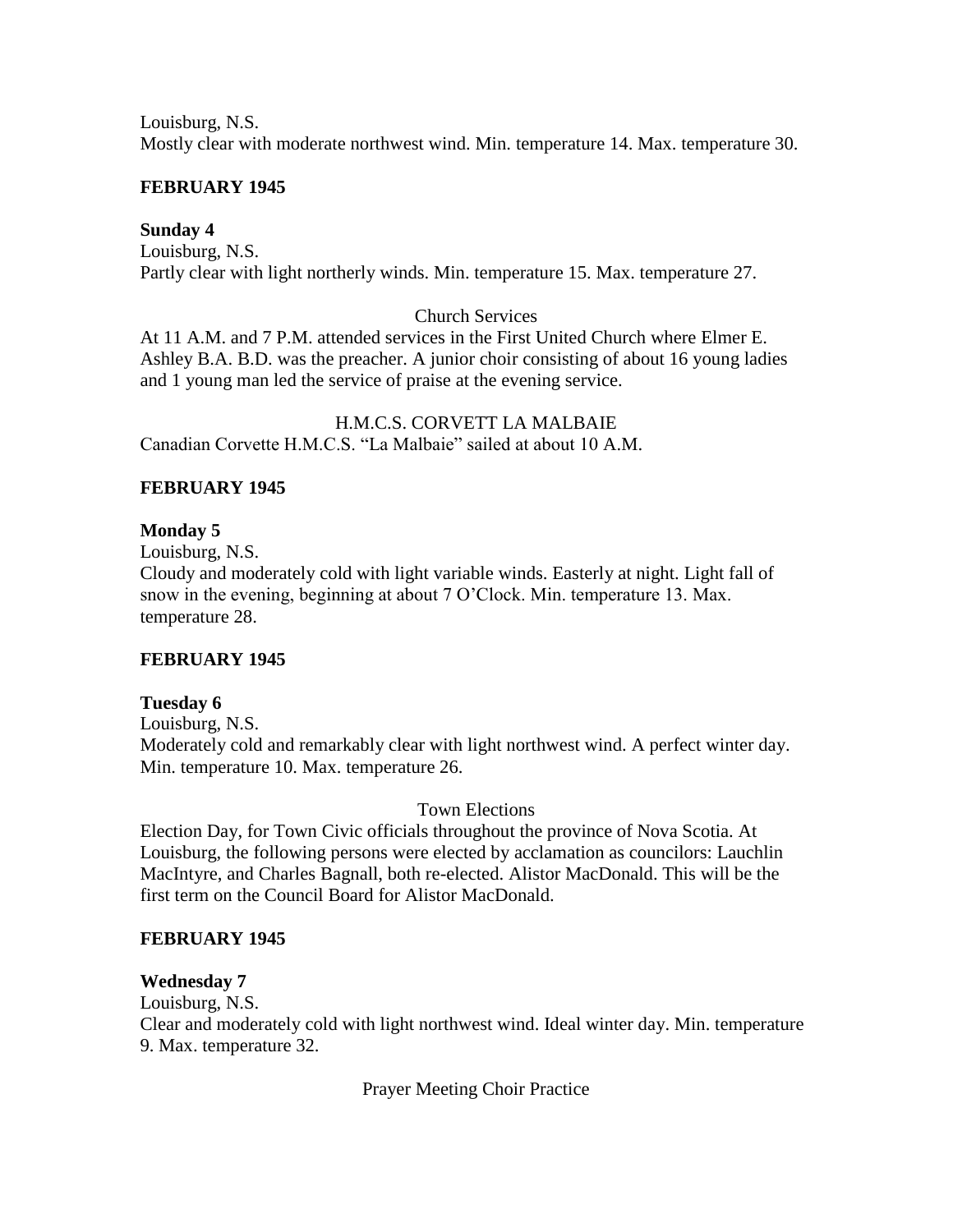Louisburg, N.S.
Mostly clear with moderate northwest wind. Min. temperature 14. Max. temperature 30.

**FEBRUARY 1945**

**Sunday 4**
Louisburg, N.S.
Partly clear with light northerly winds. Min. temperature 15. Max. temperature 27.

Church Services

At 11 A.M. and 7 P.M. attended services in the First United Church where Elmer E. Ashley B.A. B.D. was the preacher. A junior choir consisting of about 16 young ladies and 1 young man led the service of praise at the evening service.

H.M.C.S. CORVETT LA MALBAIE

Canadian Corvette H.M.C.S. "La Malbaie" sailed at about 10 A.M.

**FEBRUARY 1945**

**Monday 5**
Louisburg, N.S.
Cloudy and moderately cold with light variable winds. Easterly at night. Light fall of snow in the evening, beginning at about 7 O'Clock. Min. temperature 13. Max. temperature 28.

**FEBRUARY 1945**

**Tuesday 6**
Louisburg, N.S.
Moderately cold and remarkably clear with light northwest wind. A perfect winter day. Min. temperature 10. Max. temperature 26.

Town Elections

Election Day, for Town Civic officials throughout the province of Nova Scotia. At Louisburg, the following persons were elected by acclamation as councilors: Lauchlin MacIntyre, and Charles Bagnall, both re-elected. Alistor MacDonald. This will be the first term on the Council Board for Alistor MacDonald.

**FEBRUARY 1945**

**Wednesday 7**
Louisburg, N.S.
Clear and moderately cold with light northwest wind. Ideal winter day. Min. temperature 9. Max. temperature 32.

Prayer Meeting Choir Practice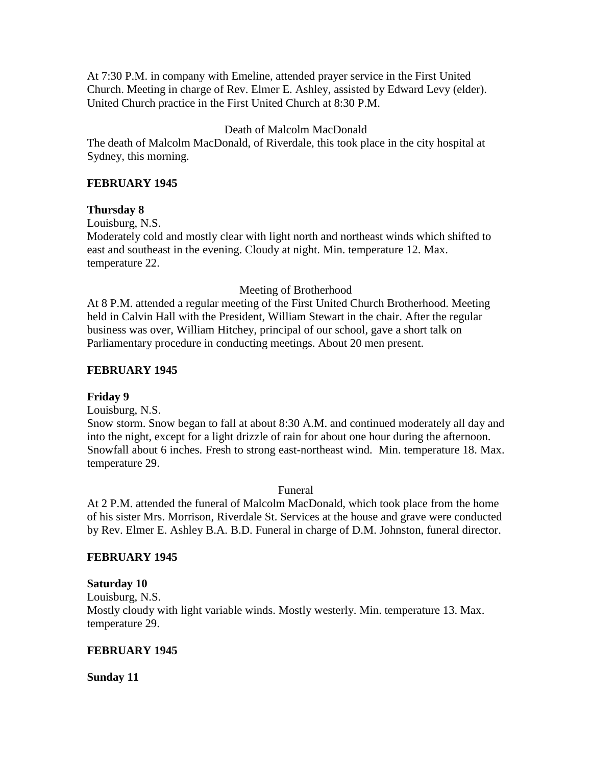At 7:30 P.M. in company with Emeline, attended prayer service in the First United Church. Meeting in charge of Rev. Elmer E. Ashley, assisted by Edward Levy (elder). United Church practice in the First United Church at 8:30 P.M.

Death of Malcolm MacDonald

The death of Malcolm MacDonald, of Riverdale, this took place in the city hospital at Sydney, this morning.

**FEBRUARY 1945**

**Thursday 8**

Louisburg, N.S.

Moderately cold and mostly clear with light north and northeast winds which shifted to east and southeast in the evening. Cloudy at night. Min. temperature 12. Max. temperature 22.

Meeting of Brotherhood

At 8 P.M. attended a regular meeting of the First United Church Brotherhood. Meeting held in Calvin Hall with the President, William Stewart in the chair. After the regular business was over, William Hitchey, principal of our school, gave a short talk on Parliamentary procedure in conducting meetings. About 20 men present.

**FEBRUARY 1945**

**Friday 9**

Louisburg, N.S.

Snow storm. Snow began to fall at about 8:30 A.M. and continued moderately all day and into the night, except for a light drizzle of rain for about one hour during the afternoon. Snowfall about 6 inches. Fresh to strong east-northeast wind. Min. temperature 18. Max. temperature 29.

Funeral

At 2 P.M. attended the funeral of Malcolm MacDonald, which took place from the home of his sister Mrs. Morrison, Riverdale St. Services at the house and grave were conducted by Rev. Elmer E. Ashley B.A. B.D. Funeral in charge of D.M. Johnston, funeral director.

**FEBRUARY 1945**

**Saturday 10**

Louisburg, N.S.

Mostly cloudy with light variable winds. Mostly westerly. Min. temperature 13. Max. temperature 29.

**FEBRUARY 1945**

**Sunday 11**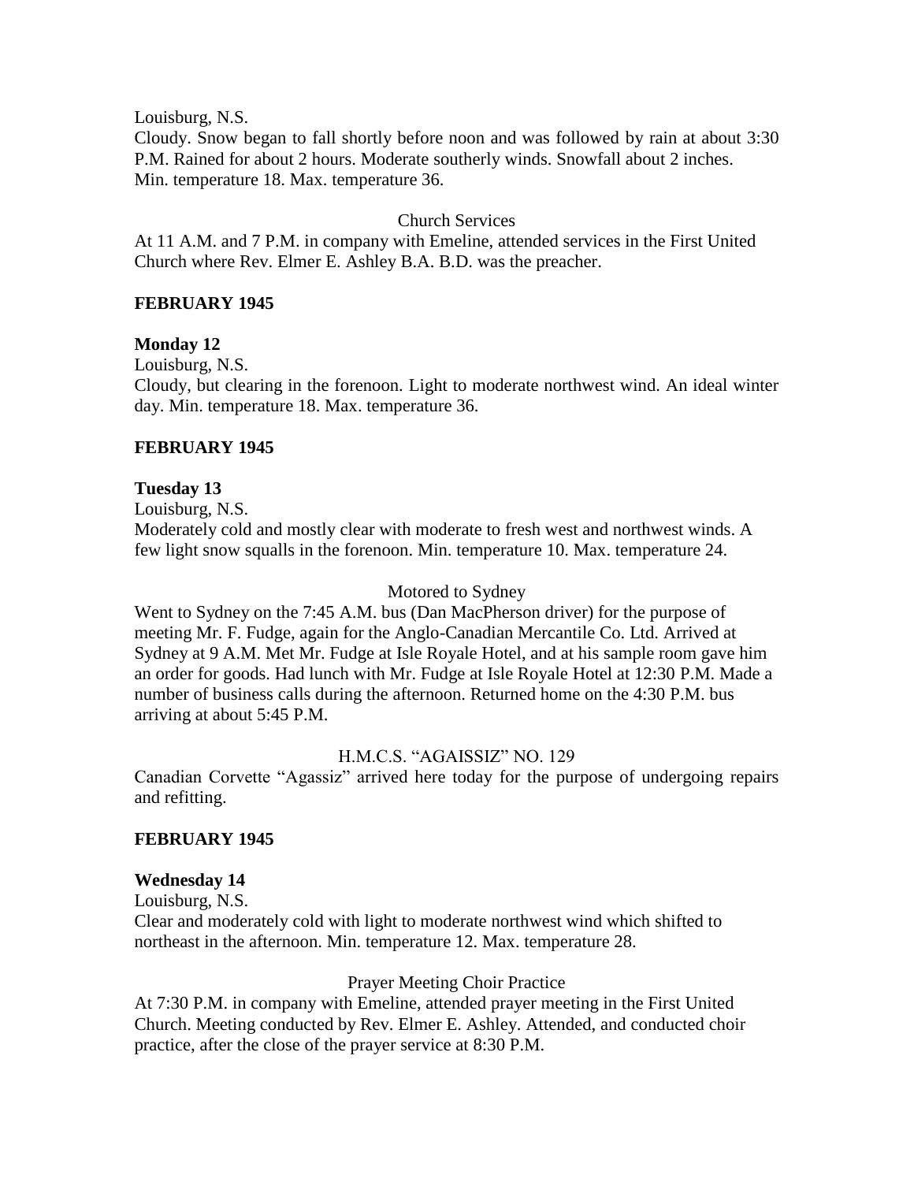Louisburg, N.S.

Cloudy. Snow began to fall shortly before noon and was followed by rain at about 3:30 P.M. Rained for about 2 hours. Moderate southerly winds. Snowfall about 2 inches. Min. temperature 18. Max. temperature 36.

Church Services

At 11 A.M. and 7 P.M. in company with Emeline, attended services in the First United Church where Rev. Elmer E. Ashley B.A. B.D. was the preacher.

**FEBRUARY 1945**

**Monday 12**

Louisburg, N.S.

Cloudy, but clearing in the forenoon. Light to moderate northwest wind. An ideal winter day. Min. temperature 18. Max. temperature 36.

**FEBRUARY 1945**

**Tuesday 13**

Louisburg, N.S.

Moderately cold and mostly clear with moderate to fresh west and northwest winds. A few light snow squalls in the forenoon. Min. temperature 10. Max. temperature 24.

Motored to Sydney

Went to Sydney on the 7:45 A.M. bus (Dan MacPherson driver) for the purpose of meeting Mr. F. Fudge, again for the Anglo-Canadian Mercantile Co. Ltd. Arrived at Sydney at 9 A.M. Met Mr. Fudge at Isle Royale Hotel, and at his sample room gave him an order for goods. Had lunch with Mr. Fudge at Isle Royale Hotel at 12:30 P.M. Made a number of business calls during the afternoon. Returned home on the 4:30 P.M. bus arriving at about 5:45 P.M.

H.M.C.S. "AGAISSIZ" NO. 129

Canadian Corvette "Agassiz" arrived here today for the purpose of undergoing repairs and refitting.

**FEBRUARY 1945**

**Wednesday 14**

Louisburg, N.S.

Clear and moderately cold with light to moderate northwest wind which shifted to northeast in the afternoon. Min. temperature 12. Max. temperature 28.

Prayer Meeting Choir Practice

At 7:30 P.M. in company with Emeline, attended prayer meeting in the First United Church. Meeting conducted by Rev. Elmer E. Ashley. Attended, and conducted choir practice, after the close of the prayer service at 8:30 P.M.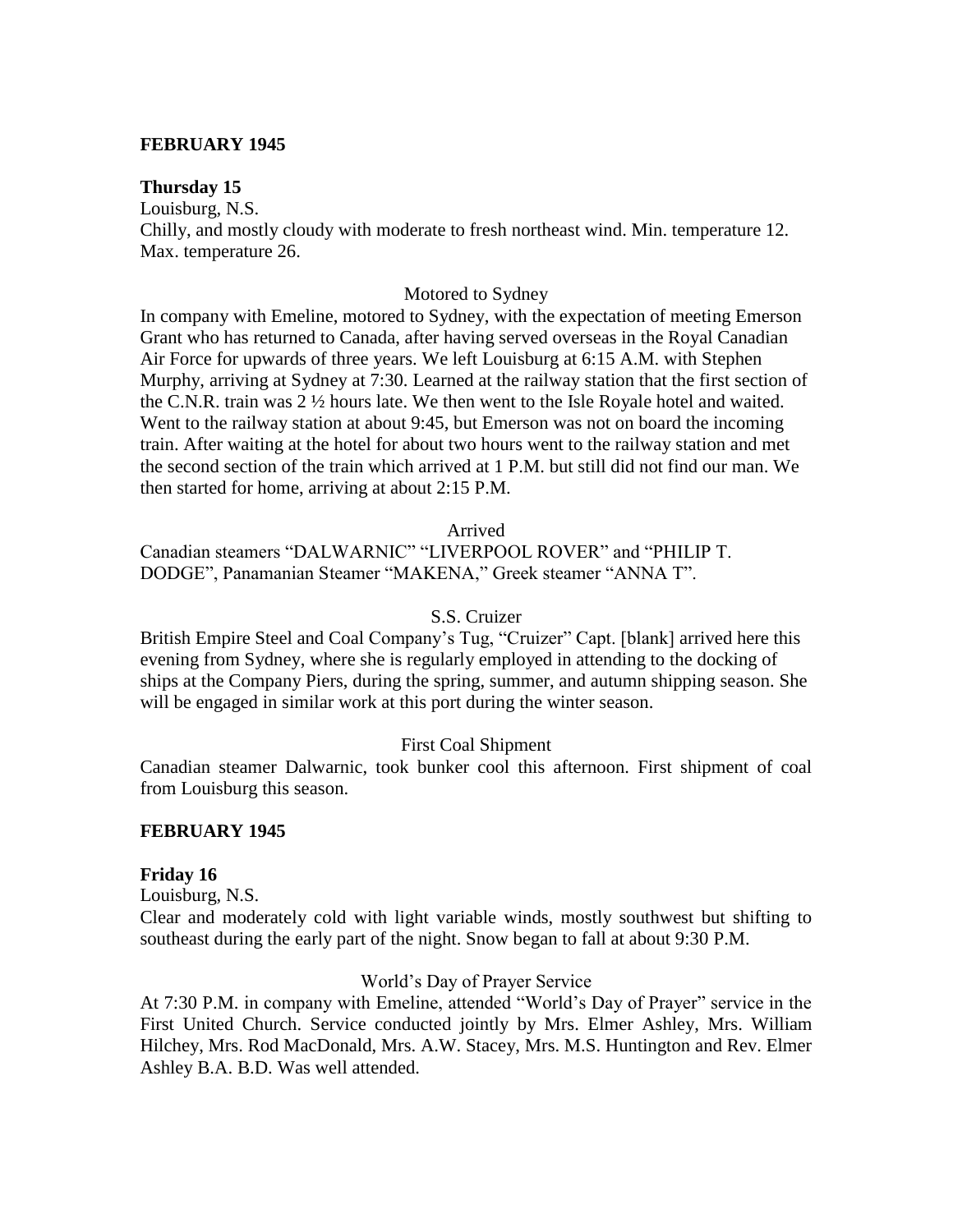**FEBRUARY 1945**

**Thursday 15**

Louisburg, N.S.

Chilly, and mostly cloudy with moderate to fresh northeast wind. Min. temperature 12. Max. temperature 26.

Motored to Sydney

In company with Emeline, motored to Sydney, with the expectation of meeting Emerson Grant who has returned to Canada, after having served overseas in the Royal Canadian Air Force for upwards of three years. We left Louisburg at 6:15 A.M. with Stephen Murphy, arriving at Sydney at 7:30. Learned at the railway station that the first section of the C.N.R. train was 2 ½ hours late. We then went to the Isle Royale hotel and waited. Went to the railway station at about 9:45, but Emerson was not on board the incoming train. After waiting at the hotel for about two hours went to the railway station and met the second section of the train which arrived at 1 P.M. but still did not find our man. We then started for home, arriving at about 2:15 P.M.

Arrived

Canadian steamers "DALWARNIC" "LIVERPOOL ROVER" and "PHILIP T. DODGE", Panamanian Steamer "MAKENA," Greek steamer "ANNA T".

S.S. Cruizer

British Empire Steel and Coal Company's Tug, "Cruizer" Capt. [blank] arrived here this evening from Sydney, where she is regularly employed in attending to the docking of ships at the Company Piers, during the spring, summer, and autumn shipping season. She will be engaged in similar work at this port during the winter season.

First Coal Shipment

Canadian steamer Dalwarnic, took bunker cool this afternoon. First shipment of coal from Louisburg this season.

**FEBRUARY 1945**

**Friday 16**

Louisburg, N.S.

Clear and moderately cold with light variable winds, mostly southwest but shifting to southeast during the early part of the night. Snow began to fall at about 9:30 P.M.

World's Day of Prayer Service

At 7:30 P.M. in company with Emeline, attended "World's Day of Prayer" service in the First United Church. Service conducted jointly by Mrs. Elmer Ashley, Mrs. William Hilchey, Mrs. Rod MacDonald, Mrs. A.W. Stacey, Mrs. M.S. Huntington and Rev. Elmer Ashley B.A. B.D. Was well attended.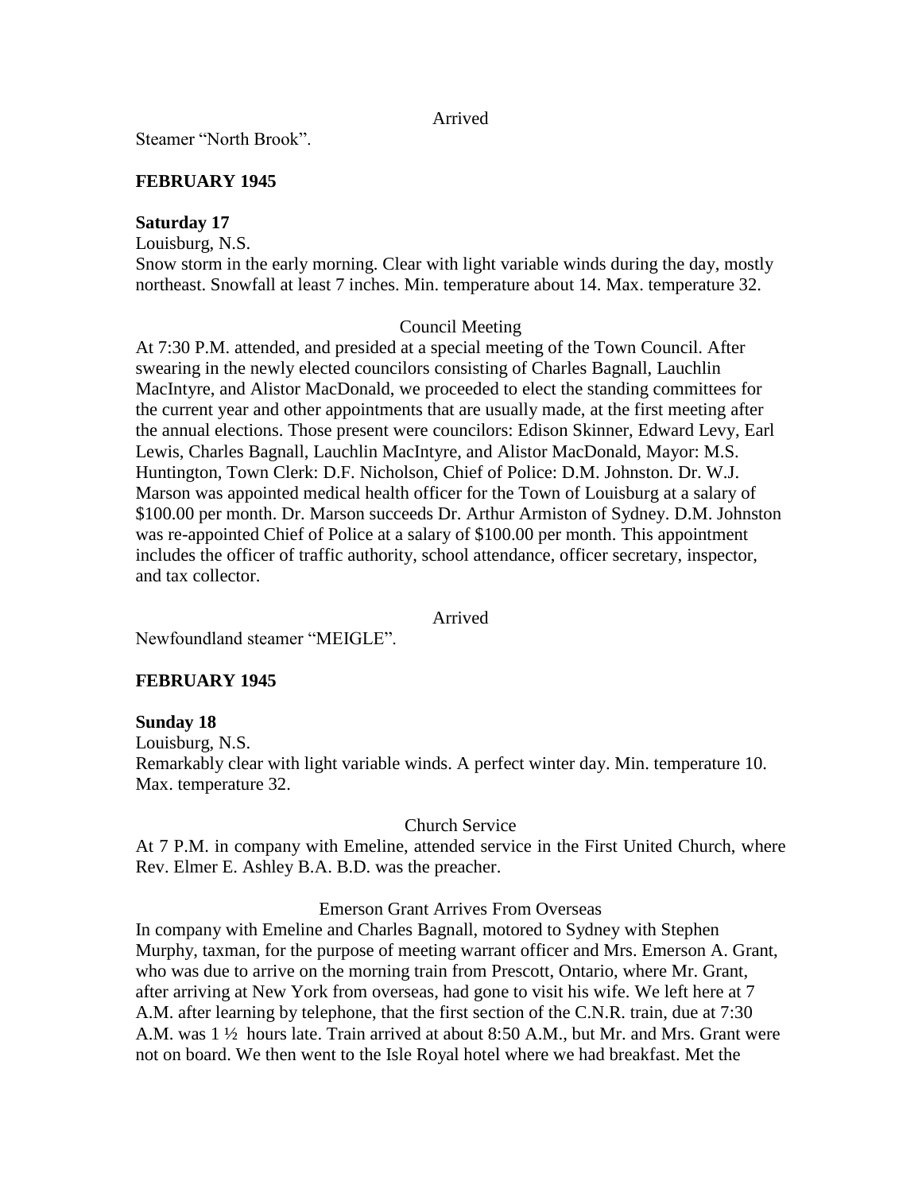Arrived

Steamer “North Brook”.

**FEBRUARY 1945**

**Saturday 17**

Louisburg, N.S.

Snow storm in the early morning. Clear with light variable winds during the day, mostly northeast. Snowfall at least 7 inches. Min. temperature about 14. Max. temperature 32.

Council Meeting

At 7:30 P.M. attended, and presided at a special meeting of the Town Council. After swearing in the newly elected councilors consisting of Charles Bagnall, Lauchlin MacIntyre, and Alistor MacDonald, we proceeded to elect the standing committees for the current year and other appointments that are usually made, at the first meeting after the annual elections. Those present were councilors: Edison Skinner, Edward Levy, Earl Lewis, Charles Bagnall, Lauchlin MacIntyre, and Alistor MacDonald, Mayor: M.S. Huntington, Town Clerk: D.F. Nicholson, Chief of Police: D.M. Johnston. Dr. W.J. Marson was appointed medical health officer for the Town of Louisburg at a salary of $100.00 per month. Dr. Marson succeeds Dr. Arthur Armiston of Sydney. D.M. Johnston was re-appointed Chief of Police at a salary of $100.00 per month. This appointment includes the officer of traffic authority, school attendance, officer secretary, inspector, and tax collector.

Arrived

Newfoundland steamer “MEIGLE”.

**FEBRUARY 1945**

**Sunday 18**

Louisburg, N.S.

Remarkably clear with light variable winds. A perfect winter day. Min. temperature 10. Max. temperature 32.

Church Service

At 7 P.M. in company with Emeline, attended service in the First United Church, where Rev. Elmer E. Ashley B.A. B.D. was the preacher.

Emerson Grant Arrives From Overseas

In company with Emeline and Charles Bagnall, motored to Sydney with Stephen Murphy, taxman, for the purpose of meeting warrant officer and Mrs. Emerson A. Grant, who was due to arrive on the morning train from Prescott, Ontario, where Mr. Grant, after arriving at New York from overseas, had gone to visit his wife. We left here at 7 A.M. after learning by telephone, that the first section of the C.N.R. train, due at 7:30 A.M. was 1 ½ hours late. Train arrived at about 8:50 A.M., but Mr. and Mrs. Grant were not on board. We then went to the Isle Royal hotel where we had breakfast. Met the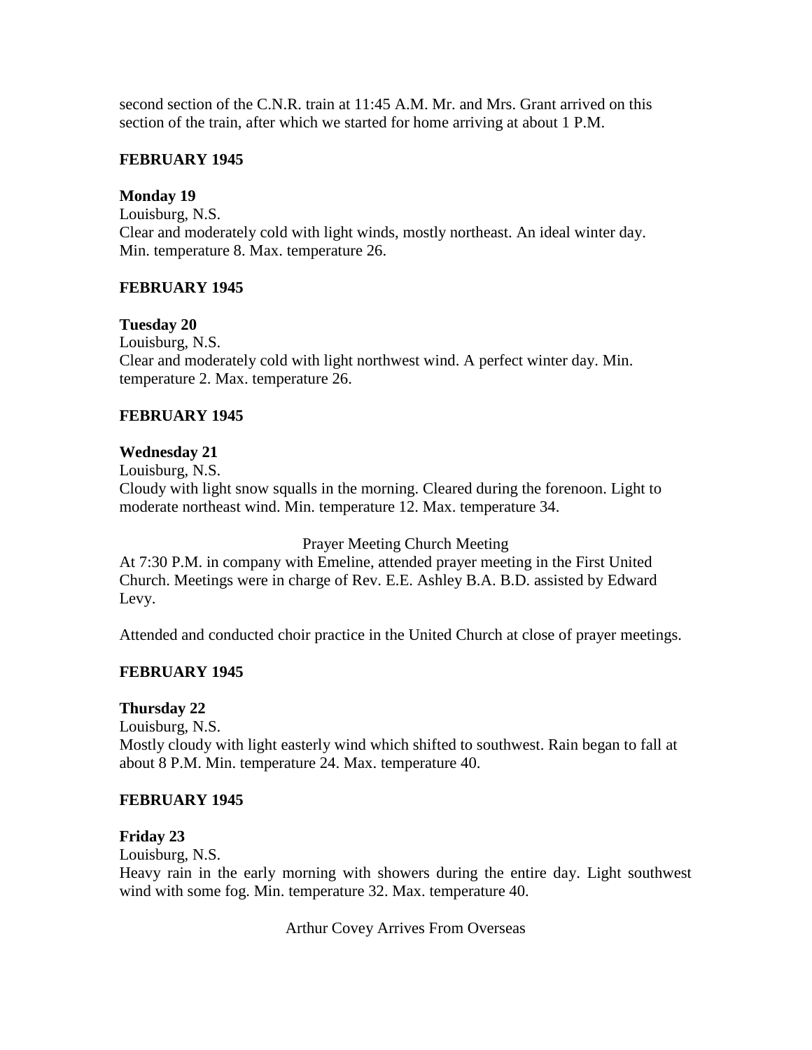second section of the C.N.R. train at 11:45 A.M. Mr. and Mrs. Grant arrived on this section of the train, after which we started for home arriving at about 1 P.M.

**FEBRUARY 1945**

**Monday 19**
Louisburg, N.S.
Clear and moderately cold with light winds, mostly northeast. An ideal winter day. Min. temperature 8. Max. temperature 26.

**FEBRUARY 1945**

**Tuesday 20**
Louisburg, N.S.
Clear and moderately cold with light northwest wind. A perfect winter day. Min. temperature 2. Max. temperature 26.

**FEBRUARY 1945**

**Wednesday 21**
Louisburg, N.S.
Cloudy with light snow squalls in the morning. Cleared during the forenoon. Light to moderate northeast wind. Min. temperature 12. Max. temperature 34.

Prayer Meeting Church Meeting

At 7:30 P.M. in company with Emeline, attended prayer meeting in the First United Church. Meetings were in charge of Rev. E.E. Ashley B.A. B.D. assisted by Edward Levy.

Attended and conducted choir practice in the United Church at close of prayer meetings.

**FEBRUARY 1945**

**Thursday 22**
Louisburg, N.S.
Mostly cloudy with light easterly wind which shifted to southwest. Rain began to fall at about 8 P.M. Min. temperature 24. Max. temperature 40.

**FEBRUARY 1945**

**Friday 23**
Louisburg, N.S.
Heavy rain in the early morning with showers during the entire day. Light southwest wind with some fog. Min. temperature 32. Max. temperature 40.

Arthur Covey Arrives From Overseas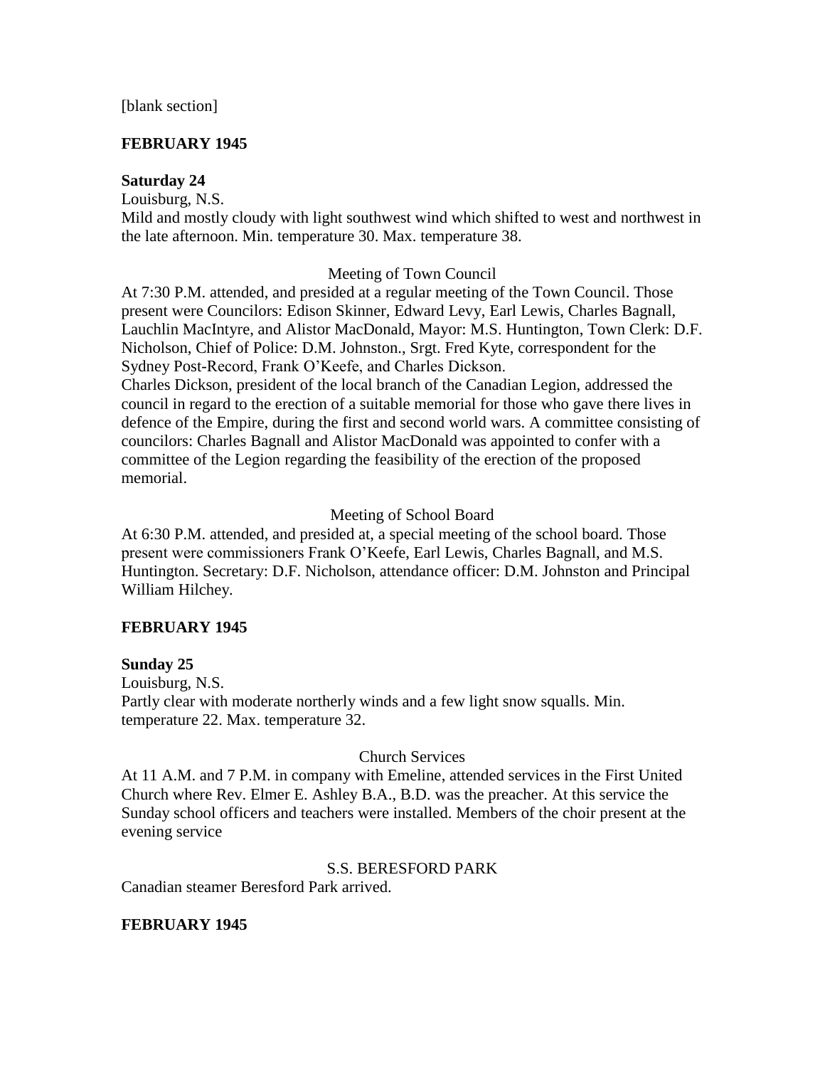[blank section]

**FEBRUARY 1945**

**Saturday 24**
Louisburg, N.S.
Mild and mostly cloudy with light southwest wind which shifted to west and northwest in the late afternoon. Min. temperature 30. Max. temperature 38.

Meeting of Town Council

At 7:30 P.M. attended, and presided at a regular meeting of the Town Council. Those present were Councilors: Edison Skinner, Edward Levy, Earl Lewis, Charles Bagnall, Lauchlin MacIntyre, and Alistor MacDonald, Mayor: M.S. Huntington, Town Clerk: D.F. Nicholson, Chief of Police: D.M. Johnston., Srgt. Fred Kyte, correspondent for the Sydney Post-Record, Frank O'Keefe, and Charles Dickson.
Charles Dickson, president of the local branch of the Canadian Legion, addressed the council in regard to the erection of a suitable memorial for those who gave there lives in defence of the Empire, during the first and second world wars. A committee consisting of councilors: Charles Bagnall and Alistor MacDonald was appointed to confer with a committee of the Legion regarding the feasibility of the erection of the proposed memorial.

Meeting of School Board

At 6:30 P.M. attended, and presided at, a special meeting of the school board. Those present were commissioners Frank O'Keefe, Earl Lewis, Charles Bagnall, and M.S. Huntington. Secretary: D.F. Nicholson, attendance officer: D.M. Johnston and Principal William Hilchey.

**FEBRUARY 1945**

**Sunday 25**
Louisburg, N.S.
Partly clear with moderate northerly winds and a few light snow squalls. Min. temperature 22. Max. temperature 32.

Church Services

At 11 A.M. and 7 P.M. in company with Emeline, attended services in the First United Church where Rev. Elmer E. Ashley B.A., B.D. was the preacher. At this service the Sunday school officers and teachers were installed. Members of the choir present at the evening service

S.S. BERESFORD PARK

Canadian steamer Beresford Park arrived.

**FEBRUARY 1945**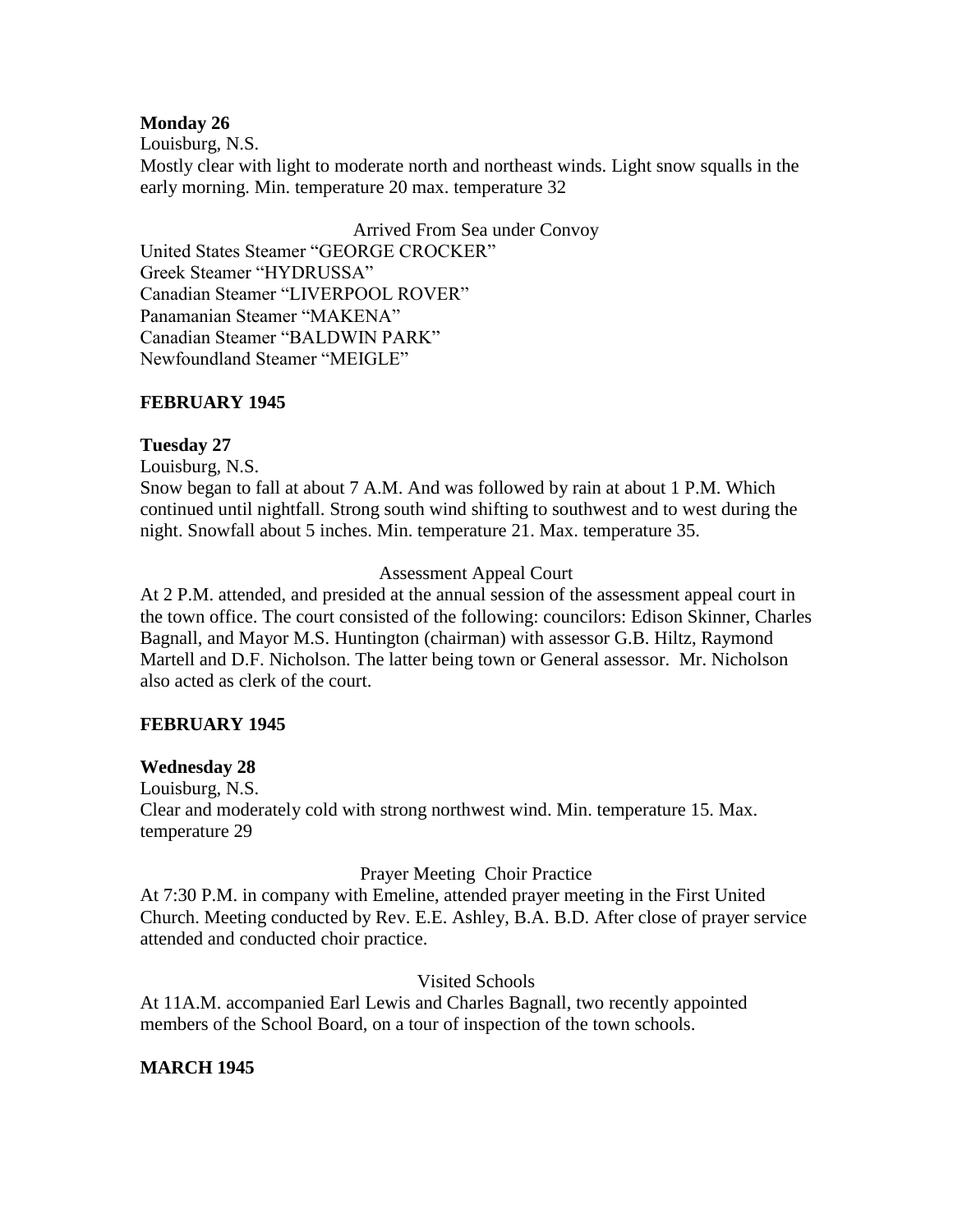**Monday 26**

Louisburg, N.S.

Mostly clear with light to moderate north and northeast winds. Light snow squalls in the early morning. Min. temperature 20 max. temperature 32

Arrived From Sea under Convoy

United States Steamer "GEORGE CROCKER"
Greek Steamer "HYDRUSSA"
Canadian Steamer "LIVERPOOL ROVER"
Panamanian Steamer "MAKENA"
Canadian Steamer "BALDWIN PARK"
Newfoundland Steamer "MEIGLE"

**FEBRUARY 1945**

**Tuesday 27**

Louisburg, N.S.

Snow began to fall at about 7 A.M. And was followed by rain at about 1 P.M. Which continued until nightfall. Strong south wind shifting to southwest and to west during the night. Snowfall about 5 inches. Min. temperature 21. Max. temperature 35.

Assessment Appeal Court

At 2 P.M. attended, and presided at the annual session of the assessment appeal court in the town office. The court consisted of the following: councilors: Edison Skinner, Charles Bagnall, and Mayor M.S. Huntington (chairman) with assessor G.B. Hiltz, Raymond Martell and D.F. Nicholson. The latter being town or General assessor. Mr. Nicholson also acted as clerk of the court.

**FEBRUARY 1945**

**Wednesday 28**

Louisburg, N.S.

Clear and moderately cold with strong northwest wind. Min. temperature 15. Max. temperature 29

Prayer Meeting Choir Practice

At 7:30 P.M. in company with Emeline, attended prayer meeting in the First United Church. Meeting conducted by Rev. E.E. Ashley, B.A. B.D. After close of prayer service attended and conducted choir practice.

Visited Schools

At 11A.M. accompanied Earl Lewis and Charles Bagnall, two recently appointed members of the School Board, on a tour of inspection of the town schools.

**MARCH 1945**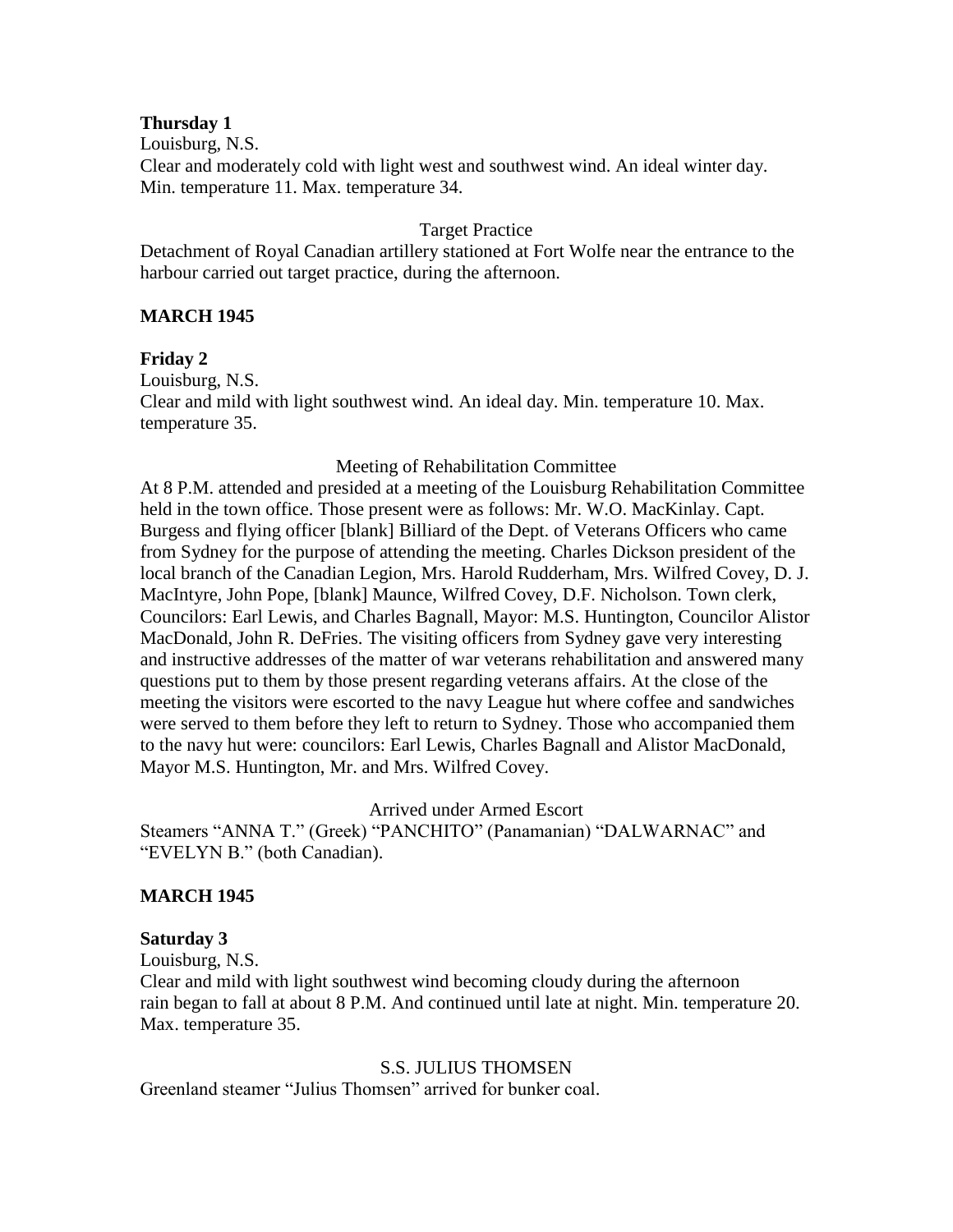**Thursday 1**
Louisburg, N.S.
Clear and moderately cold with light west and southwest wind. An ideal winter day. Min. temperature 11. Max. temperature 34.

Target Practice

Detachment of Royal Canadian artillery stationed at Fort Wolfe near the entrance to the harbour carried out target practice, during the afternoon.

**MARCH 1945**

**Friday 2**
Louisburg, N.S.
Clear and mild with light southwest wind. An ideal day. Min. temperature 10. Max. temperature 35.

Meeting of Rehabilitation Committee

At 8 P.M. attended and presided at a meeting of the Louisburg Rehabilitation Committee held in the town office. Those present were as follows: Mr. W.O. MacKinlay. Capt. Burgess and flying officer [blank] Billiard of the Dept. of Veterans Officers who came from Sydney for the purpose of attending the meeting. Charles Dickson president of the local branch of the Canadian Legion, Mrs. Harold Rudderham, Mrs. Wilfred Covey, D. J. MacIntyre, John Pope, [blank] Maunce, Wilfred Covey, D.F. Nicholson. Town clerk, Councilors: Earl Lewis, and Charles Bagnall, Mayor: M.S. Huntington, Councilor Alistor MacDonald, John R. DeFries. The visiting officers from Sydney gave very interesting and instructive addresses of the matter of war veterans rehabilitation and answered many questions put to them by those present regarding veterans affairs. At the close of the meeting the visitors were escorted to the navy League hut where coffee and sandwiches were served to them before they left to return to Sydney. Those who accompanied them to the navy hut were: councilors: Earl Lewis, Charles Bagnall and Alistor MacDonald, Mayor M.S. Huntington, Mr. and Mrs. Wilfred Covey.

Arrived under Armed Escort

Steamers "ANNA T." (Greek) "PANCHITO" (Panamanian) "DALWARNAC" and "EVELYN B." (both Canadian).

**MARCH 1945**

**Saturday 3**
Louisburg, N.S.
Clear and mild with light southwest wind becoming cloudy during the afternoon rain began to fall at about 8 P.M. And continued until late at night. Min. temperature 20. Max. temperature 35.

S.S. JULIUS THOMSEN

Greenland steamer "Julius Thomsen" arrived for bunker coal.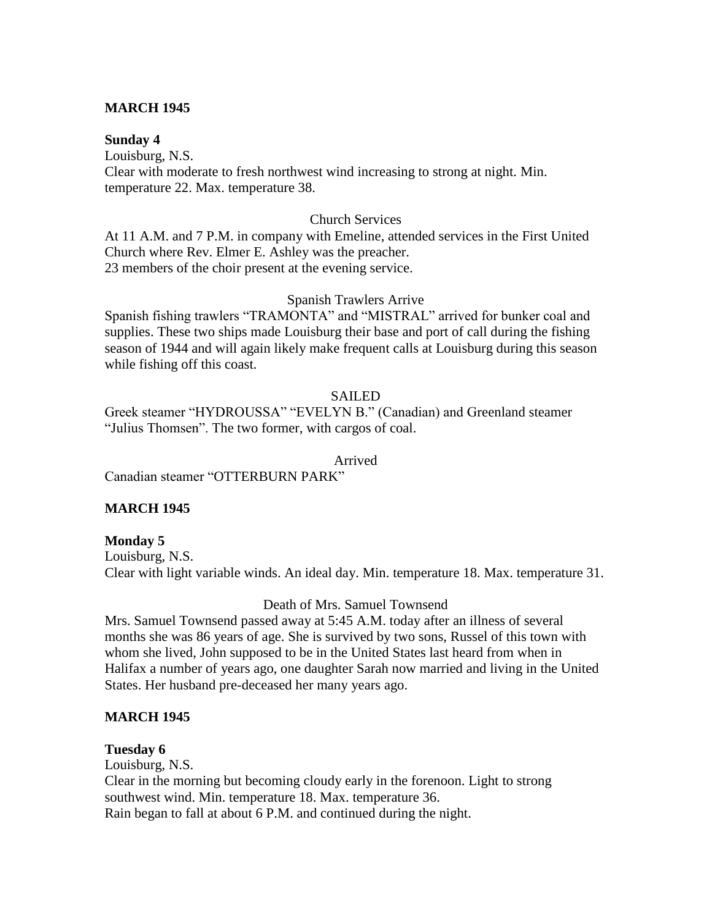**MARCH 1945**

**Sunday 4**

Louisburg, N.S.

Clear with moderate to fresh northwest wind increasing to strong at night. Min. temperature 22. Max. temperature 38.

Church Services

At 11 A.M. and 7 P.M. in company with Emeline, attended services in the First United Church where Rev. Elmer E. Ashley was the preacher.
23 members of the choir present at the evening service.

Spanish Trawlers Arrive

Spanish fishing trawlers "TRAMONTA" and "MISTRAL" arrived for bunker coal and supplies. These two ships made Louisburg their base and port of call during the fishing season of 1944 and will again likely make frequent calls at Louisburg during this season while fishing off this coast.

SAILED

Greek steamer "HYDROUSSA" "EVELYN B." (Canadian) and Greenland steamer "Julius Thomsen". The two former, with cargos of coal.

Arrived

Canadian steamer "OTTERBURN PARK"

**MARCH 1945**

**Monday 5**

Louisburg, N.S.

Clear with light variable winds. An ideal day. Min. temperature 18. Max. temperature 31.

Death of Mrs. Samuel Townsend

Mrs. Samuel Townsend passed away at 5:45 A.M. today after an illness of several months she was 86 years of age. She is survived by two sons, Russel of this town with whom she lived, John supposed to be in the United States last heard from when in Halifax a number of years ago, one daughter Sarah now married and living in the United States. Her husband pre-deceased her many years ago.

**MARCH 1945**

**Tuesday 6**

Louisburg, N.S.

Clear in the morning but becoming cloudy early in the forenoon. Light to strong southwest wind. Min. temperature 18. Max. temperature 36.
Rain began to fall at about 6 P.M. and continued during the night.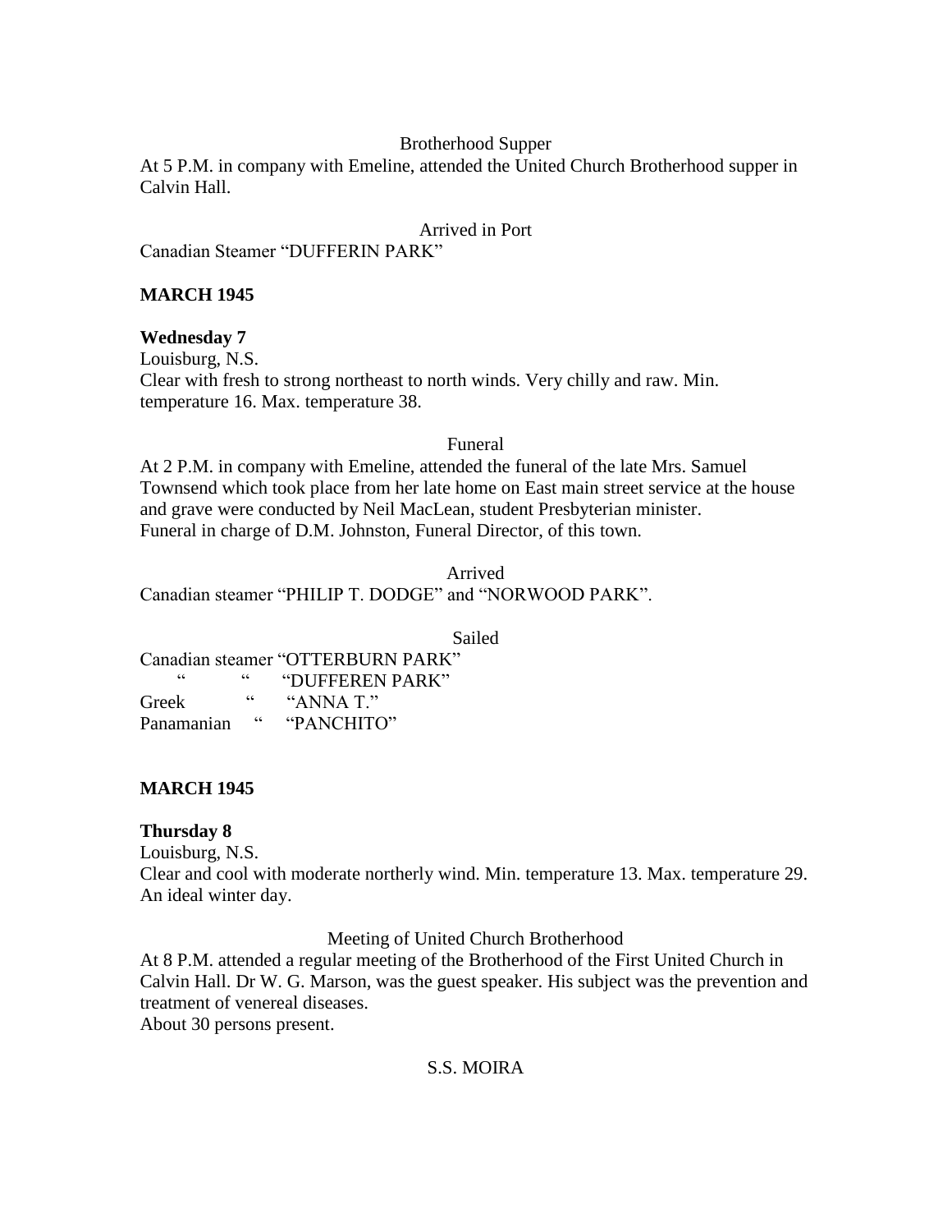Brotherhood Supper

At 5 P.M. in company with Emeline, attended the United Church Brotherhood supper in Calvin Hall.

Arrived in Port

Canadian Steamer "DUFFERIN PARK"

**MARCH 1945**

**Wednesday 7**

Louisburg, N.S.

Clear with fresh to strong northeast to north winds. Very chilly and raw. Min. temperature 16. Max. temperature 38.

Funeral

At 2 P.M. in company with Emeline, attended the funeral of the late Mrs. Samuel Townsend which took place from her late home on East main street service at the house and grave were conducted by Neil MacLean, student Presbyterian minister.
Funeral in charge of D.M. Johnston, Funeral Director, of this town.

Arrived

Canadian steamer "PHILIP T. DODGE" and "NORWOOD PARK".

Sailed

Canadian steamer "OTTERBURN PARK"
" " "DUFFEREN PARK"
Greek " "ANNA T."
Panamanian " "PANCHITO"

**MARCH 1945**

**Thursday 8**

Louisburg, N.S.

Clear and cool with moderate northerly wind. Min. temperature 13. Max. temperature 29. An ideal winter day.

Meeting of United Church Brotherhood

At 8 P.M. attended a regular meeting of the Brotherhood of the First United Church in Calvin Hall. Dr W. G. Marson, was the guest speaker. His subject was the prevention and treatment of venereal diseases.
About 30 persons present.

S.S. MOIRA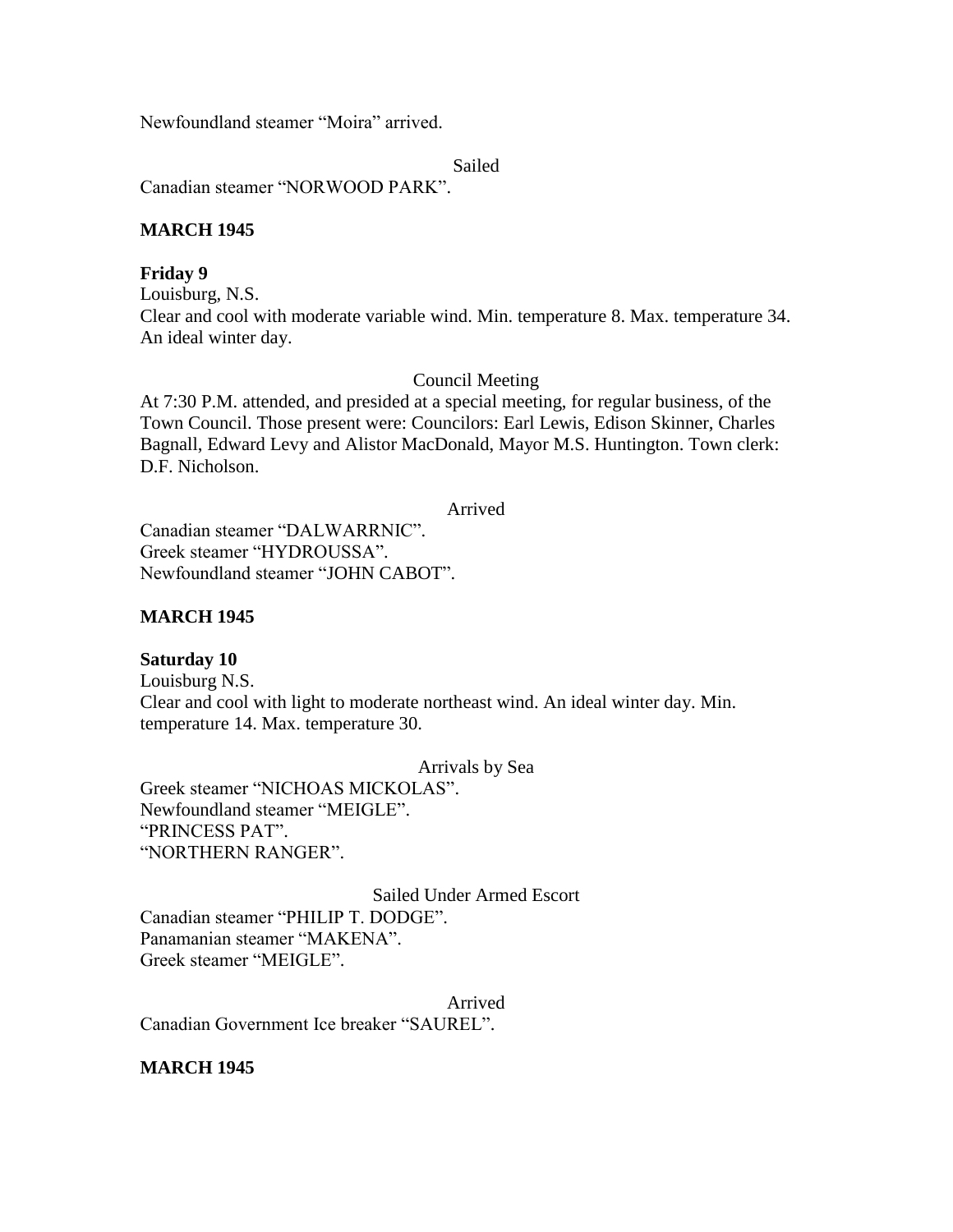Newfoundland steamer "Moira" arrived.

Sailed

Canadian steamer "NORWOOD PARK".

**MARCH 1945**

**Friday 9**

Louisburg, N.S.

Clear and cool with moderate variable wind. Min. temperature 8. Max. temperature 34. An ideal winter day.

Council Meeting

At 7:30 P.M. attended, and presided at a special meeting, for regular business, of the Town Council. Those present were: Councilors: Earl Lewis, Edison Skinner, Charles Bagnall, Edward Levy and Alistor MacDonald, Mayor M.S. Huntington. Town clerk: D.F. Nicholson.

Arrived

Canadian steamer "DALWARRNIC".
Greek steamer "HYDROUSSA".
Newfoundland steamer "JOHN CABOT".

**MARCH 1945**

**Saturday 10**

Louisburg N.S.

Clear and cool with light to moderate northeast wind. An ideal winter day. Min. temperature 14. Max. temperature 30.

Arrivals by Sea

Greek steamer "NICHOAS MICKOLAS".
Newfoundland steamer "MEIGLE".
"PRINCESS PAT".
"NORTHERN RANGER".

Sailed Under Armed Escort

Canadian steamer "PHILIP T. DODGE".
Panamanian steamer "MAKENA".
Greek steamer "MEIGLE".

Arrived

Canadian Government Ice breaker "SAUREL".

**MARCH 1945**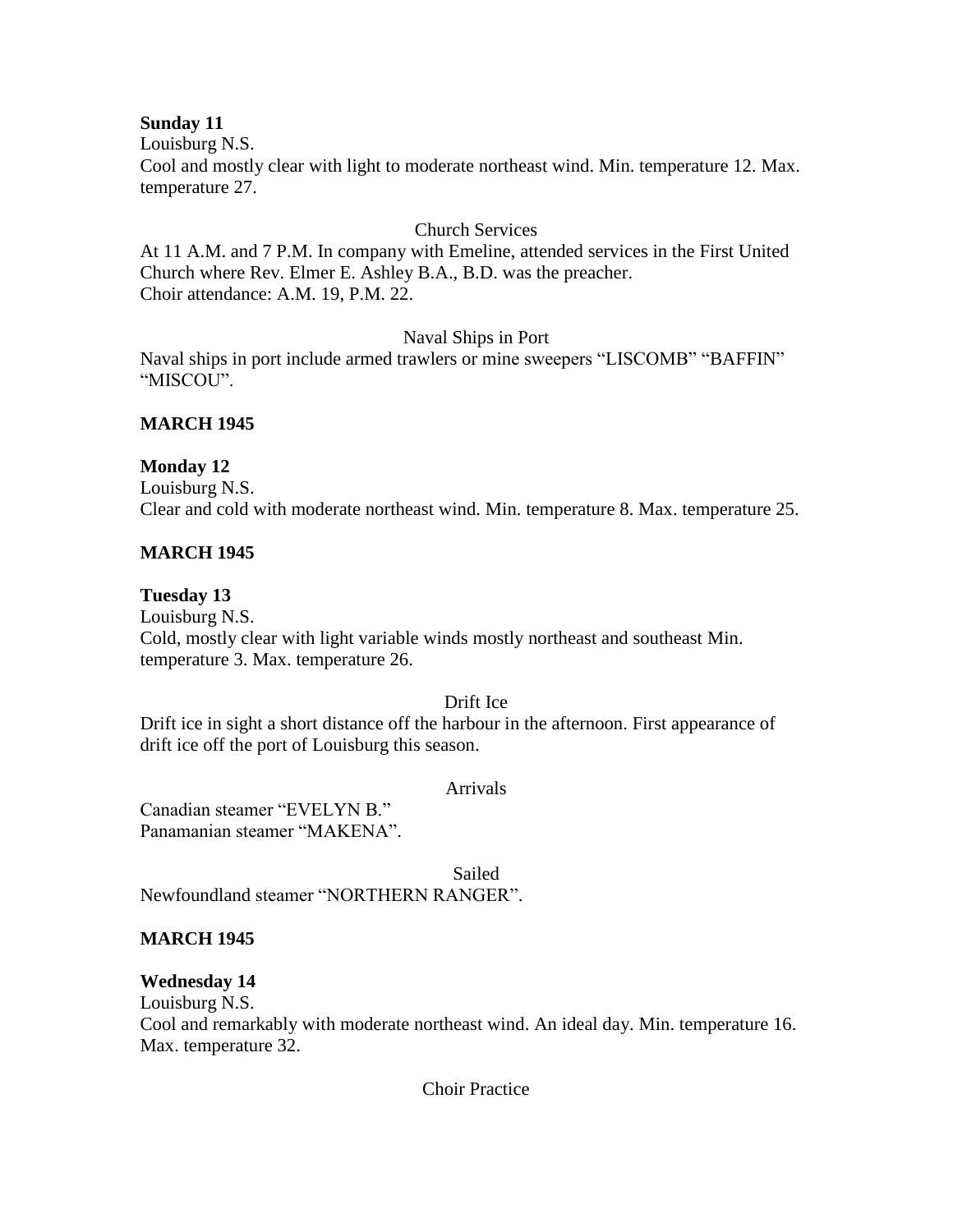**Sunday 11**
Louisburg N.S.
Cool and mostly clear with light to moderate northeast wind. Min. temperature 12. Max. temperature 27.

Church Services

At 11 A.M. and 7 P.M. In company with Emeline, attended services in the First United Church where Rev. Elmer E. Ashley B.A., B.D. was the preacher.
Choir attendance: A.M. 19, P.M. 22.

Naval Ships in Port

Naval ships in port include armed trawlers or mine sweepers "LISCOMB" "BAFFIN" "MISCOU".

**MARCH 1945**

**Monday 12**
Louisburg N.S.
Clear and cold with moderate northeast wind. Min. temperature 8. Max. temperature 25.

**MARCH 1945**

**Tuesday 13**
Louisburg N.S.
Cold, mostly clear with light variable winds mostly northeast and southeast Min. temperature 3. Max. temperature 26.

Drift Ice

Drift ice in sight a short distance off the harbour in the afternoon. First appearance of drift ice off the port of Louisburg this season.

Arrivals

Canadian steamer "EVELYN B."
Panamanian steamer "MAKENA".

Sailed

Newfoundland steamer "NORTHERN RANGER".

**MARCH 1945**

**Wednesday 14**
Louisburg N.S.
Cool and remarkably with moderate northeast wind. An ideal day. Min. temperature 16. Max. temperature 32.

Choir Practice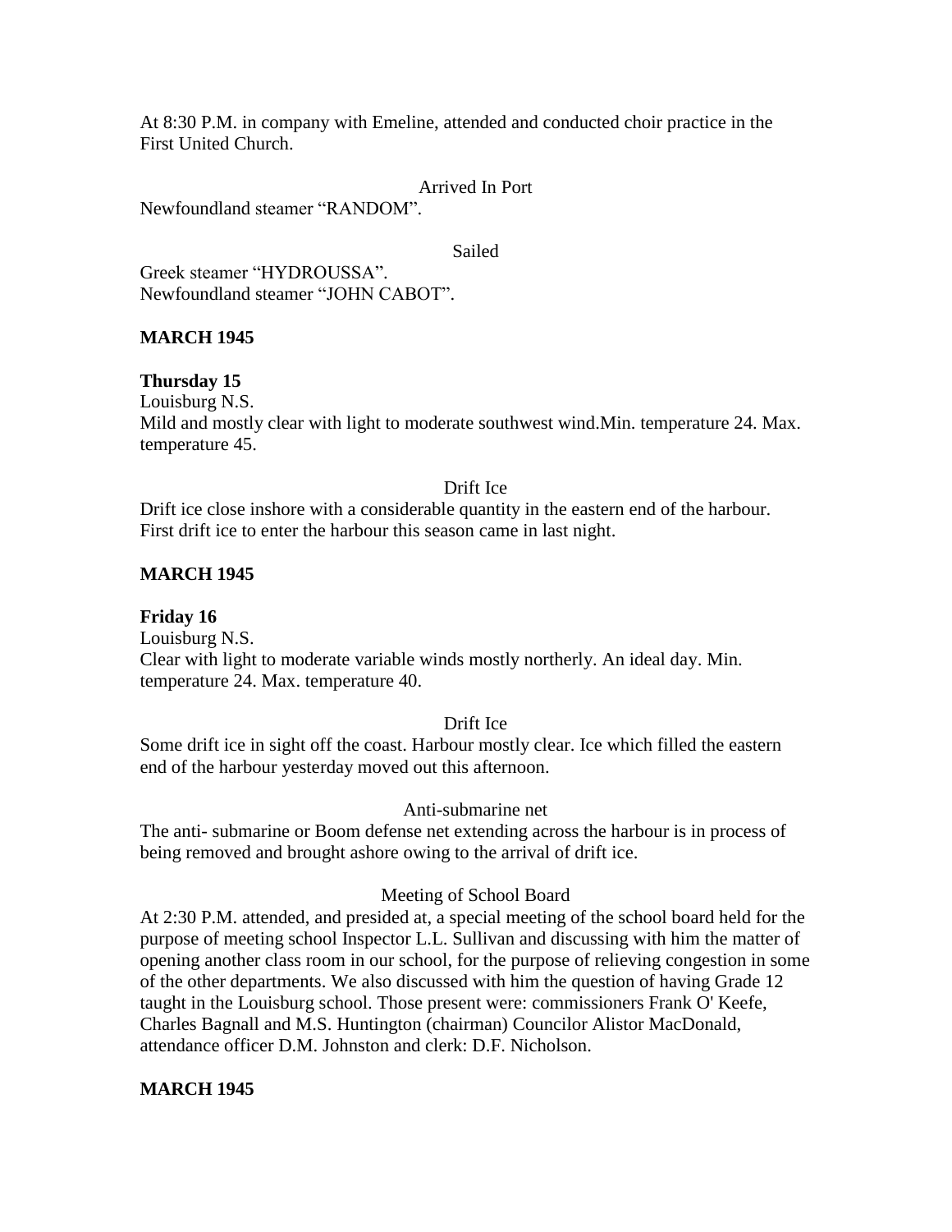At 8:30 P.M. in company with Emeline, attended and conducted choir practice in the First United Church.

Arrived In Port

Newfoundland steamer "RANDOM".

Sailed

Greek steamer "HYDROUSSA".
Newfoundland steamer "JOHN CABOT".

**MARCH 1945**

**Thursday 15**
Louisburg N.S.
Mild and mostly clear with light to moderate southwest wind.Min. temperature 24. Max. temperature 45.

Drift Ice

Drift ice close inshore with a considerable quantity in the eastern end of the harbour. First drift ice to enter the harbour this season came in last night.

**MARCH 1945**

**Friday 16**
Louisburg N.S.
Clear with light to moderate variable winds mostly northerly. An ideal day. Min. temperature 24. Max. temperature 40.

Drift Ice

Some drift ice in sight off the coast. Harbour mostly clear. Ice which filled the eastern end of the harbour yesterday moved out this afternoon.

Anti-submarine net

The anti- submarine or Boom defense net extending across the harbour is in process of being removed and brought ashore owing to the arrival of drift ice.

Meeting of School Board

At 2:30 P.M. attended, and presided at, a special meeting of the school board held for the purpose of meeting school Inspector L.L. Sullivan and discussing with him the matter of opening another class room in our school, for the purpose of relieving congestion in some of the other departments. We also discussed with him the question of having Grade 12 taught in the Louisburg school. Those present were: commissioners Frank O' Keefe, Charles Bagnall and M.S. Huntington (chairman) Councilor Alistor MacDonald, attendance officer D.M. Johnston and clerk: D.F. Nicholson.

**MARCH 1945**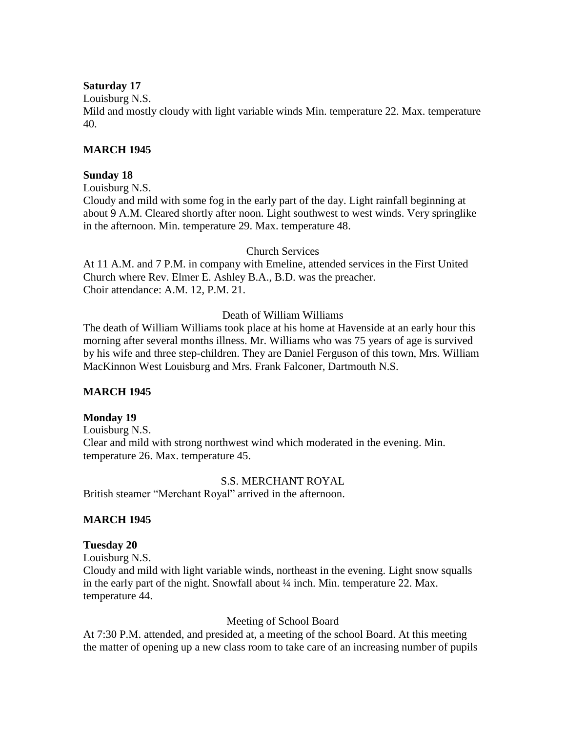**Saturday 17**
Louisburg N.S.
Mild and mostly cloudy with light variable winds Min. temperature 22. Max. temperature 40.

**MARCH 1945**

**Sunday 18**
Louisburg N.S.
Cloudy and mild with some fog in the early part of the day. Light rainfall beginning at about 9 A.M. Cleared shortly after noon. Light southwest to west winds. Very springlike in the afternoon. Min. temperature 29. Max. temperature 48.

Church Services

At 11 A.M. and 7 P.M. in company with Emeline, attended services in the First United Church where Rev. Elmer E. Ashley B.A., B.D. was the preacher.
Choir attendance: A.M. 12, P.M. 21.

Death of William Williams

The death of William Williams took place at his home at Havenside at an early hour this morning after several months illness. Mr. Williams who was 75 years of age is survived by his wife and three step-children. They are Daniel Ferguson of this town, Mrs. William MacKinnon West Louisburg and Mrs. Frank Falconer, Dartmouth N.S.

**MARCH 1945**

**Monday 19**
Louisburg N.S.
Clear and mild with strong northwest wind which moderated in the evening. Min. temperature 26. Max. temperature 45.

S.S. MERCHANT ROYAL

British steamer "Merchant Royal" arrived in the afternoon.

**MARCH 1945**

**Tuesday 20**
Louisburg N.S.
Cloudy and mild with light variable winds, northeast in the evening. Light snow squalls in the early part of the night. Snowfall about ¼ inch. Min. temperature 22. Max. temperature 44.

Meeting of School Board

At 7:30 P.M. attended, and presided at, a meeting of the school Board. At this meeting the matter of opening up a new class room to take care of an increasing number of pupils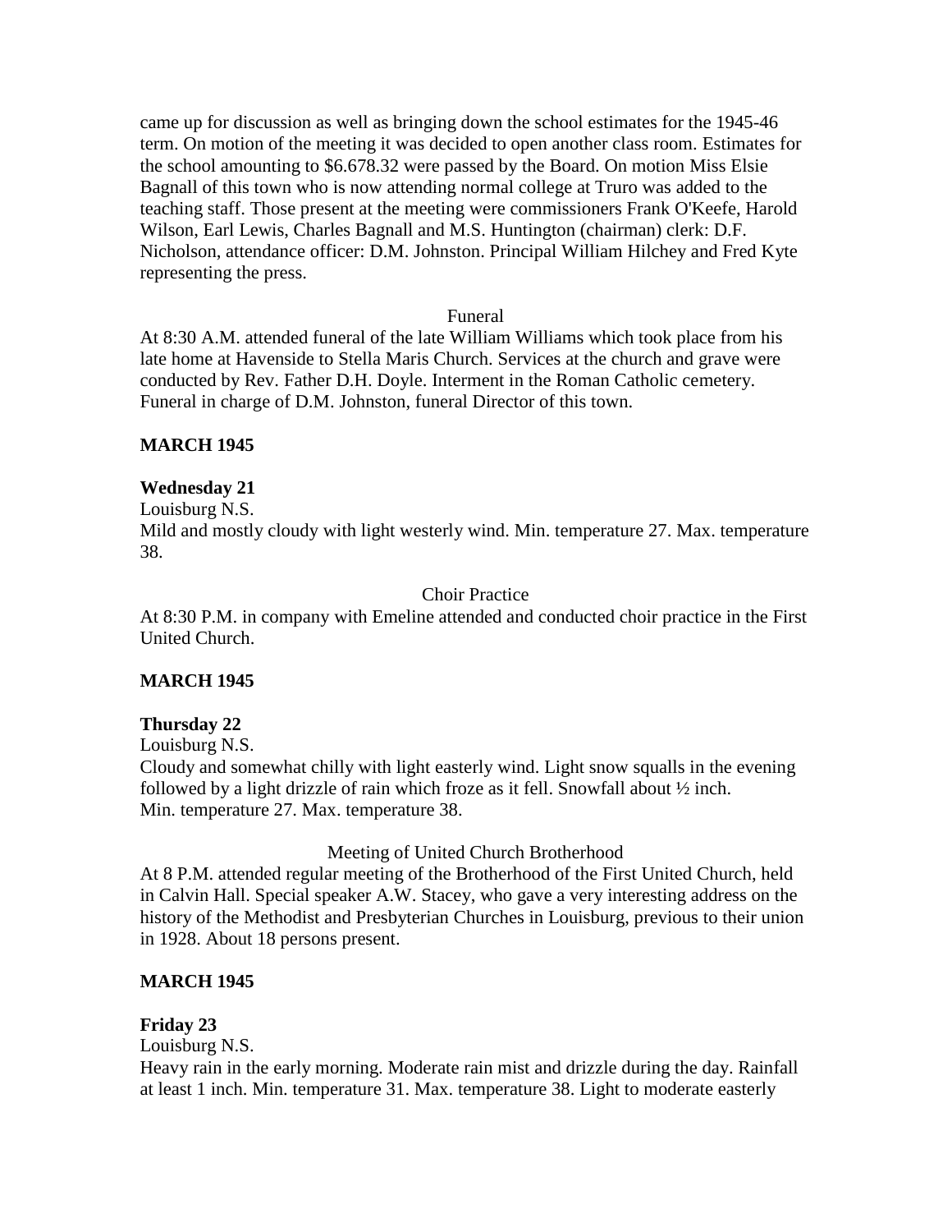came up for discussion as well as bringing down the school estimates for the 1945-46 term. On motion of the meeting it was decided to open another class room. Estimates for the school amounting to $6.678.32 were passed by the Board. On motion Miss Elsie Bagnall of this town who is now attending normal college at Truro was added to the teaching staff. Those present at the meeting were commissioners Frank O'Keefe, Harold Wilson, Earl Lewis, Charles Bagnall and M.S. Huntington (chairman) clerk: D.F. Nicholson, attendance officer: D.M. Johnston. Principal William Hilchey and Fred Kyte representing the press.

Funeral

At 8:30 A.M. attended funeral of the late William Williams which took place from his late home at Havenside to Stella Maris Church. Services at the church and grave were conducted by Rev. Father D.H. Doyle. Interment in the Roman Catholic cemetery. Funeral in charge of D.M. Johnston, funeral Director of this town.

**MARCH 1945**

**Wednesday 21**

Louisburg N.S.

Mild and mostly cloudy with light westerly wind. Min. temperature 27. Max. temperature 38.

Choir Practice

At 8:30 P.M. in company with Emeline attended and conducted choir practice in the First United Church.

**MARCH 1945**

**Thursday 22**

Louisburg N.S.

Cloudy and somewhat chilly with light easterly wind. Light snow squalls in the evening followed by a light drizzle of rain which froze as it fell. Snowfall about ½ inch. Min. temperature 27. Max. temperature 38.

Meeting of United Church Brotherhood

At 8 P.M. attended regular meeting of the Brotherhood of the First United Church, held in Calvin Hall. Special speaker A.W. Stacey, who gave a very interesting address on the history of the Methodist and Presbyterian Churches in Louisburg, previous to their union in 1928. About 18 persons present.

**MARCH 1945**

**Friday 23**

Louisburg N.S.

Heavy rain in the early morning. Moderate rain mist and drizzle during the day. Rainfall at least 1 inch. Min. temperature 31. Max. temperature 38. Light to moderate easterly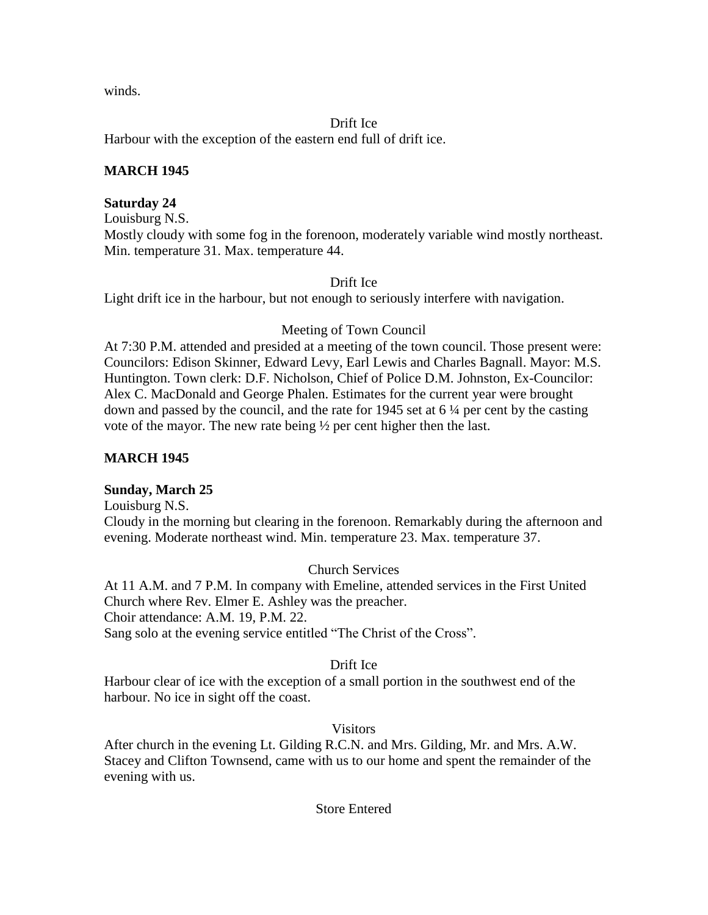winds.

Drift Ice

Harbour with the exception of the eastern end full of drift ice.

**MARCH 1945**

**Saturday 24**

Louisburg N.S.

Mostly cloudy with some fog in the forenoon, moderately variable wind mostly northeast. Min. temperature 31. Max. temperature 44.

Drift Ice

Light drift ice in the harbour, but not enough to seriously interfere with navigation.

Meeting of Town Council

At 7:30 P.M. attended and presided at a meeting of the town council. Those present were: Councilors: Edison Skinner, Edward Levy, Earl Lewis and Charles Bagnall. Mayor: M.S. Huntington. Town clerk: D.F. Nicholson, Chief of Police D.M. Johnston, Ex-Councilor: Alex C. MacDonald and George Phalen. Estimates for the current year were brought down and passed by the council, and the rate for 1945 set at 6 ¼ per cent by the casting vote of the mayor. The new rate being ½ per cent higher then the last.

**MARCH 1945**

**Sunday, March 25**

Louisburg N.S.

Cloudy in the morning but clearing in the forenoon. Remarkably during the afternoon and evening. Moderate northeast wind. Min. temperature 23. Max. temperature 37.

Church Services

At 11 A.M. and 7 P.M. In company with Emeline, attended services in the First United Church where Rev. Elmer E. Ashley was the preacher.

Choir attendance: A.M. 19, P.M. 22.

Sang solo at the evening service entitled "The Christ of the Cross".

Drift Ice

Harbour clear of ice with the exception of a small portion in the southwest end of the harbour. No ice in sight off the coast.

Visitors

After church in the evening Lt. Gilding R.C.N. and Mrs. Gilding, Mr. and Mrs. A.W. Stacey and Clifton Townsend, came with us to our home and spent the remainder of the evening with us.

Store Entered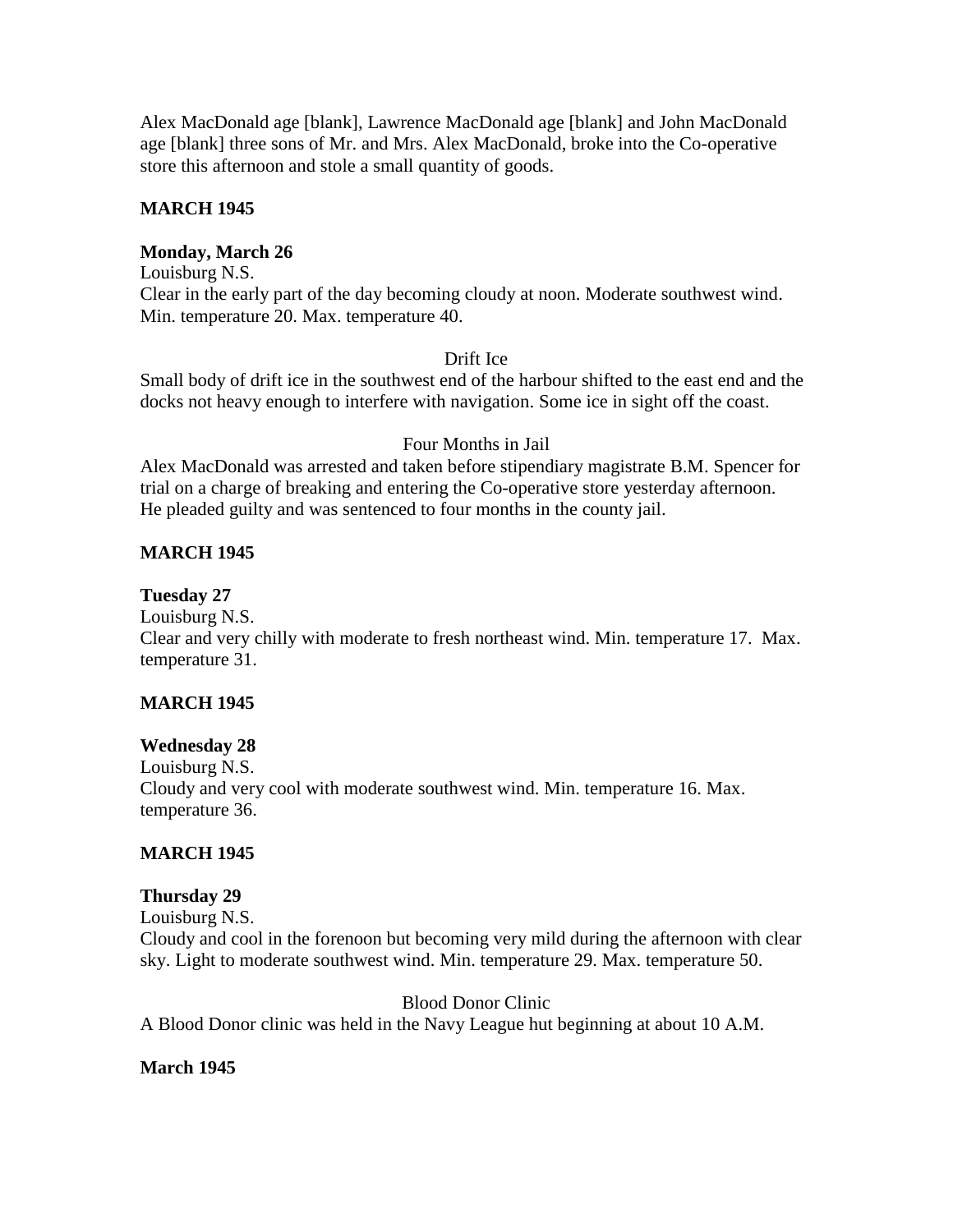Alex MacDonald age [blank], Lawrence MacDonald age [blank] and John MacDonald age [blank] three sons of Mr. and Mrs. Alex MacDonald, broke into the Co-operative store this afternoon and stole a small quantity of goods.

**MARCH 1945**

**Monday, March 26**
Louisburg N.S.
Clear in the early part of the day becoming cloudy at noon. Moderate southwest wind. Min. temperature 20. Max. temperature 40.

Drift Ice

Small body of drift ice in the southwest end of the harbour shifted to the east end and the docks not heavy enough to interfere with navigation. Some ice in sight off the coast.

Four Months in Jail

Alex MacDonald was arrested and taken before stipendiary magistrate B.M. Spencer for trial on a charge of breaking and entering the Co-operative store yesterday afternoon. He pleaded guilty and was sentenced to four months in the county jail.

**MARCH 1945**

**Tuesday 27**
Louisburg N.S.
Clear and very chilly with moderate to fresh northeast wind. Min. temperature 17. Max. temperature 31.

**MARCH 1945**

**Wednesday 28**
Louisburg N.S.
Cloudy and very cool with moderate southwest wind. Min. temperature 16. Max. temperature 36.

**MARCH 1945**

**Thursday 29**
Louisburg N.S.
Cloudy and cool in the forenoon but becoming very mild during the afternoon with clear sky. Light to moderate southwest wind. Min. temperature 29. Max. temperature 50.

Blood Donor Clinic

A Blood Donor clinic was held in the Navy League hut beginning at about 10 A.M.

**March 1945**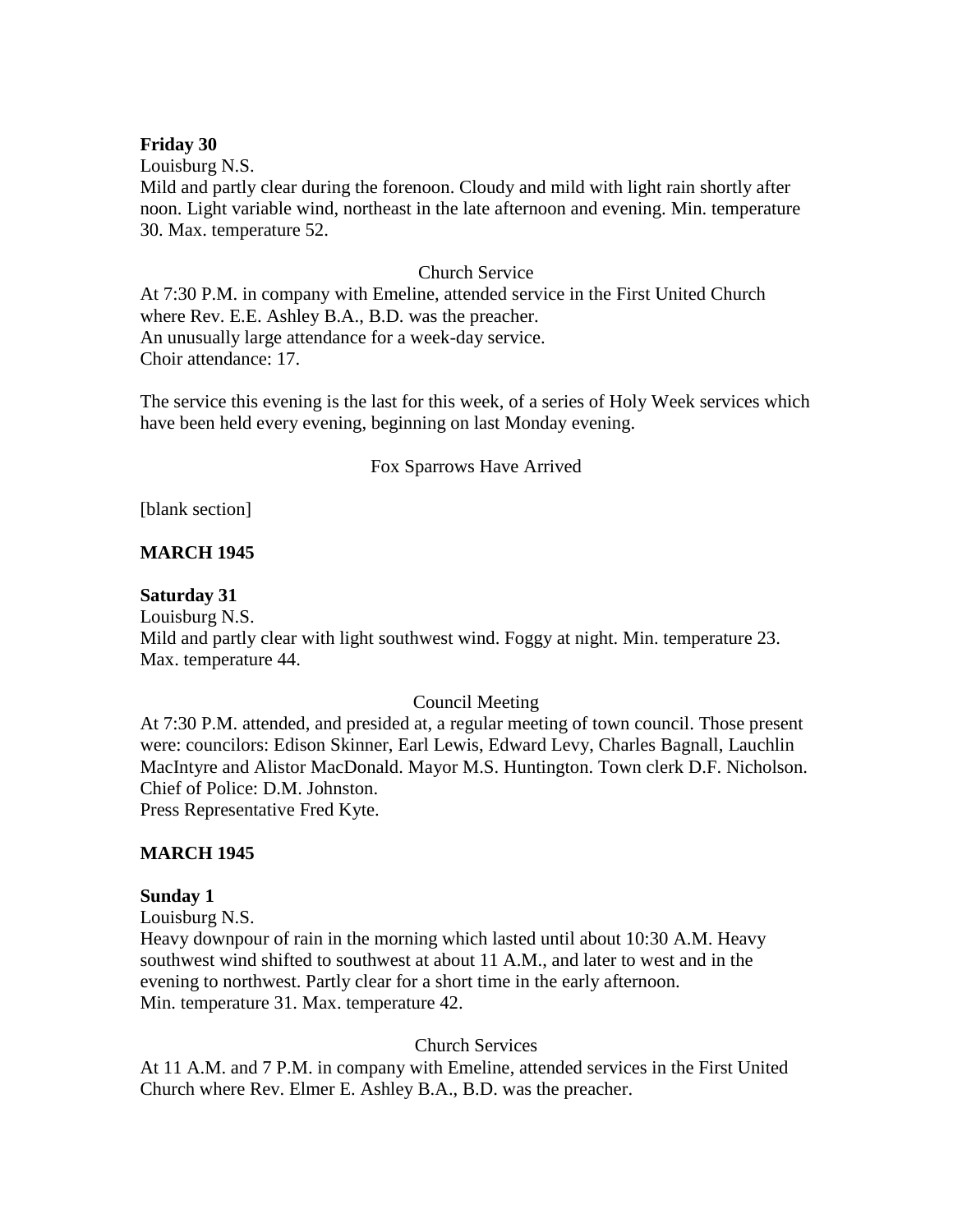**Friday 30**
Louisburg N.S.
Mild and partly clear during the forenoon. Cloudy and mild with light rain shortly after noon. Light variable wind, northeast in the late afternoon and evening. Min. temperature 30. Max. temperature 52.

Church Service

At 7:30 P.M. in company with Emeline, attended service in the First United Church where Rev. E.E. Ashley B.A., B.D. was the preacher.
An unusually large attendance for a week-day service.
Choir attendance: 17.

The service this evening is the last for this week, of a series of Holy Week services which have been held every evening, beginning on last Monday evening.

Fox Sparrows Have Arrived

[blank section]

**MARCH 1945**

**Saturday 31**
Louisburg N.S.
Mild and partly clear with light southwest wind. Foggy at night. Min. temperature 23. Max. temperature 44.

Council Meeting

At 7:30 P.M. attended, and presided at, a regular meeting of town council. Those present were: councilors: Edison Skinner, Earl Lewis, Edward Levy, Charles Bagnall, Lauchlin MacIntyre and Alistor MacDonald. Mayor M.S. Huntington. Town clerk D.F. Nicholson. Chief of Police: D.M. Johnston.
Press Representative Fred Kyte.

**MARCH 1945**

**Sunday 1**
Louisburg N.S.
Heavy downpour of rain in the morning which lasted until about 10:30 A.M. Heavy southwest wind shifted to southwest at about 11 A.M., and later to west and in the evening to northwest. Partly clear for a short time in the early afternoon.
Min. temperature 31. Max. temperature 42.

Church Services

At 11 A.M. and 7 P.M. in company with Emeline, attended services in the First United Church where Rev. Elmer E. Ashley B.A., B.D. was the preacher.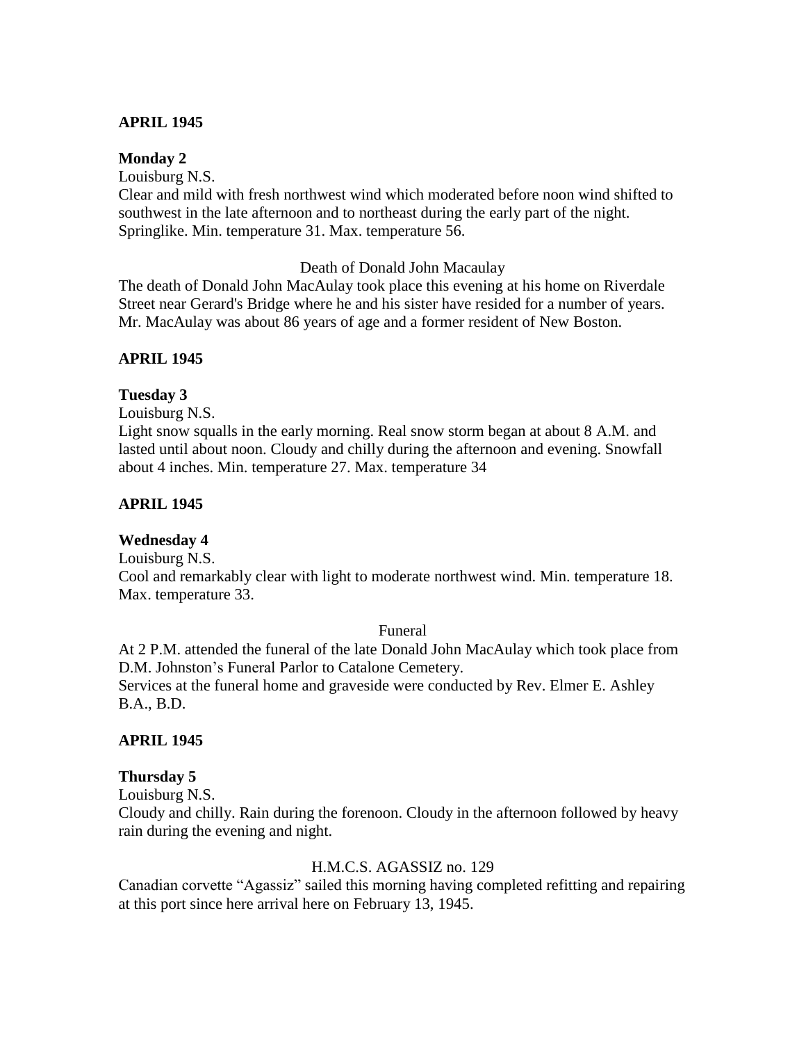**APRIL 1945**

**Monday 2**

Louisburg N.S.

Clear and mild with fresh northwest wind which moderated before noon wind shifted to southwest in the late afternoon and to northeast during the early part of the night. Springlike. Min. temperature 31. Max. temperature 56.

Death of Donald John Macaulay

The death of Donald John MacAulay took place this evening at his home on Riverdale Street near Gerard's Bridge where he and his sister have resided for a number of years. Mr. MacAulay was about 86 years of age and a former resident of New Boston.

**APRIL 1945**

**Tuesday 3**

Louisburg N.S.

Light snow squalls in the early morning. Real snow storm began at about 8 A.M. and lasted until about noon. Cloudy and chilly during the afternoon and evening. Snowfall about 4 inches. Min. temperature 27. Max. temperature 34

**APRIL 1945**

**Wednesday 4**

Louisburg N.S.

Cool and remarkably clear with light to moderate northwest wind. Min. temperature 18. Max. temperature 33.

Funeral

At 2 P.M. attended the funeral of the late Donald John MacAulay which took place from D.M. Johnston's Funeral Parlor to Catalone Cemetery.

Services at the funeral home and graveside were conducted by Rev. Elmer E. Ashley B.A., B.D.

**APRIL 1945**

**Thursday 5**

Louisburg N.S.

Cloudy and chilly. Rain during the forenoon. Cloudy in the afternoon followed by heavy rain during the evening and night.

H.M.C.S. AGASSIZ no. 129

Canadian corvette "Agassiz" sailed this morning having completed refitting and repairing at this port since here arrival here on February 13, 1945.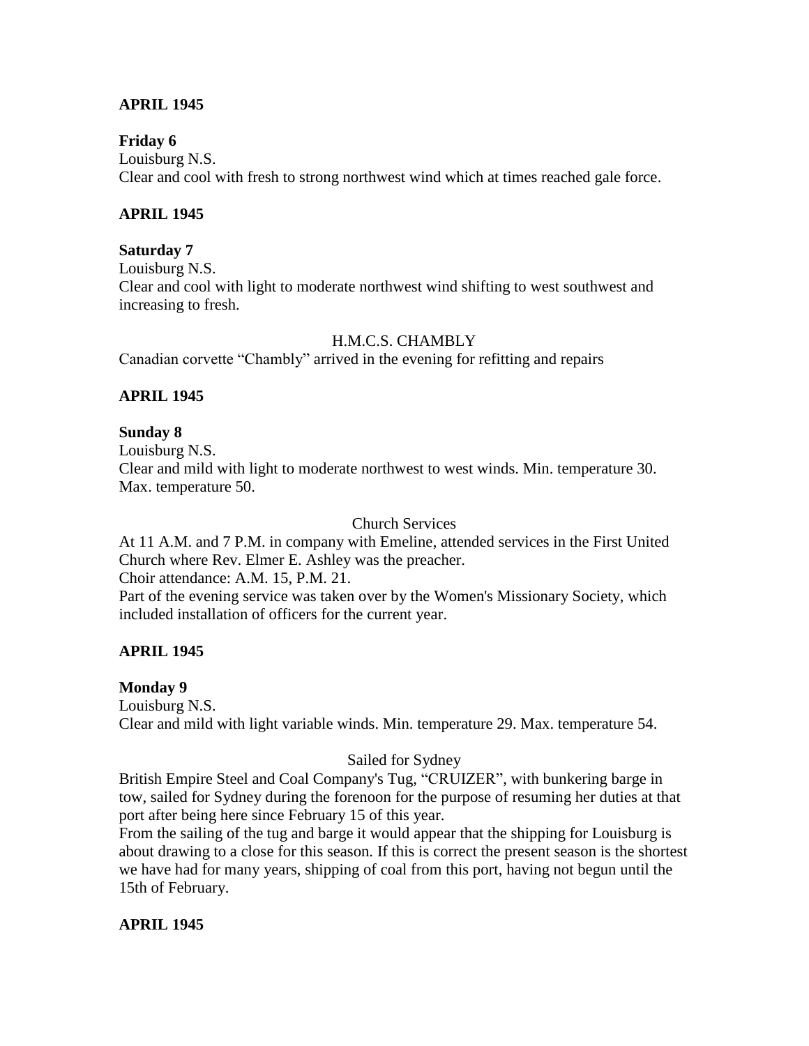**APRIL 1945**

**Friday 6**
Louisburg N.S.
Clear and cool with fresh to strong northwest wind which at times reached gale force.

**APRIL 1945**

**Saturday 7**
Louisburg N.S.
Clear and cool with light to moderate northwest wind shifting to west southwest and increasing to fresh.

H.M.C.S. CHAMBLY

Canadian corvette "Chambly" arrived in the evening for refitting and repairs

**APRIL 1945**

**Sunday 8**
Louisburg N.S.
Clear and mild with light to moderate northwest to west winds. Min. temperature 30. Max. temperature 50.

Church Services

At 11 A.M. and 7 P.M. in company with Emeline, attended services in the First United Church where Rev. Elmer E. Ashley was the preacher.
Choir attendance: A.M. 15, P.M. 21.
Part of the evening service was taken over by the Women's Missionary Society, which included installation of officers for the current year.

**APRIL 1945**

**Monday 9**
Louisburg N.S.
Clear and mild with light variable winds. Min. temperature 29. Max. temperature 54.

Sailed for Sydney

British Empire Steel and Coal Company's Tug, "CRUIZER", with bunkering barge in tow, sailed for Sydney during the forenoon for the purpose of resuming her duties at that port after being here since February 15 of this year.
From the sailing of the tug and barge it would appear that the shipping for Louisburg is about drawing to a close for this season. If this is correct the present season is the shortest we have had for many years, shipping of coal from this port, having not begun until the 15th of February.

**APRIL 1945**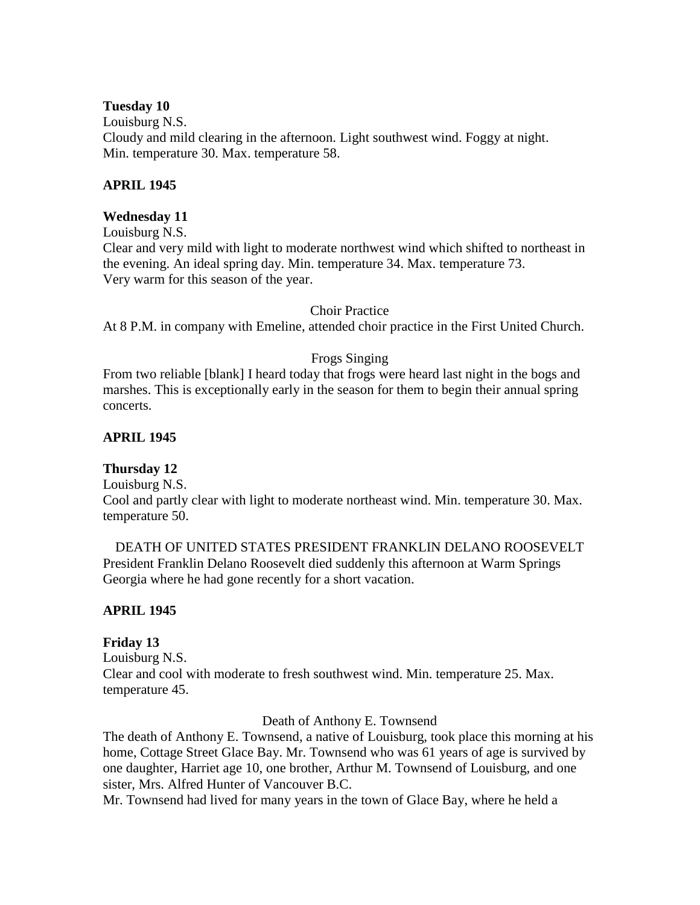**Tuesday 10**
Louisburg N.S.
Cloudy and mild clearing in the afternoon. Light southwest wind. Foggy at night.
Min. temperature 30. Max. temperature 58.

**APRIL 1945**

**Wednesday 11**
Louisburg N.S.
Clear and very mild with light to moderate northwest wind which shifted to northeast in the evening. An ideal spring day. Min. temperature 34. Max. temperature 73.
Very warm for this season of the year.

Choir Practice

At 8 P.M. in company with Emeline, attended choir practice in the First United Church.

Frogs Singing

From two reliable [blank] I heard today that frogs were heard last night in the bogs and marshes. This is exceptionally early in the season for them to begin their annual spring concerts.

**APRIL 1945**

**Thursday 12**
Louisburg N.S.
Cool and partly clear with light to moderate northeast wind. Min. temperature 30. Max. temperature 50.

DEATH OF UNITED STATES PRESIDENT FRANKLIN DELANO ROOSEVELT

President Franklin Delano Roosevelt died suddenly this afternoon at Warm Springs Georgia where he had gone recently for a short vacation.

**APRIL 1945**

**Friday 13**
Louisburg N.S.
Clear and cool with moderate to fresh southwest wind. Min. temperature 25. Max. temperature 45.

Death of Anthony E. Townsend

The death of Anthony E. Townsend, a native of Louisburg, took place this morning at his home, Cottage Street Glace Bay. Mr. Townsend who was 61 years of age is survived by one daughter, Harriet age 10, one brother, Arthur M. Townsend of Louisburg, and one sister, Mrs. Alfred Hunter of Vancouver B.C.
Mr. Townsend had lived for many years in the town of Glace Bay, where he held a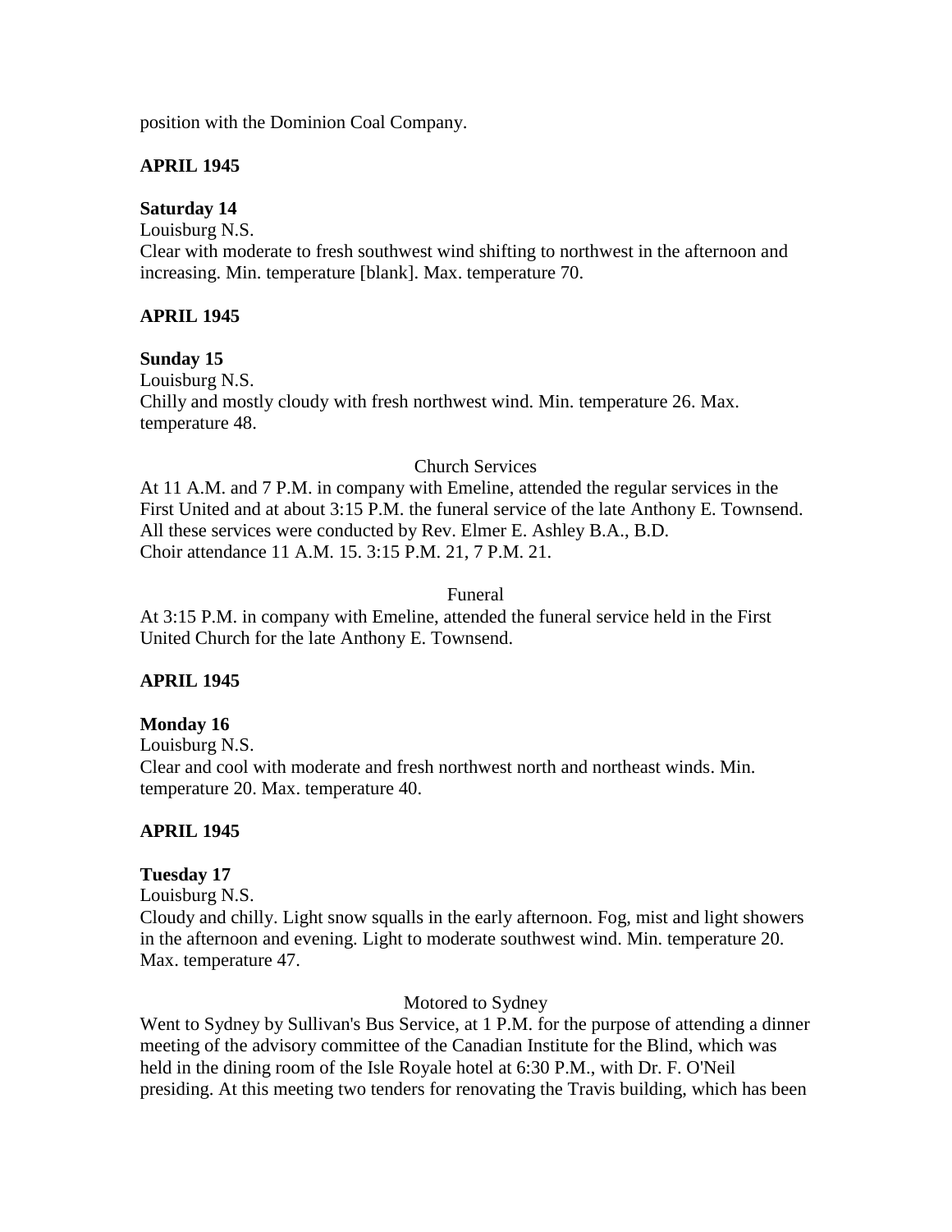position with the Dominion Coal Company.

**APRIL 1945**

**Saturday 14**
Louisburg N.S.
Clear with moderate to fresh southwest wind shifting to northwest in the afternoon and increasing. Min. temperature [blank]. Max. temperature 70.

**APRIL 1945**

**Sunday 15**
Louisburg N.S.
Chilly and mostly cloudy with fresh northwest wind. Min. temperature 26. Max. temperature 48.

Church Services

At 11 A.M. and 7 P.M. in company with Emeline, attended the regular services in the First United and at about 3:15 P.M. the funeral service of the late Anthony E. Townsend. All these services were conducted by Rev. Elmer E. Ashley B.A., B.D.
Choir attendance 11 A.M. 15. 3:15 P.M. 21, 7 P.M. 21.

Funeral

At 3:15 P.M. in company with Emeline, attended the funeral service held in the First United Church for the late Anthony E. Townsend.

**APRIL 1945**

**Monday 16**
Louisburg N.S.
Clear and cool with moderate and fresh northwest north and northeast winds. Min. temperature 20. Max. temperature 40.

**APRIL 1945**

**Tuesday 17**
Louisburg N.S.
Cloudy and chilly. Light snow squalls in the early afternoon. Fog, mist and light showers in the afternoon and evening. Light to moderate southwest wind. Min. temperature 20. Max. temperature 47.

Motored to Sydney

Went to Sydney by Sullivan's Bus Service, at 1 P.M. for the purpose of attending a dinner meeting of the advisory committee of the Canadian Institute for the Blind, which was held in the dining room of the Isle Royale hotel at 6:30 P.M., with Dr. F. O'Neil presiding. At this meeting two tenders for renovating the Travis building, which has been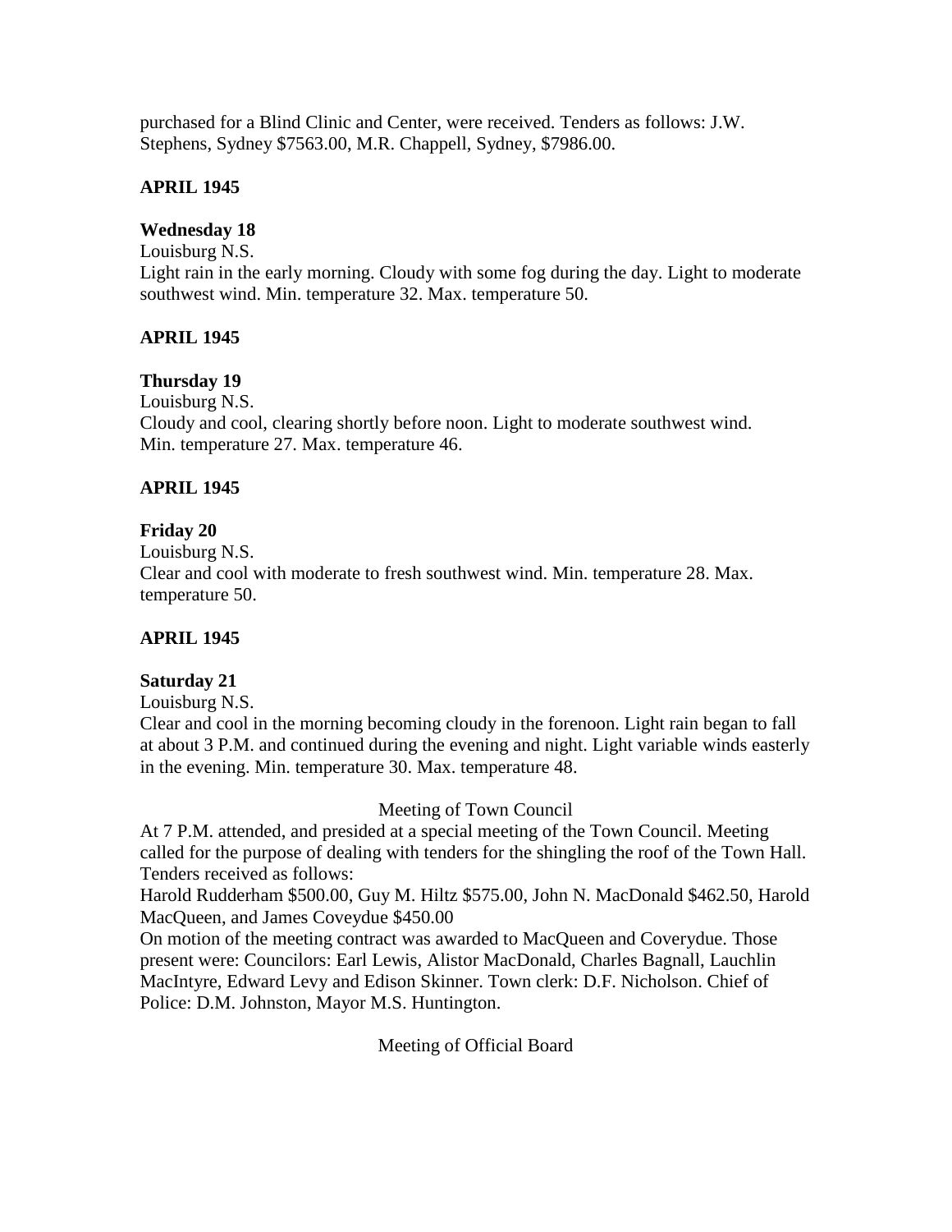purchased for a Blind Clinic and Center, were received. Tenders as follows: J.W. Stephens, Sydney $7563.00, M.R. Chappell, Sydney, $7986.00.

**APRIL 1945**

**Wednesday 18**
Louisburg N.S.
Light rain in the early morning. Cloudy with some fog during the day. Light to moderate southwest wind. Min. temperature 32. Max. temperature 50.

**APRIL 1945**

**Thursday 19**
Louisburg N.S.
Cloudy and cool, clearing shortly before noon. Light to moderate southwest wind. Min. temperature 27. Max. temperature 46.

**APRIL 1945**

**Friday 20**
Louisburg N.S.
Clear and cool with moderate to fresh southwest wind. Min. temperature 28. Max. temperature 50.

**APRIL 1945**

**Saturday 21**
Louisburg N.S.
Clear and cool in the morning becoming cloudy in the forenoon. Light rain began to fall at about 3 P.M. and continued during the evening and night. Light variable winds easterly in the evening. Min. temperature 30. Max. temperature 48.

Meeting of Town Council

At 7 P.M. attended, and presided at a special meeting of the Town Council. Meeting called for the purpose of dealing with tenders for the shingling the roof of the Town Hall. Tenders received as follows:
Harold Rudderham $500.00, Guy M. Hiltz $575.00, John N. MacDonald $462.50, Harold MacQueen, and James Coveydue $450.00
On motion of the meeting contract was awarded to MacQueen and Coverydue. Those present were: Councilors: Earl Lewis, Alistor MacDonald, Charles Bagnall, Lauchlin MacIntyre, Edward Levy and Edison Skinner. Town clerk: D.F. Nicholson. Chief of Police: D.M. Johnston, Mayor M.S. Huntington.

Meeting of Official Board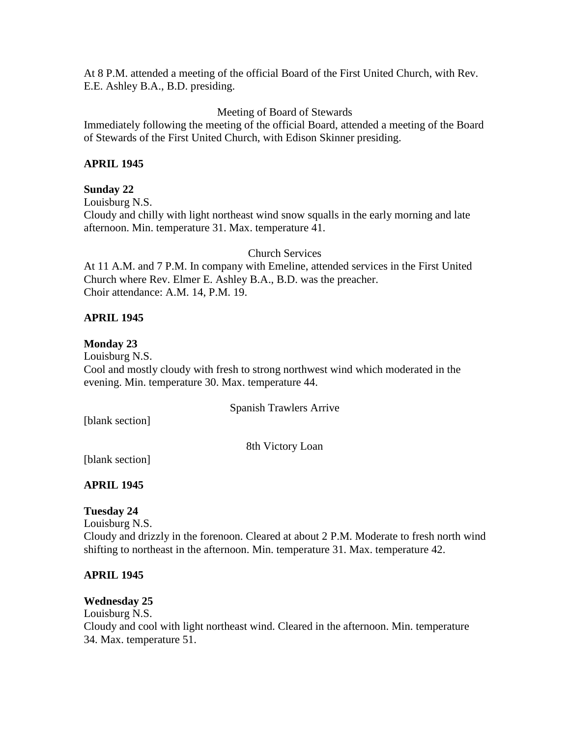At 8 P.M. attended a meeting of the official Board of the First United Church, with Rev. E.E. Ashley B.A., B.D. presiding.

Meeting of Board of Stewards

Immediately following the meeting of the official Board, attended a meeting of the Board of Stewards of the First United Church, with Edison Skinner presiding.

**APRIL 1945**

**Sunday 22**

Louisburg N.S.

Cloudy and chilly with light northeast wind snow squalls in the early morning and late afternoon. Min. temperature 31. Max. temperature 41.

Church Services

At 11 A.M. and 7 P.M. In company with Emeline, attended services in the First United Church where Rev. Elmer E. Ashley B.A., B.D. was the preacher.
Choir attendance: A.M. 14, P.M. 19.

**APRIL 1945**

**Monday 23**

Louisburg N.S.

Cool and mostly cloudy with fresh to strong northwest wind which moderated in the evening. Min. temperature 30. Max. temperature 44.

Spanish Trawlers Arrive

[blank section]

8th Victory Loan

[blank section]

**APRIL 1945**

**Tuesday 24**

Louisburg N.S.

Cloudy and drizzly in the forenoon. Cleared at about 2 P.M. Moderate to fresh north wind shifting to northeast in the afternoon. Min. temperature 31. Max. temperature 42.

**APRIL 1945**

**Wednesday 25**

Louisburg N.S.

Cloudy and cool with light northeast wind. Cleared in the afternoon. Min. temperature 34. Max. temperature 51.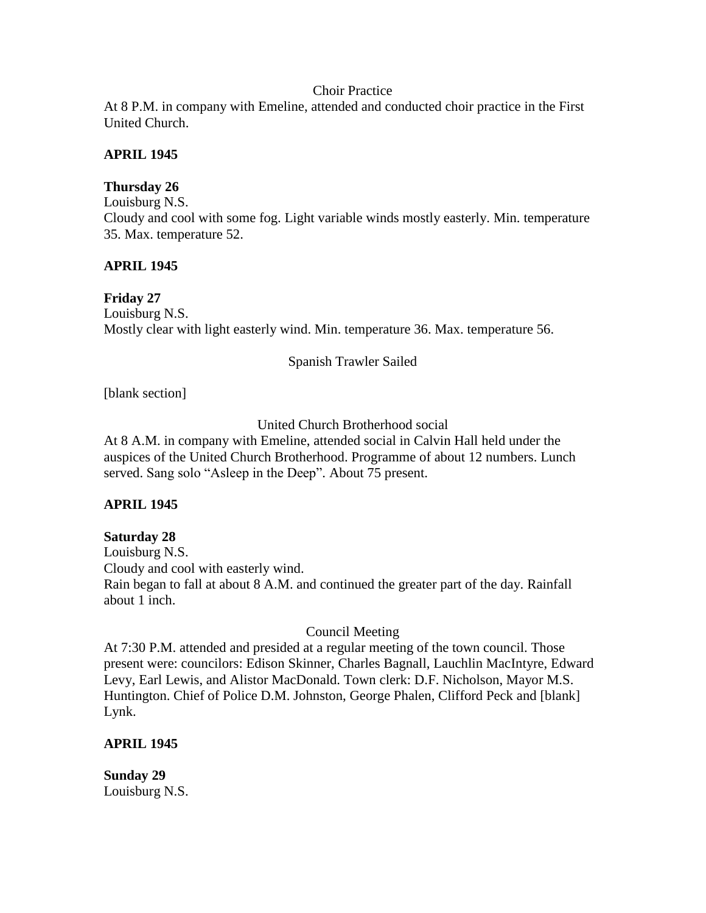Choir Practice

At 8 P.M. in company with Emeline, attended and conducted choir practice in the First United Church.

**APRIL 1945**

**Thursday 26**

Louisburg N.S.

Cloudy and cool with some fog. Light variable winds mostly easterly. Min. temperature 35. Max. temperature 52.

**APRIL 1945**

**Friday 27**

Louisburg N.S.

Mostly clear with light easterly wind. Min. temperature 36. Max. temperature 56.

Spanish Trawler Sailed

[blank section]

United Church Brotherhood social

At 8 A.M. in company with Emeline, attended social in Calvin Hall held under the auspices of the United Church Brotherhood. Programme of about 12 numbers. Lunch served. Sang solo "Asleep in the Deep". About 75 present.

**APRIL 1945**

**Saturday 28**

Louisburg N.S.

Cloudy and cool with easterly wind.

Rain began to fall at about 8 A.M. and continued the greater part of the day. Rainfall about 1 inch.

Council Meeting

At 7:30 P.M. attended and presided at a regular meeting of the town council. Those present were: councilors: Edison Skinner, Charles Bagnall, Lauchlin MacIntyre, Edward Levy, Earl Lewis, and Alistor MacDonald. Town clerk: D.F. Nicholson, Mayor M.S. Huntington. Chief of Police D.M. Johnston, George Phalen, Clifford Peck and [blank] Lynk.

**APRIL 1945**

**Sunday 29**

Louisburg N.S.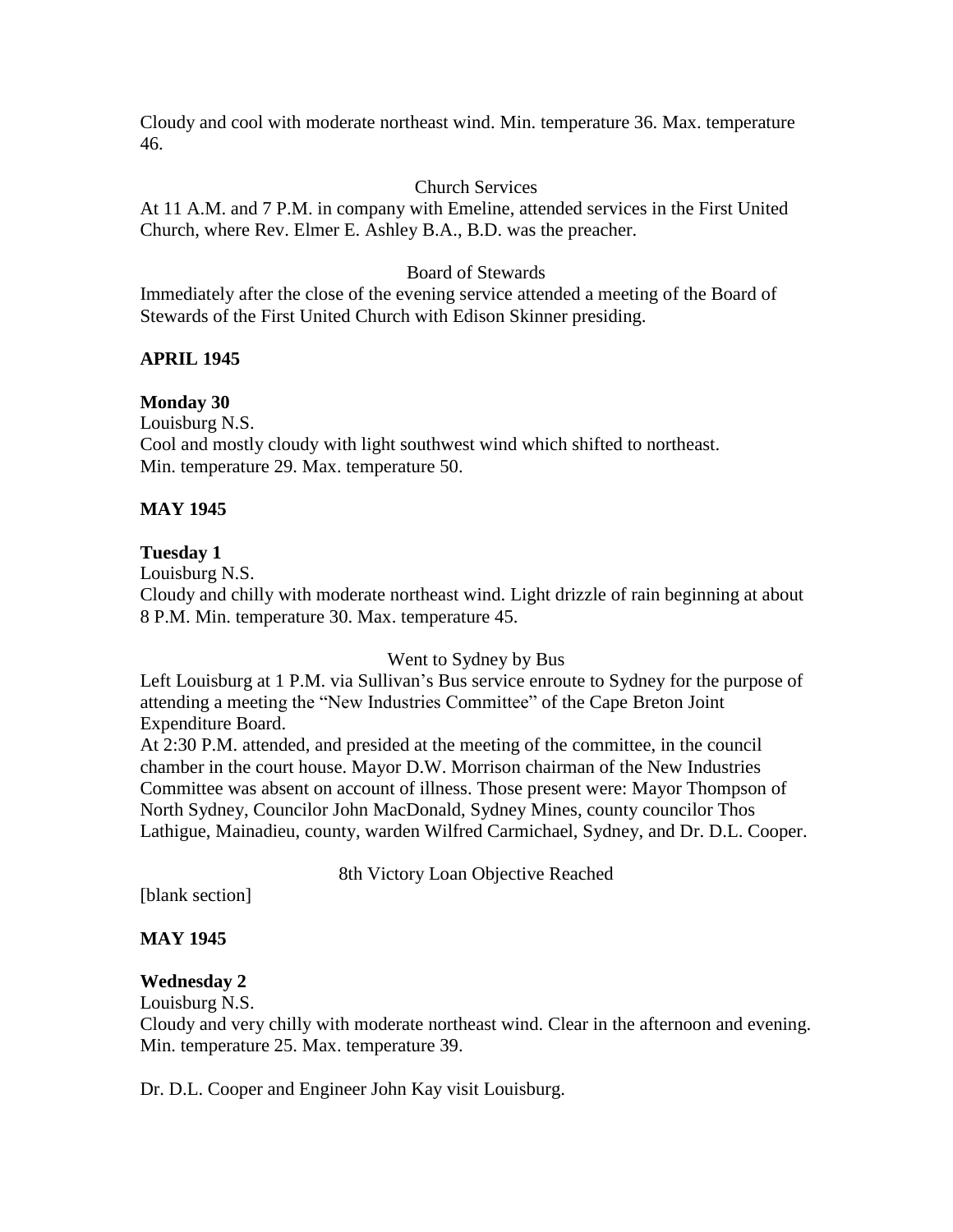Cloudy and cool with moderate northeast wind. Min. temperature 36. Max. temperature 46.

Church Services

At 11 A.M. and 7 P.M. in company with Emeline, attended services in the First United Church, where Rev. Elmer E. Ashley B.A., B.D. was the preacher.

Board of Stewards

Immediately after the close of the evening service attended a meeting of the Board of Stewards of the First United Church with Edison Skinner presiding.

**APRIL 1945**

**Monday 30**

Louisburg N.S.

Cool and mostly cloudy with light southwest wind which shifted to northeast.
Min. temperature 29. Max. temperature 50.

**MAY 1945**

**Tuesday 1**

Louisburg N.S.

Cloudy and chilly with moderate northeast wind. Light drizzle of rain beginning at about 8 P.M. Min. temperature 30. Max. temperature 45.

Went to Sydney by Bus

Left Louisburg at 1 P.M. via Sullivan's Bus service enroute to Sydney for the purpose of attending a meeting the "New Industries Committee" of the Cape Breton Joint Expenditure Board.

At 2:30 P.M. attended, and presided at the meeting of the committee, in the council chamber in the court house. Mayor D.W. Morrison chairman of the New Industries Committee was absent on account of illness. Those present were: Mayor Thompson of North Sydney, Councilor John MacDonald, Sydney Mines, county councilor Thos Lathigue, Mainadieu, county, warden Wilfred Carmichael, Sydney, and Dr. D.L. Cooper.

8th Victory Loan Objective Reached

[blank section]

**MAY 1945**

**Wednesday 2**

Louisburg N.S.

Cloudy and very chilly with moderate northeast wind. Clear in the afternoon and evening.
Min. temperature 25. Max. temperature 39.

Dr. D.L. Cooper and Engineer John Kay visit Louisburg.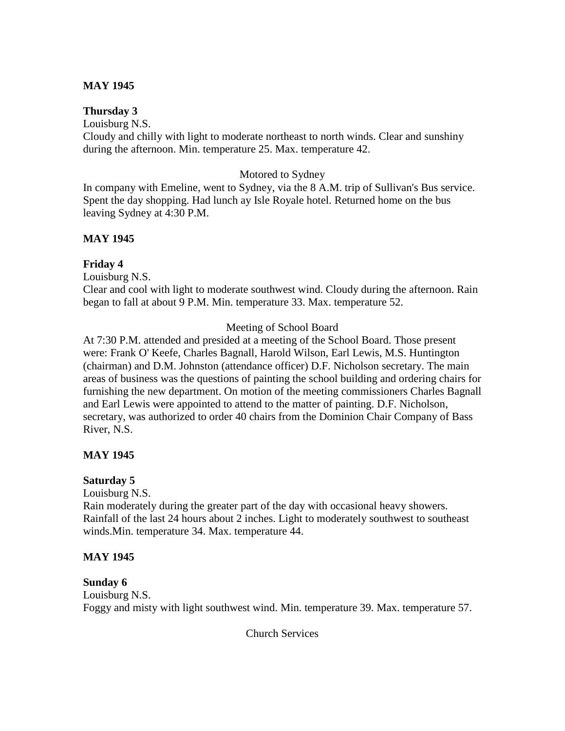**MAY 1945**

**Thursday 3**
Louisburg N.S.
Cloudy and chilly with light to moderate northeast to north winds. Clear and sunshiny during the afternoon. Min. temperature 25. Max. temperature 42.

Motored to Sydney

In company with Emeline, went to Sydney, via the 8 A.M. trip of Sullivan's Bus service. Spent the day shopping. Had lunch ay Isle Royale hotel. Returned home on the bus leaving Sydney at 4:30 P.M.

**MAY 1945**

**Friday 4**
Louisburg N.S.
Clear and cool with light to moderate southwest wind. Cloudy during the afternoon. Rain began to fall at about 9 P.M. Min. temperature 33. Max. temperature 52.

Meeting of School Board

At 7:30 P.M. attended and presided at a meeting of the School Board. Those present were: Frank O' Keefe, Charles Bagnall, Harold Wilson, Earl Lewis, M.S. Huntington (chairman) and D.M. Johnston (attendance officer) D.F. Nicholson secretary. The main areas of business was the questions of painting the school building and ordering chairs for furnishing the new department. On motion of the meeting commissioners Charles Bagnall and Earl Lewis were appointed to attend to the matter of painting. D.F. Nicholson, secretary, was authorized to order 40 chairs from the Dominion Chair Company of Bass River, N.S.

**MAY 1945**

**Saturday 5**
Louisburg N.S.
Rain moderately during the greater part of the day with occasional heavy showers. Rainfall of the last 24 hours about 2 inches. Light to moderately southwest to southeast winds.Min. temperature 34. Max. temperature 44.

**MAY 1945**

**Sunday 6**
Louisburg N.S.
Foggy and misty with light southwest wind. Min. temperature 39. Max. temperature 57.

Church Services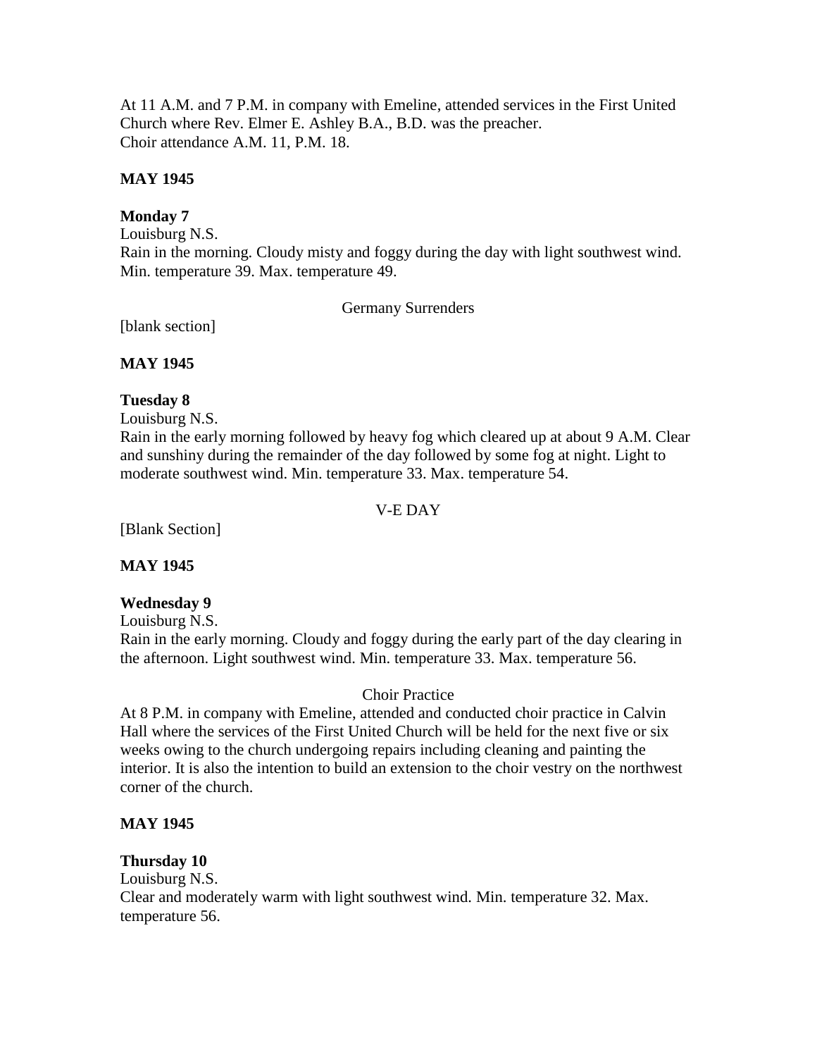At 11 A.M. and 7 P.M. in company with Emeline, attended services in the First United Church where Rev. Elmer E. Ashley B.A., B.D. was the preacher.
Choir attendance A.M. 11, P.M. 18.

**MAY 1945**

**Monday 7**
Louisburg N.S.
Rain in the morning. Cloudy misty and foggy during the day with light southwest wind. Min. temperature 39. Max. temperature 49.

Germany Surrenders

[blank section]

**MAY 1945**

**Tuesday 8**
Louisburg N.S.
Rain in the early morning followed by heavy fog which cleared up at about 9 A.M. Clear and sunshiny during the remainder of the day followed by some fog at night. Light to moderate southwest wind. Min. temperature 33. Max. temperature 54.

V-E DAY

[Blank Section]

**MAY 1945**

**Wednesday 9**
Louisburg N.S.
Rain in the early morning. Cloudy and foggy during the early part of the day clearing in the afternoon. Light southwest wind. Min. temperature 33. Max. temperature 56.

Choir Practice

At 8 P.M. in company with Emeline, attended and conducted choir practice in Calvin Hall where the services of the First United Church will be held for the next five or six weeks owing to the church undergoing repairs including cleaning and painting the interior. It is also the intention to build an extension to the choir vestry on the northwest corner of the church.

**MAY 1945**

**Thursday 10**
Louisburg N.S.
Clear and moderately warm with light southwest wind. Min. temperature 32. Max. temperature 56.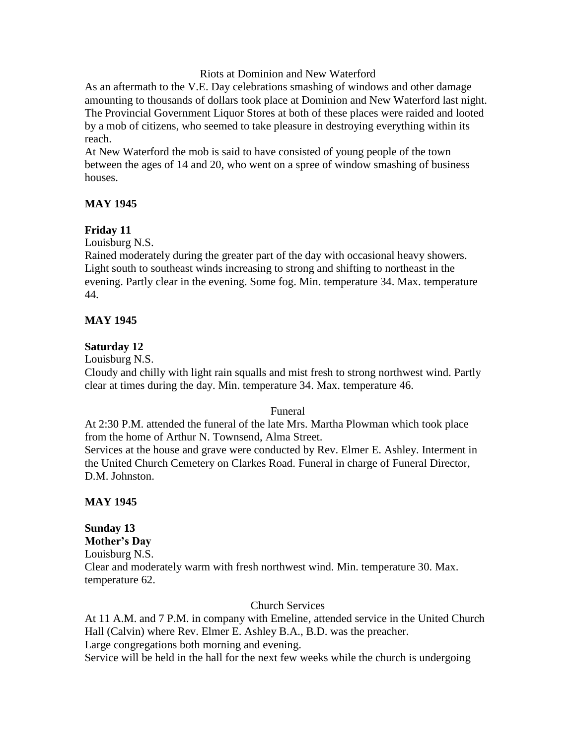Riots at Dominion and New Waterford

As an aftermath to the V.E. Day celebrations smashing of windows and other damage amounting to thousands of dollars took place at Dominion and New Waterford last night. The Provincial Government Liquor Stores at both of these places were raided and looted by a mob of citizens, who seemed to take pleasure in destroying everything within its reach.

At New Waterford the mob is said to have consisted of young people of the town between the ages of 14 and 20, who went on a spree of window smashing of business houses.

**MAY 1945**

**Friday 11**

Louisburg N.S.

Rained moderately during the greater part of the day with occasional heavy showers. Light south to southeast winds increasing to strong and shifting to northeast in the evening. Partly clear in the evening. Some fog. Min. temperature 34. Max. temperature 44.

**MAY 1945**

**Saturday 12**

Louisburg N.S.

Cloudy and chilly with light rain squalls and mist fresh to strong northwest wind. Partly clear at times during the day. Min. temperature 34. Max. temperature 46.

Funeral

At 2:30 P.M. attended the funeral of the late Mrs. Martha Plowman which took place from the home of Arthur N. Townsend, Alma Street.

Services at the house and grave were conducted by Rev. Elmer E. Ashley. Interment in the United Church Cemetery on Clarkes Road. Funeral in charge of Funeral Director, D.M. Johnston.

**MAY 1945**

**Sunday 13**

**Mother's Day**

Louisburg N.S.

Clear and moderately warm with fresh northwest wind. Min. temperature 30. Max. temperature 62.

Church Services

At 11 A.M. and 7 P.M. in company with Emeline, attended service in the United Church Hall (Calvin) where Rev. Elmer E. Ashley B.A., B.D. was the preacher.

Large congregations both morning and evening.

Service will be held in the hall for the next few weeks while the church is undergoing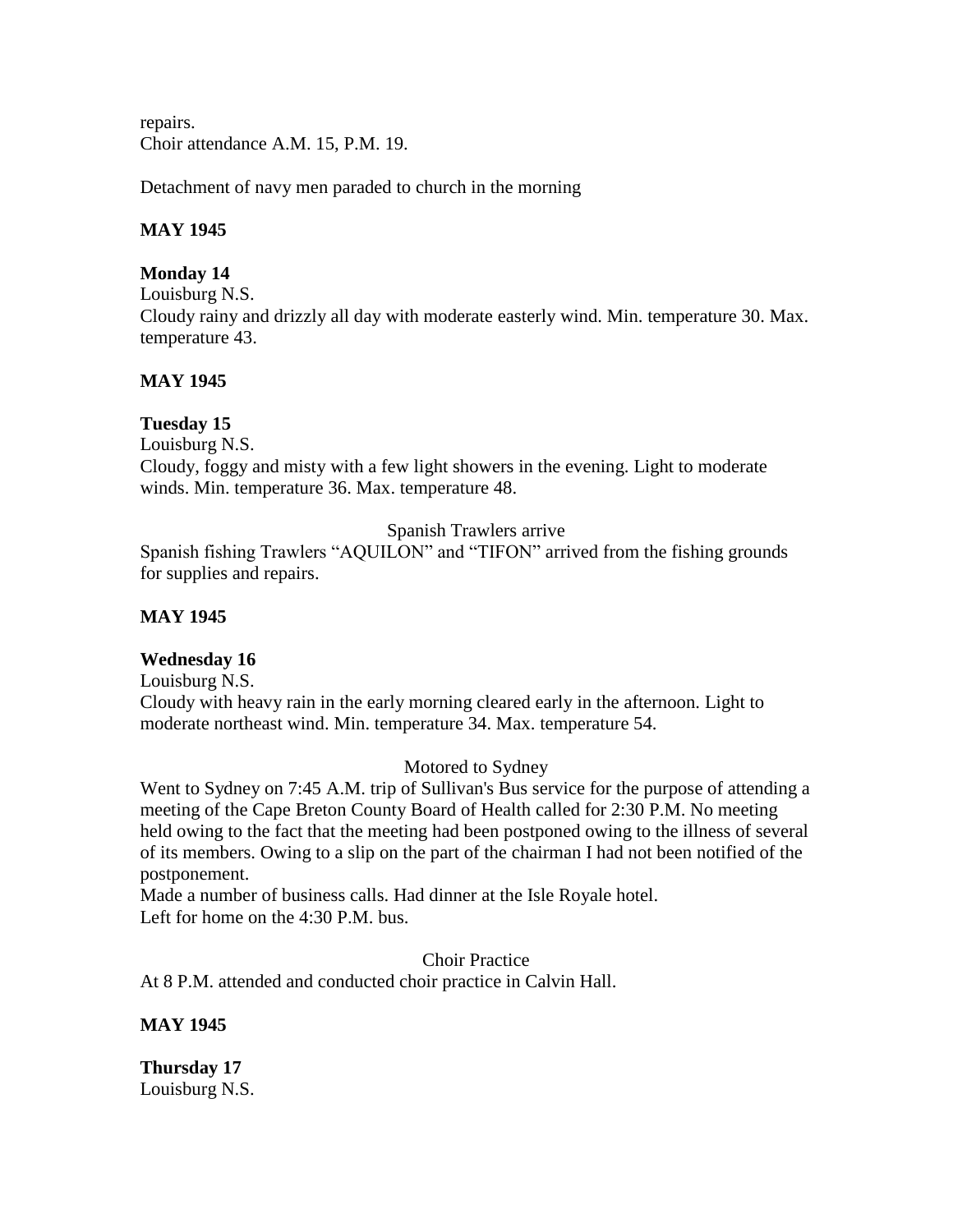repairs.
Choir attendance A.M. 15, P.M. 19.

Detachment of navy men paraded to church in the morning

**MAY 1945**

**Monday 14**
Louisburg N.S.
Cloudy rainy and drizzly all day with moderate easterly wind. Min. temperature 30. Max. temperature 43.

**MAY 1945**

**Tuesday 15**
Louisburg N.S.
Cloudy, foggy and misty with a few light showers in the evening. Light to moderate winds. Min. temperature 36. Max. temperature 48.

Spanish Trawlers arrive

Spanish fishing Trawlers "AQUILON" and "TIFON" arrived from the fishing grounds for supplies and repairs.

**MAY 1945**

**Wednesday 16**
Louisburg N.S.
Cloudy with heavy rain in the early morning cleared early in the afternoon. Light to moderate northeast wind. Min. temperature 34. Max. temperature 54.

Motored to Sydney

Went to Sydney on 7:45 A.M. trip of Sullivan's Bus service for the purpose of attending a meeting of the Cape Breton County Board of Health called for 2:30 P.M. No meeting held owing to the fact that the meeting had been postponed owing to the illness of several of its members. Owing to a slip on the part of the chairman I had not been notified of the postponement.
Made a number of business calls. Had dinner at the Isle Royale hotel.
Left for home on the 4:30 P.M. bus.

Choir Practice

At 8 P.M. attended and conducted choir practice in Calvin Hall.

**MAY 1945**

**Thursday 17**
Louisburg N.S.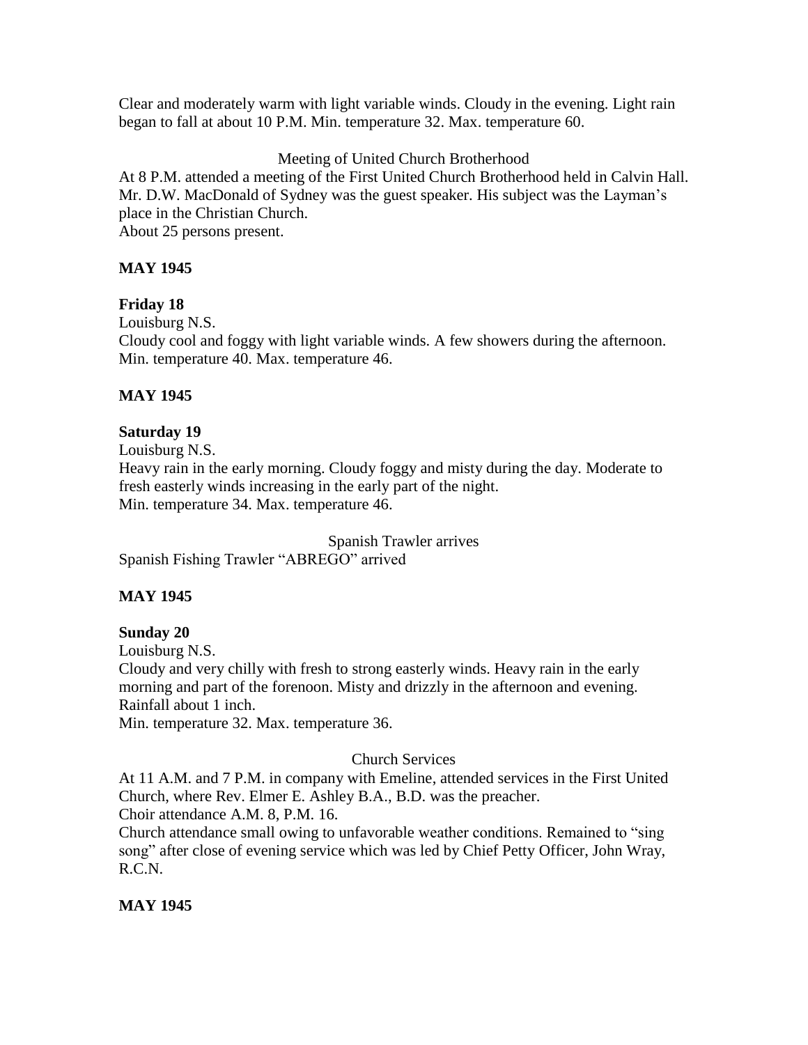Clear and moderately warm with light variable winds. Cloudy in the evening. Light rain began to fall at about 10 P.M. Min. temperature 32. Max. temperature 60.

Meeting of United Church Brotherhood

At 8 P.M. attended a meeting of the First United Church Brotherhood held in Calvin Hall. Mr. D.W. MacDonald of Sydney was the guest speaker. His subject was the Layman's place in the Christian Church.
About 25 persons present.

**MAY 1945**

**Friday 18**

Louisburg N.S.
Cloudy cool and foggy with light variable winds. A few showers during the afternoon. Min. temperature 40. Max. temperature 46.

**MAY 1945**

**Saturday 19**

Louisburg N.S.
Heavy rain in the early morning. Cloudy foggy and misty during the day. Moderate to fresh easterly winds increasing in the early part of the night.
Min. temperature 34. Max. temperature 46.

Spanish Trawler arrives

Spanish Fishing Trawler "ABREGO" arrived

**MAY 1945**

**Sunday 20**

Louisburg N.S.
Cloudy and very chilly with fresh to strong easterly winds. Heavy rain in the early morning and part of the forenoon. Misty and drizzly in the afternoon and evening. Rainfall about 1 inch.
Min. temperature 32. Max. temperature 36.

Church Services

At 11 A.M. and 7 P.M. in company with Emeline, attended services in the First United Church, where Rev. Elmer E. Ashley B.A., B.D. was the preacher.
Choir attendance A.M. 8, P.M. 16.
Church attendance small owing to unfavorable weather conditions. Remained to "sing song" after close of evening service which was led by Chief Petty Officer, John Wray, R.C.N.

**MAY 1945**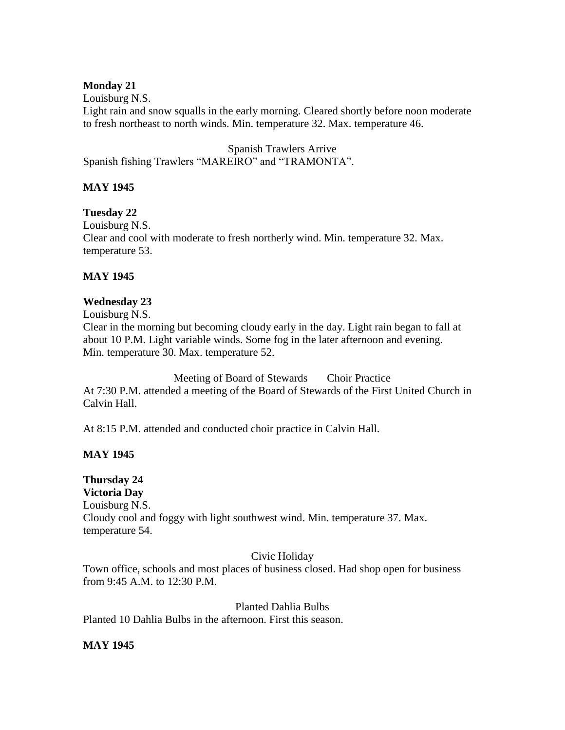**Monday 21**

Louisburg N.S.

Light rain and snow squalls in the early morning. Cleared shortly before noon moderate to fresh northeast to north winds. Min. temperature 32. Max. temperature 46.

Spanish Trawlers Arrive

Spanish fishing Trawlers "MAREIRO" and "TRAMONTA".

**MAY 1945**

**Tuesday 22**

Louisburg N.S.

Clear and cool with moderate to fresh northerly wind. Min. temperature 32. Max. temperature 53.

**MAY 1945**

**Wednesday 23**

Louisburg N.S.

Clear in the morning but becoming cloudy early in the day. Light rain began to fall at about 10 P.M. Light variable winds. Some fog in the later afternoon and evening. Min. temperature 30. Max. temperature 52.

Meeting of Board of Stewards Choir Practice

At 7:30 P.M. attended a meeting of the Board of Stewards of the First United Church in Calvin Hall.

At 8:15 P.M. attended and conducted choir practice in Calvin Hall.

**MAY 1945**

**Thursday 24**

**Victoria Day**

Louisburg N.S.

Cloudy cool and foggy with light southwest wind. Min. temperature 37. Max. temperature 54.

Civic Holiday

Town office, schools and most places of business closed. Had shop open for business from 9:45 A.M. to 12:30 P.M.

Planted Dahlia Bulbs

Planted 10 Dahlia Bulbs in the afternoon. First this season.

**MAY 1945**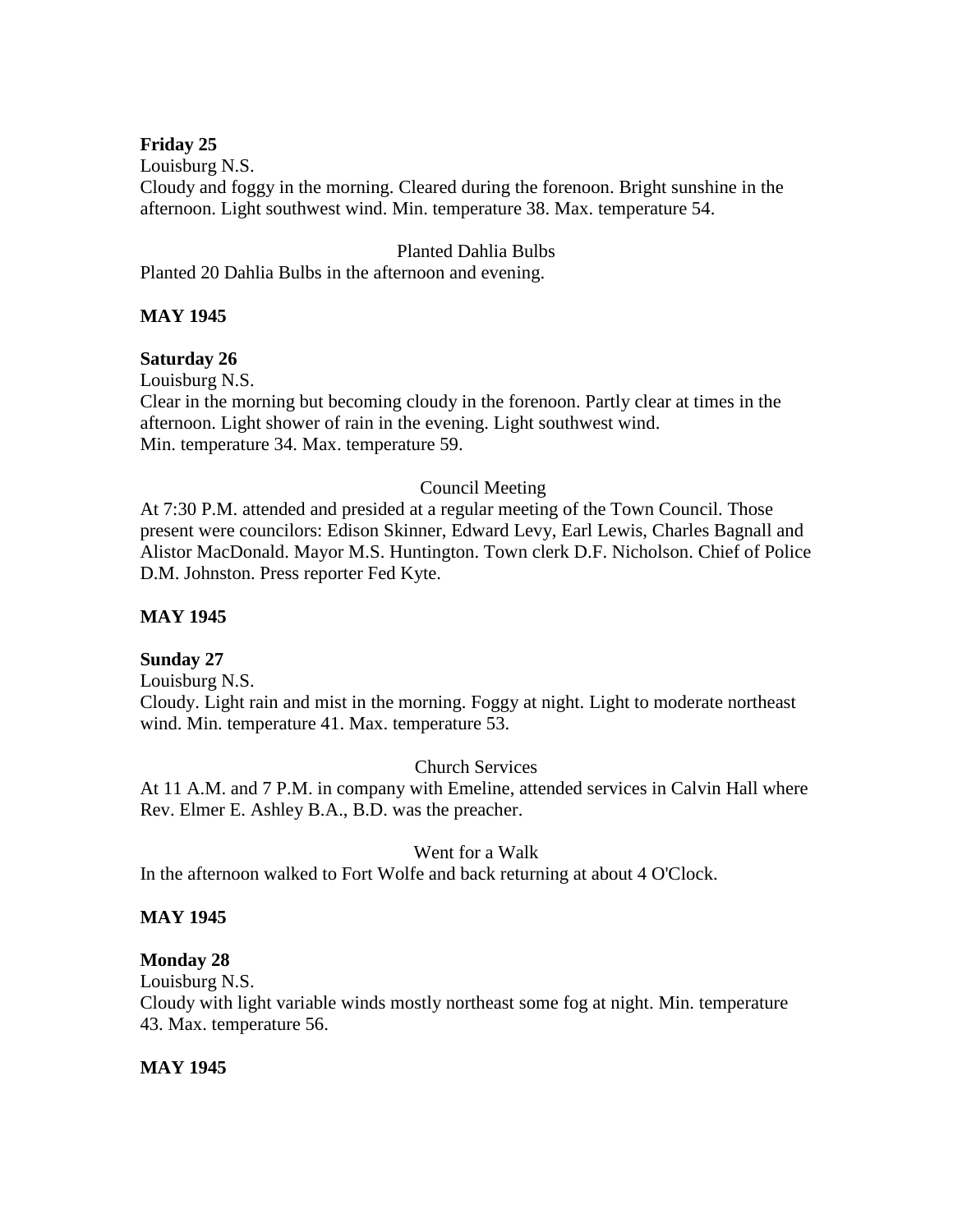**Friday 25**

Louisburg N.S.

Cloudy and foggy in the morning. Cleared during the forenoon. Bright sunshine in the afternoon. Light southwest wind. Min. temperature 38. Max. temperature 54.

Planted Dahlia Bulbs

Planted 20 Dahlia Bulbs in the afternoon and evening.

**MAY 1945**

**Saturday 26**

Louisburg N.S.

Clear in the morning but becoming cloudy in the forenoon. Partly clear at times in the afternoon. Light shower of rain in the evening. Light southwest wind.
Min. temperature 34. Max. temperature 59.

Council Meeting

At 7:30 P.M. attended and presided at a regular meeting of the Town Council. Those present were councilors: Edison Skinner, Edward Levy, Earl Lewis, Charles Bagnall and Alistor MacDonald. Mayor M.S. Huntington. Town clerk D.F. Nicholson. Chief of Police D.M. Johnston. Press reporter Fed Kyte.

**MAY 1945**

**Sunday 27**

Louisburg N.S.

Cloudy. Light rain and mist in the morning. Foggy at night. Light to moderate northeast wind. Min. temperature 41. Max. temperature 53.

Church Services

At 11 A.M. and 7 P.M. in company with Emeline, attended services in Calvin Hall where Rev. Elmer E. Ashley B.A., B.D. was the preacher.

Went for a Walk

In the afternoon walked to Fort Wolfe and back returning at about 4 O'Clock.

**MAY 1945**

**Monday 28**

Louisburg N.S.

Cloudy with light variable winds mostly northeast some fog at night. Min. temperature 43. Max. temperature 56.

**MAY 1945**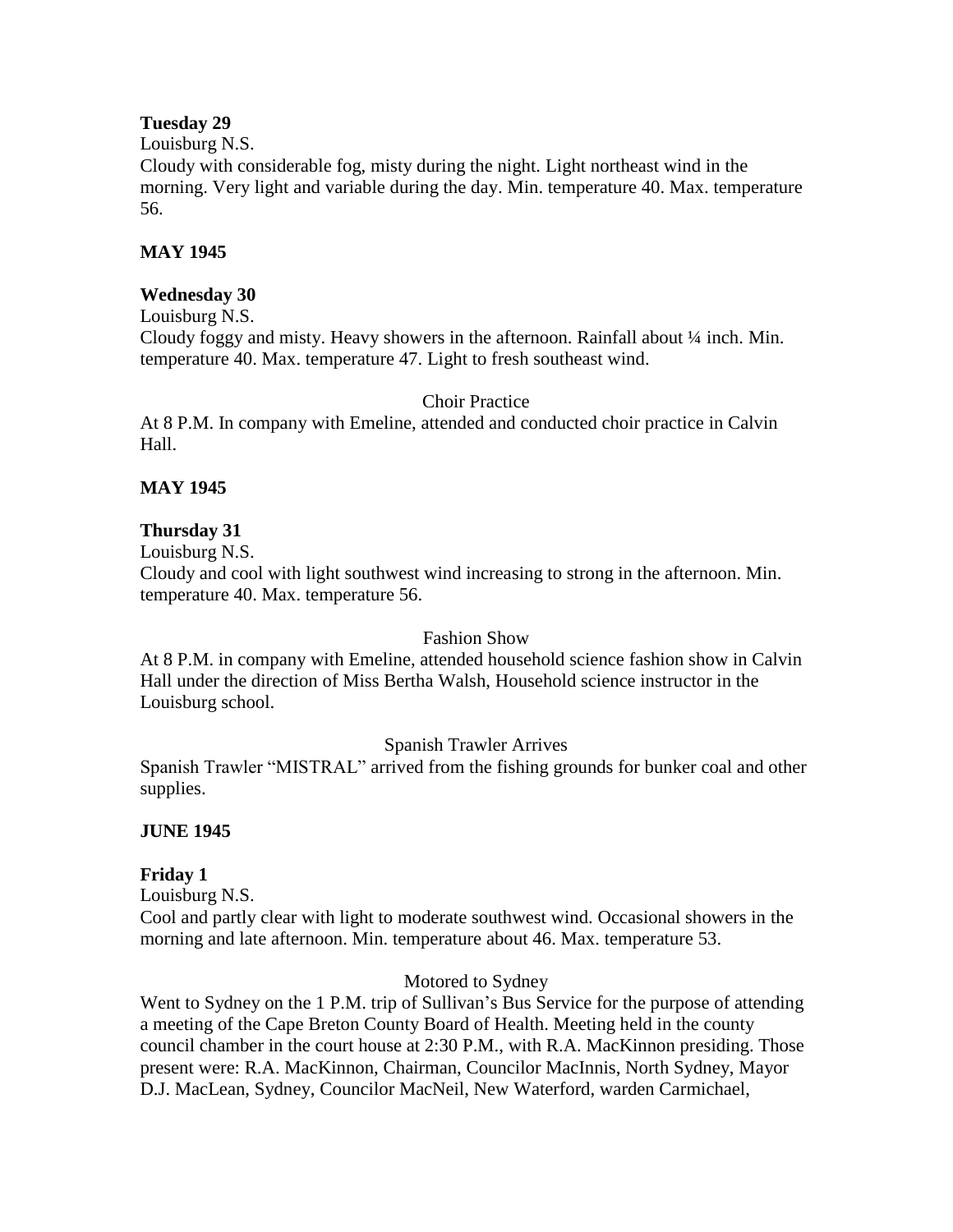**Tuesday 29**

Louisburg N.S.

Cloudy with considerable fog, misty during the night. Light northeast wind in the morning. Very light and variable during the day. Min. temperature 40. Max. temperature 56.

**MAY 1945**

**Wednesday 30**

Louisburg N.S.

Cloudy foggy and misty. Heavy showers in the afternoon. Rainfall about ¼ inch. Min. temperature 40. Max. temperature 47. Light to fresh southeast wind.

Choir Practice

At 8 P.M. In company with Emeline, attended and conducted choir practice in Calvin Hall.

**MAY 1945**

**Thursday 31**

Louisburg N.S.

Cloudy and cool with light southwest wind increasing to strong in the afternoon. Min. temperature 40. Max. temperature 56.

Fashion Show

At 8 P.M. in company with Emeline, attended household science fashion show in Calvin Hall under the direction of Miss Bertha Walsh, Household science instructor in the Louisburg school.

Spanish Trawler Arrives

Spanish Trawler "MISTRAL" arrived from the fishing grounds for bunker coal and other supplies.

**JUNE 1945**

**Friday 1**

Louisburg N.S.

Cool and partly clear with light to moderate southwest wind. Occasional showers in the morning and late afternoon. Min. temperature about 46. Max. temperature 53.

Motored to Sydney

Went to Sydney on the 1 P.M. trip of Sullivan's Bus Service for the purpose of attending a meeting of the Cape Breton County Board of Health. Meeting held in the county council chamber in the court house at 2:30 P.M., with R.A. MacKinnon presiding. Those present were: R.A. MacKinnon, Chairman, Councilor MacInnis, North Sydney, Mayor D.J. MacLean, Sydney, Councilor MacNeil, New Waterford, warden Carmichael,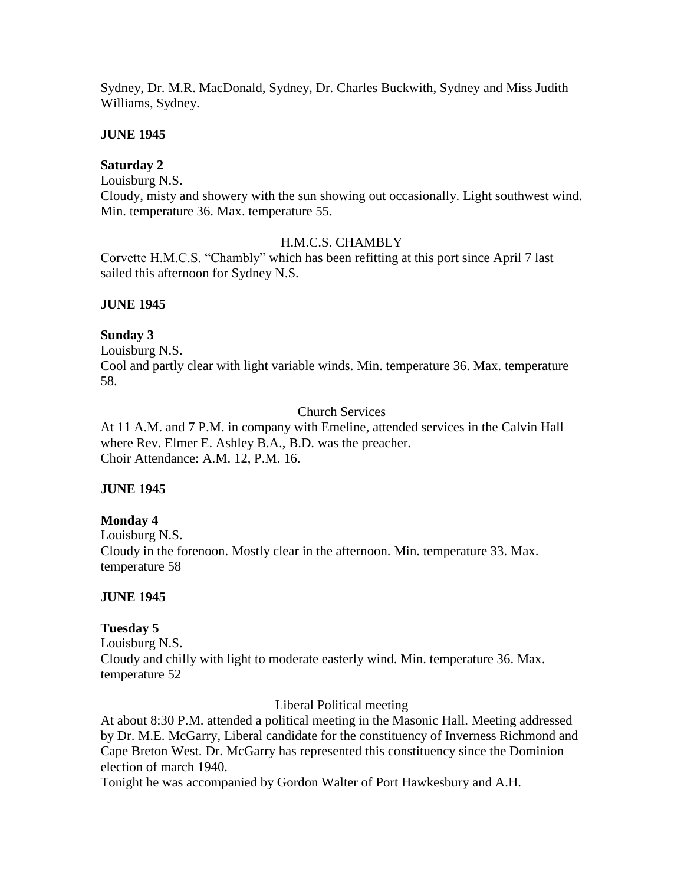Sydney, Dr. M.R. MacDonald, Sydney, Dr. Charles Buckwith, Sydney and Miss Judith Williams, Sydney.

**JUNE 1945**

**Saturday 2**

Louisburg N.S.

Cloudy, misty and showery with the sun showing out occasionally. Light southwest wind. Min. temperature 36. Max. temperature 55.

H.M.C.S. CHAMBLY

Corvette H.M.C.S. "Chambly" which has been refitting at this port since April 7 last sailed this afternoon for Sydney N.S.

**JUNE 1945**

**Sunday 3**

Louisburg N.S.

Cool and partly clear with light variable winds. Min. temperature 36. Max. temperature 58.

Church Services

At 11 A.M. and 7 P.M. in company with Emeline, attended services in the Calvin Hall where Rev. Elmer E. Ashley B.A., B.D. was the preacher.

Choir Attendance: A.M. 12, P.M. 16.

**JUNE 1945**

**Monday 4**

Louisburg N.S.

Cloudy in the forenoon. Mostly clear in the afternoon. Min. temperature 33. Max. temperature 58

**JUNE 1945**

**Tuesday 5**

Louisburg N.S.

Cloudy and chilly with light to moderate easterly wind. Min. temperature 36. Max. temperature 52

Liberal Political meeting

At about 8:30 P.M. attended a political meeting in the Masonic Hall. Meeting addressed by Dr. M.E. McGarry, Liberal candidate for the constituency of Inverness Richmond and Cape Breton West. Dr. McGarry has represented this constituency since the Dominion election of march 1940.

Tonight he was accompanied by Gordon Walter of Port Hawkesbury and A.H.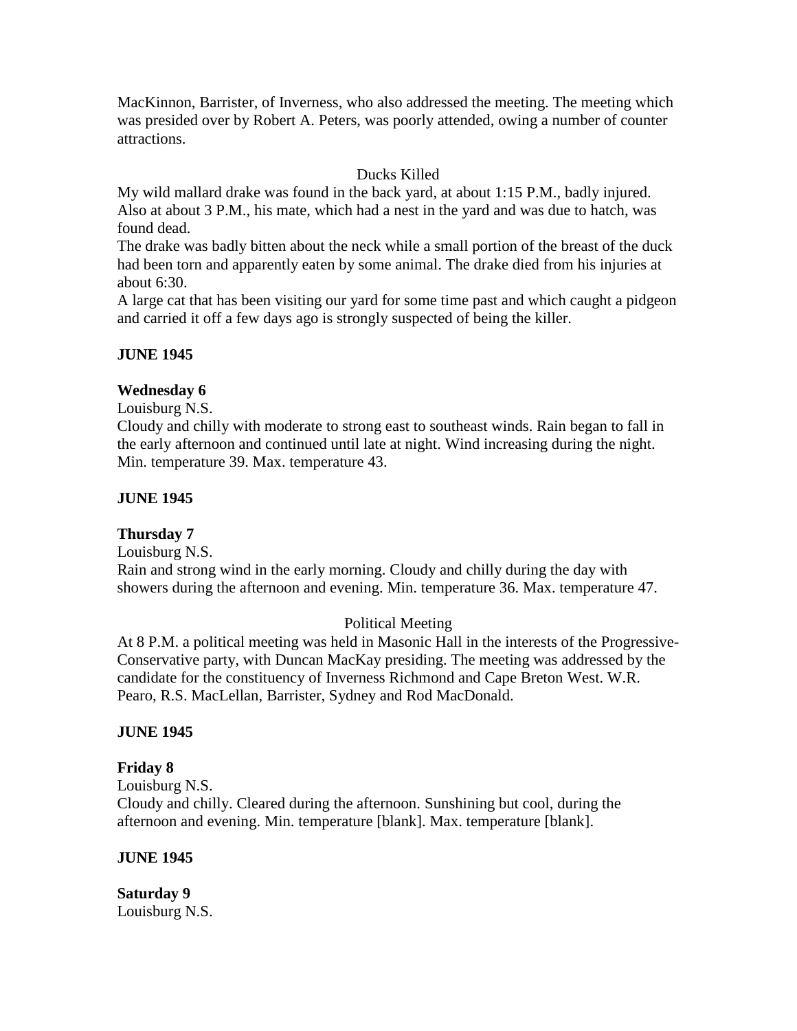MacKinnon, Barrister, of Inverness, who also addressed the meeting. The meeting which was presided over by Robert A. Peters, was poorly attended, owing a number of counter attractions.

Ducks Killed

My wild mallard drake was found in the back yard, at about 1:15 P.M., badly injured. Also at about 3 P.M., his mate, which had a nest in the yard and was due to hatch, was found dead.

The drake was badly bitten about the neck while a small portion of the breast of the duck had been torn and apparently eaten by some animal. The drake died from his injuries at about 6:30.

A large cat that has been visiting our yard for some time past and which caught a pidgeon and carried it off a few days ago is strongly suspected of being the killer.

**JUNE 1945**

**Wednesday 6**

Louisburg N.S.

Cloudy and chilly with moderate to strong east to southeast winds. Rain began to fall in the early afternoon and continued until late at night. Wind increasing during the night. Min. temperature 39. Max. temperature 43.

**JUNE 1945**

**Thursday 7**

Louisburg N.S.

Rain and strong wind in the early morning. Cloudy and chilly during the day with showers during the afternoon and evening. Min. temperature 36. Max. temperature 47.

Political Meeting

At 8 P.M. a political meeting was held in Masonic Hall in the interests of the Progressive-Conservative party, with Duncan MacKay presiding. The meeting was addressed by the candidate for the constituency of Inverness Richmond and Cape Breton West. W.R. Pearo, R.S. MacLellan, Barrister, Sydney and Rod MacDonald.

**JUNE 1945**

**Friday 8**

Louisburg N.S.

Cloudy and chilly. Cleared during the afternoon. Sunshining but cool, during the afternoon and evening. Min. temperature [blank]. Max. temperature [blank].

**JUNE 1945**

**Saturday 9**

Louisburg N.S.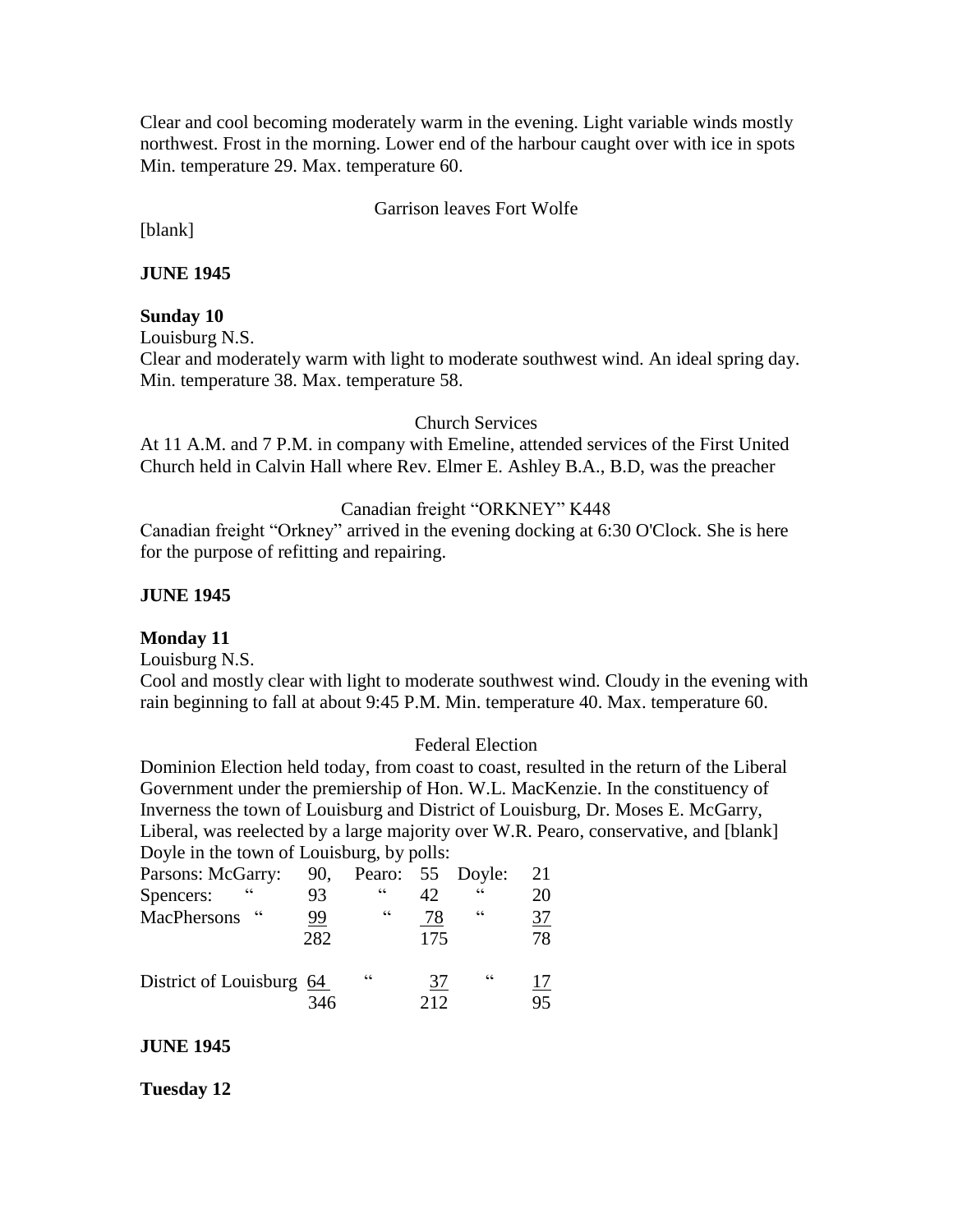Clear and cool becoming moderately warm in the evening. Light variable winds mostly northwest. Frost in the morning. Lower end of the harbour caught over with ice in spots Min. temperature 29. Max. temperature 60.

Garrison leaves Fort Wolfe

[blank]

**JUNE 1945**

**Sunday 10**

Louisburg N.S.

Clear and moderately warm with light to moderate southwest wind. An ideal spring day. Min. temperature 38. Max. temperature 58.

Church Services

At 11 A.M. and 7 P.M. in company with Emeline, attended services of the First United Church held in Calvin Hall where Rev. Elmer E. Ashley B.A., B.D, was the preacher

Canadian freight "ORKNEY" K448

Canadian freight "Orkney" arrived in the evening docking at 6:30 O'Clock. She is here for the purpose of refitting and repairing.

**JUNE 1945**

**Monday 11**

Louisburg N.S.

Cool and mostly clear with light to moderate southwest wind. Cloudy in the evening with rain beginning to fall at about 9:45 P.M. Min. temperature 40. Max. temperature 60.

Federal Election

Dominion Election held today, from coast to coast, resulted in the return of the Liberal Government under the premiership of Hon. W.L. MacKenzie. In the constituency of Inverness the town of Louisburg and District of Louisburg, Dr. Moses E. McGarry, Liberal, was reelected by a large majority over W.R. Pearo, conservative, and [blank] Doyle in the town of Louisburg, by polls:

| | | | | | | |
|---|---|---|---|---|---|---|
| Parsons: | McGarry: | 90, | Pearo: | 55 | Doyle: | 21 |
| Spencers: | " | 93 | " | 42 | " | 20 |
| MacPhersons | " | 99 | " | 78 | " | 37 |
| | | 282 | | 175 | | 78 |
| District of Louisburg | | 64 | " | 37 | " | 17 |
| | | 346 | | 212 | | 95 |

**JUNE 1945**

**Tuesday 12**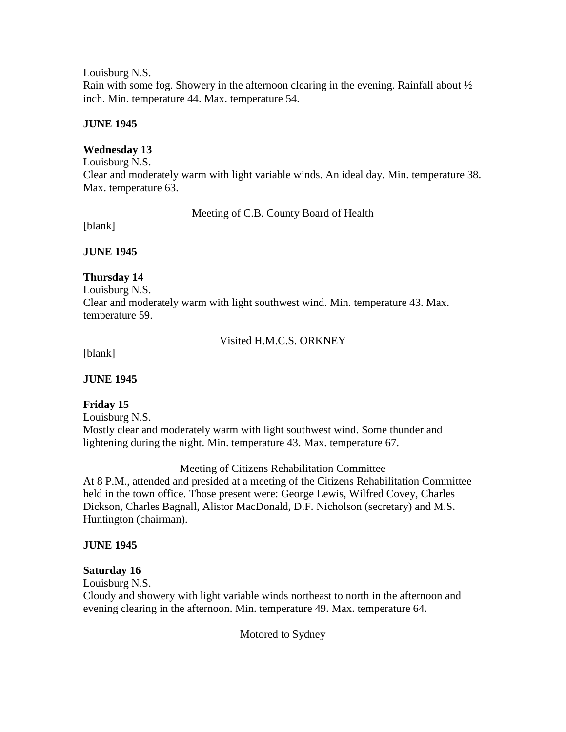Louisburg N.S.
Rain with some fog. Showery in the afternoon clearing in the evening. Rainfall about ½ inch. Min. temperature 44. Max. temperature 54.

**JUNE 1945**

**Wednesday 13**
Louisburg N.S.
Clear and moderately warm with light variable winds. An ideal day. Min. temperature 38. Max. temperature 63.

Meeting of C.B. County Board of Health

[blank]

**JUNE 1945**

**Thursday 14**
Louisburg N.S.
Clear and moderately warm with light southwest wind. Min. temperature 43. Max. temperature 59.

Visited H.M.C.S. ORKNEY

[blank]

**JUNE 1945**

**Friday 15**
Louisburg N.S.
Mostly clear and moderately warm with light southwest wind. Some thunder and lightening during the night. Min. temperature 43. Max. temperature 67.

Meeting of Citizens Rehabilitation Committee

At 8 P.M., attended and presided at a meeting of the Citizens Rehabilitation Committee held in the town office. Those present were: George Lewis, Wilfred Covey, Charles Dickson, Charles Bagnall, Alistor MacDonald, D.F. Nicholson (secretary) and M.S. Huntington (chairman).

**JUNE 1945**

**Saturday 16**
Louisburg N.S.
Cloudy and showery with light variable winds northeast to north in the afternoon and evening clearing in the afternoon. Min. temperature 49. Max. temperature 64.

Motored to Sydney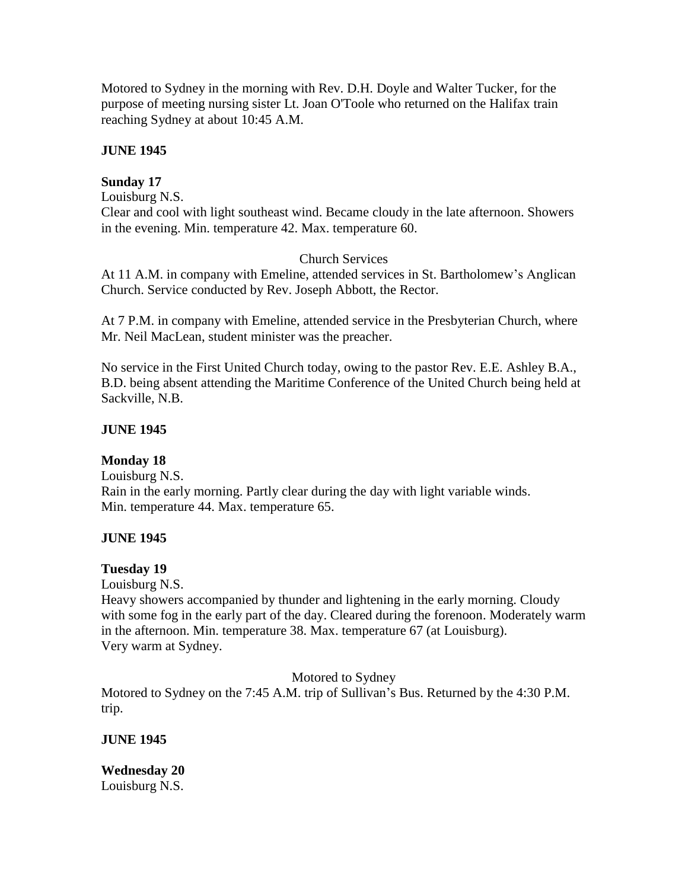Motored to Sydney in the morning with Rev. D.H. Doyle and Walter Tucker, for the purpose of meeting nursing sister Lt. Joan O'Toole who returned on the Halifax train reaching Sydney at about 10:45 A.M.

**JUNE 1945**

**Sunday 17**
Louisburg N.S.
Clear and cool with light southeast wind. Became cloudy in the late afternoon. Showers in the evening. Min. temperature 42. Max. temperature 60.

Church Services

At 11 A.M. in company with Emeline, attended services in St. Bartholomew's Anglican Church. Service conducted by Rev. Joseph Abbott, the Rector.

At 7 P.M. in company with Emeline, attended service in the Presbyterian Church, where Mr. Neil MacLean, student minister was the preacher.

No service in the First United Church today, owing to the pastor Rev. E.E. Ashley B.A., B.D. being absent attending the Maritime Conference of the United Church being held at Sackville, N.B.

**JUNE 1945**

**Monday 18**
Louisburg N.S.
Rain in the early morning. Partly clear during the day with light variable winds.
Min. temperature 44. Max. temperature 65.

**JUNE 1945**

**Tuesday 19**
Louisburg N.S.
Heavy showers accompanied by thunder and lightening in the early morning. Cloudy with some fog in the early part of the day. Cleared during the forenoon. Moderately warm in the afternoon. Min. temperature 38. Max. temperature 67 (at Louisburg).
Very warm at Sydney.

Motored to Sydney

Motored to Sydney on the 7:45 A.M. trip of Sullivan's Bus. Returned by the 4:30 P.M. trip.

**JUNE 1945**

**Wednesday 20**
Louisburg N.S.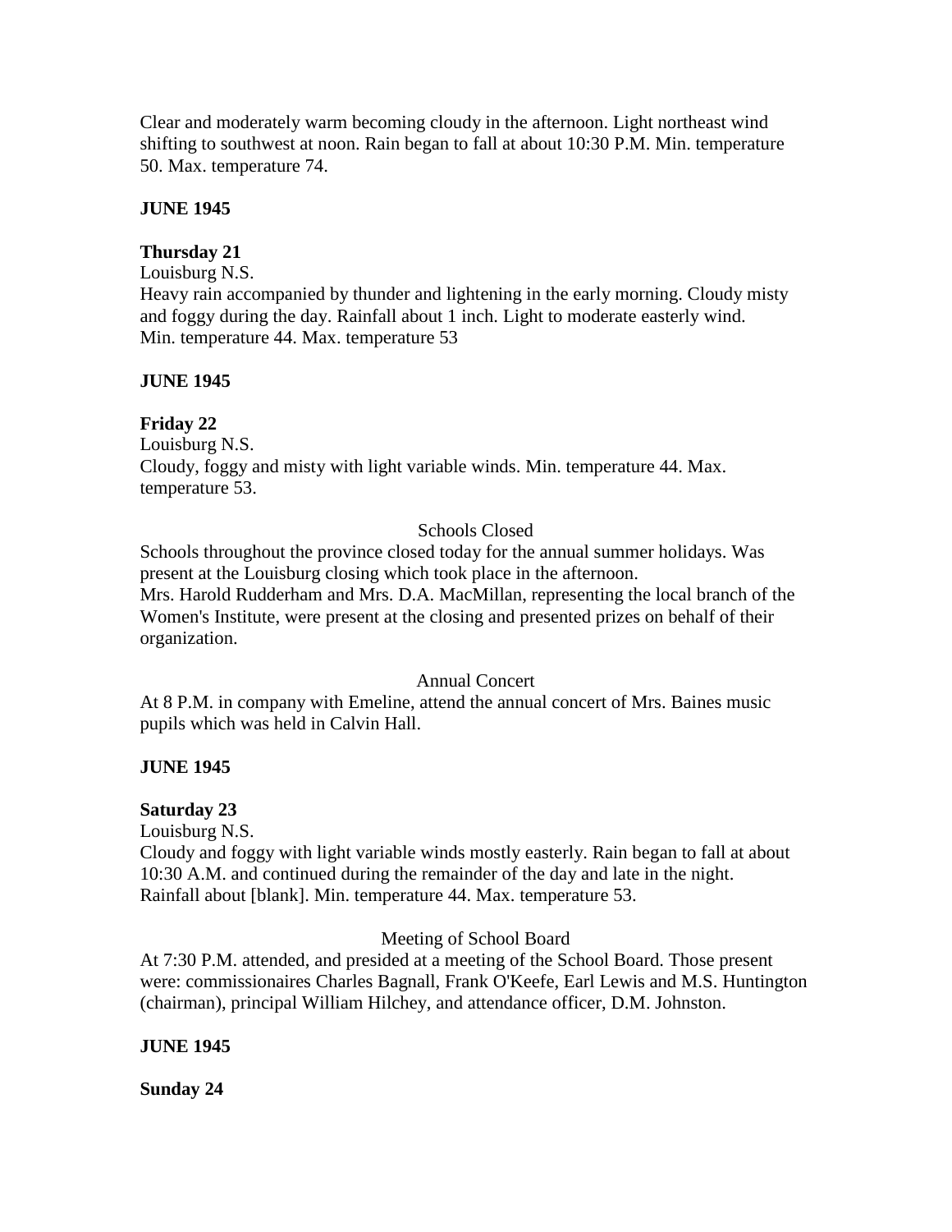Clear and moderately warm becoming cloudy in the afternoon. Light northeast wind shifting to southwest at noon. Rain began to fall at about 10:30 P.M. Min. temperature 50. Max. temperature 74.

**JUNE 1945**

**Thursday 21**

Louisburg N.S.

Heavy rain accompanied by thunder and lightening in the early morning. Cloudy misty and foggy during the day. Rainfall about 1 inch. Light to moderate easterly wind. Min. temperature 44. Max. temperature 53

**JUNE 1945**

**Friday 22**

Louisburg N.S.

Cloudy, foggy and misty with light variable winds. Min. temperature 44. Max. temperature 53.

Schools Closed

Schools throughout the province closed today for the annual summer holidays. Was present at the Louisburg closing which took place in the afternoon.

Mrs. Harold Rudderham and Mrs. D.A. MacMillan, representing the local branch of the Women's Institute, were present at the closing and presented prizes on behalf of their organization.

Annual Concert

At 8 P.M. in company with Emeline, attend the annual concert of Mrs. Baines music pupils which was held in Calvin Hall.

**JUNE 1945**

**Saturday 23**

Louisburg N.S.

Cloudy and foggy with light variable winds mostly easterly. Rain began to fall at about 10:30 A.M. and continued during the remainder of the day and late in the night. Rainfall about [blank]. Min. temperature 44. Max. temperature 53.

Meeting of School Board

At 7:30 P.M. attended, and presided at a meeting of the School Board. Those present were: commissionaires Charles Bagnall, Frank O'Keefe, Earl Lewis and M.S. Huntington (chairman), principal William Hilchey, and attendance officer, D.M. Johnston.

**JUNE 1945**

**Sunday 24**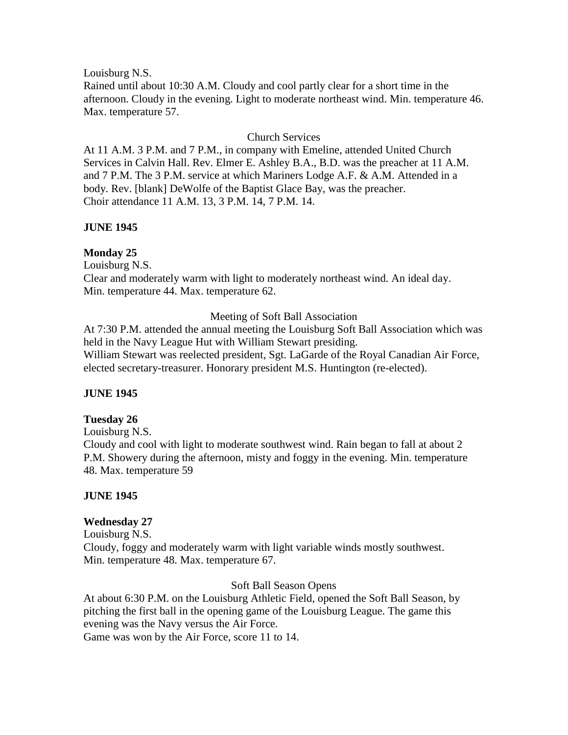Louisburg N.S.
Rained until about 10:30 A.M. Cloudy and cool partly clear for a short time in the afternoon. Cloudy in the evening. Light to moderate northeast wind. Min. temperature 46. Max. temperature 57.

Church Services

At 11 A.M. 3 P.M. and 7 P.M., in company with Emeline, attended United Church Services in Calvin Hall. Rev. Elmer E. Ashley B.A., B.D. was the preacher at 11 A.M. and 7 P.M. The 3 P.M. service at which Mariners Lodge A.F. & A.M. Attended in a body. Rev. [blank] DeWolfe of the Baptist Glace Bay, was the preacher.
Choir attendance 11 A.M. 13, 3 P.M. 14, 7 P.M. 14.

**JUNE 1945**

**Monday 25**
Louisburg N.S.
Clear and moderately warm with light to moderately northeast wind. An ideal day. Min. temperature 44. Max. temperature 62.

Meeting of Soft Ball Association

At 7:30 P.M. attended the annual meeting the Louisburg Soft Ball Association which was held in the Navy League Hut with William Stewart presiding.
William Stewart was reelected president, Sgt. LaGarde of the Royal Canadian Air Force, elected secretary-treasurer. Honorary president M.S. Huntington (re-elected).

**JUNE 1945**

**Tuesday 26**
Louisburg N.S.
Cloudy and cool with light to moderate southwest wind. Rain began to fall at about 2 P.M. Showery during the afternoon, misty and foggy in the evening. Min. temperature 48. Max. temperature 59

**JUNE 1945**

**Wednesday 27**
Louisburg N.S.
Cloudy, foggy and moderately warm with light variable winds mostly southwest. Min. temperature 48. Max. temperature 67.

Soft Ball Season Opens

At about 6:30 P.M. on the Louisburg Athletic Field, opened the Soft Ball Season, by pitching the first ball in the opening game of the Louisburg League. The game this evening was the Navy versus the Air Force.
Game was won by the Air Force, score 11 to 14.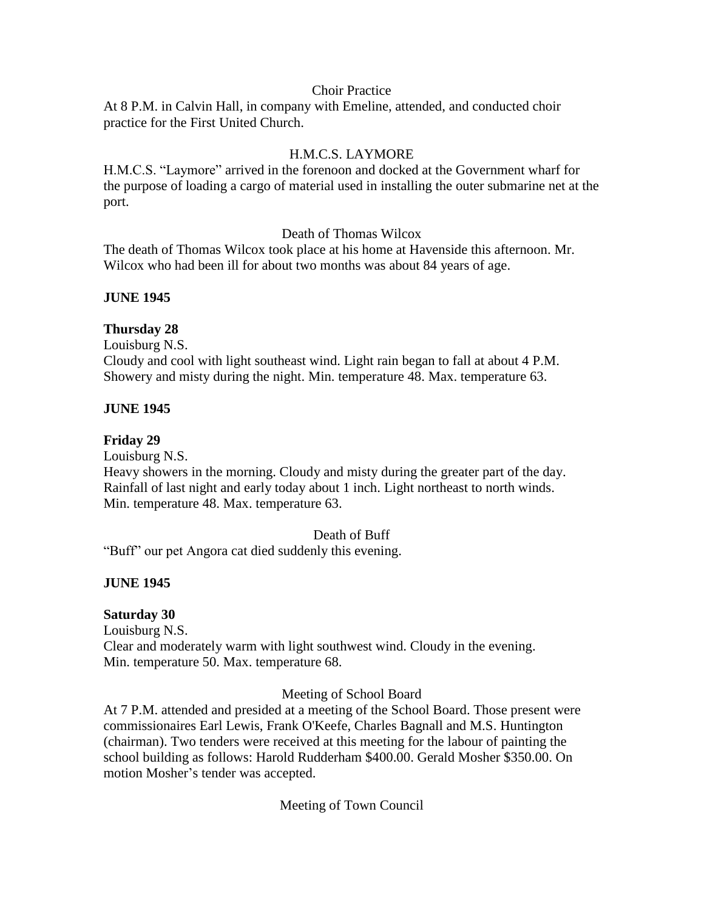Choir Practice

At 8 P.M. in Calvin Hall, in company with Emeline, attended, and conducted choir practice for the First United Church.

H.M.C.S. LAYMORE

H.M.C.S. “Laymore” arrived in the forenoon and docked at the Government wharf for the purpose of loading a cargo of material used in installing the outer submarine net at the port.

Death of Thomas Wilcox

The death of Thomas Wilcox took place at his home at Havenside this afternoon. Mr. Wilcox who had been ill for about two months was about 84 years of age.

**JUNE 1945**

**Thursday 28**

Louisburg N.S.

Cloudy and cool with light southeast wind. Light rain began to fall at about 4 P.M. Showery and misty during the night. Min. temperature 48. Max. temperature 63.

**JUNE 1945**

**Friday 29**

Louisburg N.S.

Heavy showers in the morning. Cloudy and misty during the greater part of the day. Rainfall of last night and early today about 1 inch. Light northeast to north winds. Min. temperature 48. Max. temperature 63.

Death of Buff

“Buff” our pet Angora cat died suddenly this evening.

**JUNE 1945**

**Saturday 30**

Louisburg N.S.

Clear and moderately warm with light southwest wind. Cloudy in the evening. Min. temperature 50. Max. temperature 68.

Meeting of School Board

At 7 P.M. attended and presided at a meeting of the School Board. Those present were commissionaires Earl Lewis, Frank O'Keefe, Charles Bagnall and M.S. Huntington (chairman). Two tenders were received at this meeting for the labour of painting the school building as follows: Harold Rudderham $400.00. Gerald Mosher $350.00. On motion Mosher’s tender was accepted.

Meeting of Town Council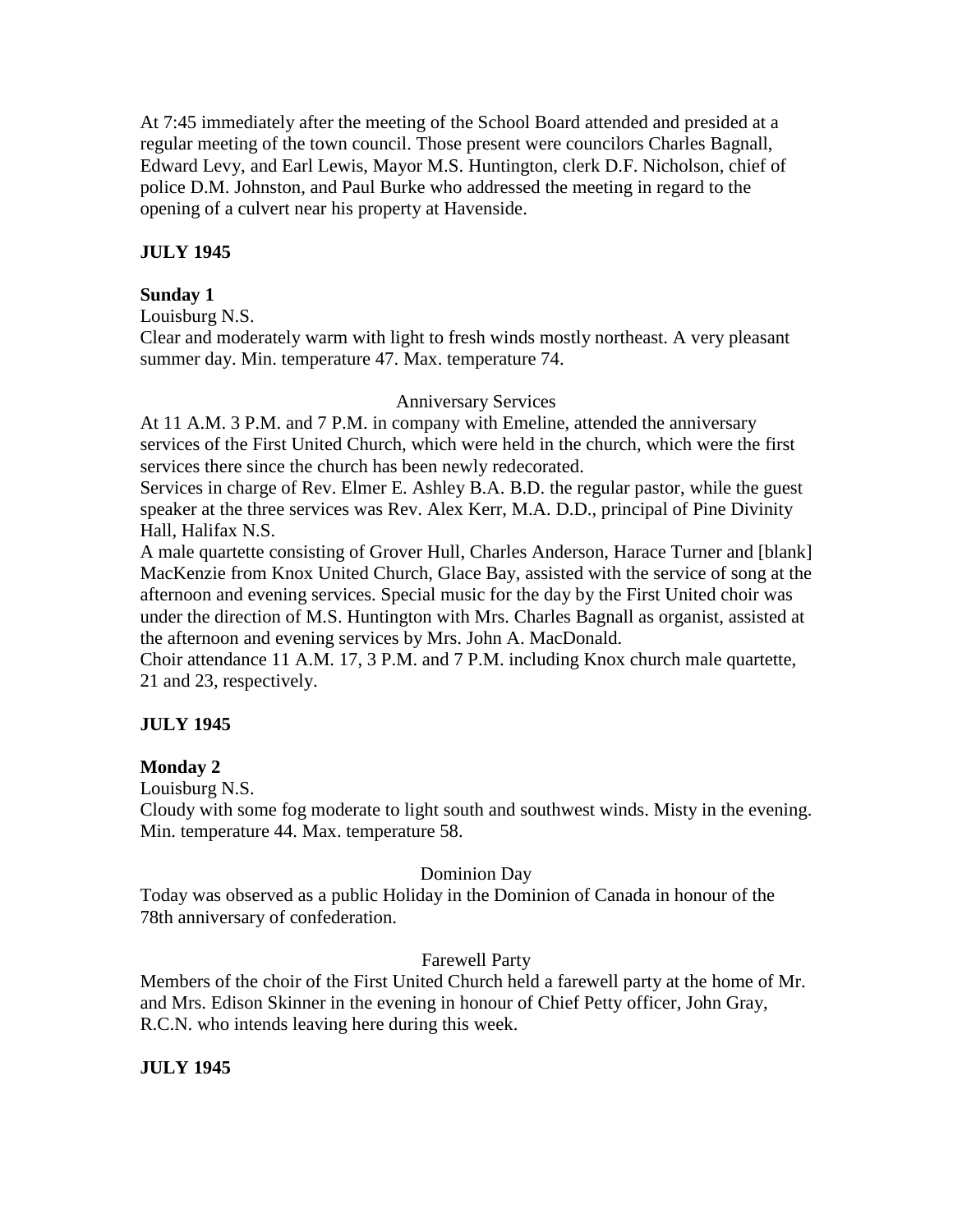At 7:45 immediately after the meeting of the School Board attended and presided at a regular meeting of the town council. Those present were councilors Charles Bagnall, Edward Levy, and Earl Lewis, Mayor M.S. Huntington, clerk D.F. Nicholson, chief of police D.M. Johnston, and Paul Burke who addressed the meeting in regard to the opening of a culvert near his property at Havenside.

**JULY 1945**

**Sunday 1**

Louisburg N.S.

Clear and moderately warm with light to fresh winds mostly northeast. A very pleasant summer day. Min. temperature 47. Max. temperature 74.

Anniversary Services

At 11 A.M. 3 P.M. and 7 P.M. in company with Emeline, attended the anniversary services of the First United Church, which were held in the church, which were the first services there since the church has been newly redecorated.

Services in charge of Rev. Elmer E. Ashley B.A. B.D. the regular pastor, while the guest speaker at the three services was Rev. Alex Kerr, M.A. D.D., principal of Pine Divinity Hall, Halifax N.S.

A male quartette consisting of Grover Hull, Charles Anderson, Harace Turner and [blank] MacKenzie from Knox United Church, Glace Bay, assisted with the service of song at the afternoon and evening services. Special music for the day by the First United choir was under the direction of M.S. Huntington with Mrs. Charles Bagnall as organist, assisted at the afternoon and evening services by Mrs. John A. MacDonald.

Choir attendance 11 A.M. 17, 3 P.M. and 7 P.M. including Knox church male quartette, 21 and 23, respectively.

**JULY 1945**

**Monday 2**

Louisburg N.S.

Cloudy with some fog moderate to light south and southwest winds. Misty in the evening. Min. temperature 44. Max. temperature 58.

Dominion Day

Today was observed as a public Holiday in the Dominion of Canada in honour of the 78th anniversary of confederation.

Farewell Party

Members of the choir of the First United Church held a farewell party at the home of Mr. and Mrs. Edison Skinner in the evening in honour of Chief Petty officer, John Gray, R.C.N. who intends leaving here during this week.

**JULY 1945**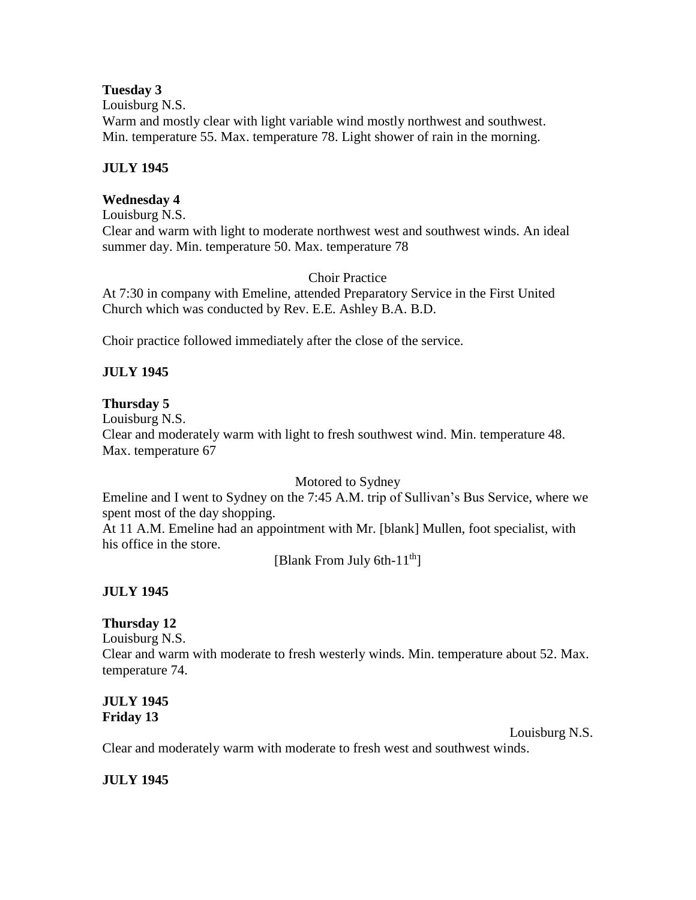**Tuesday 3**
Louisburg N.S.
Warm and mostly clear with light variable wind mostly northwest and southwest. Min. temperature 55. Max. temperature 78. Light shower of rain in the morning.

**JULY 1945**

**Wednesday 4**
Louisburg N.S.
Clear and warm with light to moderate northwest west and southwest winds. An ideal summer day. Min. temperature 50. Max. temperature 78

Choir Practice

At 7:30 in company with Emeline, attended Preparatory Service in the First United Church which was conducted by Rev. E.E. Ashley B.A. B.D.

Choir practice followed immediately after the close of the service.

**JULY 1945**

**Thursday 5**
Louisburg N.S.
Clear and moderately warm with light to fresh southwest wind. Min. temperature 48. Max. temperature 67

Motored to Sydney

Emeline and I went to Sydney on the 7:45 A.M. trip of Sullivan's Bus Service, where we spent most of the day shopping.
At 11 A.M. Emeline had an appointment with Mr. [blank] Mullen, foot specialist, with his office in the store.

[Blank From July 6th-11th]

**JULY 1945**

**Thursday 12**
Louisburg N.S.
Clear and warm with moderate to fresh westerly winds. Min. temperature about 52. Max. temperature 74.

**JULY 1945**
**Friday 13**

Louisburg N.S.

Clear and moderately warm with moderate to fresh west and southwest winds.

**JULY 1945**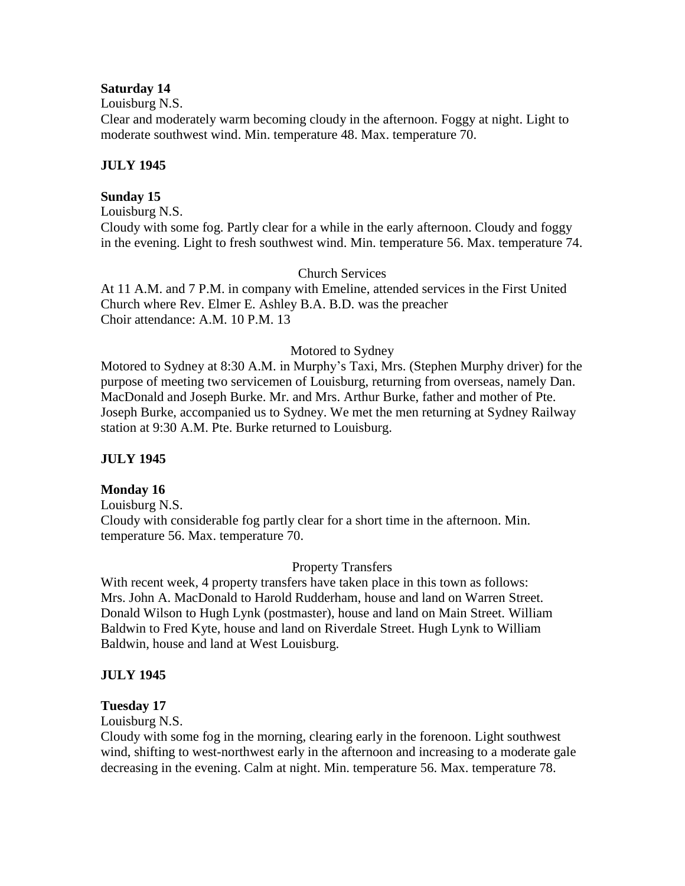**Saturday 14**

Louisburg N.S.

Clear and moderately warm becoming cloudy in the afternoon. Foggy at night. Light to moderate southwest wind. Min. temperature 48. Max. temperature 70.

**JULY 1945**

**Sunday 15**

Louisburg N.S.

Cloudy with some fog. Partly clear for a while in the early afternoon. Cloudy and foggy in the evening. Light to fresh southwest wind. Min. temperature 56. Max. temperature 74.

Church Services

At 11 A.M. and 7 P.M. in company with Emeline, attended services in the First United Church where Rev. Elmer E. Ashley B.A. B.D. was the preacher

Choir attendance: A.M. 10 P.M. 13

Motored to Sydney

Motored to Sydney at 8:30 A.M. in Murphy's Taxi, Mrs. (Stephen Murphy driver) for the purpose of meeting two servicemen of Louisburg, returning from overseas, namely Dan. MacDonald and Joseph Burke. Mr. and Mrs. Arthur Burke, father and mother of Pte. Joseph Burke, accompanied us to Sydney. We met the men returning at Sydney Railway station at 9:30 A.M. Pte. Burke returned to Louisburg.

**JULY 1945**

**Monday 16**

Louisburg N.S.

Cloudy with considerable fog partly clear for a short time in the afternoon. Min. temperature 56. Max. temperature 70.

Property Transfers

With recent week, 4 property transfers have taken place in this town as follows: Mrs. John A. MacDonald to Harold Rudderham, house and land on Warren Street. Donald Wilson to Hugh Lynk (postmaster), house and land on Main Street. William Baldwin to Fred Kyte, house and land on Riverdale Street. Hugh Lynk to William Baldwin, house and land at West Louisburg.

**JULY 1945**

**Tuesday 17**

Louisburg N.S.

Cloudy with some fog in the morning, clearing early in the forenoon. Light southwest wind, shifting to west-northwest early in the afternoon and increasing to a moderate gale decreasing in the evening. Calm at night. Min. temperature 56. Max. temperature 78.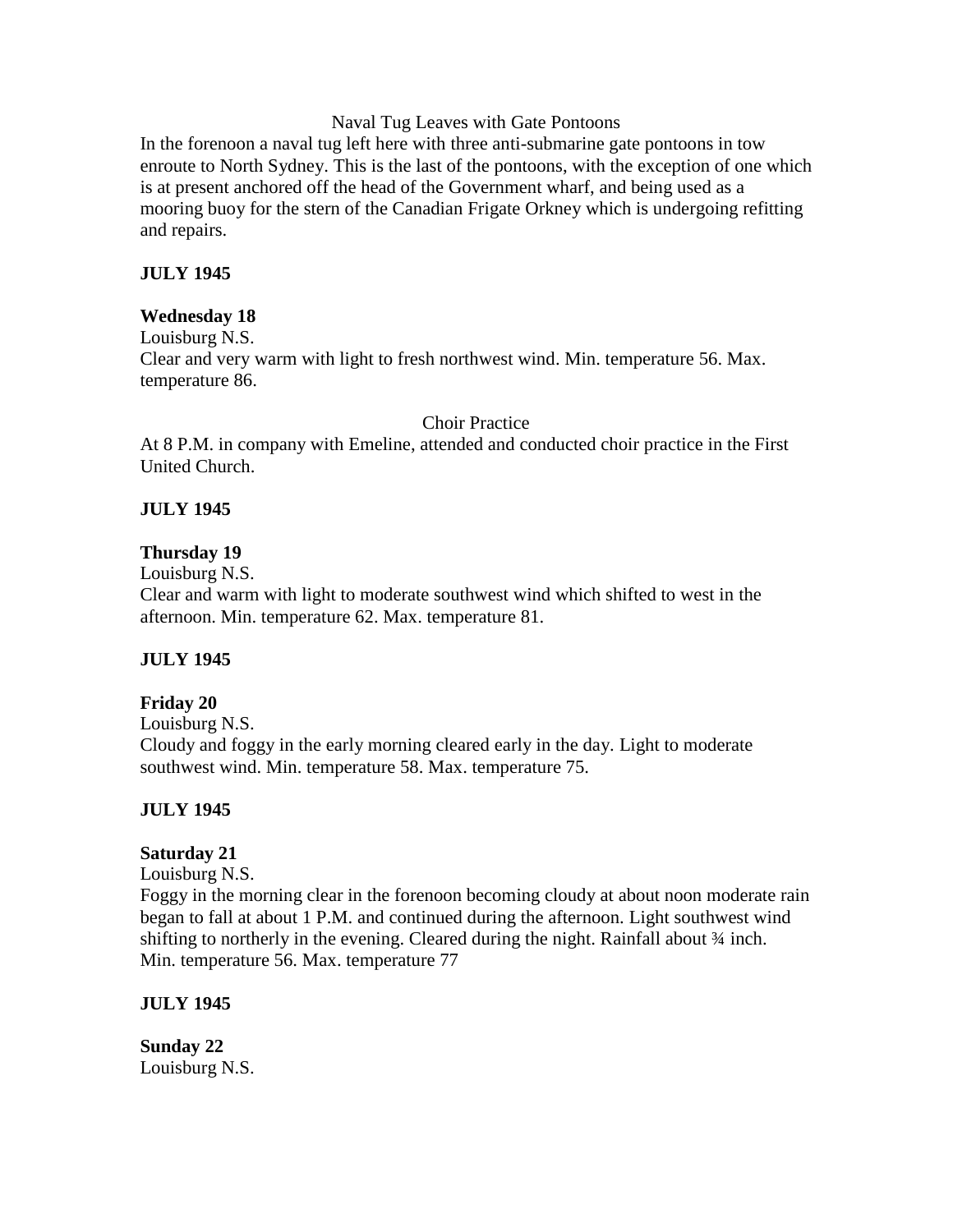Naval Tug Leaves with Gate Pontoons

In the forenoon a naval tug left here with three anti-submarine gate pontoons in tow enroute to North Sydney. This is the last of the pontoons, with the exception of one which is at present anchored off the head of the Government wharf, and being used as a mooring buoy for the stern of the Canadian Frigate Orkney which is undergoing refitting and repairs.

**JULY 1945**

**Wednesday 18**

Louisburg N.S.

Clear and very warm with light to fresh northwest wind. Min. temperature 56. Max. temperature 86.

Choir Practice

At 8 P.M. in company with Emeline, attended and conducted choir practice in the First United Church.

**JULY 1945**

**Thursday 19**

Louisburg N.S.

Clear and warm with light to moderate southwest wind which shifted to west in the afternoon. Min. temperature 62. Max. temperature 81.

**JULY 1945**

**Friday 20**

Louisburg N.S.

Cloudy and foggy in the early morning cleared early in the day. Light to moderate southwest wind. Min. temperature 58. Max. temperature 75.

**JULY 1945**

**Saturday 21**

Louisburg N.S.

Foggy in the morning clear in the forenoon becoming cloudy at about noon moderate rain began to fall at about 1 P.M. and continued during the afternoon. Light southwest wind shifting to northerly in the evening. Cleared during the night. Rainfall about ¾ inch. Min. temperature 56. Max. temperature 77

**JULY 1945**

**Sunday 22**

Louisburg N.S.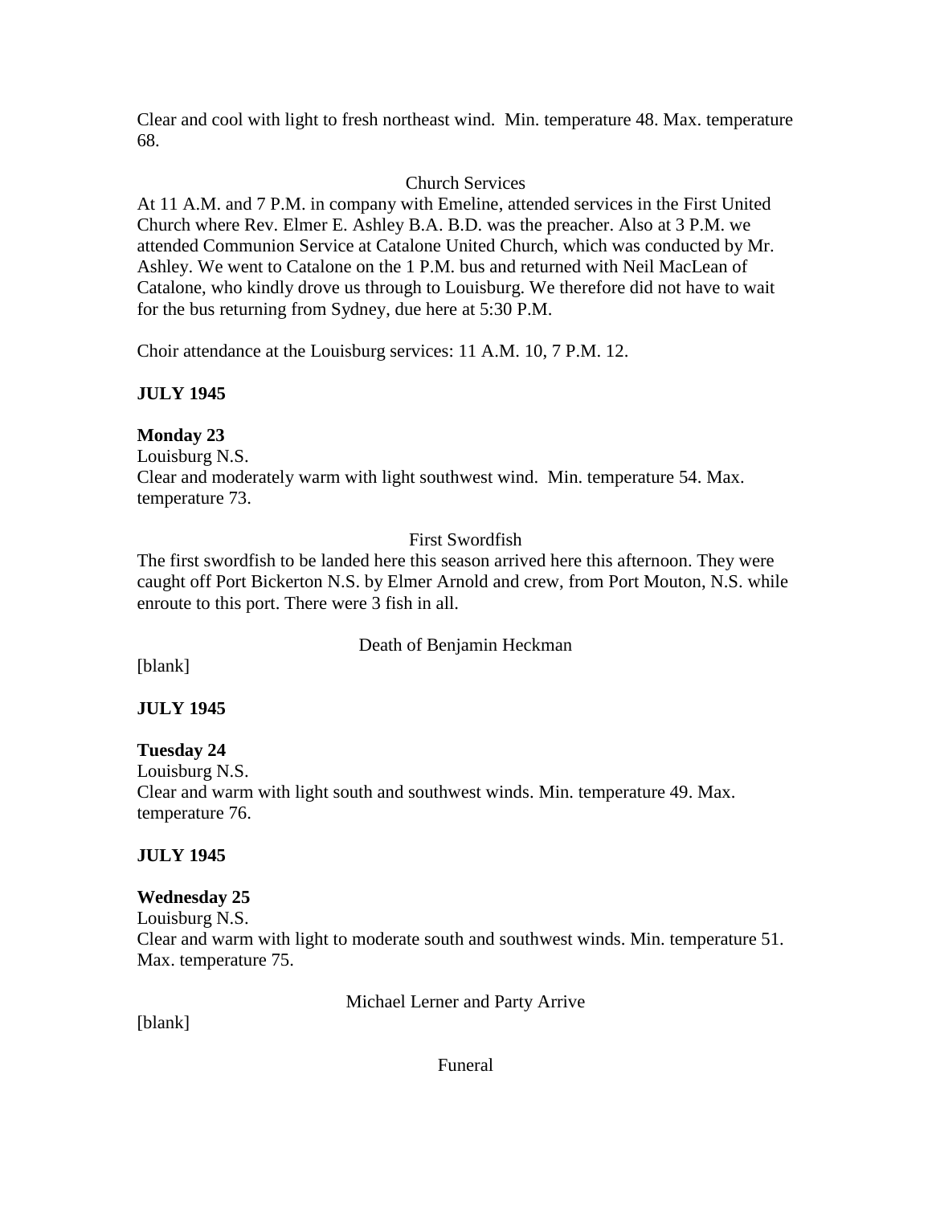Clear and cool with light to fresh northeast wind. Min. temperature 48. Max. temperature 68.

Church Services

At 11 A.M. and 7 P.M. in company with Emeline, attended services in the First United Church where Rev. Elmer E. Ashley B.A. B.D. was the preacher. Also at 3 P.M. we attended Communion Service at Catalone United Church, which was conducted by Mr. Ashley. We went to Catalone on the 1 P.M. bus and returned with Neil MacLean of Catalone, who kindly drove us through to Louisburg. We therefore did not have to wait for the bus returning from Sydney, due here at 5:30 P.M.

Choir attendance at the Louisburg services: 11 A.M. 10, 7 P.M. 12.

**JULY 1945**

**Monday 23**
Louisburg N.S.
Clear and moderately warm with light southwest wind. Min. temperature 54. Max. temperature 73.

First Swordfish

The first swordfish to be landed here this season arrived here this afternoon. They were caught off Port Bickerton N.S. by Elmer Arnold and crew, from Port Mouton, N.S. while enroute to this port. There were 3 fish in all.

Death of Benjamin Heckman

[blank]

**JULY 1945**

**Tuesday 24**
Louisburg N.S.
Clear and warm with light south and southwest winds. Min. temperature 49. Max. temperature 76.

**JULY 1945**

**Wednesday 25**
Louisburg N.S.
Clear and warm with light to moderate south and southwest winds. Min. temperature 51. Max. temperature 75.

Michael Lerner and Party Arrive

[blank]

Funeral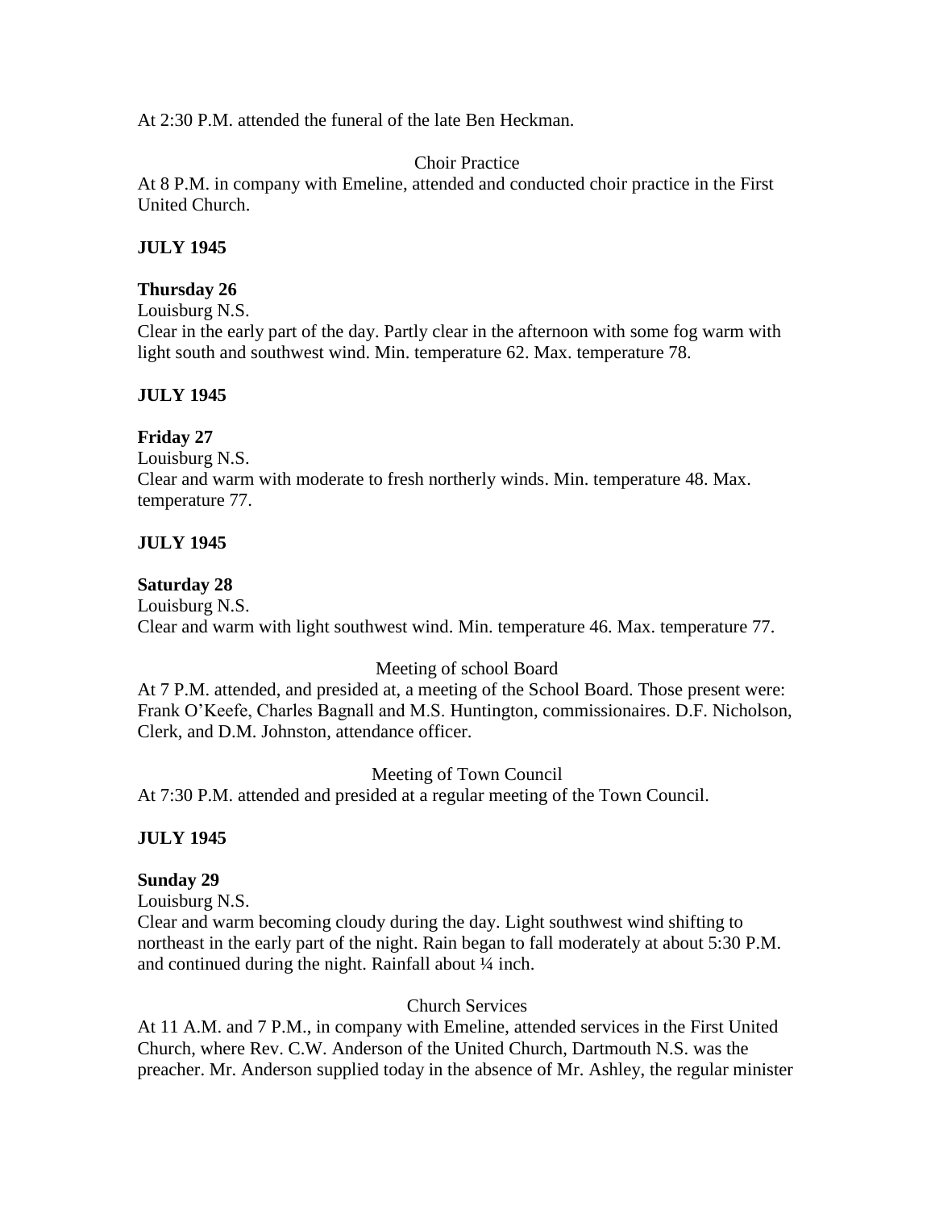At 2:30 P.M. attended the funeral of the late Ben Heckman.

Choir Practice

At 8 P.M. in company with Emeline, attended and conducted choir practice in the First United Church.

**JULY 1945**

**Thursday 26**

Louisburg N.S.

Clear in the early part of the day. Partly clear in the afternoon with some fog warm with light south and southwest wind. Min. temperature 62. Max. temperature 78.

**JULY 1945**

**Friday 27**

Louisburg N.S.

Clear and warm with moderate to fresh northerly winds. Min. temperature 48. Max. temperature 77.

**JULY 1945**

**Saturday 28**

Louisburg N.S.

Clear and warm with light southwest wind. Min. temperature 46. Max. temperature 77.

Meeting of school Board

At 7 P.M. attended, and presided at, a meeting of the School Board. Those present were: Frank O'Keefe, Charles Bagnall and M.S. Huntington, commissionaires. D.F. Nicholson, Clerk, and D.M. Johnston, attendance officer.

Meeting of Town Council

At 7:30 P.M. attended and presided at a regular meeting of the Town Council.

**JULY 1945**

**Sunday 29**

Louisburg N.S.

Clear and warm becoming cloudy during the day. Light southwest wind shifting to northeast in the early part of the night. Rain began to fall moderately at about 5:30 P.M. and continued during the night. Rainfall about ¼ inch.

Church Services

At 11 A.M. and 7 P.M., in company with Emeline, attended services in the First United Church, where Rev. C.W. Anderson of the United Church, Dartmouth N.S. was the preacher. Mr. Anderson supplied today in the absence of Mr. Ashley, the regular minister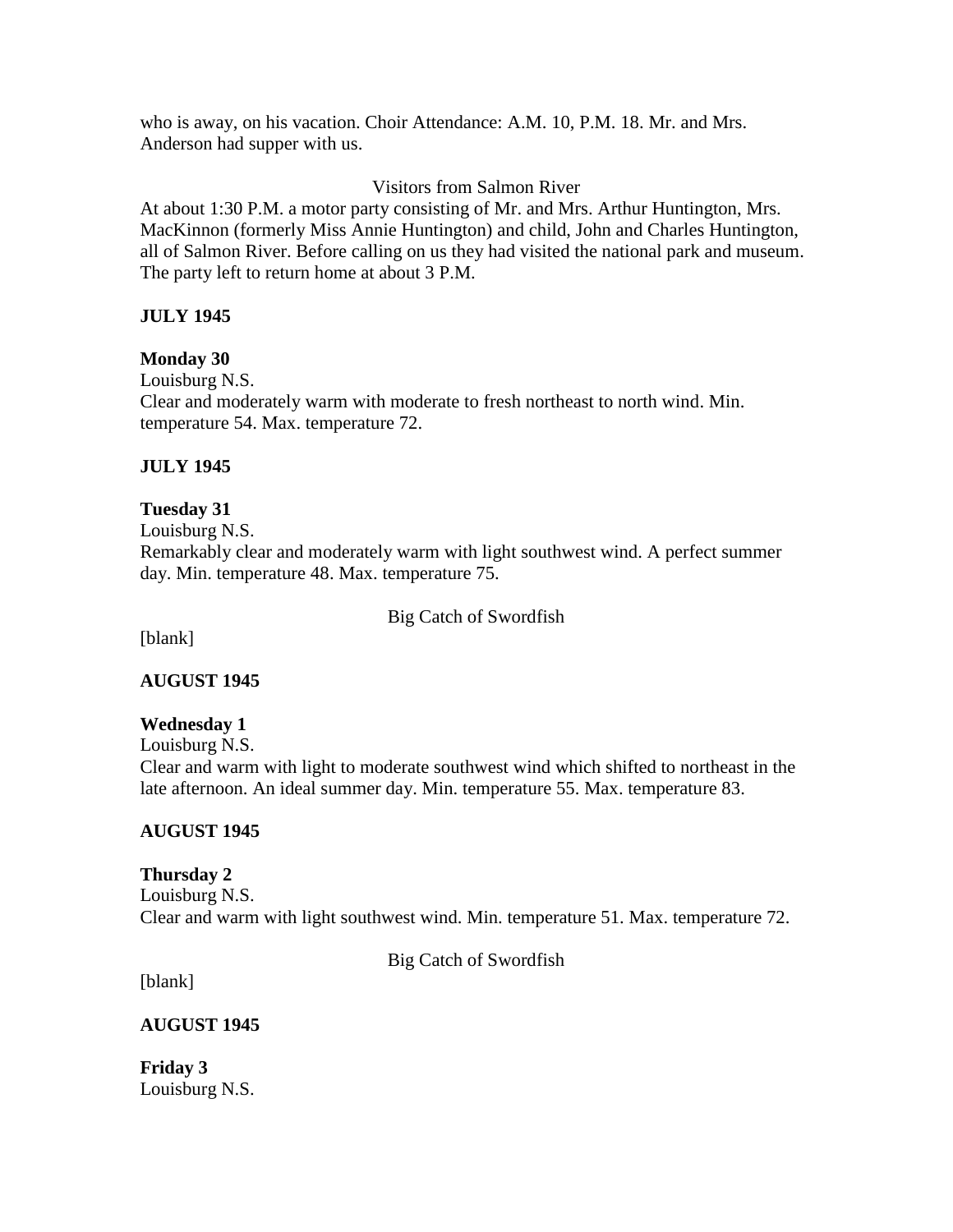who is away, on his vacation. Choir Attendance: A.M. 10, P.M. 18. Mr. and Mrs. Anderson had supper with us.

Visitors from Salmon River

At about 1:30 P.M. a motor party consisting of Mr. and Mrs. Arthur Huntington, Mrs. MacKinnon (formerly Miss Annie Huntington) and child, John and Charles Huntington, all of Salmon River. Before calling on us they had visited the national park and museum. The party left to return home at about 3 P.M.

**JULY 1945**

**Monday 30**
Louisburg N.S.
Clear and moderately warm with moderate to fresh northeast to north wind. Min. temperature 54. Max. temperature 72.

**JULY 1945**

**Tuesday 31**
Louisburg N.S.
Remarkably clear and moderately warm with light southwest wind. A perfect summer day. Min. temperature 48. Max. temperature 75.

Big Catch of Swordfish

[blank]

**AUGUST 1945**

**Wednesday 1**
Louisburg N.S.
Clear and warm with light to moderate southwest wind which shifted to northeast in the late afternoon. An ideal summer day. Min. temperature 55. Max. temperature 83.

**AUGUST 1945**

**Thursday 2**
Louisburg N.S.
Clear and warm with light southwest wind. Min. temperature 51. Max. temperature 72.

Big Catch of Swordfish

[blank]

**AUGUST 1945**

**Friday 3**
Louisburg N.S.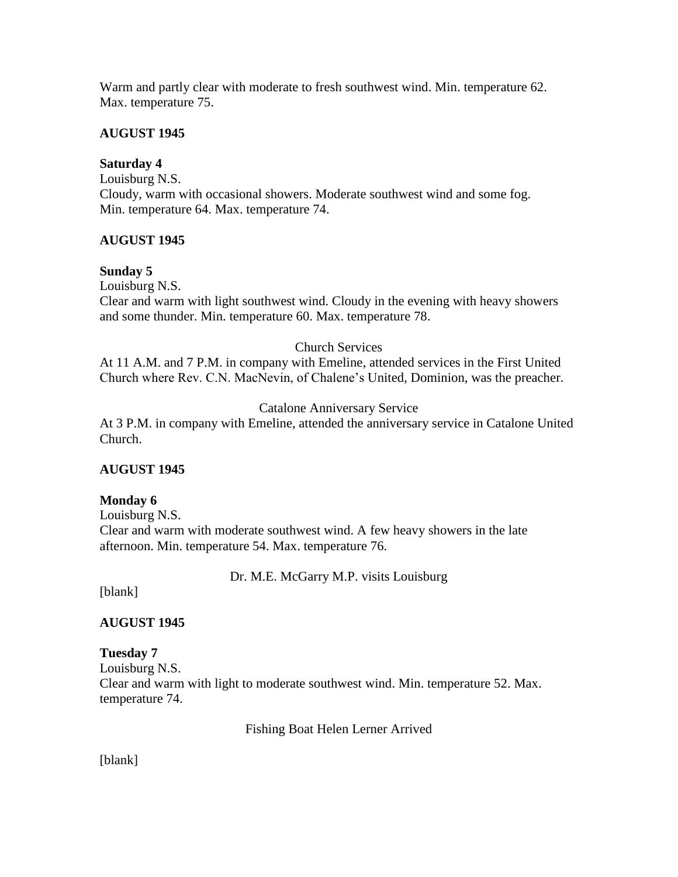Warm and partly clear with moderate to fresh southwest wind. Min. temperature 62. Max. temperature 75.

**AUGUST 1945**

**Saturday 4**
Louisburg N.S.
Cloudy, warm with occasional showers. Moderate southwest wind and some fog. Min. temperature 64. Max. temperature 74.

**AUGUST 1945**

**Sunday 5**
Louisburg N.S.
Clear and warm with light southwest wind. Cloudy in the evening with heavy showers and some thunder. Min. temperature 60. Max. temperature 78.

Church Services

At 11 A.M. and 7 P.M. in company with Emeline, attended services in the First United Church where Rev. C.N. MacNevin, of Chalene's United, Dominion, was the preacher.

Catalone Anniversary Service

At 3 P.M. in company with Emeline, attended the anniversary service in Catalone United Church.

**AUGUST 1945**

**Monday 6**
Louisburg N.S.
Clear and warm with moderate southwest wind. A few heavy showers in the late afternoon. Min. temperature 54. Max. temperature 76.

Dr. M.E. McGarry M.P. visits Louisburg

[blank]

**AUGUST 1945**

**Tuesday 7**
Louisburg N.S.
Clear and warm with light to moderate southwest wind. Min. temperature 52. Max. temperature 74.

Fishing Boat Helen Lerner Arrived

[blank]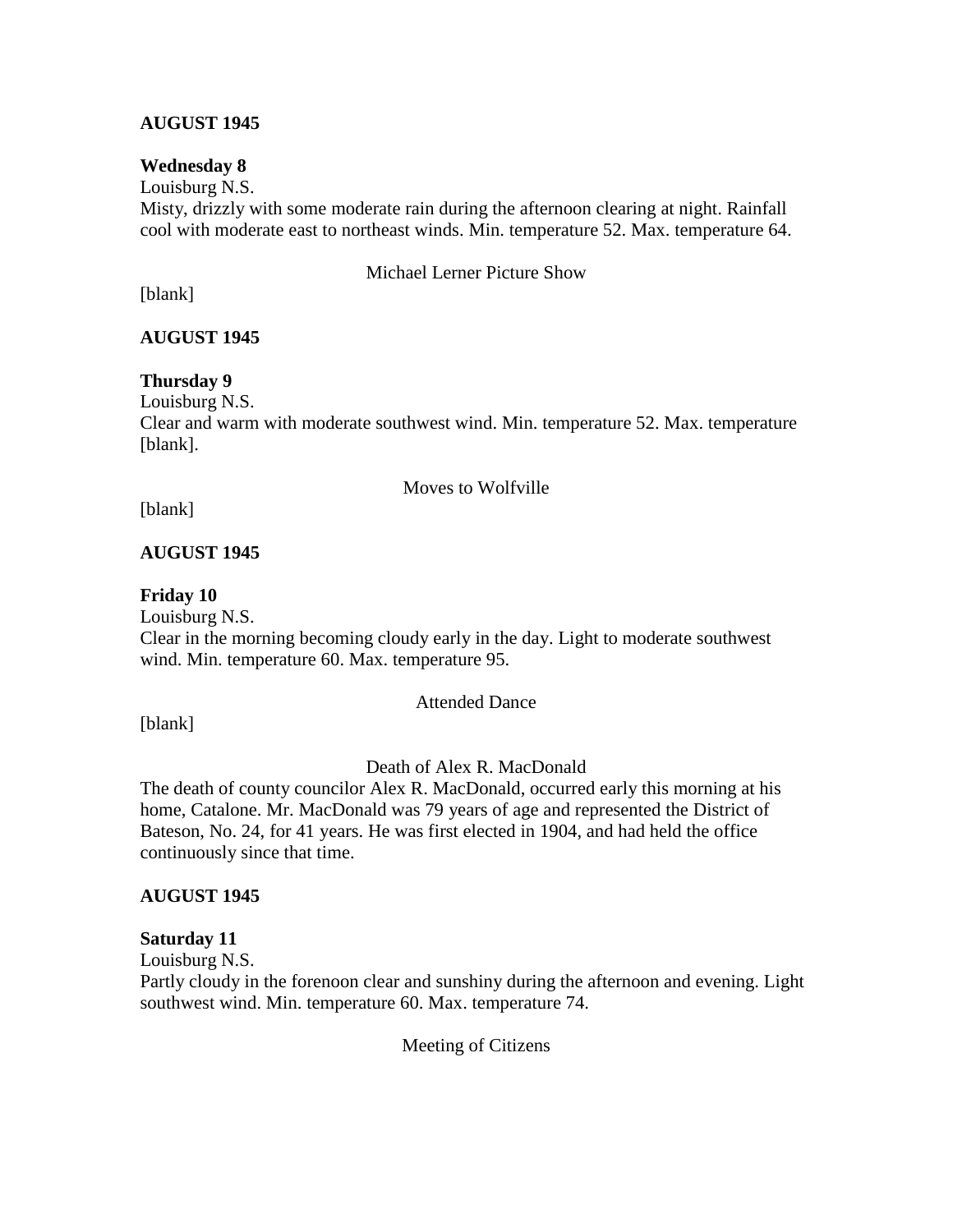**AUGUST 1945**

**Wednesday 8**
Louisburg N.S.
Misty, drizzly with some moderate rain during the afternoon clearing at night. Rainfall cool with moderate east to northeast winds. Min. temperature 52. Max. temperature 64.

Michael Lerner Picture Show

[blank]

**AUGUST 1945**

**Thursday 9**
Louisburg N.S.
Clear and warm with moderate southwest wind. Min. temperature 52. Max. temperature [blank].

Moves to Wolfville

[blank]

**AUGUST 1945**

**Friday 10**
Louisburg N.S.
Clear in the morning becoming cloudy early in the day. Light to moderate southwest wind. Min. temperature 60. Max. temperature 95.

Attended Dance

[blank]

Death of Alex R. MacDonald

The death of county councilor Alex R. MacDonald, occurred early this morning at his home, Catalone. Mr. MacDonald was 79 years of age and represented the District of Bateson, No. 24, for 41 years. He was first elected in 1904, and had held the office continuously since that time.

**AUGUST 1945**

**Saturday 11**
Louisburg N.S.
Partly cloudy in the forenoon clear and sunshiny during the afternoon and evening. Light southwest wind. Min. temperature 60. Max. temperature 74.

Meeting of Citizens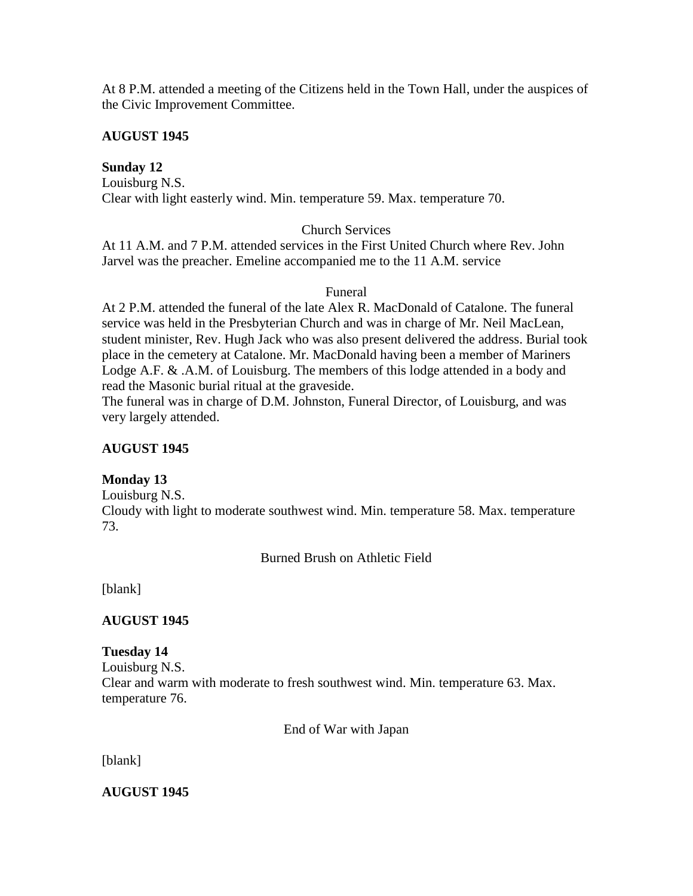At 8 P.M. attended a meeting of the Citizens held in the Town Hall, under the auspices of the Civic Improvement Committee.

**AUGUST 1945**

**Sunday 12**
Louisburg N.S.
Clear with light easterly wind. Min. temperature 59. Max. temperature 70.

Church Services

At 11 A.M. and 7 P.M. attended services in the First United Church where Rev. John Jarvel was the preacher. Emeline accompanied me to the 11 A.M. service

Funeral

At 2 P.M. attended the funeral of the late Alex R. MacDonald of Catalone. The funeral service was held in the Presbyterian Church and was in charge of Mr. Neil MacLean, student minister, Rev. Hugh Jack who was also present delivered the address. Burial took place in the cemetery at Catalone. Mr. MacDonald having been a member of Mariners Lodge A.F. & .A.M. of Louisburg. The members of this lodge attended in a body and read the Masonic burial ritual at the graveside.
The funeral was in charge of D.M. Johnston, Funeral Director, of Louisburg, and was very largely attended.

**AUGUST 1945**

**Monday 13**
Louisburg N.S.
Cloudy with light to moderate southwest wind. Min. temperature 58. Max. temperature 73.

Burned Brush on Athletic Field

[blank]

**AUGUST 1945**

**Tuesday 14**
Louisburg N.S.
Clear and warm with moderate to fresh southwest wind. Min. temperature 63. Max. temperature 76.

End of War with Japan

[blank]

**AUGUST 1945**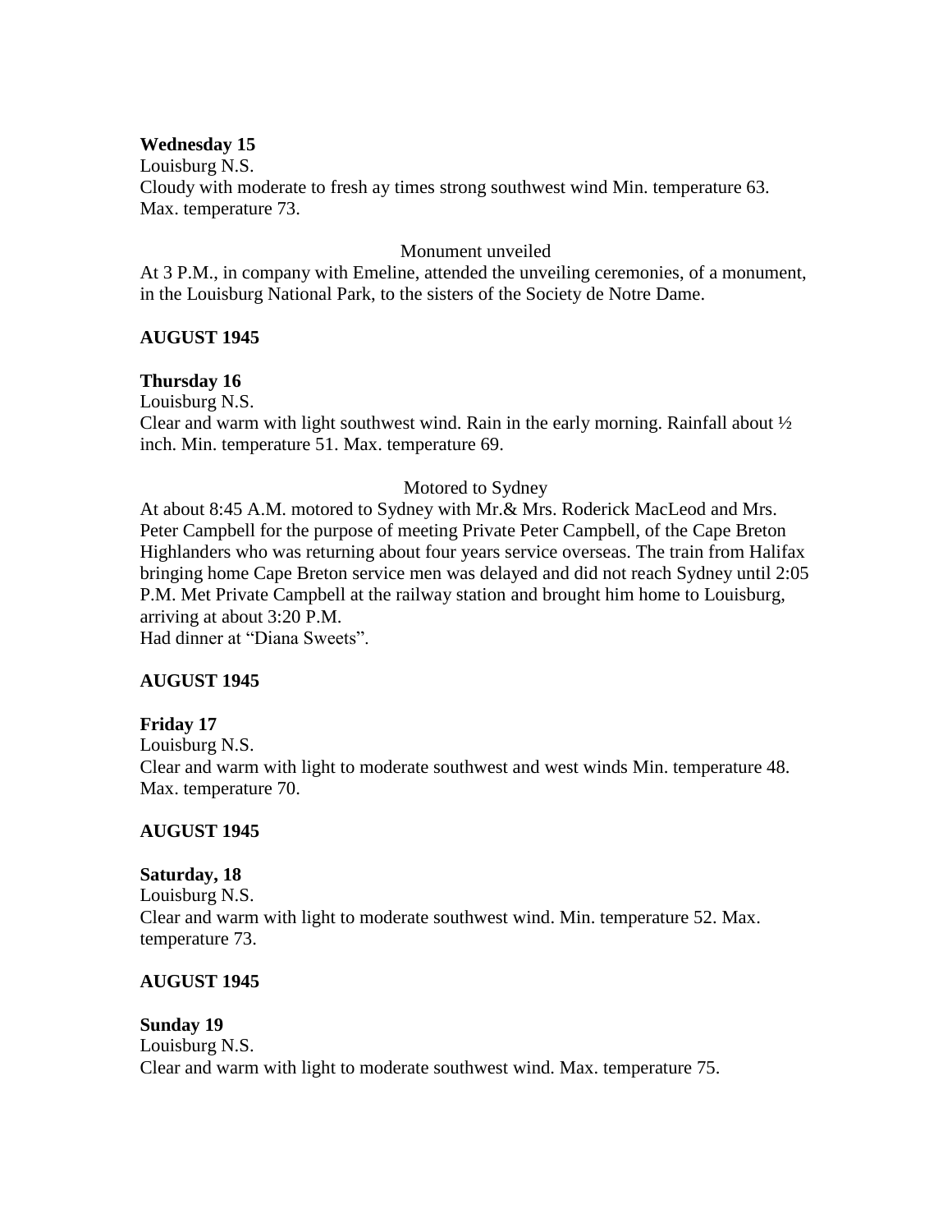**Wednesday 15**

Louisburg N.S.

Cloudy with moderate to fresh ay times strong southwest wind Min. temperature 63. Max. temperature 73.

Monument unveiled

At 3 P.M., in company with Emeline, attended the unveiling ceremonies, of a monument, in the Louisburg National Park, to the sisters of the Society de Notre Dame.

**AUGUST 1945**

**Thursday 16**

Louisburg N.S.

Clear and warm with light southwest wind. Rain in the early morning. Rainfall about ½ inch. Min. temperature 51. Max. temperature 69.

Motored to Sydney

At about 8:45 A.M. motored to Sydney with Mr.& Mrs. Roderick MacLeod and Mrs. Peter Campbell for the purpose of meeting Private Peter Campbell, of the Cape Breton Highlanders who was returning about four years service overseas. The train from Halifax bringing home Cape Breton service men was delayed and did not reach Sydney until 2:05 P.M. Met Private Campbell at the railway station and brought him home to Louisburg, arriving at about 3:20 P.M.

Had dinner at "Diana Sweets".

**AUGUST 1945**

**Friday 17**

Louisburg N.S.

Clear and warm with light to moderate southwest and west winds Min. temperature 48. Max. temperature 70.

**AUGUST 1945**

**Saturday, 18**

Louisburg N.S.

Clear and warm with light to moderate southwest wind. Min. temperature 52. Max. temperature 73.

**AUGUST 1945**

**Sunday 19**

Louisburg N.S.

Clear and warm with light to moderate southwest wind. Max. temperature 75.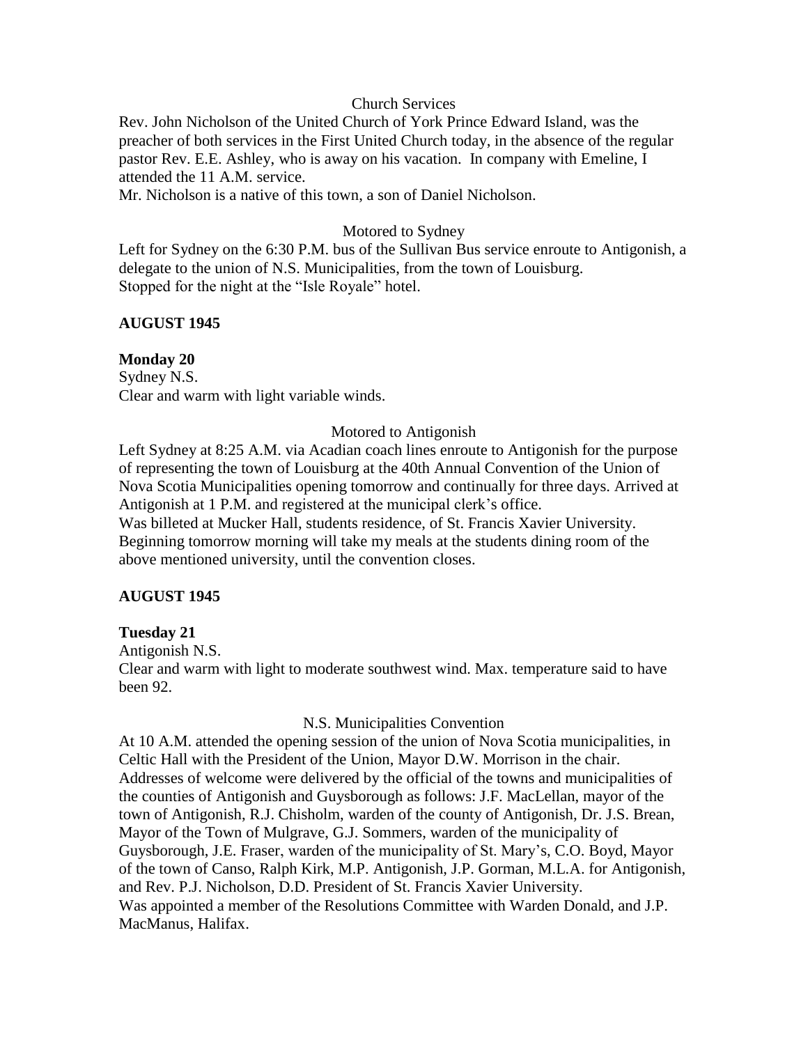Church Services

Rev. John Nicholson of the United Church of York Prince Edward Island, was the preacher of both services in the First United Church today, in the absence of the regular pastor Rev. E.E. Ashley, who is away on his vacation. In company with Emeline, I attended the 11 A.M. service.

Mr. Nicholson is a native of this town, a son of Daniel Nicholson.

Motored to Sydney

Left for Sydney on the 6:30 P.M. bus of the Sullivan Bus service enroute to Antigonish, a delegate to the union of N.S. Municipalities, from the town of Louisburg.

Stopped for the night at the "Isle Royale" hotel.

**AUGUST 1945**

**Monday 20**

Sydney N.S.

Clear and warm with light variable winds.

Motored to Antigonish

Left Sydney at 8:25 A.M. via Acadian coach lines enroute to Antigonish for the purpose of representing the town of Louisburg at the 40th Annual Convention of the Union of Nova Scotia Municipalities opening tomorrow and continually for three days. Arrived at Antigonish at 1 P.M. and registered at the municipal clerk's office.

Was billeted at Mucker Hall, students residence, of St. Francis Xavier University. Beginning tomorrow morning will take my meals at the students dining room of the above mentioned university, until the convention closes.

**AUGUST 1945**

**Tuesday 21**

Antigonish N.S.

Clear and warm with light to moderate southwest wind. Max. temperature said to have been 92.

N.S. Municipalities Convention

At 10 A.M. attended the opening session of the union of Nova Scotia municipalities, in Celtic Hall with the President of the Union, Mayor D.W. Morrison in the chair. Addresses of welcome were delivered by the official of the towns and municipalities of the counties of Antigonish and Guysborough as follows: J.F. MacLellan, mayor of the town of Antigonish, R.J. Chisholm, warden of the county of Antigonish, Dr. J.S. Brean, Mayor of the Town of Mulgrave, G.J. Sommers, warden of the municipality of Guysborough, J.E. Fraser, warden of the municipality of St. Mary's, C.O. Boyd, Mayor of the town of Canso, Ralph Kirk, M.P. Antigonish, J.P. Gorman, M.L.A. for Antigonish, and Rev. P.J. Nicholson, D.D. President of St. Francis Xavier University.

Was appointed a member of the Resolutions Committee with Warden Donald, and J.P. MacManus, Halifax.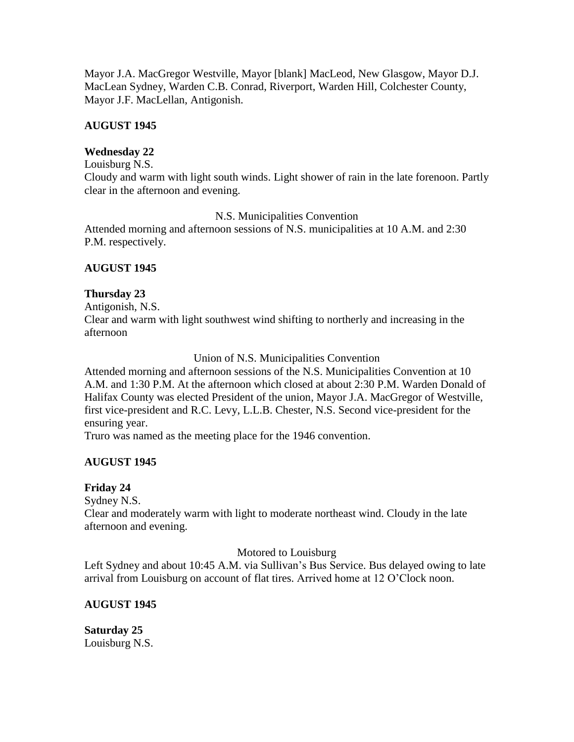Mayor J.A. MacGregor Westville, Mayor [blank] MacLeod, New Glasgow, Mayor D.J. MacLean Sydney, Warden C.B. Conrad, Riverport, Warden Hill, Colchester County, Mayor J.F. MacLellan, Antigonish.

**AUGUST 1945**

**Wednesday 22**
Louisburg N.S.
Cloudy and warm with light south winds. Light shower of rain in the late forenoon. Partly clear in the afternoon and evening.

N.S. Municipalities Convention
Attended morning and afternoon sessions of N.S. municipalities at 10 A.M. and 2:30 P.M. respectively.

**AUGUST 1945**

**Thursday 23**
Antigonish, N.S.
Clear and warm with light southwest wind shifting to northerly and increasing in the afternoon

Union of N.S. Municipalities Convention
Attended morning and afternoon sessions of the N.S. Municipalities Convention at 10 A.M. and 1:30 P.M. At the afternoon which closed at about 2:30 P.M. Warden Donald of Halifax County was elected President of the union, Mayor J.A. MacGregor of Westville, first vice-president and R.C. Levy, L.L.B. Chester, N.S. Second vice-president for the ensuring year.
Truro was named as the meeting place for the 1946 convention.

**AUGUST 1945**

**Friday 24**
Sydney N.S.
Clear and moderately warm with light to moderate northeast wind. Cloudy in the late afternoon and evening.

Motored to Louisburg
Left Sydney and about 10:45 A.M. via Sullivan's Bus Service. Bus delayed owing to late arrival from Louisburg on account of flat tires. Arrived home at 12 O'Clock noon.

**AUGUST 1945**

**Saturday 25**
Louisburg N.S.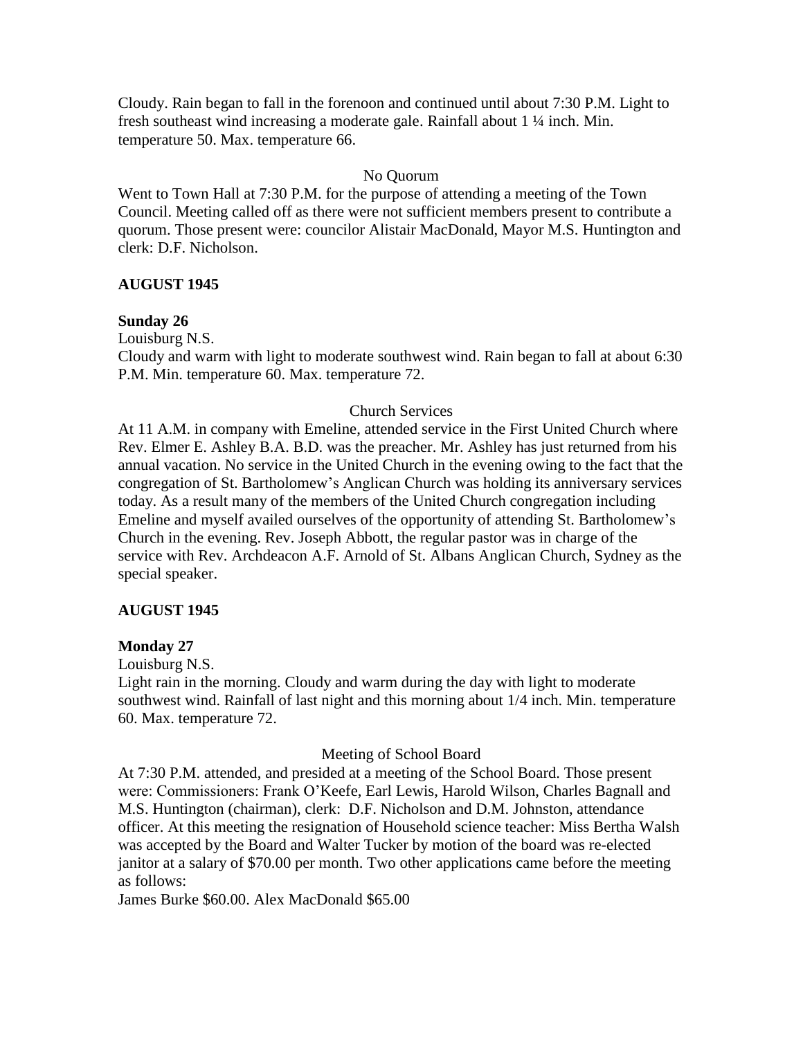Cloudy. Rain began to fall in the forenoon and continued until about 7:30 P.M. Light to fresh southeast wind increasing a moderate gale. Rainfall about 1 ¼ inch. Min. temperature 50. Max. temperature 66.

No Quorum

Went to Town Hall at 7:30 P.M. for the purpose of attending a meeting of the Town Council. Meeting called off as there were not sufficient members present to contribute a quorum. Those present were: councilor Alistair MacDonald, Mayor M.S. Huntington and clerk: D.F. Nicholson.

**AUGUST 1945**

**Sunday 26**

Louisburg N.S.

Cloudy and warm with light to moderate southwest wind. Rain began to fall at about 6:30 P.M. Min. temperature 60. Max. temperature 72.

Church Services

At 11 A.M. in company with Emeline, attended service in the First United Church where Rev. Elmer E. Ashley B.A. B.D. was the preacher. Mr. Ashley has just returned from his annual vacation. No service in the United Church in the evening owing to the fact that the congregation of St. Bartholomew's Anglican Church was holding its anniversary services today. As a result many of the members of the United Church congregation including Emeline and myself availed ourselves of the opportunity of attending St. Bartholomew's Church in the evening. Rev. Joseph Abbott, the regular pastor was in charge of the service with Rev. Archdeacon A.F. Arnold of St. Albans Anglican Church, Sydney as the special speaker.

**AUGUST 1945**

**Monday 27**

Louisburg N.S.

Light rain in the morning. Cloudy and warm during the day with light to moderate southwest wind. Rainfall of last night and this morning about 1/4 inch. Min. temperature 60. Max. temperature 72.

Meeting of School Board

At 7:30 P.M. attended, and presided at a meeting of the School Board. Those present were: Commissioners: Frank O'Keefe, Earl Lewis, Harold Wilson, Charles Bagnall and M.S. Huntington (chairman), clerk: D.F. Nicholson and D.M. Johnston, attendance officer. At this meeting the resignation of Household science teacher: Miss Bertha Walsh was accepted by the Board and Walter Tucker by motion of the board was re-elected janitor at a salary of $70.00 per month. Two other applications came before the meeting as follows:

James Burke $60.00. Alex MacDonald $65.00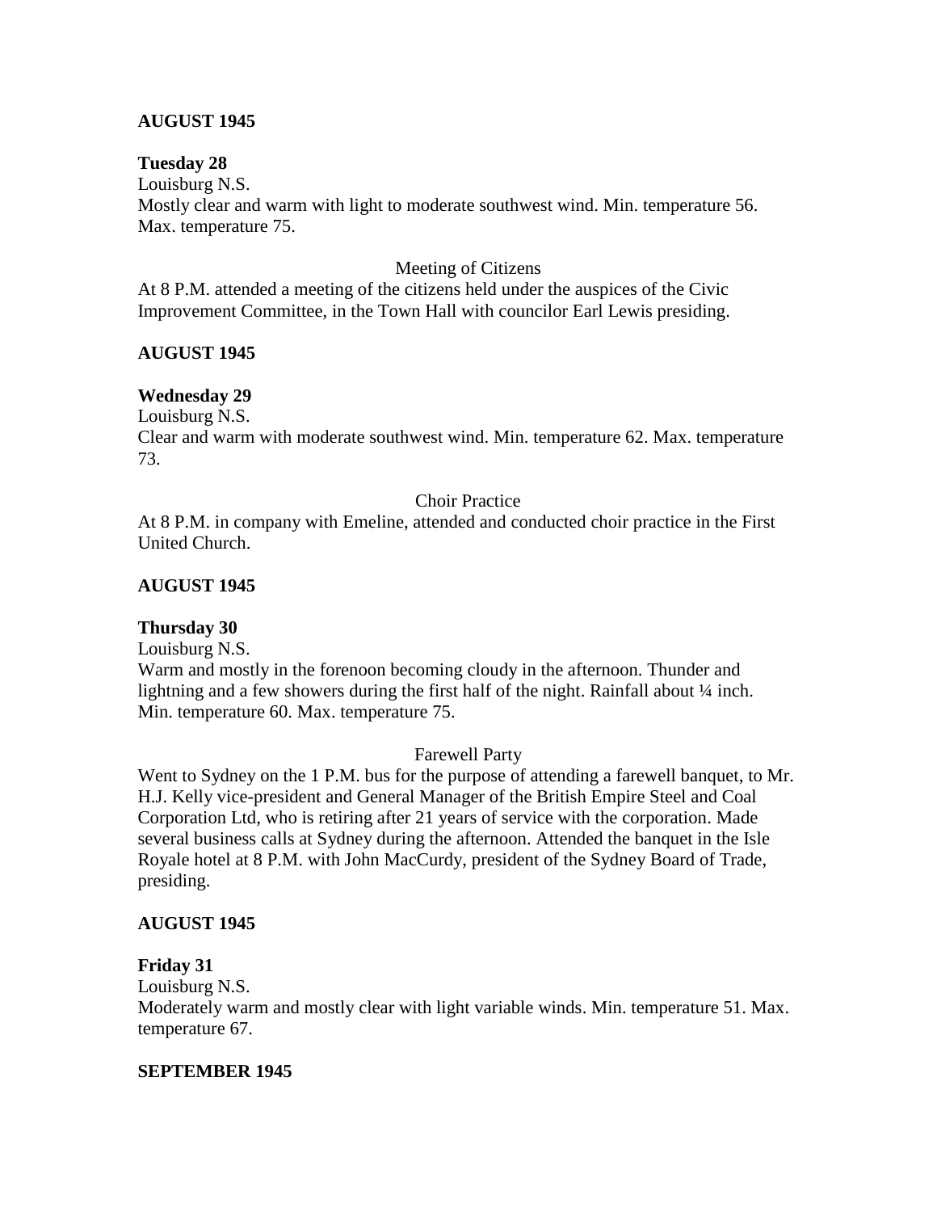**AUGUST 1945**

**Tuesday 28**
Louisburg N.S.
Mostly clear and warm with light to moderate southwest wind. Min. temperature 56. Max. temperature 75.

Meeting of Citizens

At 8 P.M. attended a meeting of the citizens held under the auspices of the Civic Improvement Committee, in the Town Hall with councilor Earl Lewis presiding.

**AUGUST 1945**

**Wednesday 29**
Louisburg N.S.
Clear and warm with moderate southwest wind. Min. temperature 62. Max. temperature 73.

Choir Practice

At 8 P.M. in company with Emeline, attended and conducted choir practice in the First United Church.

**AUGUST 1945**

**Thursday 30**
Louisburg N.S.
Warm and mostly in the forenoon becoming cloudy in the afternoon. Thunder and lightning and a few showers during the first half of the night. Rainfall about ¼ inch. Min. temperature 60. Max. temperature 75.

Farewell Party

Went to Sydney on the 1 P.M. bus for the purpose of attending a farewell banquet, to Mr. H.J. Kelly vice-president and General Manager of the British Empire Steel and Coal Corporation Ltd, who is retiring after 21 years of service with the corporation. Made several business calls at Sydney during the afternoon. Attended the banquet in the Isle Royale hotel at 8 P.M. with John MacCurdy, president of the Sydney Board of Trade, presiding.

**AUGUST 1945**

**Friday 31**
Louisburg N.S.
Moderately warm and mostly clear with light variable winds. Min. temperature 51. Max. temperature 67.

**SEPTEMBER 1945**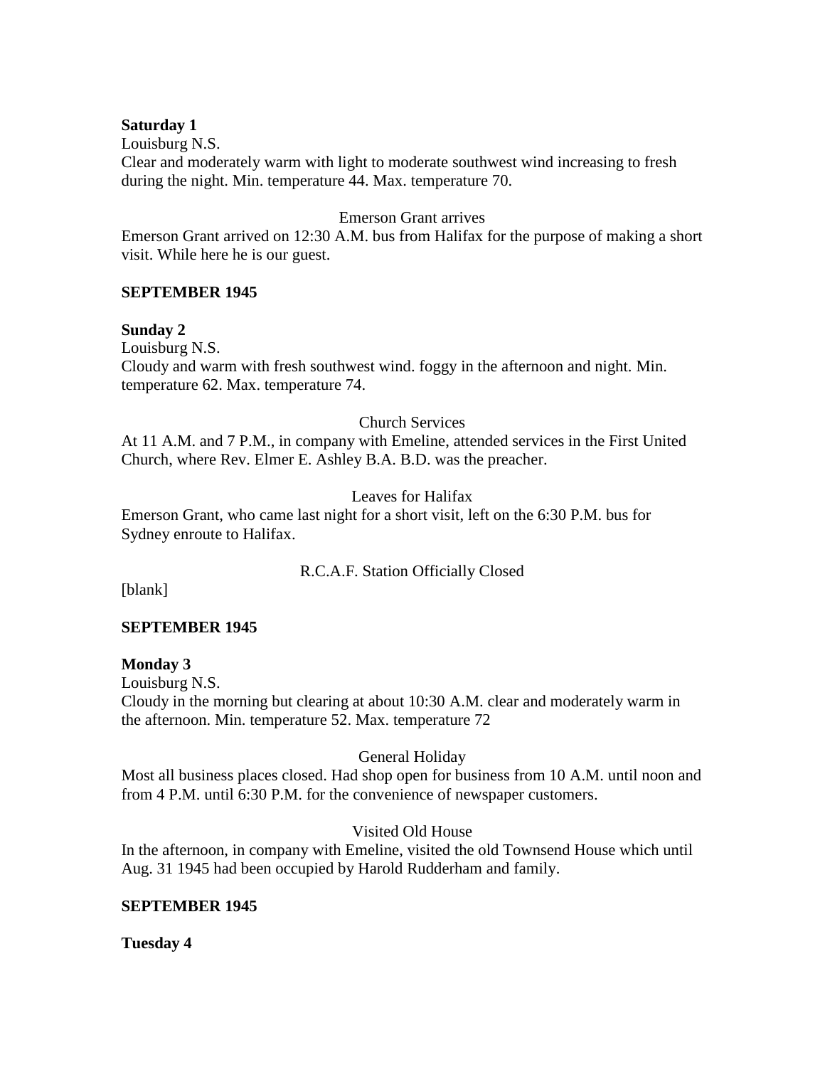**Saturday 1**

Louisburg N.S.

Clear and moderately warm with light to moderate southwest wind increasing to fresh during the night. Min. temperature 44. Max. temperature 70.

Emerson Grant arrives

Emerson Grant arrived on 12:30 A.M. bus from Halifax for the purpose of making a short visit. While here he is our guest.

**SEPTEMBER 1945**

**Sunday 2**

Louisburg N.S.

Cloudy and warm with fresh southwest wind. foggy in the afternoon and night. Min. temperature 62. Max. temperature 74.

Church Services

At 11 A.M. and 7 P.M., in company with Emeline, attended services in the First United Church, where Rev. Elmer E. Ashley B.A. B.D. was the preacher.

Leaves for Halifax

Emerson Grant, who came last night for a short visit, left on the 6:30 P.M. bus for Sydney enroute to Halifax.

R.C.A.F. Station Officially Closed

[blank]

**SEPTEMBER 1945**

**Monday 3**

Louisburg N.S.

Cloudy in the morning but clearing at about 10:30 A.M. clear and moderately warm in the afternoon. Min. temperature 52. Max. temperature 72

General Holiday

Most all business places closed. Had shop open for business from 10 A.M. until noon and from 4 P.M. until 6:30 P.M. for the convenience of newspaper customers.

Visited Old House

In the afternoon, in company with Emeline, visited the old Townsend House which until Aug. 31 1945 had been occupied by Harold Rudderham and family.

**SEPTEMBER 1945**

**Tuesday 4**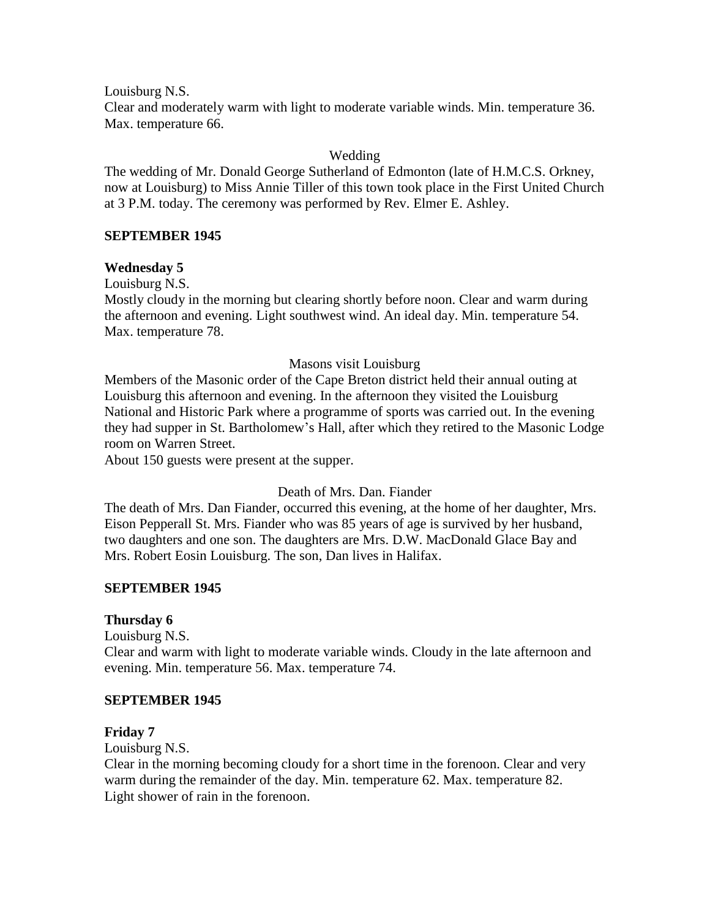Louisburg N.S.
Clear and moderately warm with light to moderate variable winds. Min. temperature 36. Max. temperature 66.

Wedding

The wedding of Mr. Donald George Sutherland of Edmonton (late of H.M.C.S. Orkney, now at Louisburg) to Miss Annie Tiller of this town took place in the First United Church at 3 P.M. today. The ceremony was performed by Rev. Elmer E. Ashley.

**SEPTEMBER 1945**

**Wednesday 5**

Louisburg N.S.
Mostly cloudy in the morning but clearing shortly before noon. Clear and warm during the afternoon and evening. Light southwest wind. An ideal day. Min. temperature 54. Max. temperature 78.

Masons visit Louisburg

Members of the Masonic order of the Cape Breton district held their annual outing at Louisburg this afternoon and evening. In the afternoon they visited the Louisburg National and Historic Park where a programme of sports was carried out. In the evening they had supper in St. Bartholomew's Hall, after which they retired to the Masonic Lodge room on Warren Street.
About 150 guests were present at the supper.

Death of Mrs. Dan. Fiander

The death of Mrs. Dan Fiander, occurred this evening, at the home of her daughter, Mrs. Eison Pepperall St. Mrs. Fiander who was 85 years of age is survived by her husband, two daughters and one son. The daughters are Mrs. D.W. MacDonald Glace Bay and Mrs. Robert Eosin Louisburg. The son, Dan lives in Halifax.

**SEPTEMBER 1945**

**Thursday 6**

Louisburg N.S.
Clear and warm with light to moderate variable winds. Cloudy in the late afternoon and evening. Min. temperature 56. Max. temperature 74.

**SEPTEMBER 1945**

**Friday 7**

Louisburg N.S.
Clear in the morning becoming cloudy for a short time in the forenoon. Clear and very warm during the remainder of the day. Min. temperature 62. Max. temperature 82. Light shower of rain in the forenoon.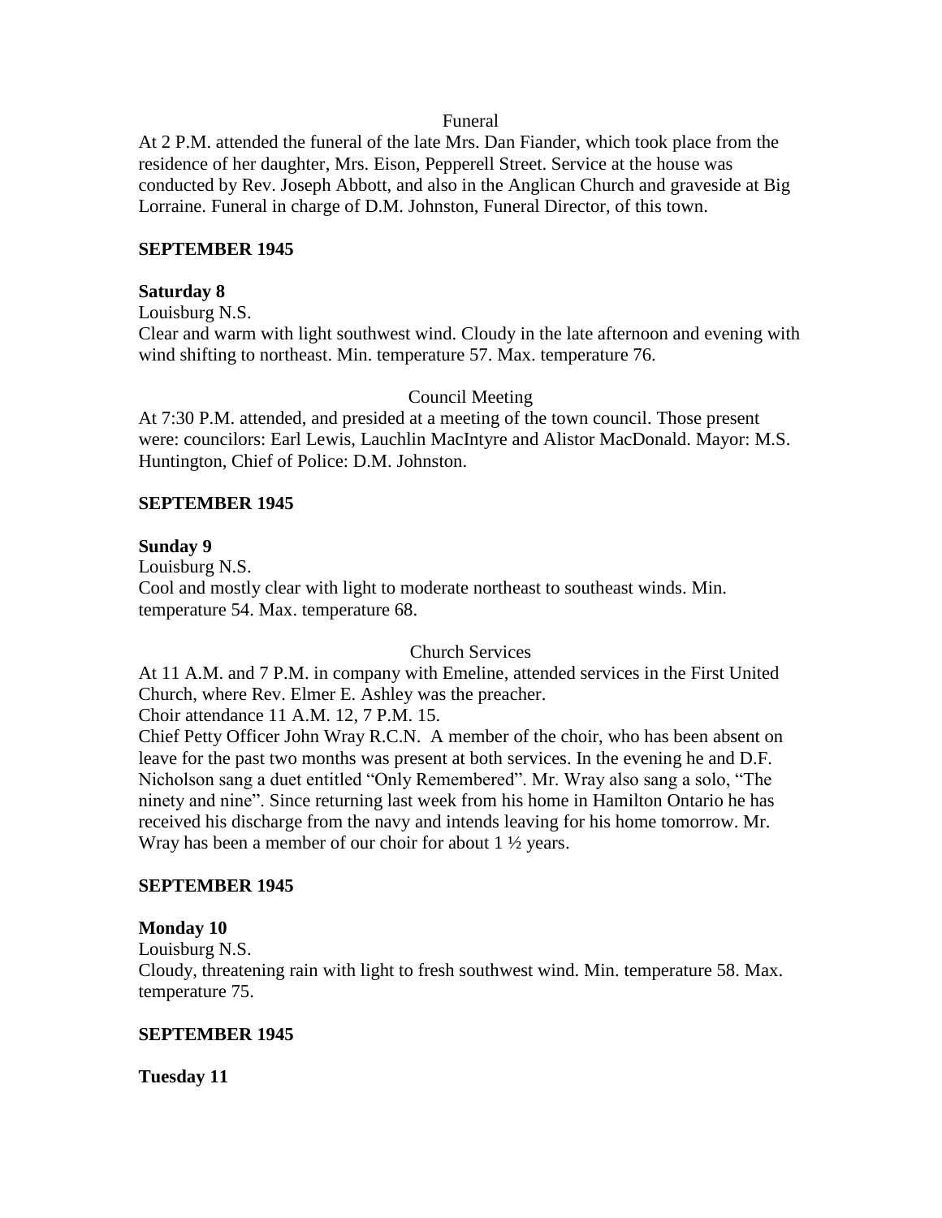Funeral

At 2 P.M. attended the funeral of the late Mrs. Dan Fiander, which took place from the residence of her daughter, Mrs. Eison, Pepperell Street. Service at the house was conducted by Rev. Joseph Abbott, and also in the Anglican Church and graveside at Big Lorraine. Funeral in charge of D.M. Johnston, Funeral Director, of this town.

**SEPTEMBER 1945**

**Saturday 8**

Louisburg N.S.

Clear and warm with light southwest wind. Cloudy in the late afternoon and evening with wind shifting to northeast. Min. temperature 57. Max. temperature 76.

Council Meeting

At 7:30 P.M. attended, and presided at a meeting of the town council. Those present were: councilors: Earl Lewis, Lauchlin MacIntyre and Alistor MacDonald. Mayor: M.S. Huntington, Chief of Police: D.M. Johnston.

**SEPTEMBER 1945**

**Sunday 9**

Louisburg N.S.

Cool and mostly clear with light to moderate northeast to southeast winds. Min. temperature 54. Max. temperature 68.

Church Services

At 11 A.M. and 7 P.M. in company with Emeline, attended services in the First United Church, where Rev. Elmer E. Ashley was the preacher.

Choir attendance 11 A.M. 12, 7 P.M. 15.

Chief Petty Officer John Wray R.C.N. A member of the choir, who has been absent on leave for the past two months was present at both services. In the evening he and D.F. Nicholson sang a duet entitled "Only Remembered". Mr. Wray also sang a solo, "The ninety and nine". Since returning last week from his home in Hamilton Ontario he has received his discharge from the navy and intends leaving for his home tomorrow. Mr. Wray has been a member of our choir for about 1 ½ years.

**SEPTEMBER 1945**

**Monday 10**

Louisburg N.S.

Cloudy, threatening rain with light to fresh southwest wind. Min. temperature 58. Max. temperature 75.

**SEPTEMBER 1945**

**Tuesday 11**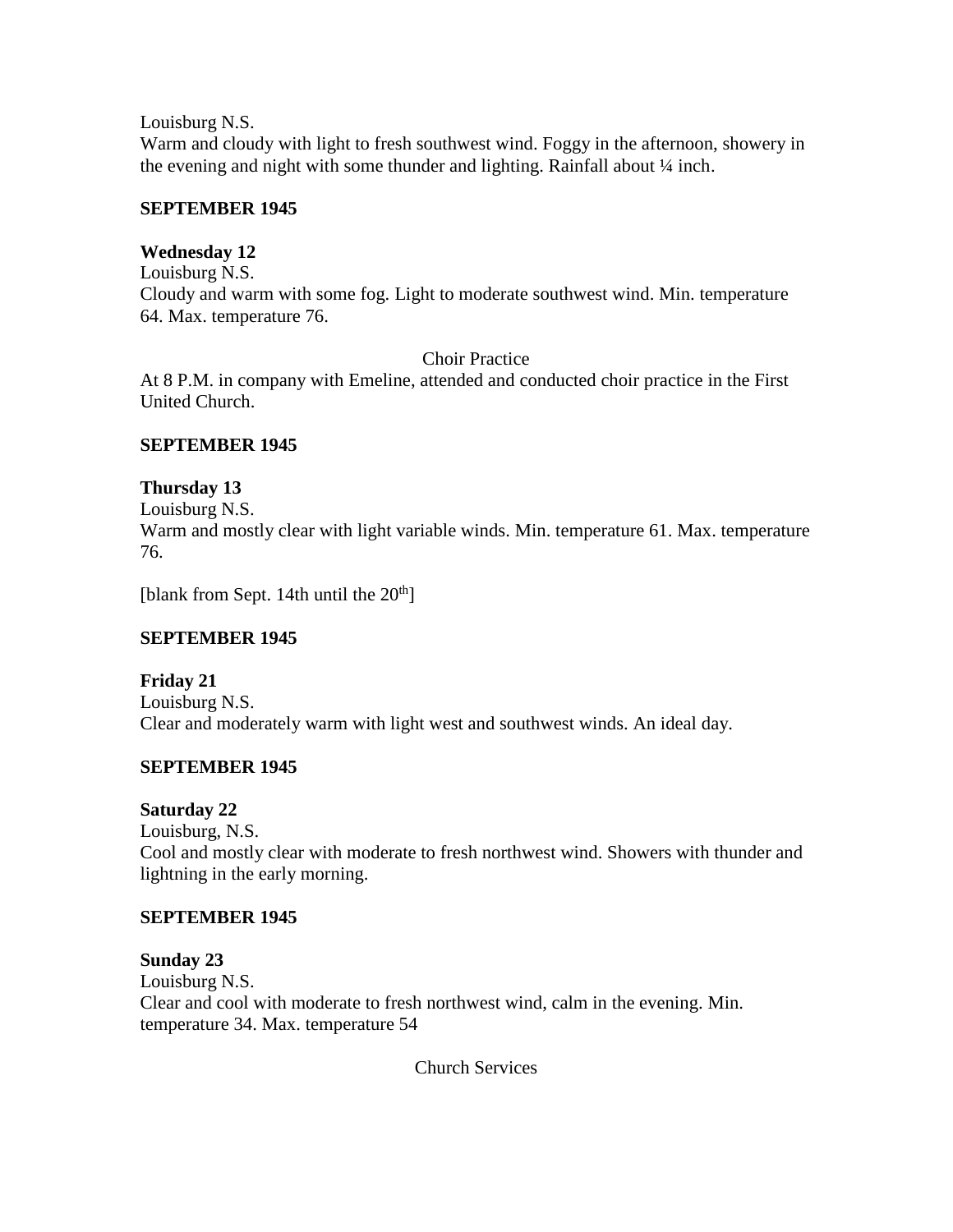Louisburg N.S.
Warm and cloudy with light to fresh southwest wind. Foggy in the afternoon, showery in the evening and night with some thunder and lighting. Rainfall about ¼ inch.

**SEPTEMBER 1945**

**Wednesday 12**
Louisburg N.S.
Cloudy and warm with some fog. Light to moderate southwest wind. Min. temperature 64. Max. temperature 76.

Choir Practice

At 8 P.M. in company with Emeline, attended and conducted choir practice in the First United Church.

**SEPTEMBER 1945**

**Thursday 13**
Louisburg N.S.
Warm and mostly clear with light variable winds. Min. temperature 61. Max. temperature 76.

[blank from Sept. 14th until the 20th]

**SEPTEMBER 1945**

**Friday 21**
Louisburg N.S.
Clear and moderately warm with light west and southwest winds. An ideal day.

**SEPTEMBER 1945**

**Saturday 22**
Louisburg, N.S.
Cool and mostly clear with moderate to fresh northwest wind. Showers with thunder and lightning in the early morning.

**SEPTEMBER 1945**

**Sunday 23**
Louisburg N.S.
Clear and cool with moderate to fresh northwest wind, calm in the evening. Min. temperature 34. Max. temperature 54

Church Services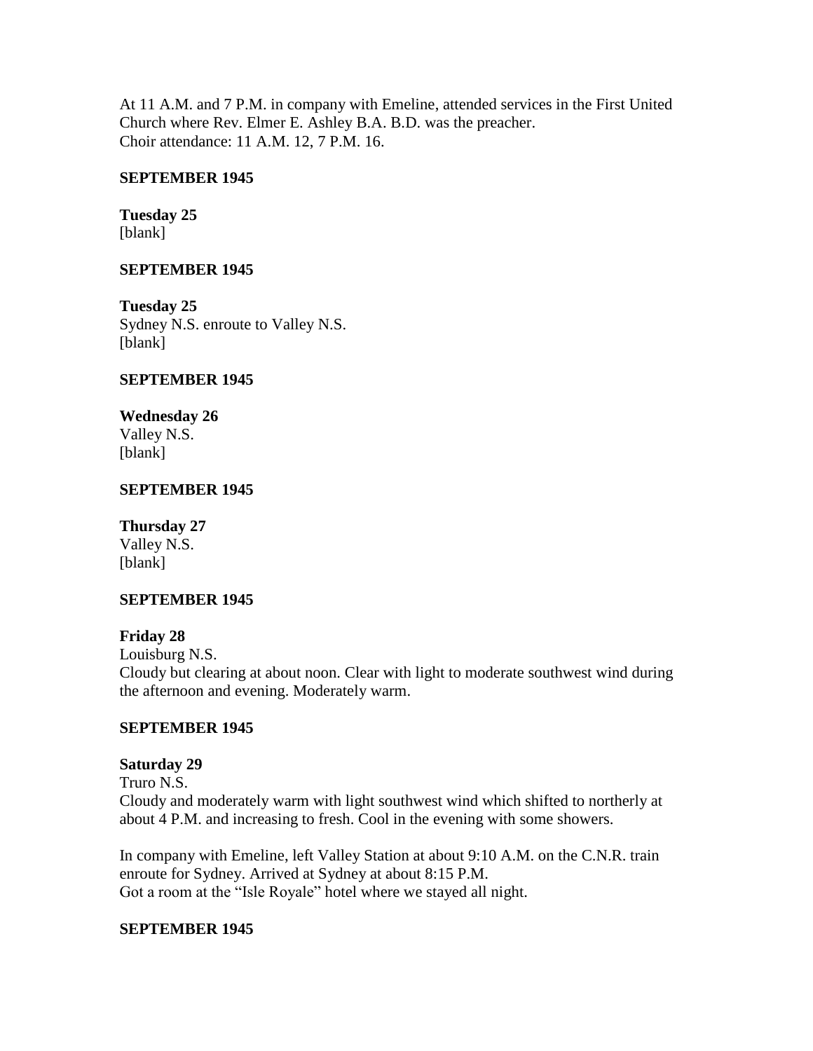At 11 A.M. and 7 P.M. in company with Emeline, attended services in the First United Church where Rev. Elmer E. Ashley B.A. B.D. was the preacher.
Choir attendance: 11 A.M. 12, 7 P.M. 16.

**SEPTEMBER 1945**

**Tuesday 25**
[blank]

**SEPTEMBER 1945**

**Tuesday 25**
Sydney N.S. enroute to Valley N.S.
[blank]

**SEPTEMBER 1945**

**Wednesday 26**
Valley N.S.
[blank]

**SEPTEMBER 1945**

**Thursday 27**
Valley N.S.
[blank]

**SEPTEMBER 1945**

**Friday 28**
Louisburg N.S.
Cloudy but clearing at about noon. Clear with light to moderate southwest wind during the afternoon and evening. Moderately warm.

**SEPTEMBER 1945**

**Saturday 29**
Truro N.S.
Cloudy and moderately warm with light southwest wind which shifted to northerly at about 4 P.M. and increasing to fresh. Cool in the evening with some showers.

In company with Emeline, left Valley Station at about 9:10 A.M. on the C.N.R. train enroute for Sydney. Arrived at Sydney at about 8:15 P.M.
Got a room at the "Isle Royale" hotel where we stayed all night.

**SEPTEMBER 1945**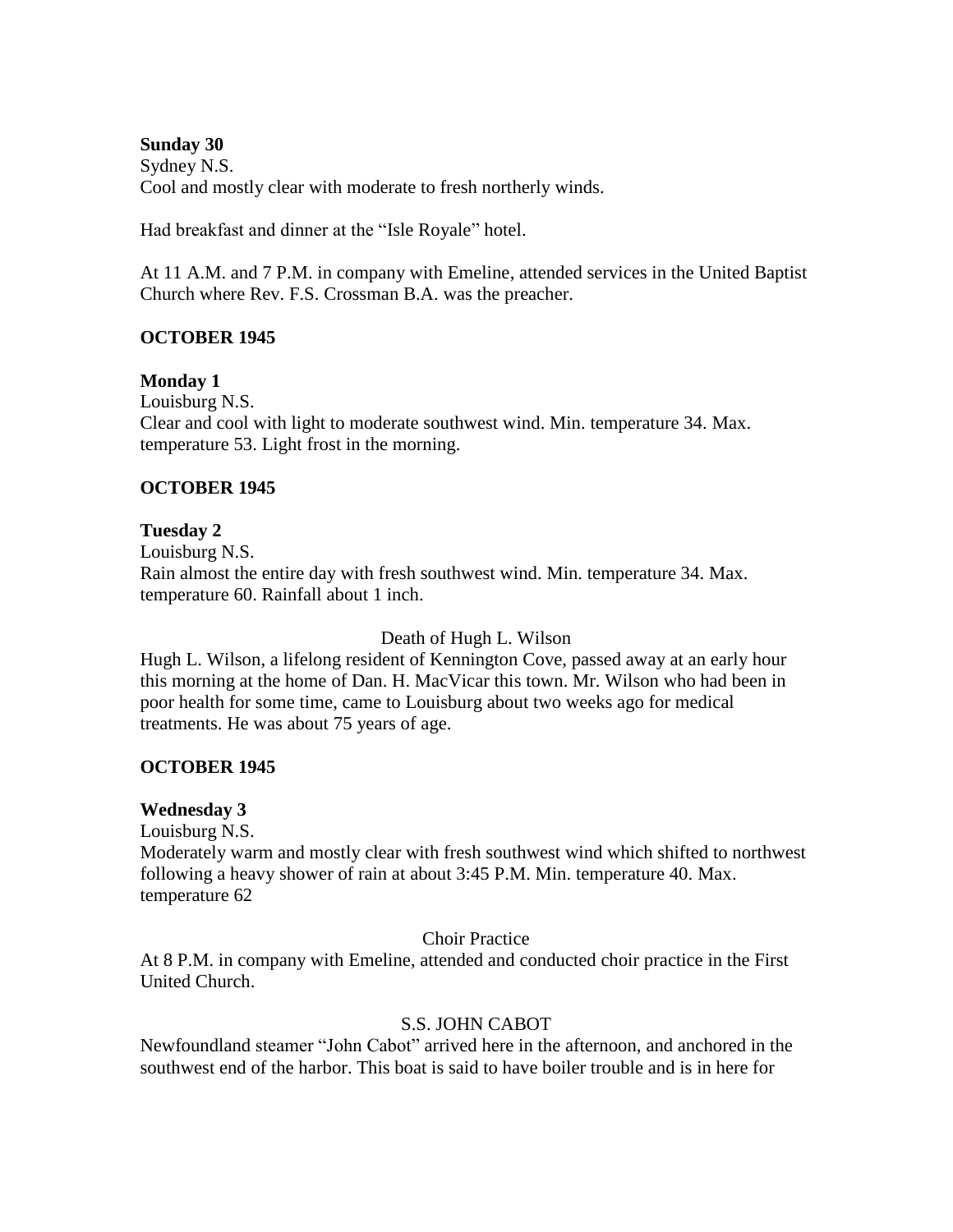**Sunday 30**
Sydney N.S.
Cool and mostly clear with moderate to fresh northerly winds.

Had breakfast and dinner at the "Isle Royale" hotel.

At 11 A.M. and 7 P.M. in company with Emeline, attended services in the United Baptist Church where Rev. F.S. Crossman B.A. was the preacher.

**OCTOBER 1945**

**Monday 1**
Louisburg N.S.
Clear and cool with light to moderate southwest wind. Min. temperature 34. Max. temperature 53. Light frost in the morning.

**OCTOBER 1945**

**Tuesday 2**
Louisburg N.S.
Rain almost the entire day with fresh southwest wind. Min. temperature 34. Max. temperature 60. Rainfall about 1 inch.

Death of Hugh L. Wilson

Hugh L. Wilson, a lifelong resident of Kennington Cove, passed away at an early hour this morning at the home of Dan. H. MacVicar this town. Mr. Wilson who had been in poor health for some time, came to Louisburg about two weeks ago for medical treatments. He was about 75 years of age.

**OCTOBER 1945**

**Wednesday 3**
Louisburg N.S.
Moderately warm and mostly clear with fresh southwest wind which shifted to northwest following a heavy shower of rain at about 3:45 P.M. Min. temperature 40. Max. temperature 62

Choir Practice

At 8 P.M. in company with Emeline, attended and conducted choir practice in the First United Church.

S.S. JOHN CABOT

Newfoundland steamer "John Cabot" arrived here in the afternoon, and anchored in the southwest end of the harbor. This boat is said to have boiler trouble and is in here for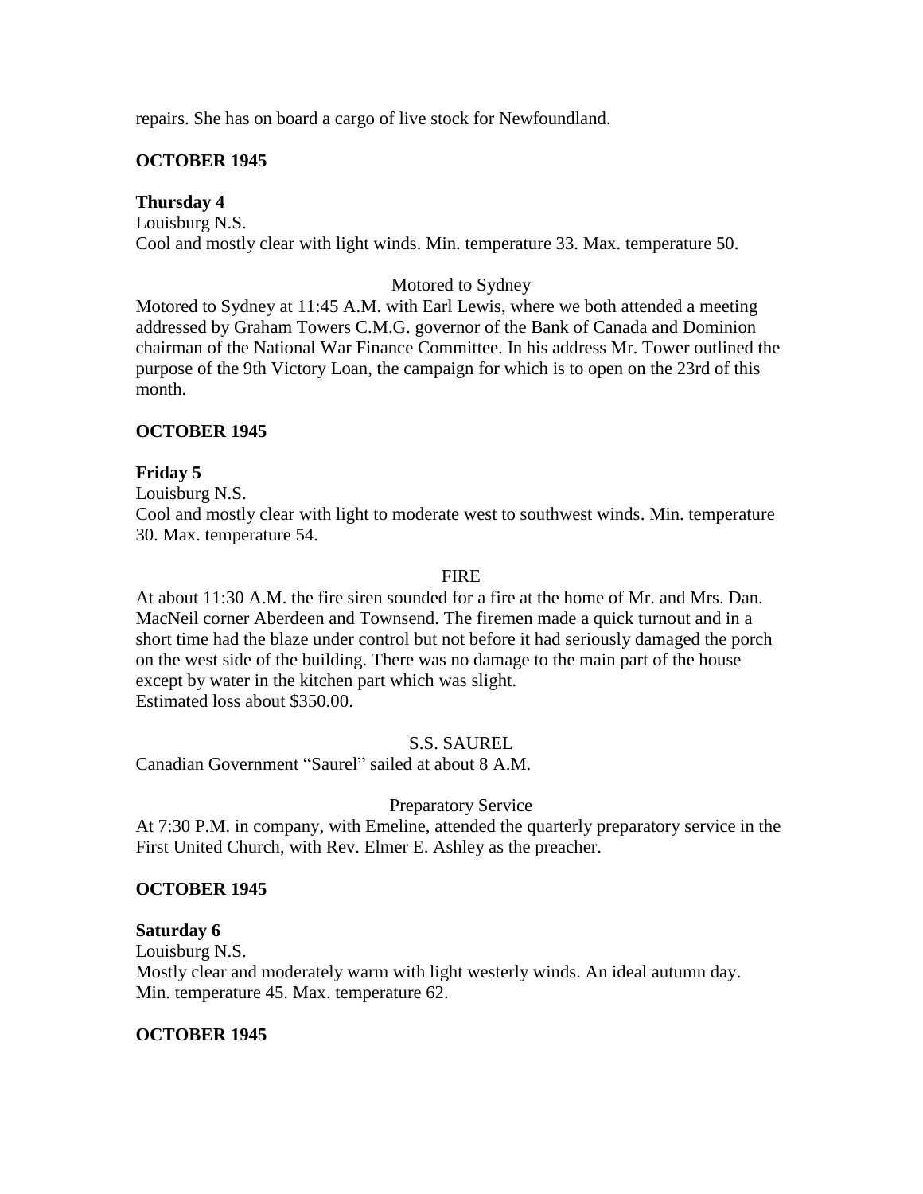repairs. She has on board a cargo of live stock for Newfoundland.

**OCTOBER 1945**

**Thursday 4**
Louisburg N.S.
Cool and mostly clear with light winds. Min. temperature 33. Max. temperature 50.

Motored to Sydney

Motored to Sydney at 11:45 A.M. with Earl Lewis, where we both attended a meeting addressed by Graham Towers C.M.G. governor of the Bank of Canada and Dominion chairman of the National War Finance Committee. In his address Mr. Tower outlined the purpose of the 9th Victory Loan, the campaign for which is to open on the 23rd of this month.

**OCTOBER 1945**

**Friday 5**
Louisburg N.S.
Cool and mostly clear with light to moderate west to southwest winds. Min. temperature 30. Max. temperature 54.

FIRE

At about 11:30 A.M. the fire siren sounded for a fire at the home of Mr. and Mrs. Dan. MacNeil corner Aberdeen and Townsend. The firemen made a quick turnout and in a short time had the blaze under control but not before it had seriously damaged the porch on the west side of the building. There was no damage to the main part of the house except by water in the kitchen part which was slight.
Estimated loss about $350.00.

S.S. SAUREL

Canadian Government "Saurel" sailed at about 8 A.M.

Preparatory Service

At 7:30 P.M. in company, with Emeline, attended the quarterly preparatory service in the First United Church, with Rev. Elmer E. Ashley as the preacher.

**OCTOBER 1945**

**Saturday 6**
Louisburg N.S.
Mostly clear and moderately warm with light westerly winds. An ideal autumn day.
Min. temperature 45. Max. temperature 62.

**OCTOBER 1945**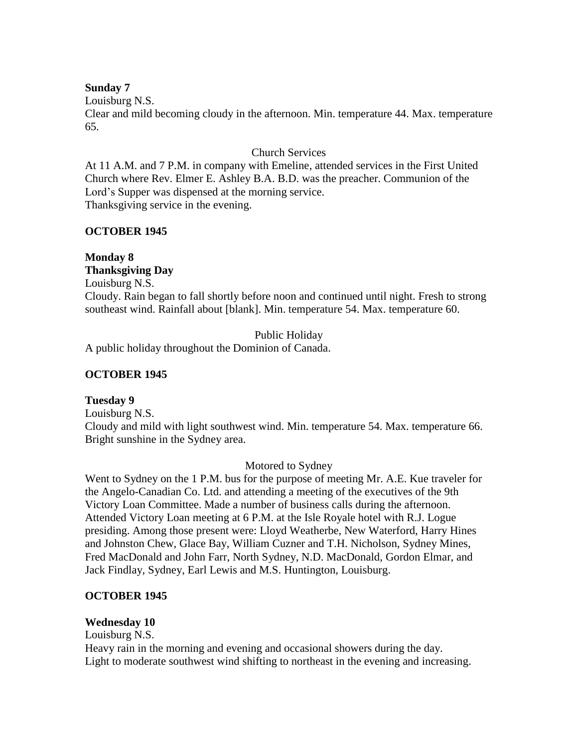**Sunday 7**

Louisburg N.S.

Clear and mild becoming cloudy in the afternoon. Min. temperature 44. Max. temperature 65.

Church Services

At 11 A.M. and 7 P.M. in company with Emeline, attended services in the First United Church where Rev. Elmer E. Ashley B.A. B.D. was the preacher. Communion of the Lord's Supper was dispensed at the morning service.
Thanksgiving service in the evening.

**OCTOBER 1945**

**Monday 8**
**Thanksgiving Day**

Louisburg N.S.

Cloudy. Rain began to fall shortly before noon and continued until night. Fresh to strong southeast wind. Rainfall about [blank]. Min. temperature 54. Max. temperature 60.

Public Holiday

A public holiday throughout the Dominion of Canada.

**OCTOBER 1945**

**Tuesday 9**

Louisburg N.S.

Cloudy and mild with light southwest wind. Min. temperature 54. Max. temperature 66. Bright sunshine in the Sydney area.

Motored to Sydney

Went to Sydney on the 1 P.M. bus for the purpose of meeting Mr. A.E. Kue traveler for the Angelo-Canadian Co. Ltd. and attending a meeting of the executives of the 9th Victory Loan Committee. Made a number of business calls during the afternoon. Attended Victory Loan meeting at 6 P.M. at the Isle Royale hotel with R.J. Logue presiding. Among those present were: Lloyd Weatherbe, New Waterford, Harry Hines and Johnston Chew, Glace Bay, William Cuzner and T.H. Nicholson, Sydney Mines, Fred MacDonald and John Farr, North Sydney, N.D. MacDonald, Gordon Elmar, and Jack Findlay, Sydney, Earl Lewis and M.S. Huntington, Louisburg.

**OCTOBER 1945**

**Wednesday 10**

Louisburg N.S.

Heavy rain in the morning and evening and occasional showers during the day.
Light to moderate southwest wind shifting to northeast in the evening and increasing.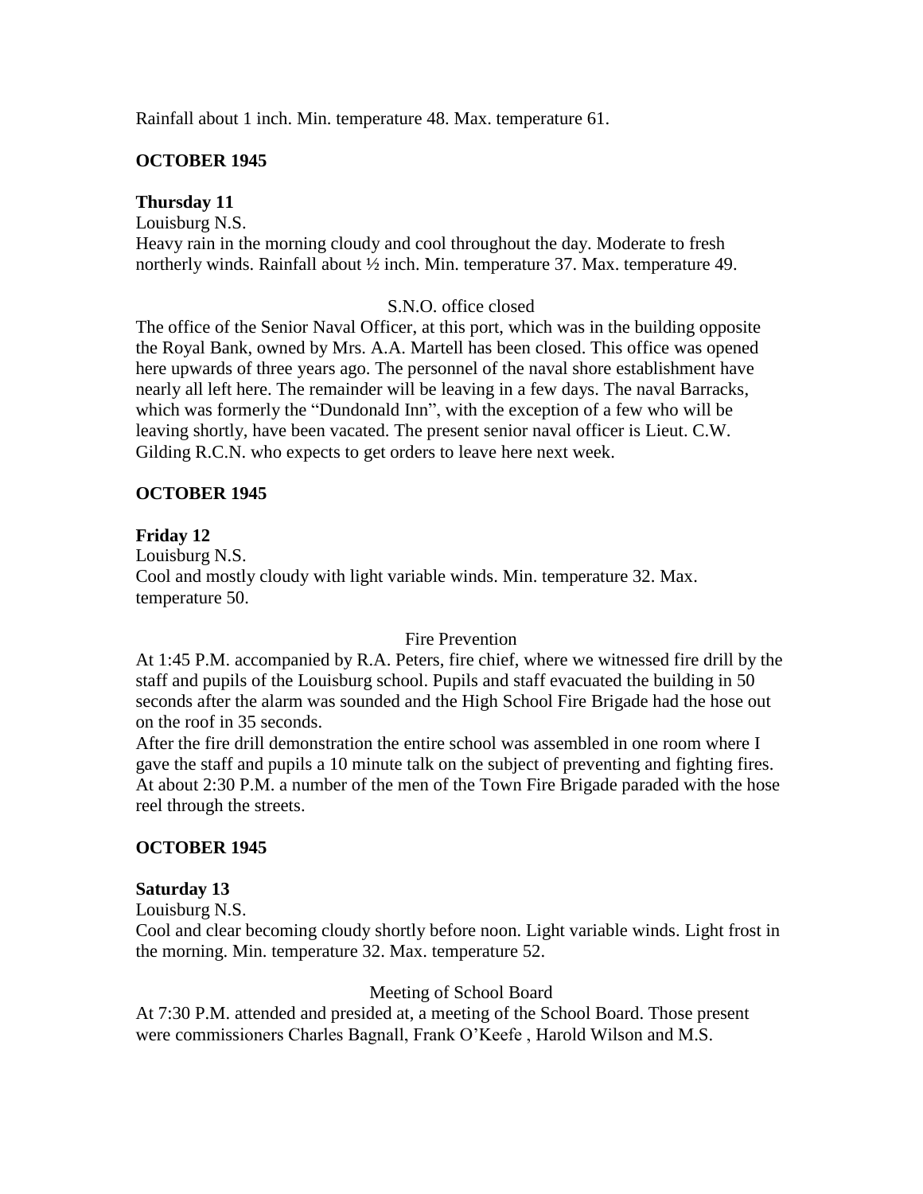Rainfall about 1 inch. Min. temperature 48. Max. temperature 61.

**OCTOBER 1945**

**Thursday 11**

Louisburg N.S.

Heavy rain in the morning cloudy and cool throughout the day. Moderate to fresh northerly winds. Rainfall about ½ inch. Min. temperature 37. Max. temperature 49.

S.N.O. office closed

The office of the Senior Naval Officer, at this port, which was in the building opposite the Royal Bank, owned by Mrs. A.A. Martell has been closed. This office was opened here upwards of three years ago. The personnel of the naval shore establishment have nearly all left here. The remainder will be leaving in a few days. The naval Barracks, which was formerly the "Dundonald Inn", with the exception of a few who will be leaving shortly, have been vacated. The present senior naval officer is Lieut. C.W. Gilding R.C.N. who expects to get orders to leave here next week.

**OCTOBER 1945**

**Friday 12**

Louisburg N.S.

Cool and mostly cloudy with light variable winds. Min. temperature 32. Max. temperature 50.

Fire Prevention

At 1:45 P.M. accompanied by R.A. Peters, fire chief, where we witnessed fire drill by the staff and pupils of the Louisburg school. Pupils and staff evacuated the building in 50 seconds after the alarm was sounded and the High School Fire Brigade had the hose out on the roof in 35 seconds.

After the fire drill demonstration the entire school was assembled in one room where I gave the staff and pupils a 10 minute talk on the subject of preventing and fighting fires. At about 2:30 P.M. a number of the men of the Town Fire Brigade paraded with the hose reel through the streets.

**OCTOBER 1945**

**Saturday 13**

Louisburg N.S.

Cool and clear becoming cloudy shortly before noon. Light variable winds. Light frost in the morning. Min. temperature 32. Max. temperature 52.

Meeting of School Board

At 7:30 P.M. attended and presided at, a meeting of the School Board. Those present were commissioners Charles Bagnall, Frank O'Keefe , Harold Wilson and M.S.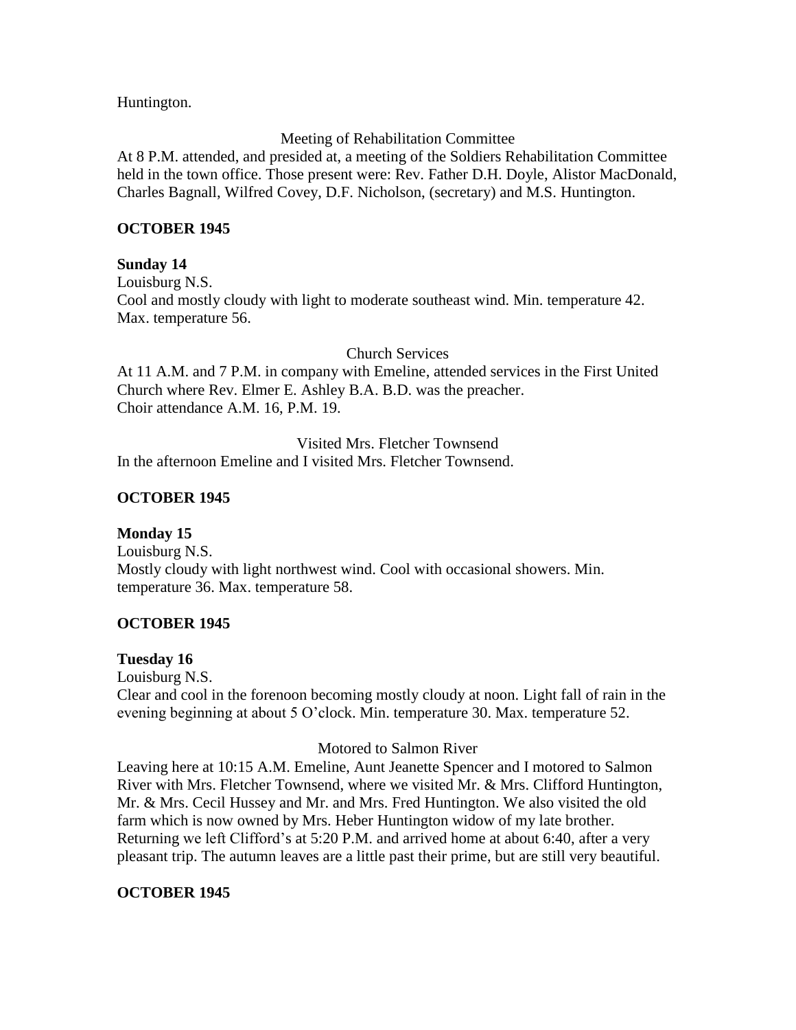Huntington.

Meeting of Rehabilitation Committee

At 8 P.M. attended, and presided at, a meeting of the Soldiers Rehabilitation Committee held in the town office. Those present were: Rev. Father D.H. Doyle, Alistor MacDonald, Charles Bagnall, Wilfred Covey, D.F. Nicholson, (secretary) and M.S. Huntington.

## OCTOBER 1945

### Sunday 14

Louisburg N.S.
Cool and mostly cloudy with light to moderate southeast wind. Min. temperature 42. Max. temperature 56.

Church Services

At 11 A.M. and 7 P.M. in company with Emeline, attended services in the First United Church where Rev. Elmer E. Ashley B.A. B.D. was the preacher.
Choir attendance A.M. 16, P.M. 19.

Visited Mrs. Fletcher Townsend

In the afternoon Emeline and I visited Mrs. Fletcher Townsend.

## OCTOBER 1945

### Monday 15

Louisburg N.S.
Mostly cloudy with light northwest wind. Cool with occasional showers. Min. temperature 36. Max. temperature 58.

## OCTOBER 1945

### Tuesday 16

Louisburg N.S.
Clear and cool in the forenoon becoming mostly cloudy at noon. Light fall of rain in the evening beginning at about 5 O'clock. Min. temperature 30. Max. temperature 52.

Motored to Salmon River

Leaving here at 10:15 A.M. Emeline, Aunt Jeanette Spencer and I motored to Salmon River with Mrs. Fletcher Townsend, where we visited Mr. & Mrs. Clifford Huntington, Mr. & Mrs. Cecil Hussey and Mr. and Mrs. Fred Huntington. We also visited the old farm which is now owned by Mrs. Heber Huntington widow of my late brother. Returning we left Clifford's at 5:20 P.M. and arrived home at about 6:40, after a very pleasant trip. The autumn leaves are a little past their prime, but are still very beautiful.

## OCTOBER 1945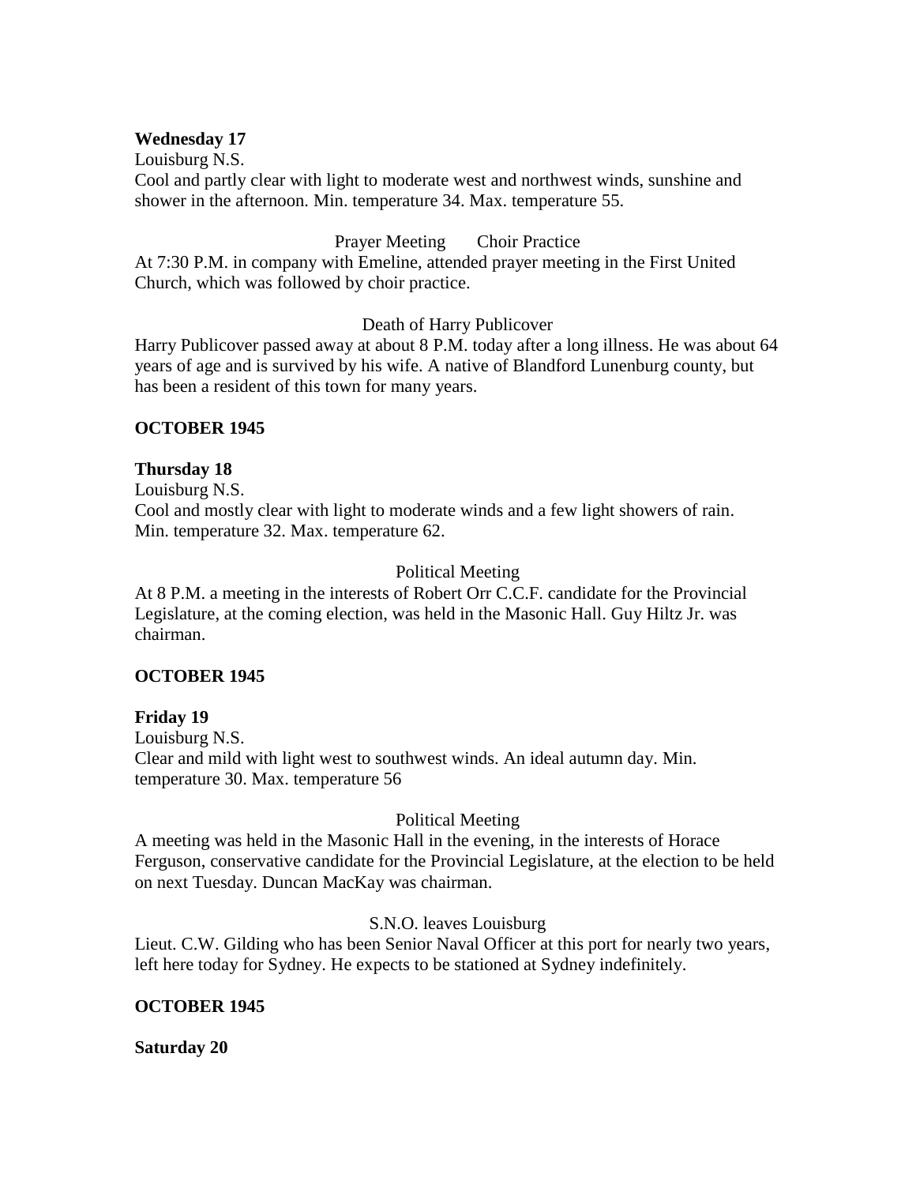**Wednesday 17**

Louisburg N.S.

Cool and partly clear with light to moderate west and northwest winds, sunshine and shower in the afternoon. Min. temperature 34. Max. temperature 55.

Prayer Meeting Choir Practice

At 7:30 P.M. in company with Emeline, attended prayer meeting in the First United Church, which was followed by choir practice.

Death of Harry Publicover

Harry Publicover passed away at about 8 P.M. today after a long illness. He was about 64 years of age and is survived by his wife. A native of Blandford Lunenburg county, but has been a resident of this town for many years.

**OCTOBER 1945**

**Thursday 18**

Louisburg N.S.

Cool and mostly clear with light to moderate winds and a few light showers of rain. Min. temperature 32. Max. temperature 62.

Political Meeting

At 8 P.M. a meeting in the interests of Robert Orr C.C.F. candidate for the Provincial Legislature, at the coming election, was held in the Masonic Hall. Guy Hiltz Jr. was chairman.

**OCTOBER 1945**

**Friday 19**

Louisburg N.S.

Clear and mild with light west to southwest winds. An ideal autumn day. Min. temperature 30. Max. temperature 56

Political Meeting

A meeting was held in the Masonic Hall in the evening, in the interests of Horace Ferguson, conservative candidate for the Provincial Legislature, at the election to be held on next Tuesday. Duncan MacKay was chairman.

S.N.O. leaves Louisburg

Lieut. C.W. Gilding who has been Senior Naval Officer at this port for nearly two years, left here today for Sydney. He expects to be stationed at Sydney indefinitely.

**OCTOBER 1945**

**Saturday 20**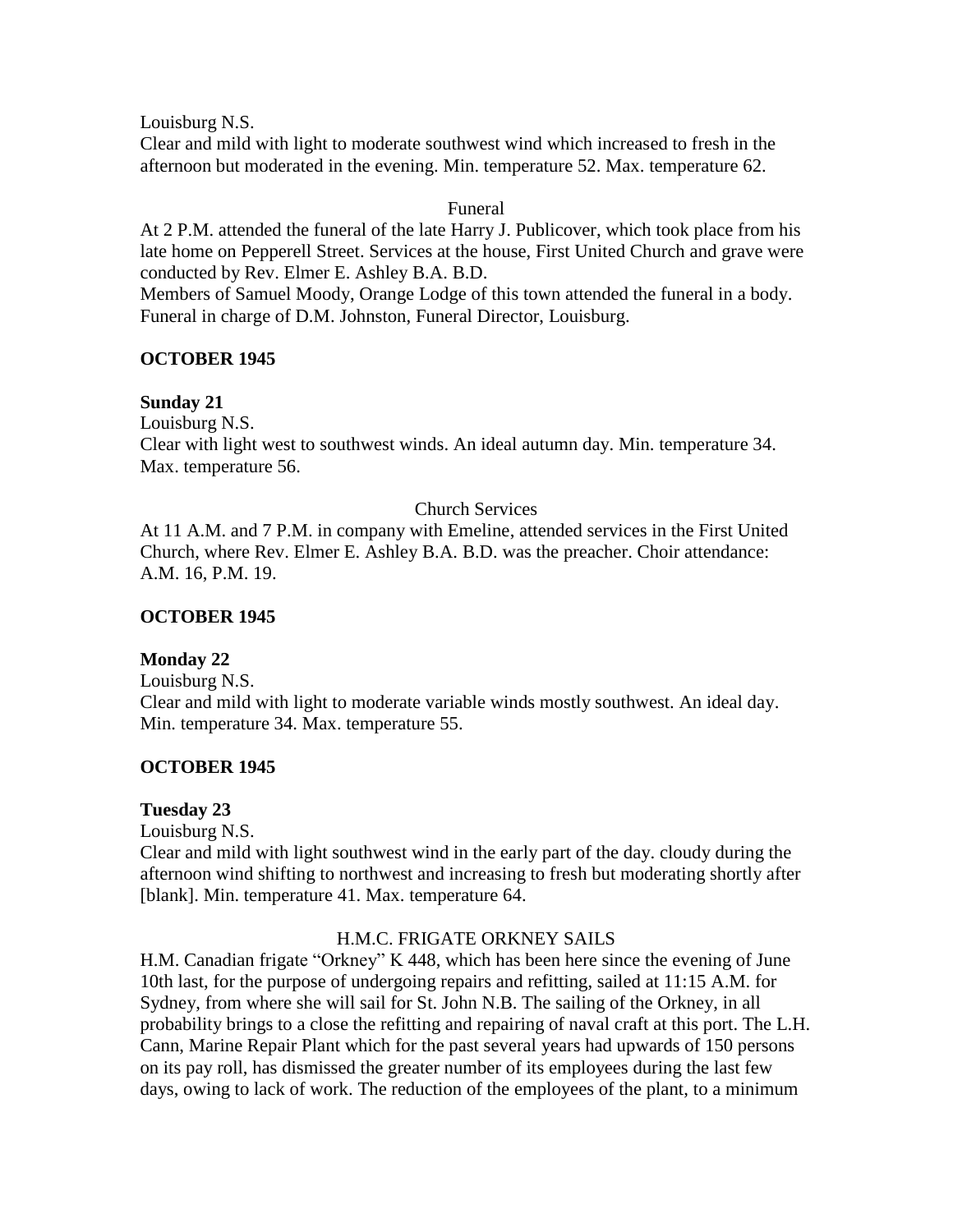Louisburg N.S.

Clear and mild with light to moderate southwest wind which increased to fresh in the afternoon but moderated in the evening. Min. temperature 52. Max. temperature 62.

Funeral

At 2 P.M. attended the funeral of the late Harry J. Publicover, which took place from his late home on Pepperell Street. Services at the house, First United Church and grave were conducted by Rev. Elmer E. Ashley B.A. B.D.

Members of Samuel Moody, Orange Lodge of this town attended the funeral in a body. Funeral in charge of D.M. Johnston, Funeral Director, Louisburg.

**OCTOBER 1945**

**Sunday 21**

Louisburg N.S.

Clear with light west to southwest winds. An ideal autumn day. Min. temperature 34. Max. temperature 56.

Church Services

At 11 A.M. and 7 P.M. in company with Emeline, attended services in the First United Church, where Rev. Elmer E. Ashley B.A. B.D. was the preacher. Choir attendance: A.M. 16, P.M. 19.

**OCTOBER 1945**

**Monday 22**

Louisburg N.S.

Clear and mild with light to moderate variable winds mostly southwest. An ideal day. Min. temperature 34. Max. temperature 55.

**OCTOBER 1945**

**Tuesday 23**

Louisburg N.S.

Clear and mild with light southwest wind in the early part of the day. cloudy during the afternoon wind shifting to northwest and increasing to fresh but moderating shortly after [blank]. Min. temperature 41. Max. temperature 64.

H.M.C. FRIGATE ORKNEY SAILS

H.M. Canadian frigate "Orkney" K 448, which has been here since the evening of June 10th last, for the purpose of undergoing repairs and refitting, sailed at 11:15 A.M. for Sydney, from where she will sail for St. John N.B. The sailing of the Orkney, in all probability brings to a close the refitting and repairing of naval craft at this port. The L.H. Cann, Marine Repair Plant which for the past several years had upwards of 150 persons on its pay roll, has dismissed the greater number of its employees during the last few days, owing to lack of work. The reduction of the employees of the plant, to a minimum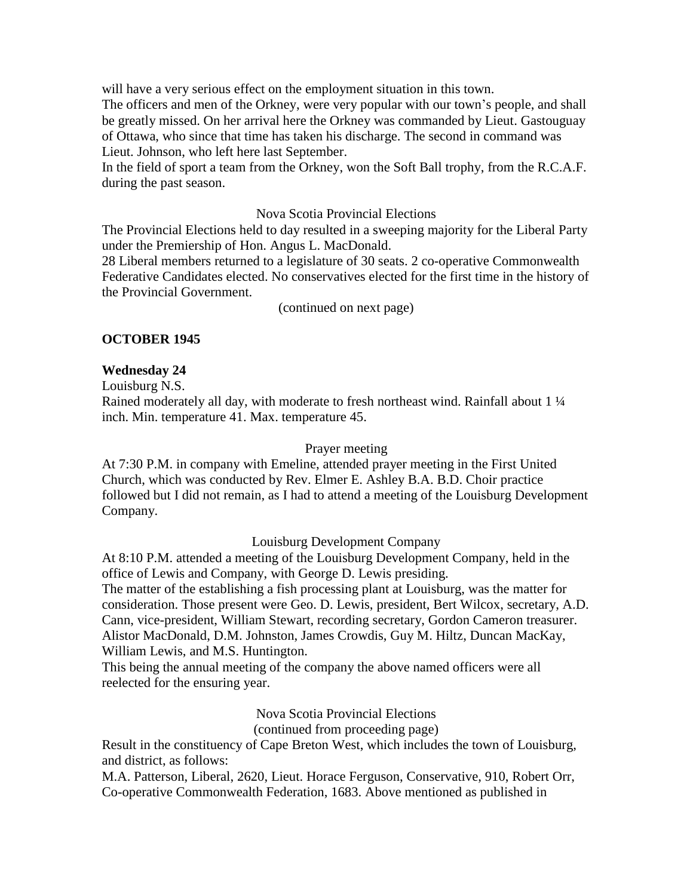will have a very serious effect on the employment situation in this town.
The officers and men of the Orkney, were very popular with our town's people, and shall be greatly missed. On her arrival here the Orkney was commanded by Lieut. Gastouguay of Ottawa, who since that time has taken his discharge. The second in command was Lieut. Johnson, who left here last September.
In the field of sport a team from the Orkney, won the Soft Ball trophy, from the R.C.A.F. during the past season.

Nova Scotia Provincial Elections

The Provincial Elections held to day resulted in a sweeping majority for the Liberal Party under the Premiership of Hon. Angus L. MacDonald.
28 Liberal members returned to a legislature of 30 seats. 2 co-operative Commonwealth Federative Candidates elected. No conservatives elected for the first time in the history of the Provincial Government.

(continued on next page)

**OCTOBER 1945**

**Wednesday 24**

Louisburg N.S.
Rained moderately all day, with moderate to fresh northeast wind. Rainfall about 1 ¼ inch. Min. temperature 41. Max. temperature 45.

Prayer meeting

At 7:30 P.M. in company with Emeline, attended prayer meeting in the First United Church, which was conducted by Rev. Elmer E. Ashley B.A. B.D. Choir practice followed but I did not remain, as I had to attend a meeting of the Louisburg Development Company.

Louisburg Development Company

At 8:10 P.M. attended a meeting of the Louisburg Development Company, held in the office of Lewis and Company, with George D. Lewis presiding.
The matter of the establishing a fish processing plant at Louisburg, was the matter for consideration. Those present were Geo. D. Lewis, president, Bert Wilcox, secretary, A.D. Cann, vice-president, William Stewart, recording secretary, Gordon Cameron treasurer. Alistor MacDonald, D.M. Johnston, James Crowdis, Guy M. Hiltz, Duncan MacKay, William Lewis, and M.S. Huntington.
This being the annual meeting of the company the above named officers were all reelected for the ensuring year.

Nova Scotia Provincial Elections
(continued from proceeding page)

Result in the constituency of Cape Breton West, which includes the town of Louisburg, and district, as follows:
M.A. Patterson, Liberal, 2620, Lieut. Horace Ferguson, Conservative, 910, Robert Orr, Co-operative Commonwealth Federation, 1683. Above mentioned as published in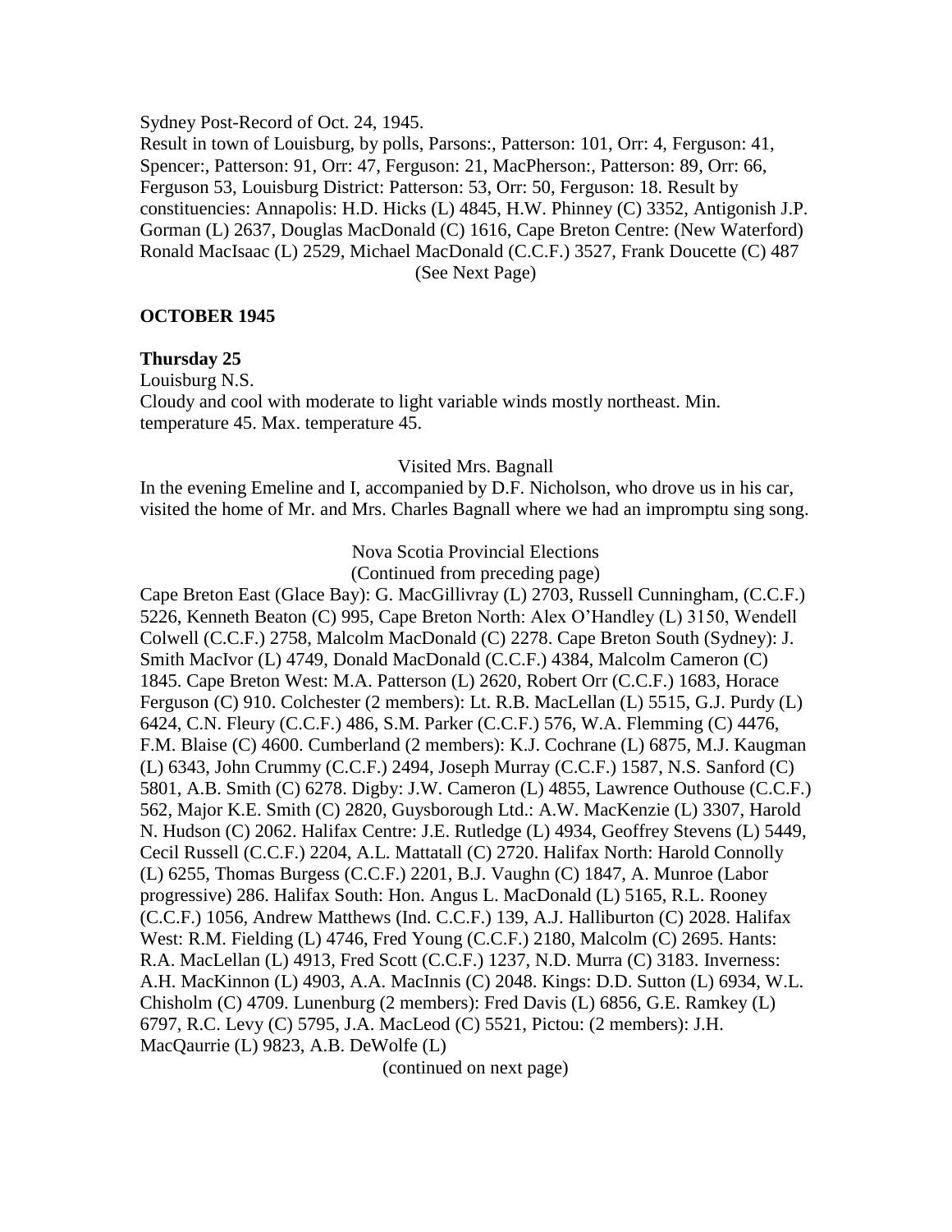Sydney Post-Record of Oct. 24, 1945.

Result in town of Louisburg, by polls, Parsons:, Patterson: 101, Orr: 4, Ferguson: 41, Spencer:, Patterson: 91, Orr: 47, Ferguson: 21, MacPherson:, Patterson: 89, Orr: 66, Ferguson 53, Louisburg District: Patterson: 53, Orr: 50, Ferguson: 18. Result by constituencies: Annapolis: H.D. Hicks (L) 4845, H.W. Phinney (C) 3352, Antigonish J.P. Gorman (L) 2637, Douglas MacDonald (C) 1616, Cape Breton Centre: (New Waterford) Ronald MacIsaac (L) 2529, Michael MacDonald (C.C.F.) 3527, Frank Doucette (C) 487

(See Next Page)

**OCTOBER 1945**

**Thursday 25**

Louisburg N.S.

Cloudy and cool with moderate to light variable winds mostly northeast. Min. temperature 45. Max. temperature 45.

Visited Mrs. Bagnall

In the evening Emeline and I, accompanied by D.F. Nicholson, who drove us in his car, visited the home of Mr. and Mrs. Charles Bagnall where we had an impromptu sing song.

Nova Scotia Provincial Elections

(Continued from preceding page)

Cape Breton East (Glace Bay): G. MacGillivray (L) 2703, Russell Cunningham, (C.C.F.) 5226, Kenneth Beaton (C) 995, Cape Breton North: Alex O'Handley (L) 3150, Wendell Colwell (C.C.F.) 2758, Malcolm MacDonald (C) 2278. Cape Breton South (Sydney): J. Smith MacIvor (L) 4749, Donald MacDonald (C.C.F.) 4384, Malcolm Cameron (C) 1845. Cape Breton West: M.A. Patterson (L) 2620, Robert Orr (C.C.F.) 1683, Horace Ferguson (C) 910. Colchester (2 members): Lt. R.B. MacLellan (L) 5515, G.J. Purdy (L) 6424, C.N. Fleury (C.C.F.) 486, S.M. Parker (C.C.F.) 576, W.A. Flemming (C) 4476, F.M. Blaise (C) 4600. Cumberland (2 members): K.J. Cochrane (L) 6875, M.J. Kaugman (L) 6343, John Crummy (C.C.F.) 2494, Joseph Murray (C.C.F.) 1587, N.S. Sanford (C) 5801, A.B. Smith (C) 6278. Digby: J.W. Cameron (L) 4855, Lawrence Outhouse (C.C.F.) 562, Major K.E. Smith (C) 2820, Guysborough Ltd.: A.W. MacKenzie (L) 3307, Harold N. Hudson (C) 2062. Halifax Centre: J.E. Rutledge (L) 4934, Geoffrey Stevens (L) 5449, Cecil Russell (C.C.F.) 2204, A.L. Mattatall (C) 2720. Halifax North: Harold Connolly (L) 6255, Thomas Burgess (C.C.F.) 2201, B.J. Vaughn (C) 1847, A. Munroe (Labor progressive) 286. Halifax South: Hon. Angus L. MacDonald (L) 5165, R.L. Rooney (C.C.F.) 1056, Andrew Matthews (Ind. C.C.F.) 139, A.J. Halliburton (C) 2028. Halifax West: R.M. Fielding (L) 4746, Fred Young (C.C.F.) 2180, Malcolm (C) 2695. Hants: R.A. MacLellan (L) 4913, Fred Scott (C.C.F.) 1237, N.D. Murra (C) 3183. Inverness: A.H. MacKinnon (L) 4903, A.A. MacInnis (C) 2048. Kings: D.D. Sutton (L) 6934, W.L. Chisholm (C) 4709. Lunenburg (2 members): Fred Davis (L) 6856, G.E. Ramkey (L) 6797, R.C. Levy (C) 5795, J.A. MacLeod (C) 5521, Pictou: (2 members): J.H. MacQaurrie (L) 9823, A.B. DeWolfe (L)

(continued on next page)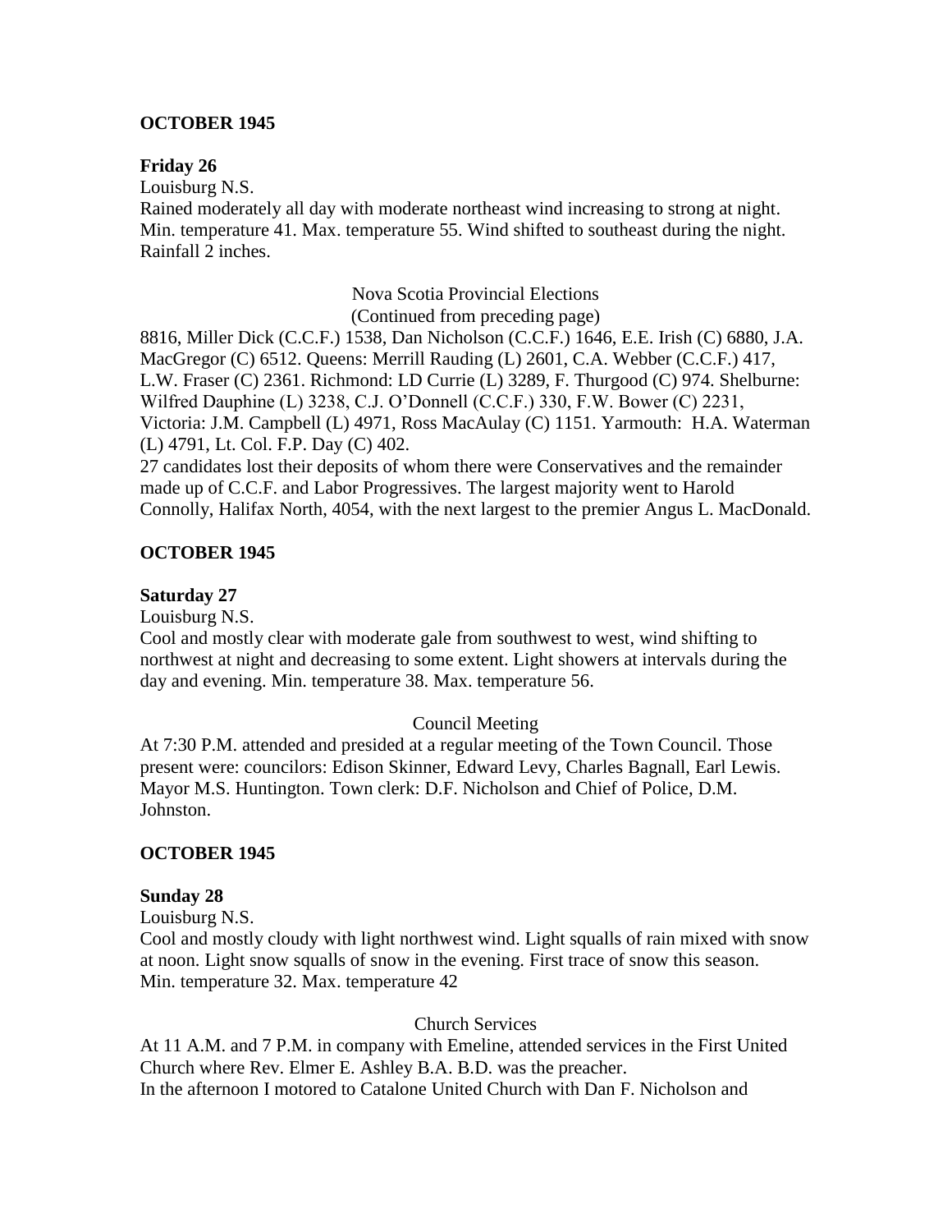**OCTOBER 1945**

**Friday 26**

Louisburg N.S.

Rained moderately all day with moderate northeast wind increasing to strong at night. Min. temperature 41. Max. temperature 55. Wind shifted to southeast during the night. Rainfall 2 inches.

Nova Scotia Provincial Elections
(Continued from preceding page)

8816, Miller Dick (C.C.F.) 1538, Dan Nicholson (C.C.F.) 1646, E.E. Irish (C) 6880, J.A. MacGregor (C) 6512. Queens: Merrill Rauding (L) 2601, C.A. Webber (C.C.F.) 417, L.W. Fraser (C) 2361. Richmond: LD Currie (L) 3289, F. Thurgood (C) 974. Shelburne: Wilfred Dauphine (L) 3238, C.J. O'Donnell (C.C.F.) 330, F.W. Bower (C) 2231, Victoria: J.M. Campbell (L) 4971, Ross MacAulay (C) 1151. Yarmouth: H.A. Waterman (L) 4791, Lt. Col. F.P. Day (C) 402.

27 candidates lost their deposits of whom there were Conservatives and the remainder made up of C.C.F. and Labor Progressives. The largest majority went to Harold Connolly, Halifax North, 4054, with the next largest to the premier Angus L. MacDonald.

**OCTOBER 1945**

**Saturday 27**

Louisburg N.S.

Cool and mostly clear with moderate gale from southwest to west, wind shifting to northwest at night and decreasing to some extent. Light showers at intervals during the day and evening. Min. temperature 38. Max. temperature 56.

Council Meeting

At 7:30 P.M. attended and presided at a regular meeting of the Town Council. Those present were: councilors: Edison Skinner, Edward Levy, Charles Bagnall, Earl Lewis. Mayor M.S. Huntington. Town clerk: D.F. Nicholson and Chief of Police, D.M. Johnston.

**OCTOBER 1945**

**Sunday 28**

Louisburg N.S.

Cool and mostly cloudy with light northwest wind. Light squalls of rain mixed with snow at noon. Light snow squalls of snow in the evening. First trace of snow this season. Min. temperature 32. Max. temperature 42

Church Services

At 11 A.M. and 7 P.M. in company with Emeline, attended services in the First United Church where Rev. Elmer E. Ashley B.A. B.D. was the preacher.

In the afternoon I motored to Catalone United Church with Dan F. Nicholson and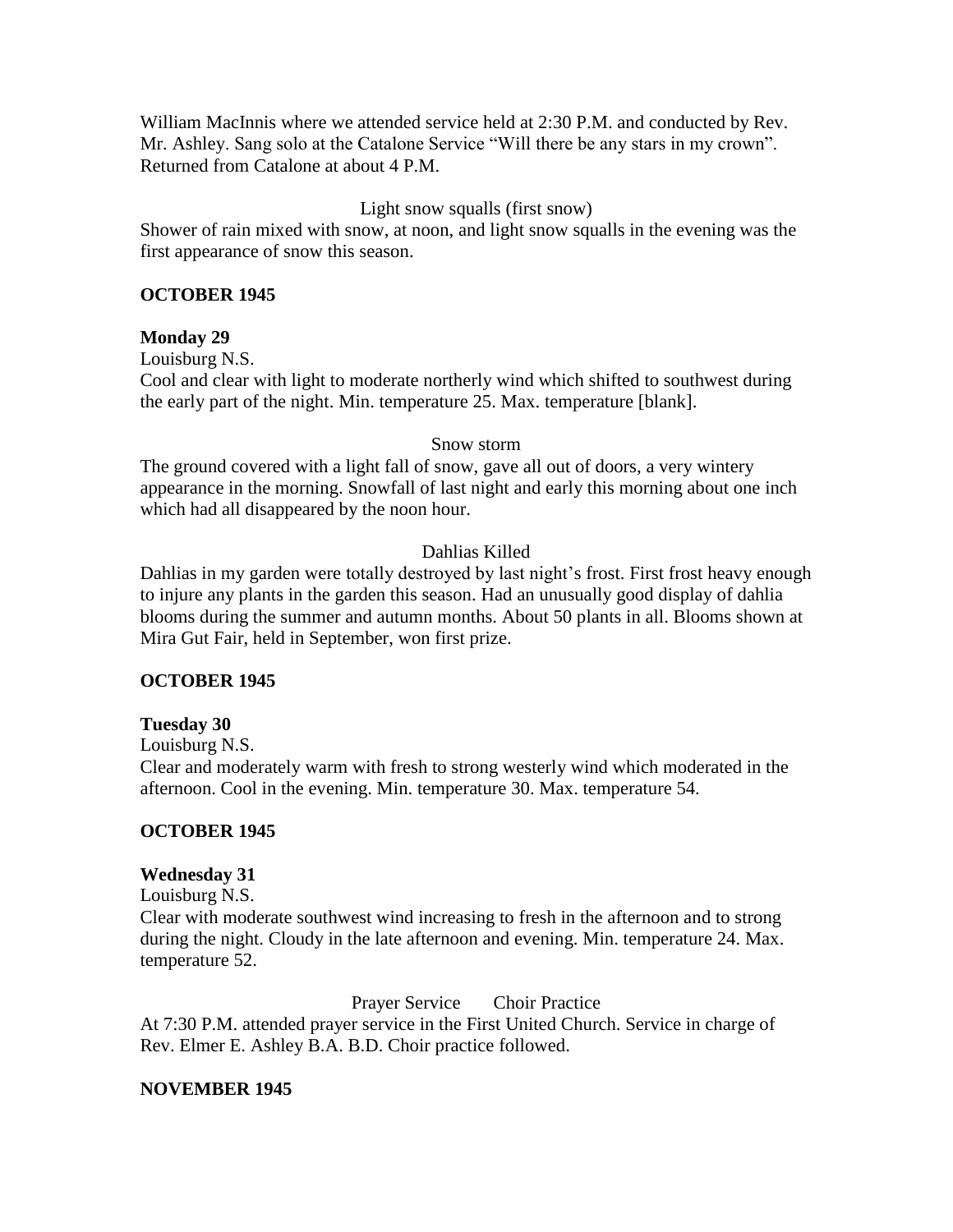William MacInnis where we attended service held at 2:30 P.M. and conducted by Rev. Mr. Ashley. Sang solo at the Catalone Service "Will there be any stars in my crown". Returned from Catalone at about 4 P.M.

Light snow squalls (first snow)

Shower of rain mixed with snow, at noon, and light snow squalls in the evening was the first appearance of snow this season.

**OCTOBER 1945**

**Monday 29**

Louisburg N.S.

Cool and clear with light to moderate northerly wind which shifted to southwest during the early part of the night. Min. temperature 25. Max. temperature [blank].

Snow storm

The ground covered with a light fall of snow, gave all out of doors, a very wintery appearance in the morning. Snowfall of last night and early this morning about one inch which had all disappeared by the noon hour.

Dahlias Killed

Dahlias in my garden were totally destroyed by last night's frost. First frost heavy enough to injure any plants in the garden this season. Had an unusually good display of dahlia blooms during the summer and autumn months. About 50 plants in all. Blooms shown at Mira Gut Fair, held in September, won first prize.

**OCTOBER 1945**

**Tuesday 30**

Louisburg N.S.

Clear and moderately warm with fresh to strong westerly wind which moderated in the afternoon. Cool in the evening. Min. temperature 30. Max. temperature 54.

**OCTOBER 1945**

**Wednesday 31**

Louisburg N.S.

Clear with moderate southwest wind increasing to fresh in the afternoon and to strong during the night. Cloudy in the late afternoon and evening. Min. temperature 24. Max. temperature 52.

Prayer Service Choir Practice

At 7:30 P.M. attended prayer service in the First United Church. Service in charge of Rev. Elmer E. Ashley B.A. B.D. Choir practice followed.

**NOVEMBER 1945**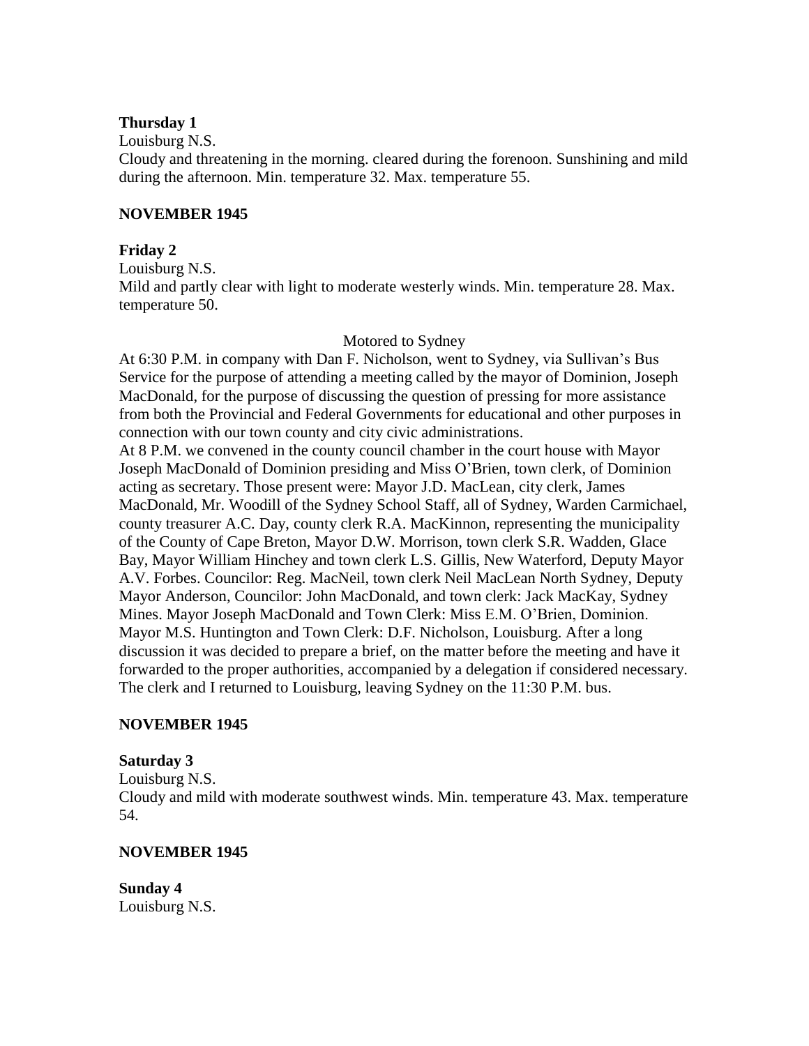**Thursday 1**

Louisburg N.S.

Cloudy and threatening in the morning. cleared during the forenoon. Sunshining and mild during the afternoon. Min. temperature 32. Max. temperature 55.

**NOVEMBER 1945**

**Friday 2**

Louisburg N.S.

Mild and partly clear with light to moderate westerly winds. Min. temperature 28. Max. temperature 50.

Motored to Sydney

At 6:30 P.M. in company with Dan F. Nicholson, went to Sydney, via Sullivan's Bus Service for the purpose of attending a meeting called by the mayor of Dominion, Joseph MacDonald, for the purpose of discussing the question of pressing for more assistance from both the Provincial and Federal Governments for educational and other purposes in connection with our town county and city civic administrations.

At 8 P.M. we convened in the county council chamber in the court house with Mayor Joseph MacDonald of Dominion presiding and Miss O'Brien, town clerk, of Dominion acting as secretary. Those present were: Mayor J.D. MacLean, city clerk, James MacDonald, Mr. Woodill of the Sydney School Staff, all of Sydney, Warden Carmichael, county treasurer A.C. Day, county clerk R.A. MacKinnon, representing the municipality of the County of Cape Breton, Mayor D.W. Morrison, town clerk S.R. Wadden, Glace Bay, Mayor William Hinchey and town clerk L.S. Gillis, New Waterford, Deputy Mayor A.V. Forbes. Councilor: Reg. MacNeil, town clerk Neil MacLean North Sydney, Deputy Mayor Anderson, Councilor: John MacDonald, and town clerk: Jack MacKay, Sydney Mines. Mayor Joseph MacDonald and Town Clerk: Miss E.M. O'Brien, Dominion. Mayor M.S. Huntington and Town Clerk: D.F. Nicholson, Louisburg. After a long discussion it was decided to prepare a brief, on the matter before the meeting and have it forwarded to the proper authorities, accompanied by a delegation if considered necessary. The clerk and I returned to Louisburg, leaving Sydney on the 11:30 P.M. bus.

**NOVEMBER 1945**

**Saturday 3**

Louisburg N.S.

Cloudy and mild with moderate southwest winds. Min. temperature 43. Max. temperature 54.

**NOVEMBER 1945**

**Sunday 4**

Louisburg N.S.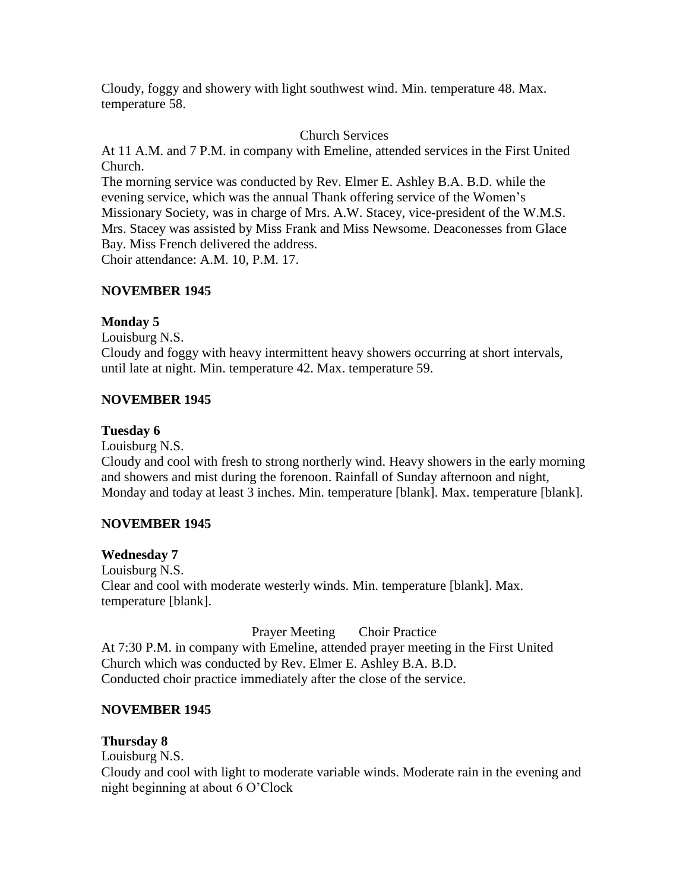Cloudy, foggy and showery with light southwest wind. Min. temperature 48. Max. temperature 58.

Church Services

At 11 A.M. and 7 P.M. in company with Emeline, attended services in the First United Church.
The morning service was conducted by Rev. Elmer E. Ashley B.A. B.D. while the evening service, which was the annual Thank offering service of the Women's Missionary Society, was in charge of Mrs. A.W. Stacey, vice-president of the W.M.S. Mrs. Stacey was assisted by Miss Frank and Miss Newsome. Deaconesses from Glace Bay. Miss French delivered the address.
Choir attendance: A.M. 10, P.M. 17.

**NOVEMBER 1945**

**Monday 5**
Louisburg N.S.
Cloudy and foggy with heavy intermittent heavy showers occurring at short intervals, until late at night. Min. temperature 42. Max. temperature 59.

**NOVEMBER 1945**

**Tuesday 6**
Louisburg N.S.
Cloudy and cool with fresh to strong northerly wind. Heavy showers in the early morning and showers and mist during the forenoon. Rainfall of Sunday afternoon and night, Monday and today at least 3 inches. Min. temperature [blank]. Max. temperature [blank].

**NOVEMBER 1945**

**Wednesday 7**
Louisburg N.S.
Clear and cool with moderate westerly winds. Min. temperature [blank]. Max. temperature [blank].

Prayer Meeting Choir Practice

At 7:30 P.M. in company with Emeline, attended prayer meeting in the First United Church which was conducted by Rev. Elmer E. Ashley B.A. B.D.
Conducted choir practice immediately after the close of the service.

**NOVEMBER 1945**

**Thursday 8**
Louisburg N.S.
Cloudy and cool with light to moderate variable winds. Moderate rain in the evening and night beginning at about 6 O'Clock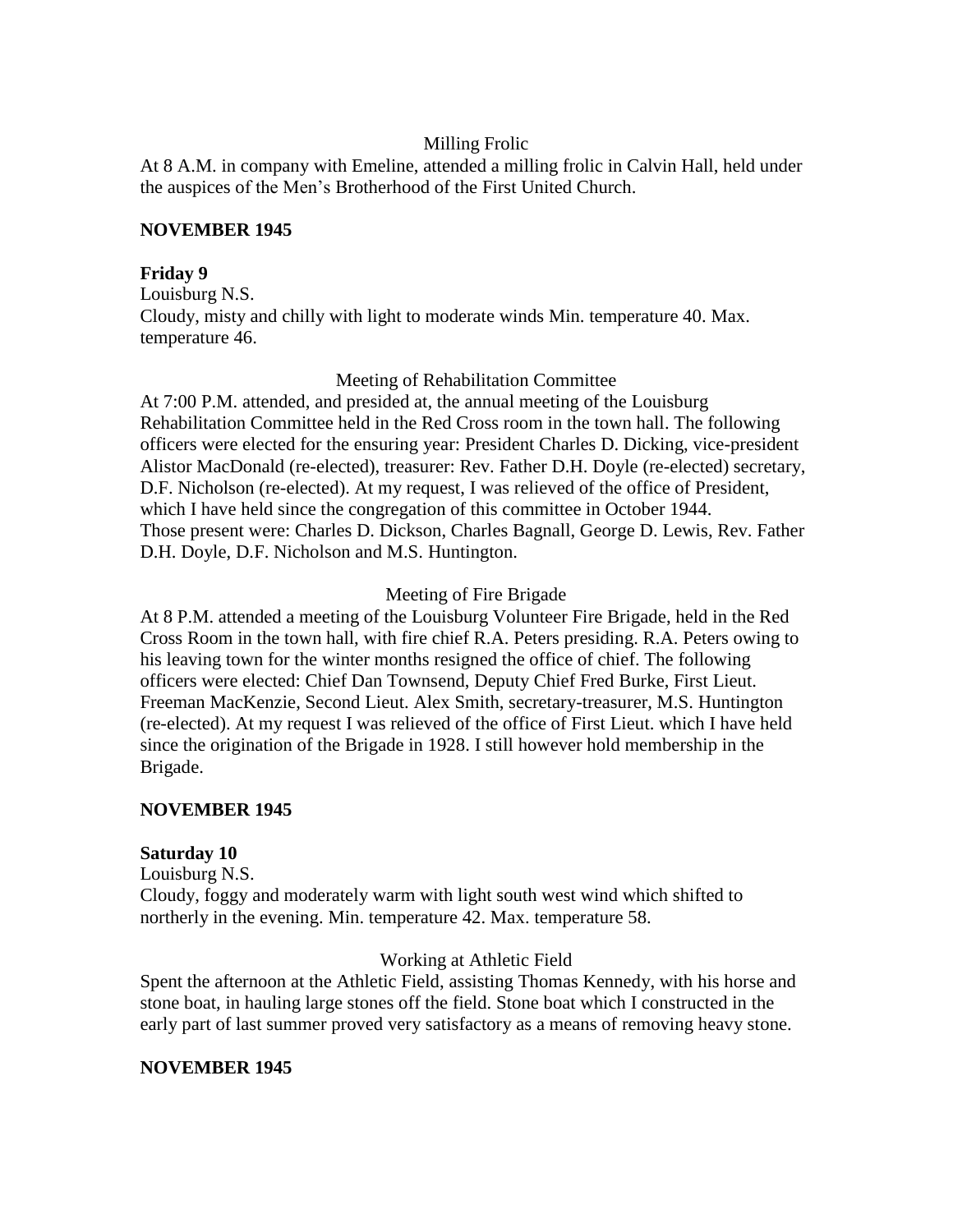Milling Frolic

At 8 A.M. in company with Emeline, attended a milling frolic in Calvin Hall, held under the auspices of the Men's Brotherhood of the First United Church.

**NOVEMBER 1945**

**Friday 9**

Louisburg N.S.

Cloudy, misty and chilly with light to moderate winds Min. temperature 40. Max. temperature 46.

Meeting of Rehabilitation Committee

At 7:00 P.M. attended, and presided at, the annual meeting of the Louisburg Rehabilitation Committee held in the Red Cross room in the town hall. The following officers were elected for the ensuring year: President Charles D. Dicking, vice-president Alistor MacDonald (re-elected), treasurer: Rev. Father D.H. Doyle (re-elected) secretary, D.F. Nicholson (re-elected). At my request, I was relieved of the office of President, which I have held since the congregation of this committee in October 1944.

Those present were: Charles D. Dickson, Charles Bagnall, George D. Lewis, Rev. Father D.H. Doyle, D.F. Nicholson and M.S. Huntington.

Meeting of Fire Brigade

At 8 P.M. attended a meeting of the Louisburg Volunteer Fire Brigade, held in the Red Cross Room in the town hall, with fire chief R.A. Peters presiding. R.A. Peters owing to his leaving town for the winter months resigned the office of chief. The following officers were elected: Chief Dan Townsend, Deputy Chief Fred Burke, First Lieut. Freeman MacKenzie, Second Lieut. Alex Smith, secretary-treasurer, M.S. Huntington (re-elected). At my request I was relieved of the office of First Lieut. which I have held since the origination of the Brigade in 1928. I still however hold membership in the Brigade.

**NOVEMBER 1945**

**Saturday 10**

Louisburg N.S.

Cloudy, foggy and moderately warm with light south west wind which shifted to northerly in the evening. Min. temperature 42. Max. temperature 58.

Working at Athletic Field

Spent the afternoon at the Athletic Field, assisting Thomas Kennedy, with his horse and stone boat, in hauling large stones off the field. Stone boat which I constructed in the early part of last summer proved very satisfactory as a means of removing heavy stone.

**NOVEMBER 1945**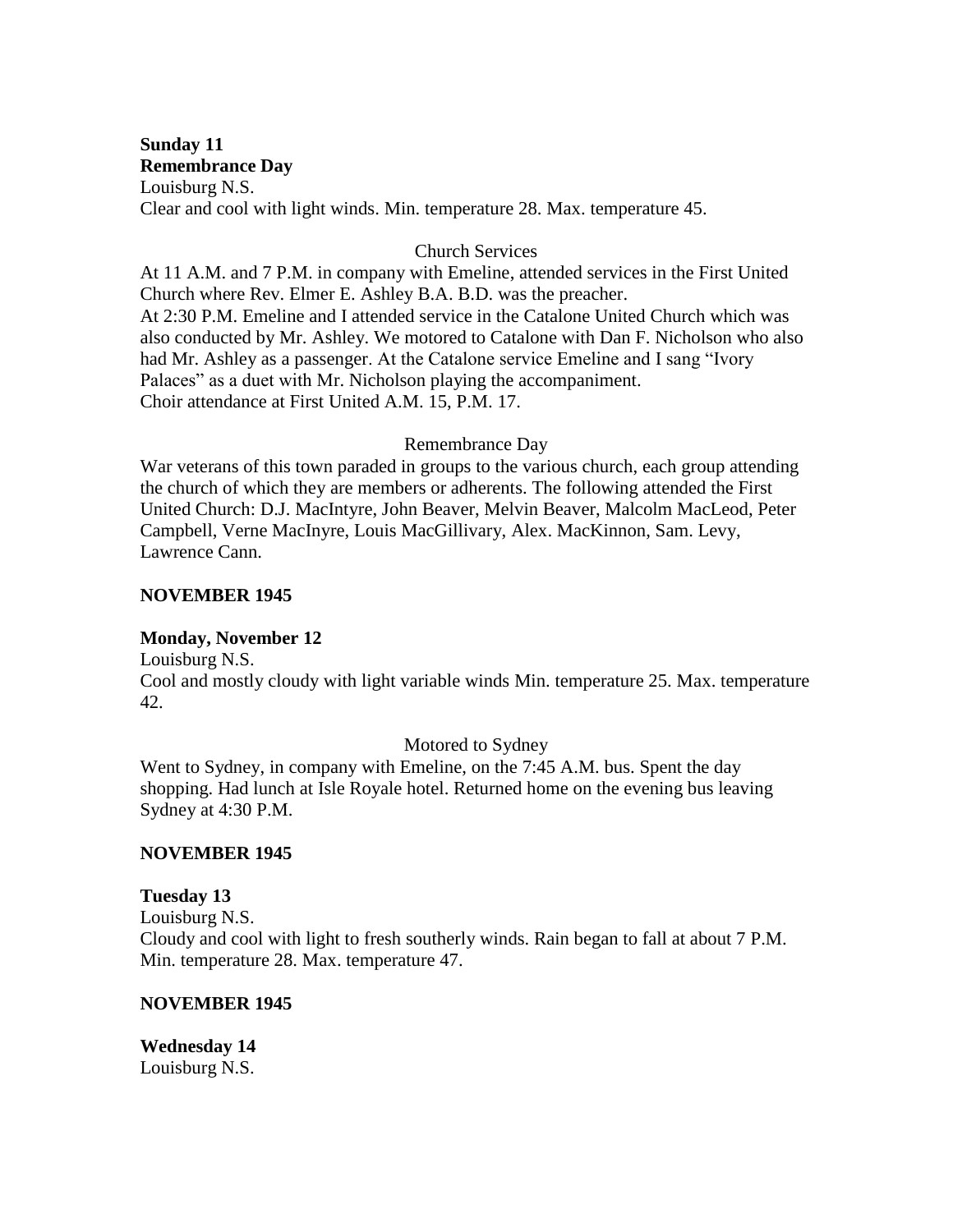**Sunday 11**
**Remembrance Day**
Louisburg N.S.
Clear and cool with light winds. Min. temperature 28. Max. temperature 45.

Church Services

At 11 A.M. and 7 P.M. in company with Emeline, attended services in the First United Church where Rev. Elmer E. Ashley B.A. B.D. was the preacher.
At 2:30 P.M. Emeline and I attended service in the Catalone United Church which was also conducted by Mr. Ashley. We motored to Catalone with Dan F. Nicholson who also had Mr. Ashley as a passenger. At the Catalone service Emeline and I sang "Ivory Palaces" as a duet with Mr. Nicholson playing the accompaniment.
Choir attendance at First United A.M. 15, P.M. 17.

Remembrance Day

War veterans of this town paraded in groups to the various church, each group attending the church of which they are members or adherents. The following attended the First United Church: D.J. MacIntyre, John Beaver, Melvin Beaver, Malcolm MacLeod, Peter Campbell, Verne MacInyre, Louis MacGillivary, Alex. MacKinnon, Sam. Levy, Lawrence Cann.

**NOVEMBER 1945**

**Monday, November 12**
Louisburg N.S.
Cool and mostly cloudy with light variable winds Min. temperature 25. Max. temperature 42.

Motored to Sydney

Went to Sydney, in company with Emeline, on the 7:45 A.M. bus. Spent the day shopping. Had lunch at Isle Royale hotel. Returned home on the evening bus leaving Sydney at 4:30 P.M.

**NOVEMBER 1945**

**Tuesday 13**
Louisburg N.S.
Cloudy and cool with light to fresh southerly winds. Rain began to fall at about 7 P.M. Min. temperature 28. Max. temperature 47.

**NOVEMBER 1945**

**Wednesday 14**
Louisburg N.S.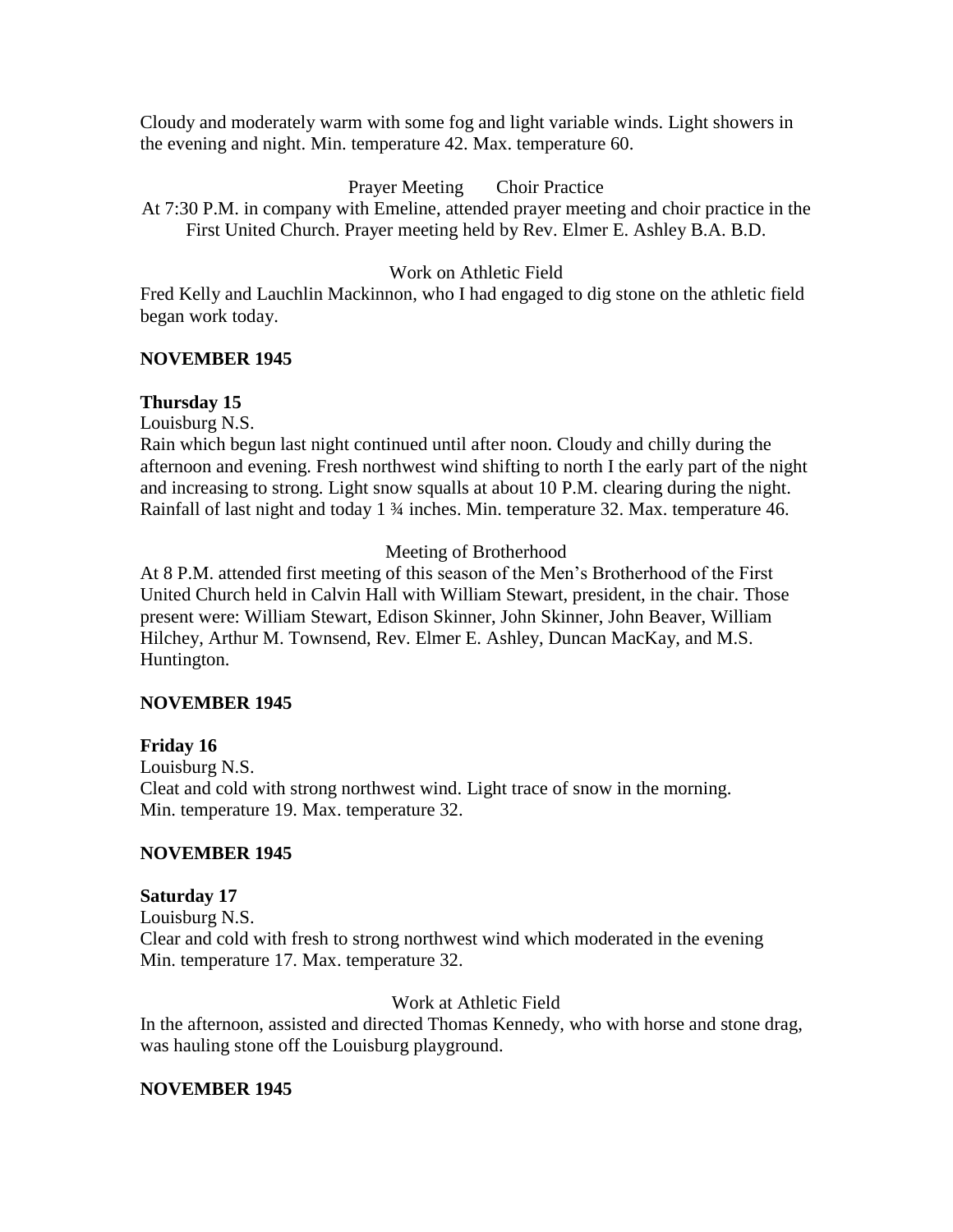Cloudy and moderately warm with some fog and light variable winds. Light showers in the evening and night. Min. temperature 42. Max. temperature 60.

Prayer Meeting Choir Practice

At 7:30 P.M. in company with Emeline, attended prayer meeting and choir practice in the First United Church. Prayer meeting held by Rev. Elmer E. Ashley B.A. B.D.

Work on Athletic Field

Fred Kelly and Lauchlin Mackinnon, who I had engaged to dig stone on the athletic field began work today.

**NOVEMBER 1945**

**Thursday 15**

Louisburg N.S.

Rain which begun last night continued until after noon. Cloudy and chilly during the afternoon and evening. Fresh northwest wind shifting to north I the early part of the night and increasing to strong. Light snow squalls at about 10 P.M. clearing during the night. Rainfall of last night and today 1 ¾ inches. Min. temperature 32. Max. temperature 46.

Meeting of Brotherhood

At 8 P.M. attended first meeting of this season of the Men's Brotherhood of the First United Church held in Calvin Hall with William Stewart, president, in the chair. Those present were: William Stewart, Edison Skinner, John Skinner, John Beaver, William Hilchey, Arthur M. Townsend, Rev. Elmer E. Ashley, Duncan MacKay, and M.S. Huntington.

**NOVEMBER 1945**

**Friday 16**

Louisburg N.S.

Cleat and cold with strong northwest wind. Light trace of snow in the morning.
Min. temperature 19. Max. temperature 32.

**NOVEMBER 1945**

**Saturday 17**

Louisburg N.S.

Clear and cold with fresh to strong northwest wind which moderated in the evening
Min. temperature 17. Max. temperature 32.

Work at Athletic Field

In the afternoon, assisted and directed Thomas Kennedy, who with horse and stone drag, was hauling stone off the Louisburg playground.

**NOVEMBER 1945**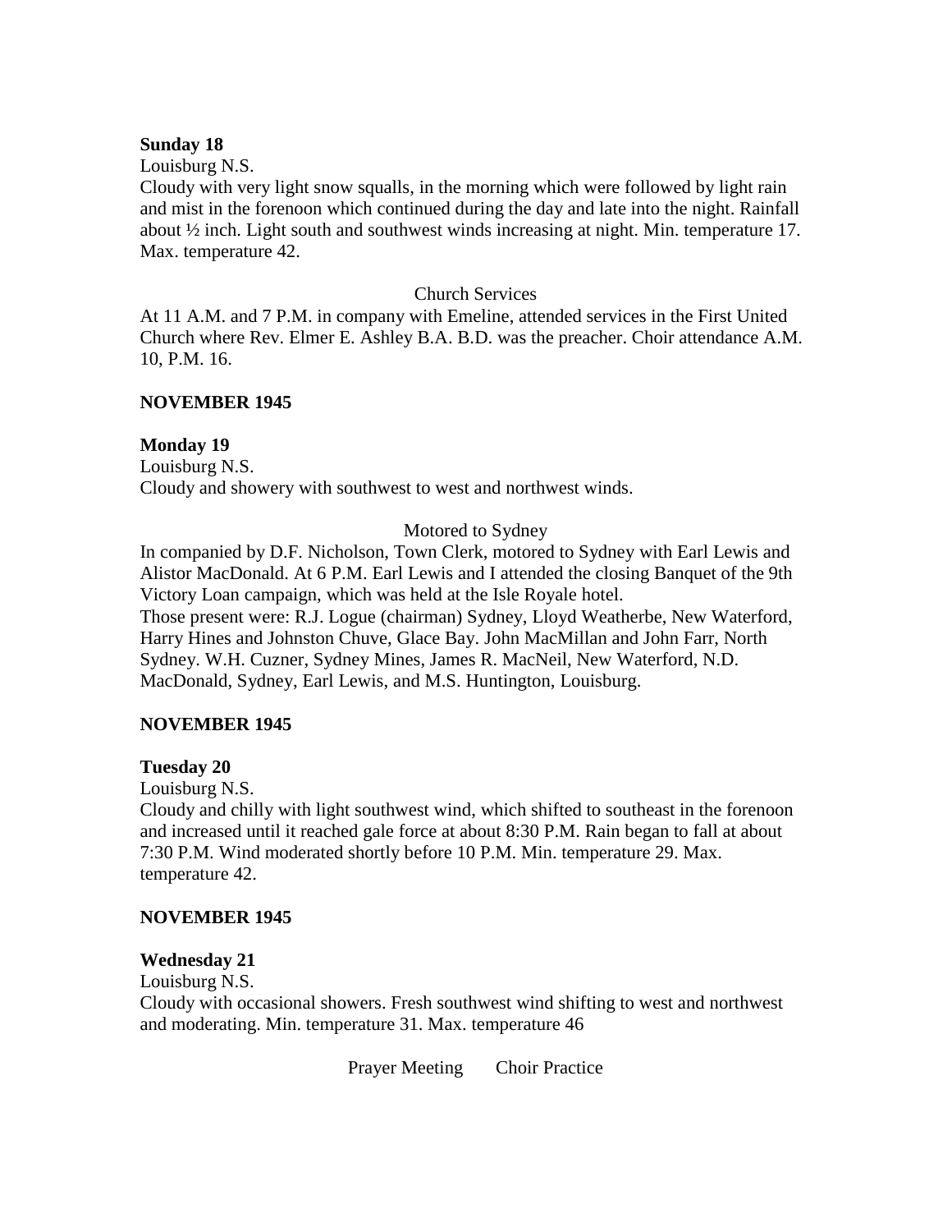**Sunday 18**

Louisburg N.S.

Cloudy with very light snow squalls, in the morning which were followed by light rain and mist in the forenoon which continued during the day and late into the night. Rainfall about ½ inch. Light south and southwest winds increasing at night. Min. temperature 17. Max. temperature 42.

Church Services

At 11 A.M. and 7 P.M. in company with Emeline, attended services in the First United Church where Rev. Elmer E. Ashley B.A. B.D. was the preacher. Choir attendance A.M. 10, P.M. 16.

**NOVEMBER 1945**

**Monday 19**

Louisburg N.S.

Cloudy and showery with southwest to west and northwest winds.

Motored to Sydney

In companied by D.F. Nicholson, Town Clerk, motored to Sydney with Earl Lewis and Alistor MacDonald. At 6 P.M. Earl Lewis and I attended the closing Banquet of the 9th Victory Loan campaign, which was held at the Isle Royale hotel.

Those present were: R.J. Logue (chairman) Sydney, Lloyd Weatherbe, New Waterford, Harry Hines and Johnston Chuve, Glace Bay. John MacMillan and John Farr, North Sydney. W.H. Cuzner, Sydney Mines, James R. MacNeil, New Waterford, N.D. MacDonald, Sydney, Earl Lewis, and M.S. Huntington, Louisburg.

**NOVEMBER 1945**

**Tuesday 20**

Louisburg N.S.

Cloudy and chilly with light southwest wind, which shifted to southeast in the forenoon and increased until it reached gale force at about 8:30 P.M. Rain began to fall at about 7:30 P.M. Wind moderated shortly before 10 P.M. Min. temperature 29. Max. temperature 42.

**NOVEMBER 1945**

**Wednesday 21**

Louisburg N.S.

Cloudy with occasional showers. Fresh southwest wind shifting to west and northwest and moderating. Min. temperature 31. Max. temperature 46

Prayer Meeting Choir Practice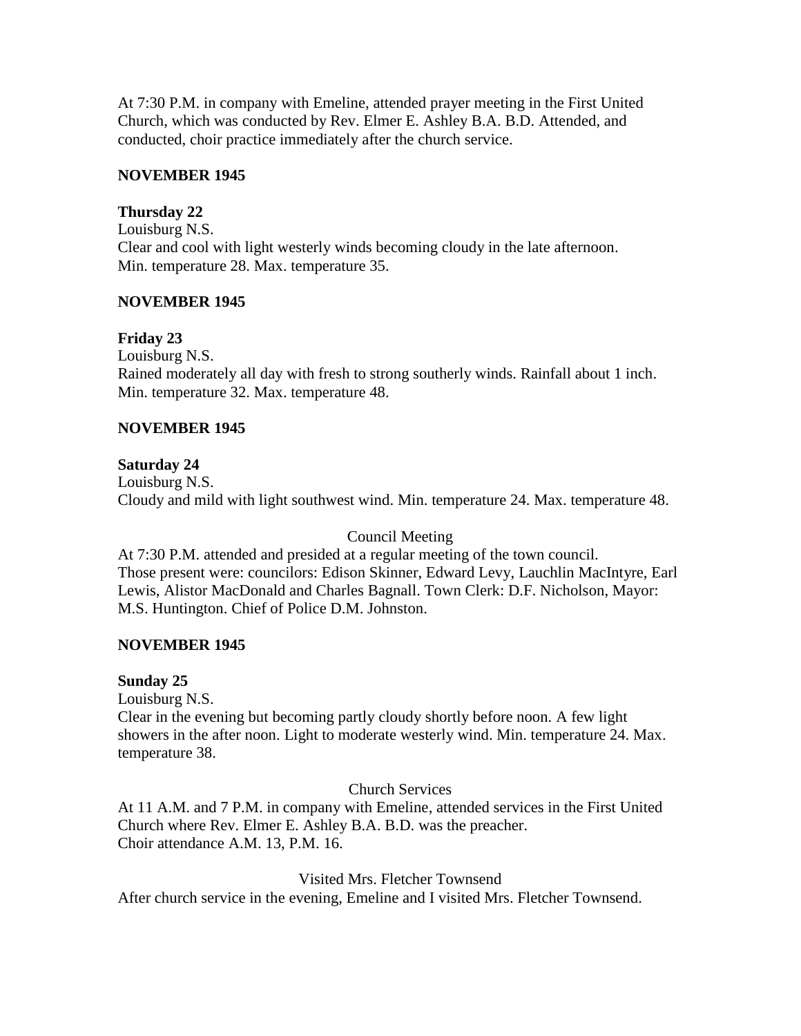At 7:30 P.M. in company with Emeline, attended prayer meeting in the First United Church, which was conducted by Rev. Elmer E. Ashley B.A. B.D. Attended, and conducted, choir practice immediately after the church service.

**NOVEMBER 1945**

**Thursday 22**
Louisburg N.S.
Clear and cool with light westerly winds becoming cloudy in the late afternoon.
Min. temperature 28. Max. temperature 35.

**NOVEMBER 1945**

**Friday 23**
Louisburg N.S.
Rained moderately all day with fresh to strong southerly winds. Rainfall about 1 inch.
Min. temperature 32. Max. temperature 48.

**NOVEMBER 1945**

**Saturday 24**
Louisburg N.S.
Cloudy and mild with light southwest wind. Min. temperature 24. Max. temperature 48.

Council Meeting

At 7:30 P.M. attended and presided at a regular meeting of the town council.
Those present were: councilors: Edison Skinner, Edward Levy, Lauchlin MacIntyre, Earl Lewis, Alistor MacDonald and Charles Bagnall. Town Clerk: D.F. Nicholson, Mayor: M.S. Huntington. Chief of Police D.M. Johnston.

**NOVEMBER 1945**

**Sunday 25**
Louisburg N.S.
Clear in the evening but becoming partly cloudy shortly before noon. A few light showers in the after noon. Light to moderate westerly wind. Min. temperature 24. Max. temperature 38.

Church Services

At 11 A.M. and 7 P.M. in company with Emeline, attended services in the First United Church where Rev. Elmer E. Ashley B.A. B.D. was the preacher.
Choir attendance A.M. 13, P.M. 16.

Visited Mrs. Fletcher Townsend

After church service in the evening, Emeline and I visited Mrs. Fletcher Townsend.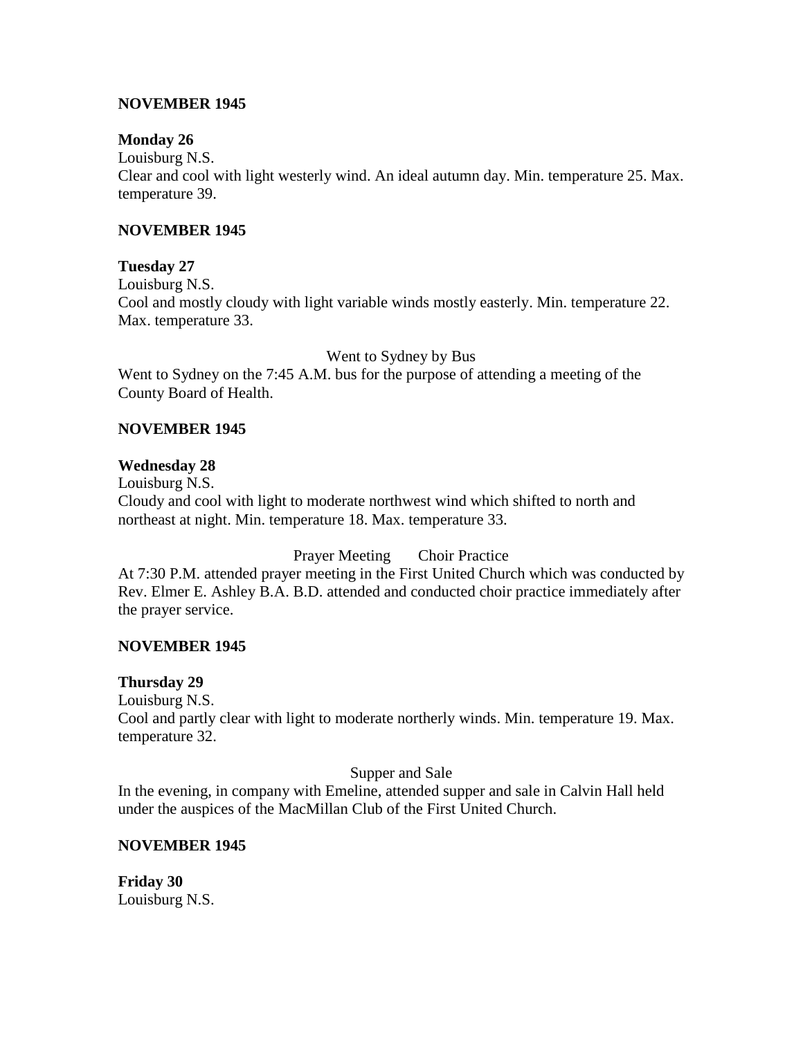**NOVEMBER 1945**

**Monday 26**
Louisburg N.S.
Clear and cool with light westerly wind. An ideal autumn day. Min. temperature 25. Max. temperature 39.

**NOVEMBER 1945**

**Tuesday 27**
Louisburg N.S.
Cool and mostly cloudy with light variable winds mostly easterly. Min. temperature 22. Max. temperature 33.

Went to Sydney by Bus

Went to Sydney on the 7:45 A.M. bus for the purpose of attending a meeting of the County Board of Health.

**NOVEMBER 1945**

**Wednesday 28**
Louisburg N.S.
Cloudy and cool with light to moderate northwest wind which shifted to north and northeast at night. Min. temperature 18. Max. temperature 33.

Prayer Meeting Choir Practice

At 7:30 P.M. attended prayer meeting in the First United Church which was conducted by Rev. Elmer E. Ashley B.A. B.D. attended and conducted choir practice immediately after the prayer service.

**NOVEMBER 1945**

**Thursday 29**
Louisburg N.S.
Cool and partly clear with light to moderate northerly winds. Min. temperature 19. Max. temperature 32.

Supper and Sale

In the evening, in company with Emeline, attended supper and sale in Calvin Hall held under the auspices of the MacMillan Club of the First United Church.

**NOVEMBER 1945**

**Friday 30**
Louisburg N.S.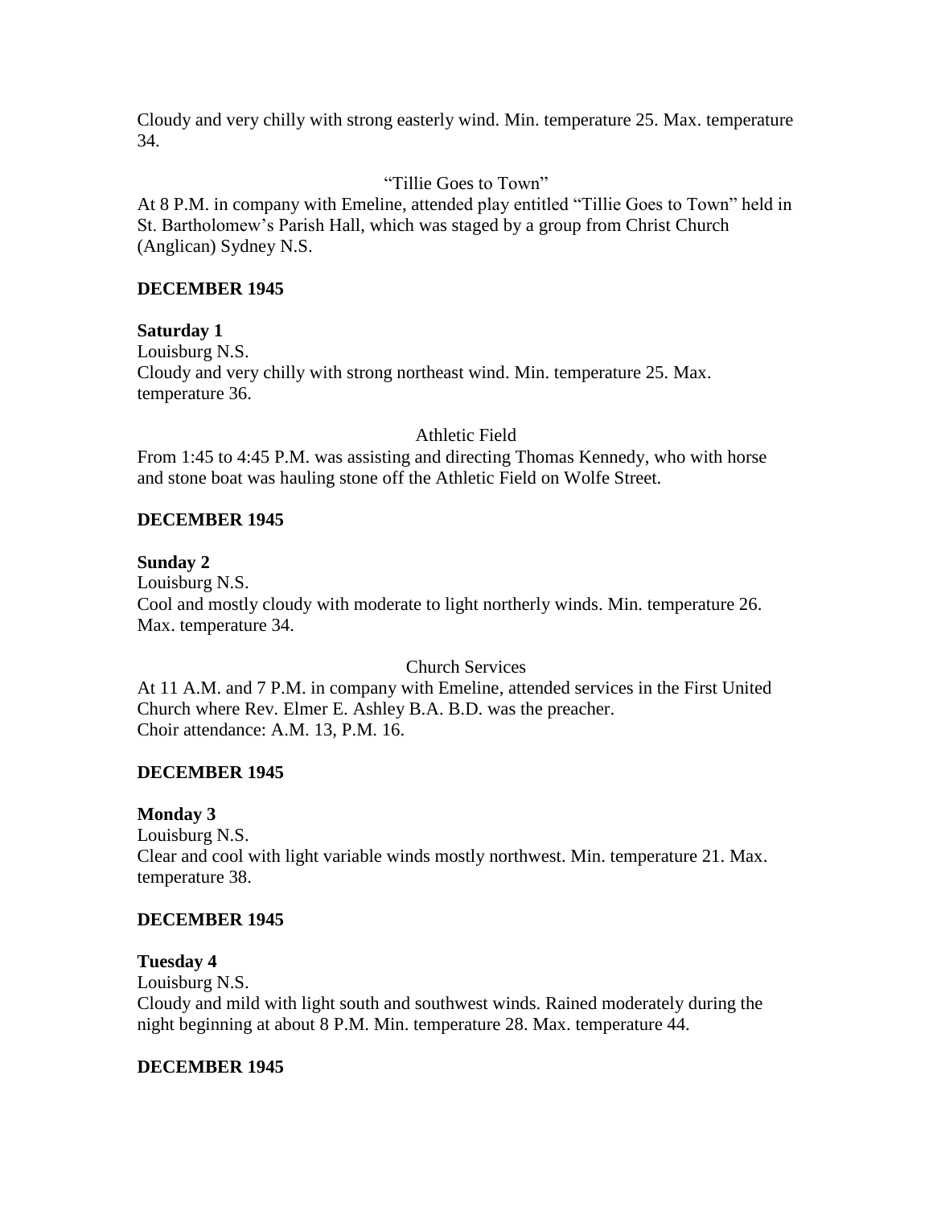Cloudy and very chilly with strong easterly wind. Min. temperature 25. Max. temperature 34.

"Tillie Goes to Town"

At 8 P.M. in company with Emeline, attended play entitled "Tillie Goes to Town" held in St. Bartholomew's Parish Hall, which was staged by a group from Christ Church (Anglican) Sydney N.S.

**DECEMBER 1945**

**Saturday 1**

Louisburg N.S.

Cloudy and very chilly with strong northeast wind. Min. temperature 25. Max. temperature 36.

Athletic Field

From 1:45 to 4:45 P.M. was assisting and directing Thomas Kennedy, who with horse and stone boat was hauling stone off the Athletic Field on Wolfe Street.

**DECEMBER 1945**

**Sunday 2**

Louisburg N.S.

Cool and mostly cloudy with moderate to light northerly winds. Min. temperature 26. Max. temperature 34.

Church Services

At 11 A.M. and 7 P.M. in company with Emeline, attended services in the First United Church where Rev. Elmer E. Ashley B.A. B.D. was the preacher.
Choir attendance: A.M. 13, P.M. 16.

**DECEMBER 1945**

**Monday 3**

Louisburg N.S.

Clear and cool with light variable winds mostly northwest. Min. temperature 21. Max. temperature 38.

**DECEMBER 1945**

**Tuesday 4**

Louisburg N.S.

Cloudy and mild with light south and southwest winds. Rained moderately during the night beginning at about 8 P.M. Min. temperature 28. Max. temperature 44.

**DECEMBER 1945**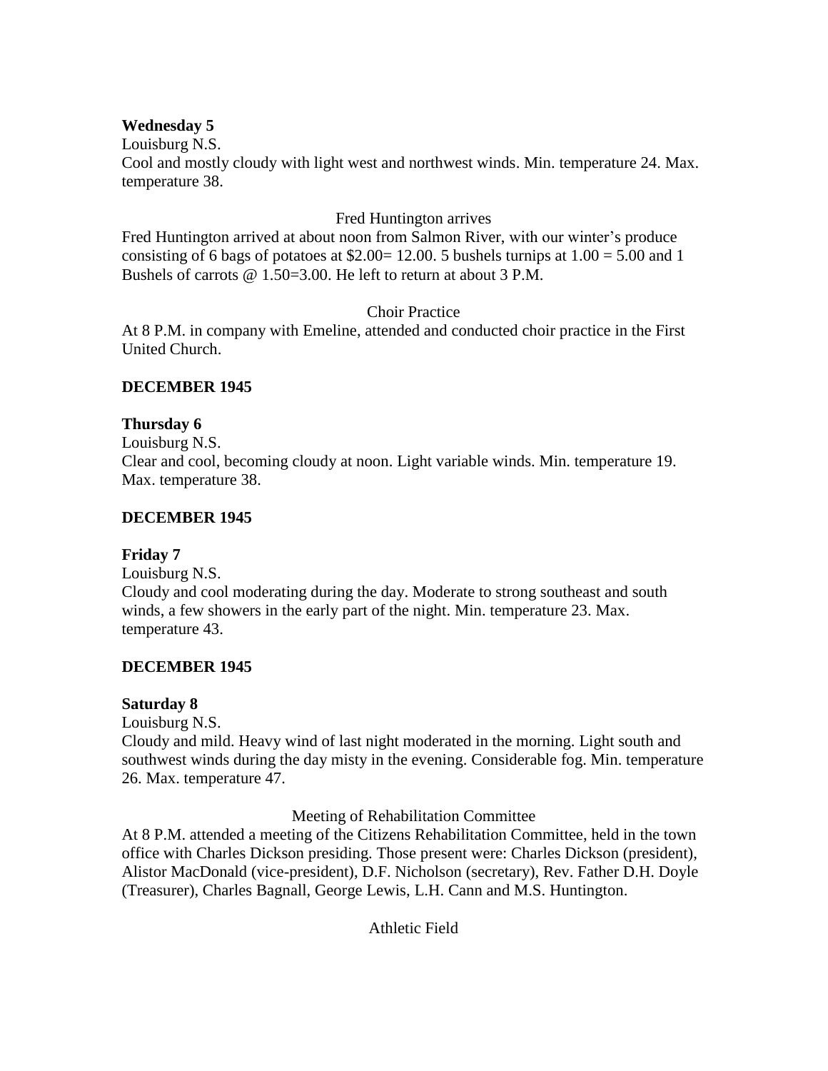**Wednesday 5**
Louisburg N.S.
Cool and mostly cloudy with light west and northwest winds. Min. temperature 24. Max. temperature 38.

Fred Huntington arrives

Fred Huntington arrived at about noon from Salmon River, with our winter's produce consisting of 6 bags of potatoes at $2.00= 12.00. 5 bushels turnips at 1.00 = 5.00 and 1 Bushels of carrots @ 1.50=3.00. He left to return at about 3 P.M.

Choir Practice

At 8 P.M. in company with Emeline, attended and conducted choir practice in the First United Church.

**DECEMBER 1945**

**Thursday 6**
Louisburg N.S.
Clear and cool, becoming cloudy at noon. Light variable winds. Min. temperature 19. Max. temperature 38.

**DECEMBER 1945**

**Friday 7**
Louisburg N.S.
Cloudy and cool moderating during the day. Moderate to strong southeast and south winds, a few showers in the early part of the night. Min. temperature 23. Max. temperature 43.

**DECEMBER 1945**

**Saturday 8**
Louisburg N.S.
Cloudy and mild. Heavy wind of last night moderated in the morning. Light south and southwest winds during the day misty in the evening. Considerable fog. Min. temperature 26. Max. temperature 47.

Meeting of Rehabilitation Committee

At 8 P.M. attended a meeting of the Citizens Rehabilitation Committee, held in the town office with Charles Dickson presiding. Those present were: Charles Dickson (president), Alistor MacDonald (vice-president), D.F. Nicholson (secretary), Rev. Father D.H. Doyle (Treasurer), Charles Bagnall, George Lewis, L.H. Cann and M.S. Huntington.

Athletic Field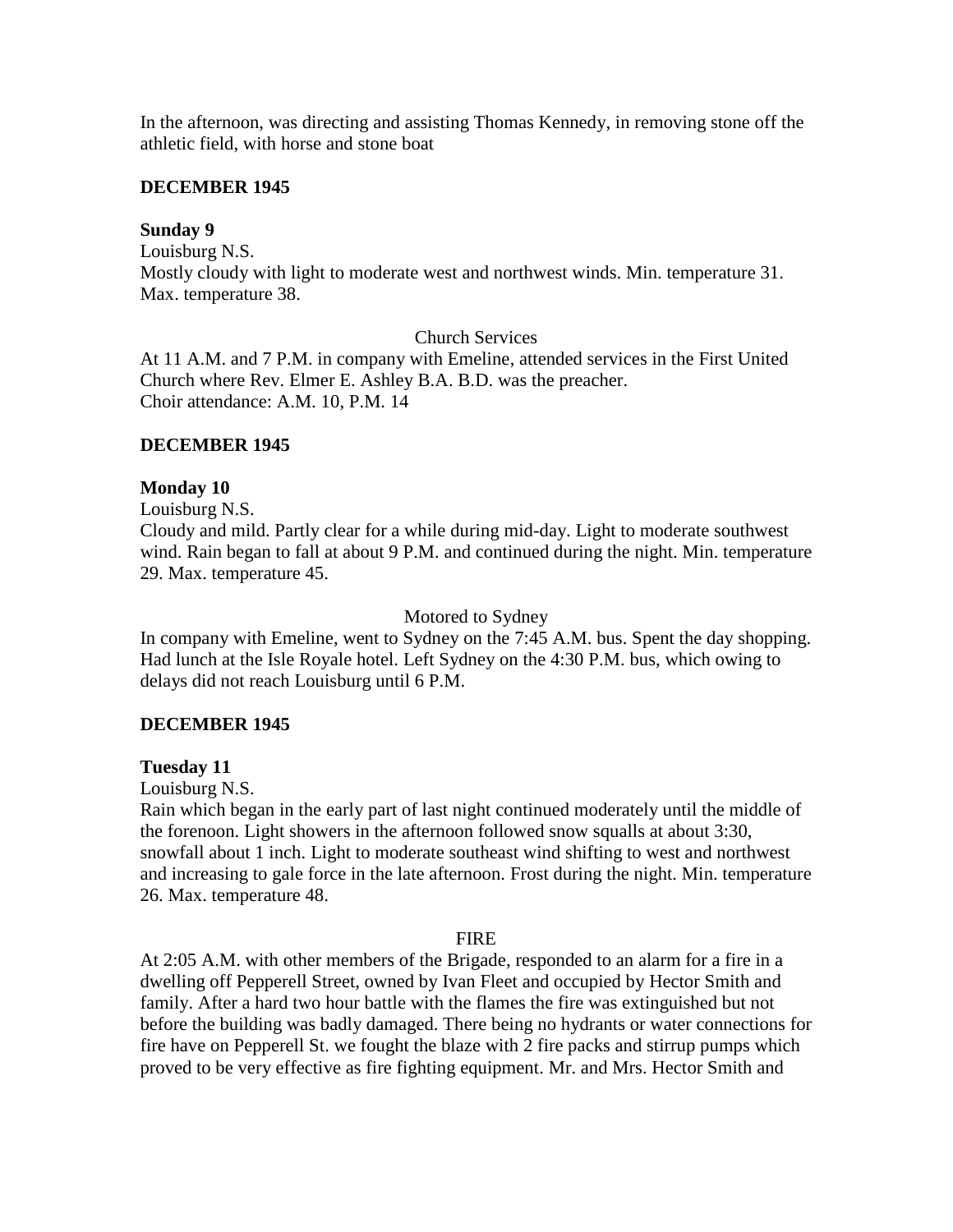In the afternoon, was directing and assisting Thomas Kennedy, in removing stone off the athletic field, with horse and stone boat

**DECEMBER 1945**

**Sunday 9**
Louisburg N.S.
Mostly cloudy with light to moderate west and northwest winds. Min. temperature 31. Max. temperature 38.

Church Services
At 11 A.M. and 7 P.M. in company with Emeline, attended services in the First United Church where Rev. Elmer E. Ashley B.A. B.D. was the preacher.
Choir attendance: A.M. 10, P.M. 14

**DECEMBER 1945**

**Monday 10**
Louisburg N.S.
Cloudy and mild. Partly clear for a while during mid-day. Light to moderate southwest wind. Rain began to fall at about 9 P.M. and continued during the night. Min. temperature 29. Max. temperature 45.

Motored to Sydney
In company with Emeline, went to Sydney on the 7:45 A.M. bus. Spent the day shopping. Had lunch at the Isle Royale hotel. Left Sydney on the 4:30 P.M. bus, which owing to delays did not reach Louisburg until 6 P.M.

**DECEMBER 1945**

**Tuesday 11**
Louisburg N.S.
Rain which began in the early part of last night continued moderately until the middle of the forenoon. Light showers in the afternoon followed snow squalls at about 3:30, snowfall about 1 inch. Light to moderate southeast wind shifting to west and northwest and increasing to gale force in the late afternoon. Frost during the night. Min. temperature 26. Max. temperature 48.

FIRE
At 2:05 A.M. with other members of the Brigade, responded to an alarm for a fire in a dwelling off Pepperell Street, owned by Ivan Fleet and occupied by Hector Smith and family. After a hard two hour battle with the flames the fire was extinguished but not before the building was badly damaged. There being no hydrants or water connections for fire have on Pepperell St. we fought the blaze with 2 fire packs and stirrup pumps which proved to be very effective as fire fighting equipment. Mr. and Mrs. Hector Smith and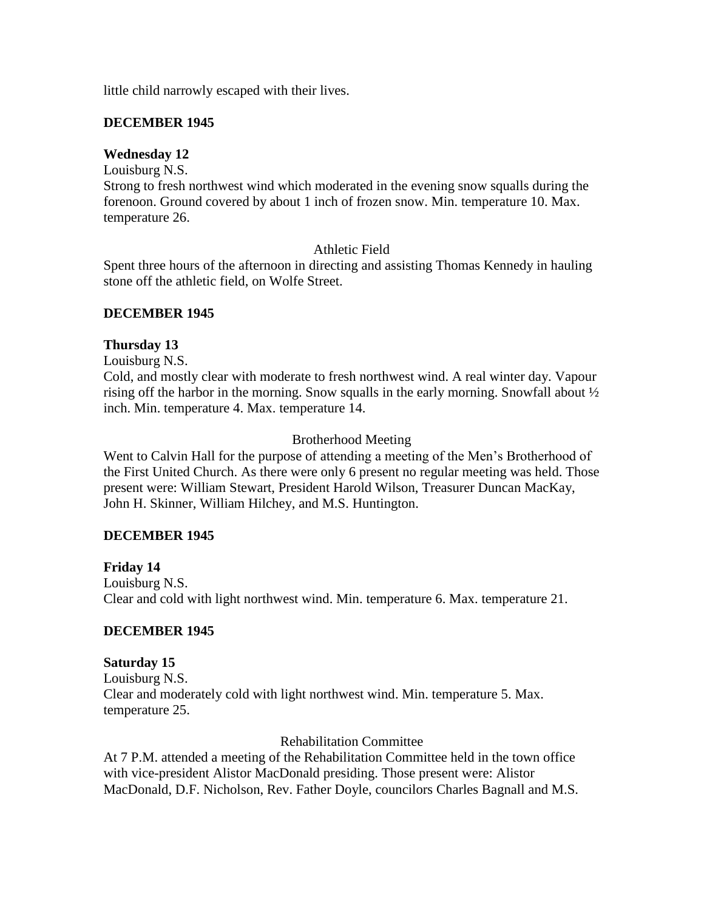little child narrowly escaped with their lives.

**DECEMBER 1945**

**Wednesday 12**

Louisburg N.S.
Strong to fresh northwest wind which moderated in the evening snow squalls during the forenoon. Ground covered by about 1 inch of frozen snow. Min. temperature 10. Max. temperature 26.

Athletic Field

Spent three hours of the afternoon in directing and assisting Thomas Kennedy in hauling stone off the athletic field, on Wolfe Street.

**DECEMBER 1945**

**Thursday 13**

Louisburg N.S.
Cold, and mostly clear with moderate to fresh northwest wind. A real winter day. Vapour rising off the harbor in the morning. Snow squalls in the early morning. Snowfall about ½ inch. Min. temperature 4. Max. temperature 14.

Brotherhood Meeting

Went to Calvin Hall for the purpose of attending a meeting of the Men's Brotherhood of the First United Church. As there were only 6 present no regular meeting was held. Those present were: William Stewart, President Harold Wilson, Treasurer Duncan MacKay, John H. Skinner, William Hilchey, and M.S. Huntington.

**DECEMBER 1945**

**Friday 14**

Louisburg N.S.
Clear and cold with light northwest wind. Min. temperature 6. Max. temperature 21.

**DECEMBER 1945**

**Saturday 15**

Louisburg N.S.
Clear and moderately cold with light northwest wind. Min. temperature 5. Max. temperature 25.

Rehabilitation Committee

At 7 P.M. attended a meeting of the Rehabilitation Committee held in the town office with vice-president Alistor MacDonald presiding. Those present were: Alistor MacDonald, D.F. Nicholson, Rev. Father Doyle, councilors Charles Bagnall and M.S.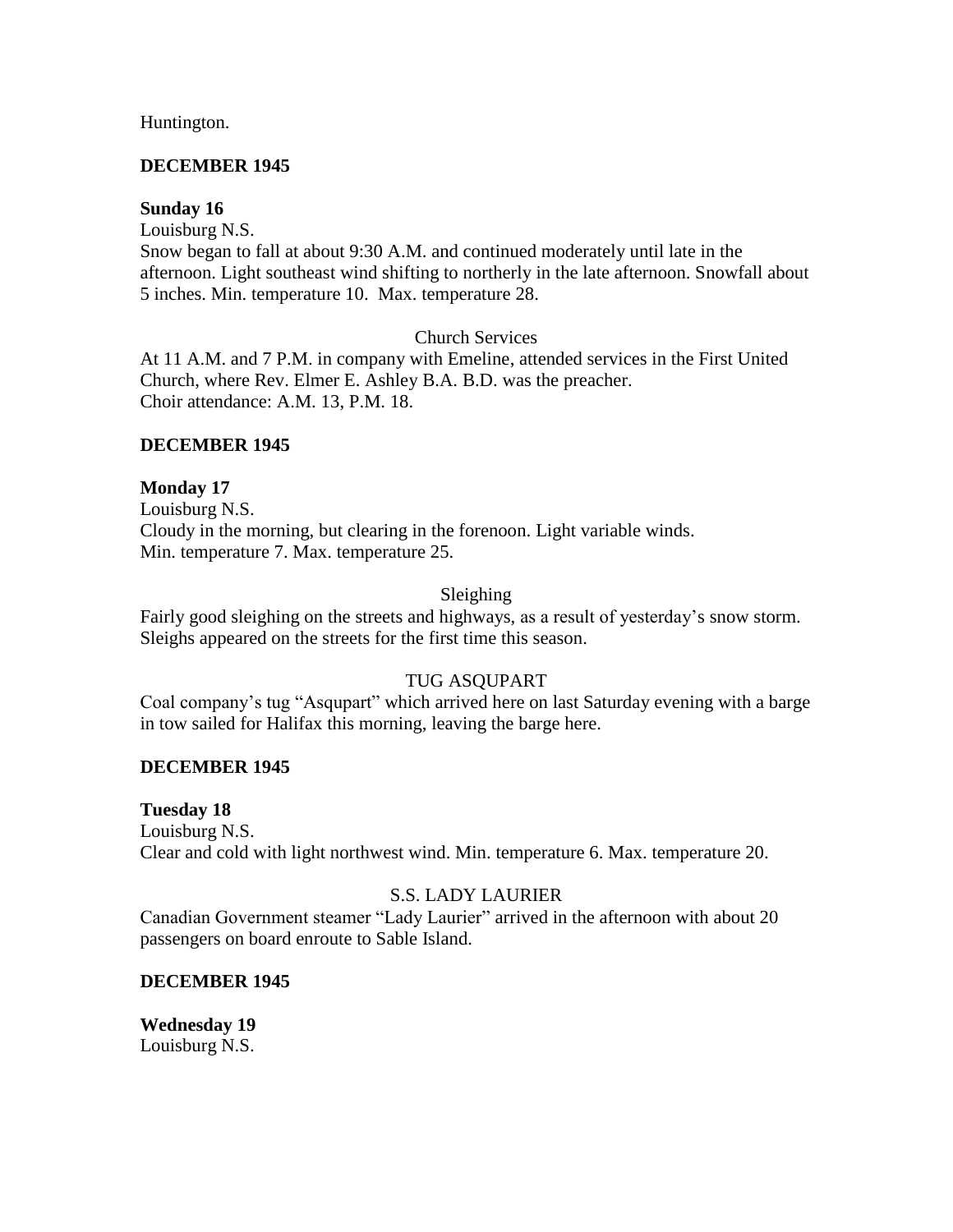Huntington.

**DECEMBER 1945**

**Sunday 16**
Louisburg N.S.
Snow began to fall at about 9:30 A.M. and continued moderately until late in the afternoon. Light southeast wind shifting to northerly in the late afternoon. Snowfall about 5 inches. Min. temperature 10. Max. temperature 28.

Church Services

At 11 A.M. and 7 P.M. in company with Emeline, attended services in the First United Church, where Rev. Elmer E. Ashley B.A. B.D. was the preacher.
Choir attendance: A.M. 13, P.M. 18.

**DECEMBER 1945**

**Monday 17**
Louisburg N.S.
Cloudy in the morning, but clearing in the forenoon. Light variable winds.
Min. temperature 7. Max. temperature 25.

Sleighing

Fairly good sleighing on the streets and highways, as a result of yesterday's snow storm. Sleighs appeared on the streets for the first time this season.

TUG ASQUPART

Coal company's tug "Asqupart" which arrived here on last Saturday evening with a barge in tow sailed for Halifax this morning, leaving the barge here.

**DECEMBER 1945**

**Tuesday 18**
Louisburg N.S.
Clear and cold with light northwest wind. Min. temperature 6. Max. temperature 20.

S.S. LADY LAURIER

Canadian Government steamer "Lady Laurier" arrived in the afternoon with about 20 passengers on board enroute to Sable Island.

**DECEMBER 1945**

**Wednesday 19**
Louisburg N.S.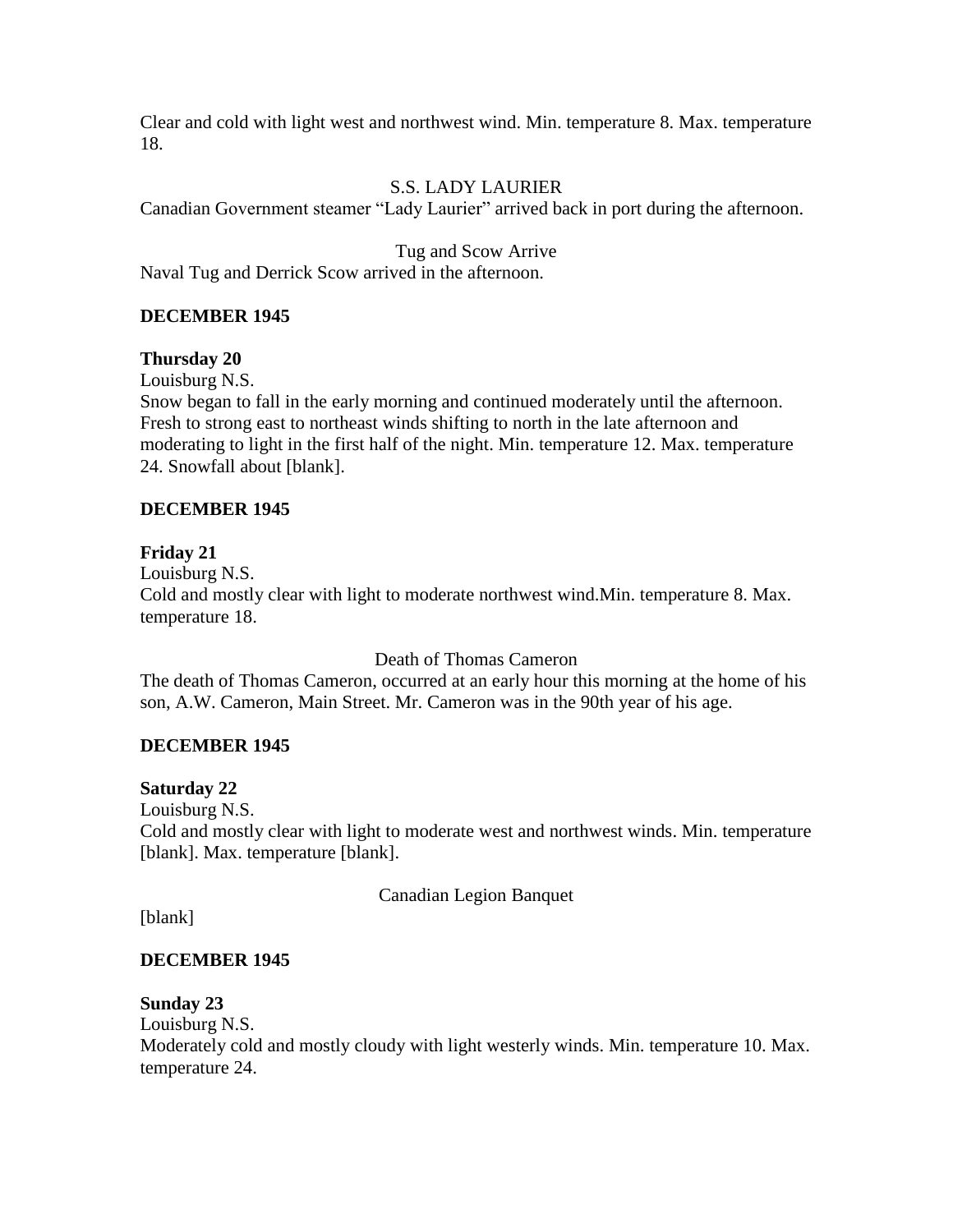Clear and cold with light west and northwest wind. Min. temperature 8. Max. temperature 18.

S.S. LADY LAURIER

Canadian Government steamer “Lady Laurier” arrived back in port during the afternoon.

Tug and Scow Arrive

Naval Tug and Derrick Scow arrived in the afternoon.

**DECEMBER 1945**

**Thursday 20**

Louisburg N.S.

Snow began to fall in the early morning and continued moderately until the afternoon. Fresh to strong east to northeast winds shifting to north in the late afternoon and moderating to light in the first half of the night. Min. temperature 12. Max. temperature 24. Snowfall about [blank].

**DECEMBER 1945**

**Friday 21**

Louisburg N.S.

Cold and mostly clear with light to moderate northwest wind.Min. temperature 8. Max. temperature 18.

Death of Thomas Cameron

The death of Thomas Cameron, occurred at an early hour this morning at the home of his son, A.W. Cameron, Main Street. Mr. Cameron was in the 90th year of his age.

**DECEMBER 1945**

**Saturday 22**

Louisburg N.S.

Cold and mostly clear with light to moderate west and northwest winds. Min. temperature [blank]. Max. temperature [blank].

Canadian Legion Banquet

[blank]

**DECEMBER 1945**

**Sunday 23**

Louisburg N.S.

Moderately cold and mostly cloudy with light westerly winds. Min. temperature 10. Max. temperature 24.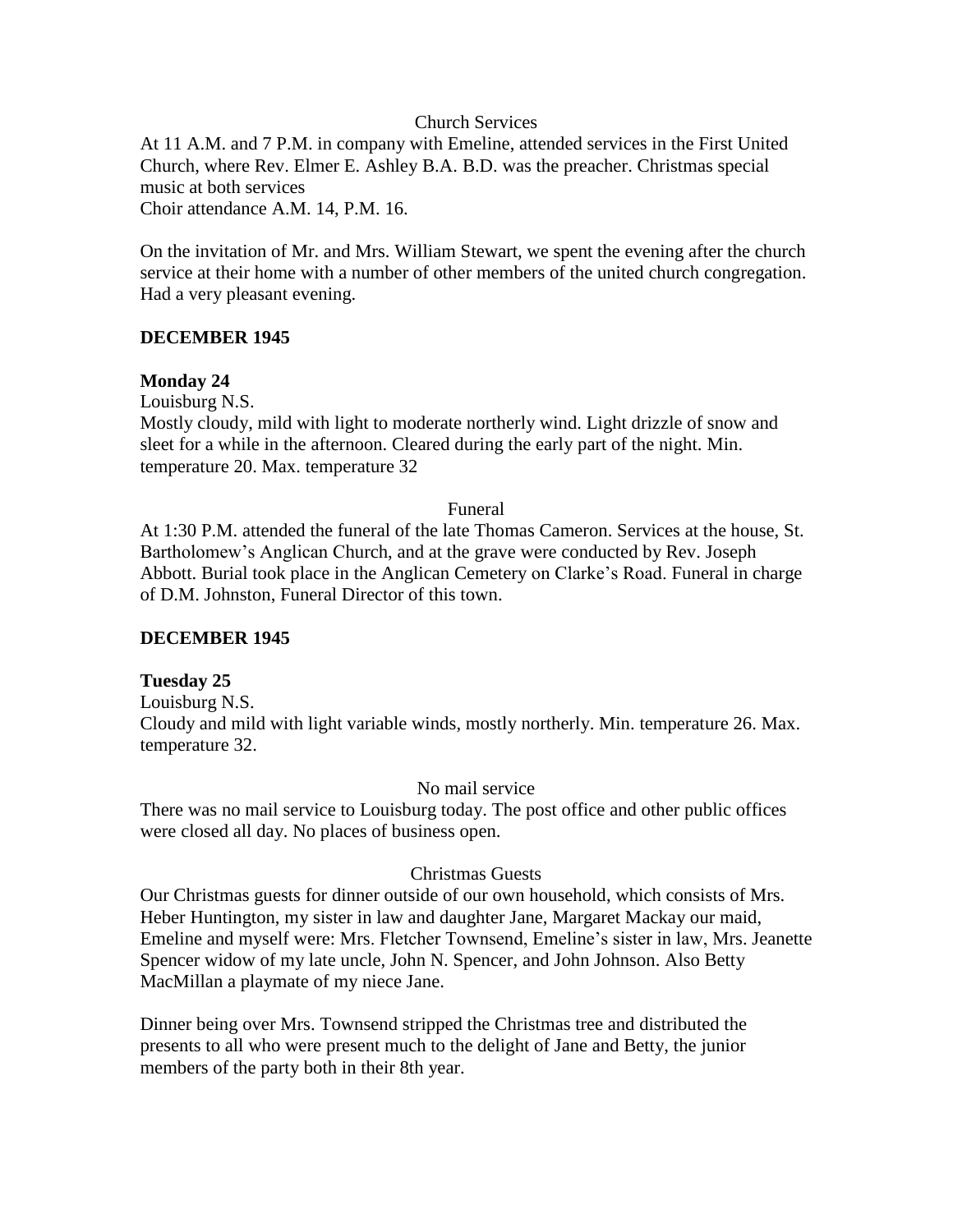Church Services

At 11 A.M. and 7 P.M. in company with Emeline, attended services in the First United Church, where Rev. Elmer E. Ashley B.A. B.D. was the preacher. Christmas special music at both services

Choir attendance A.M. 14, P.M. 16.

On the invitation of Mr. and Mrs. William Stewart, we spent the evening after the church service at their home with a number of other members of the united church congregation. Had a very pleasant evening.

**DECEMBER 1945**

**Monday 24**

Louisburg N.S.

Mostly cloudy, mild with light to moderate northerly wind. Light drizzle of snow and sleet for a while in the afternoon. Cleared during the early part of the night. Min. temperature 20. Max. temperature 32

Funeral

At 1:30 P.M. attended the funeral of the late Thomas Cameron. Services at the house, St. Bartholomew's Anglican Church, and at the grave were conducted by Rev. Joseph Abbott. Burial took place in the Anglican Cemetery on Clarke's Road. Funeral in charge of D.M. Johnston, Funeral Director of this town.

**DECEMBER 1945**

**Tuesday 25**

Louisburg N.S.

Cloudy and mild with light variable winds, mostly northerly. Min. temperature 26. Max. temperature 32.

No mail service

There was no mail service to Louisburg today. The post office and other public offices were closed all day. No places of business open.

Christmas Guests

Our Christmas guests for dinner outside of our own household, which consists of Mrs. Heber Huntington, my sister in law and daughter Jane, Margaret Mackay our maid, Emeline and myself were: Mrs. Fletcher Townsend, Emeline's sister in law, Mrs. Jeanette Spencer widow of my late uncle, John N. Spencer, and John Johnson. Also Betty MacMillan a playmate of my niece Jane.

Dinner being over Mrs. Townsend stripped the Christmas tree and distributed the presents to all who were present much to the delight of Jane and Betty, the junior members of the party both in their 8th year.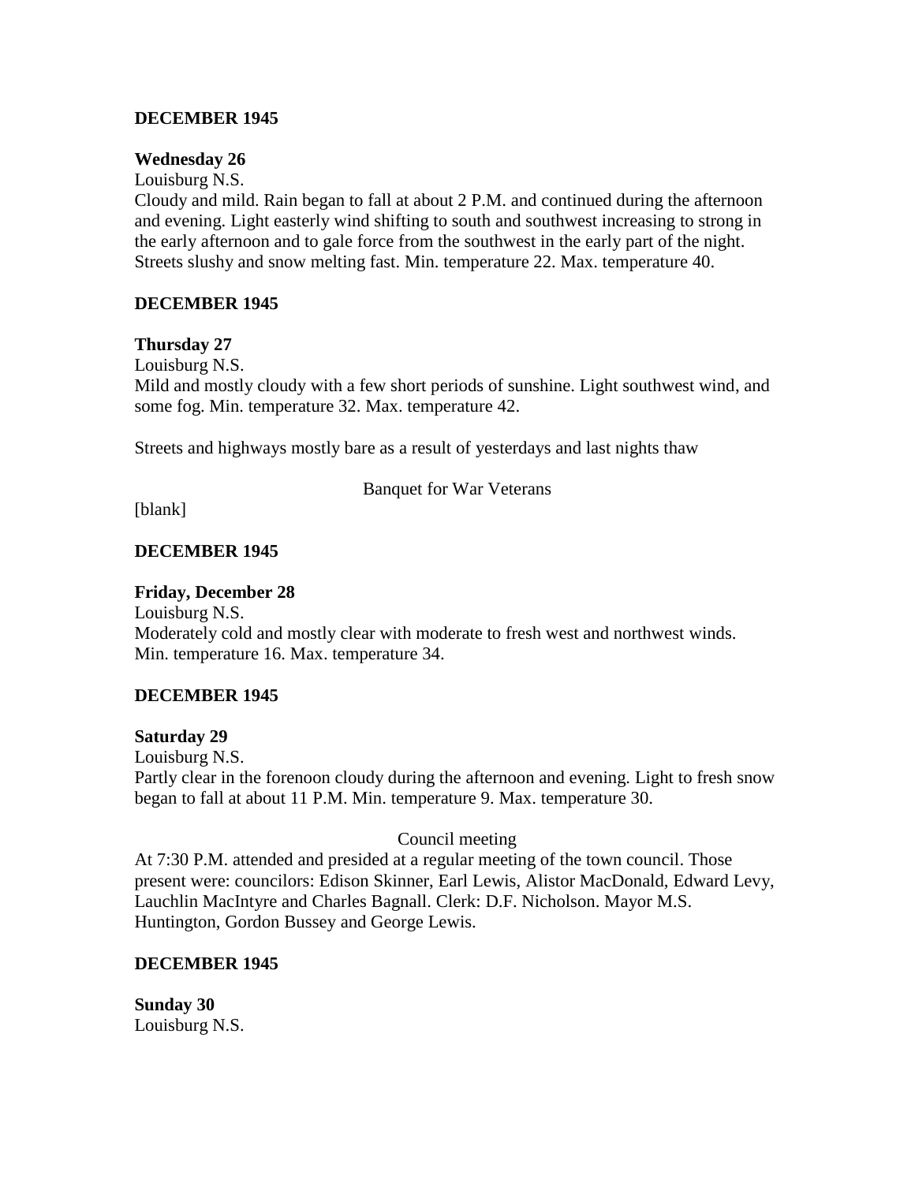**DECEMBER 1945**

**Wednesday 26**

Louisburg N.S.

Cloudy and mild. Rain began to fall at about 2 P.M. and continued during the afternoon and evening. Light easterly wind shifting to south and southwest increasing to strong in the early afternoon and to gale force from the southwest in the early part of the night. Streets slushy and snow melting fast. Min. temperature 22. Max. temperature 40.

**DECEMBER 1945**

**Thursday 27**

Louisburg N.S.

Mild and mostly cloudy with a few short periods of sunshine. Light southwest wind, and some fog. Min. temperature 32. Max. temperature 42.

Streets and highways mostly bare as a result of yesterdays and last nights thaw

Banquet for War Veterans

[blank]

**DECEMBER 1945**

**Friday, December 28**

Louisburg N.S.

Moderately cold and mostly clear with moderate to fresh west and northwest winds. Min. temperature 16. Max. temperature 34.

**DECEMBER 1945**

**Saturday 29**

Louisburg N.S.

Partly clear in the forenoon cloudy during the afternoon and evening. Light to fresh snow began to fall at about 11 P.M. Min. temperature 9. Max. temperature 30.

Council meeting

At 7:30 P.M. attended and presided at a regular meeting of the town council. Those present were: councilors: Edison Skinner, Earl Lewis, Alistor MacDonald, Edward Levy, Lauchlin MacIntyre and Charles Bagnall. Clerk: D.F. Nicholson. Mayor M.S. Huntington, Gordon Bussey and George Lewis.

**DECEMBER 1945**

**Sunday 30**

Louisburg N.S.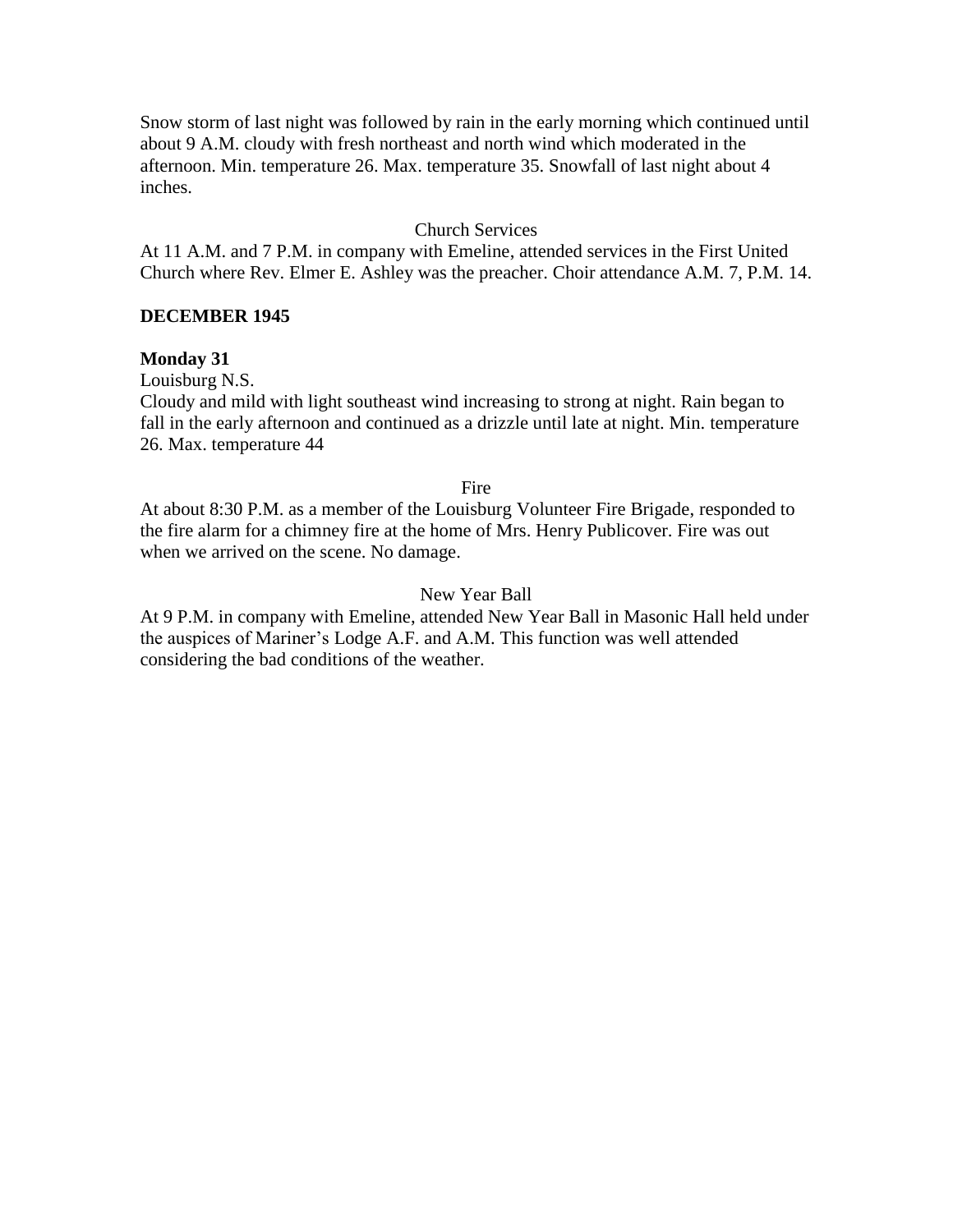Snow storm of last night was followed by rain in the early morning which continued until about 9 A.M. cloudy with fresh northeast and north wind which moderated in the afternoon. Min. temperature 26. Max. temperature 35. Snowfall of last night about 4 inches.

Church Services

At 11 A.M. and 7 P.M. in company with Emeline, attended services in the First United Church where Rev. Elmer E. Ashley was the preacher. Choir attendance A.M. 7, P.M. 14.

**DECEMBER 1945**

**Monday 31**

Louisburg N.S.

Cloudy and mild with light southeast wind increasing to strong at night. Rain began to fall in the early afternoon and continued as a drizzle until late at night. Min. temperature 26. Max. temperature 44

Fire

At about 8:30 P.M. as a member of the Louisburg Volunteer Fire Brigade, responded to the fire alarm for a chimney fire at the home of Mrs. Henry Publicover. Fire was out when we arrived on the scene. No damage.

New Year Ball

At 9 P.M. in company with Emeline, attended New Year Ball in Masonic Hall held under the auspices of Mariner's Lodge A.F. and A.M. This function was well attended considering the bad conditions of the weather.